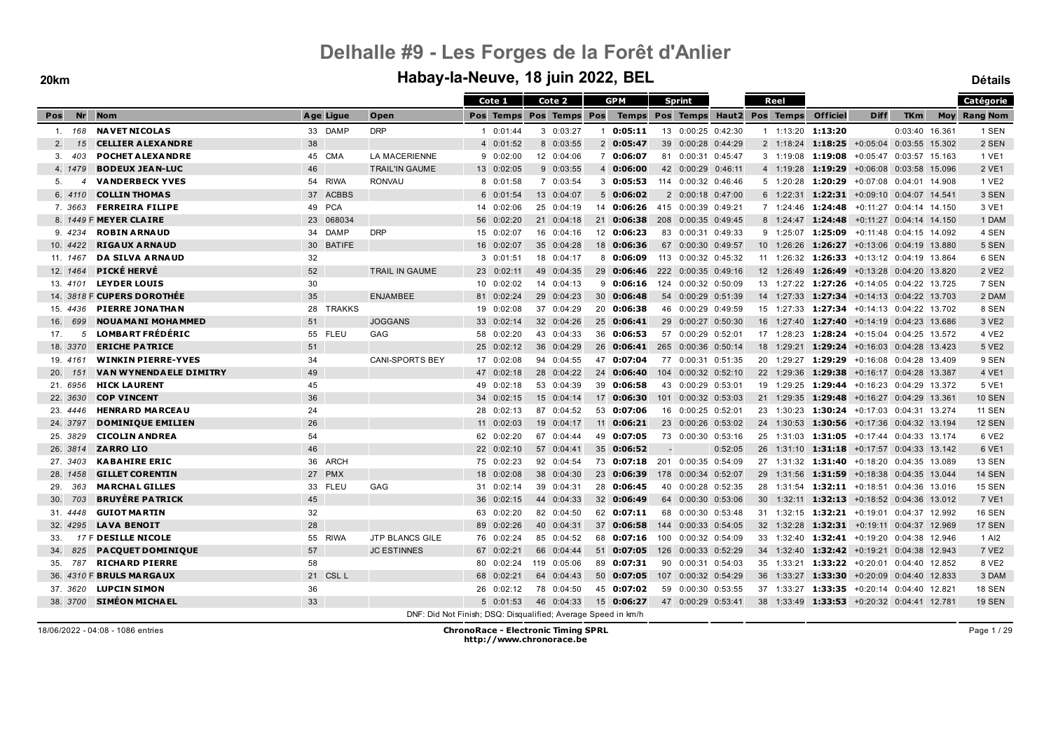# Delhalle #9 - Les Forges de la Forêt d'Anlier

## Habay-la-Neuve, 18 juin 2022, BEL

**20km** **Détails**

| Pos | Nr | Nom | Age | Ligue | Open | Cote 1 Pos | Cote 1 Temps | Cote 2 Pos | Cote 2 Temps | GPM Pos | GPM Temps | Sprint Pos | Sprint Temps | Haut2 | Reel Pos | Reel Temps | Officiel | Diff | TKm | Moy | Catégorie Rang Nom |
|---|---|---|---|---|---|---|---|---|---|---|---|---|---|---|---|---|---|---|---|---|---|
| 1. | 168 | NAVET NICOLAS | 33 | DAMP | DRP | 1 | 0:01:44 | 3 | 0:03:27 | 1 | 0:05:11 | 13 | 0:00:25 | 0:42:30 | 1 | 1:13:20 | 1:13:20 | | 0:03:40 | 16.361 | 1 SEN |
| 2. | 15 | CELLIER ALEXANDRE | 38 | | | 4 | 0:01:52 | 8 | 0:03:55 | 2 | 0:05:47 | 39 | 0:00:28 | 0:44:29 | 2 | 1:18:24 | 1:18:25 | +0:05:04 | 0:03:55 | 15.302 | 2 SEN |
| 3. | 403 | POCHET ALEXANDRE | 45 | CMA | LA MACERIENNE | 9 | 0:02:00 | 12 | 0:04:06 | 7 | 0:06:07 | 81 | 0:00:31 | 0:45:47 | 3 | 1:19:08 | 1:19:08 | +0:05:47 | 0:03:57 | 15.163 | 1 VE1 |
| 4. | 1479 | BODEUX JEAN-LUC | 46 | | TRAIL'IN GAUME | 13 | 0:02:05 | 9 | 0:03:55 | 4 | 0:06:00 | 42 | 0:00:29 | 0:46:11 | 4 | 1:19:28 | 1:19:29 | +0:06:08 | 0:03:58 | 15.096 | 2 VE1 |
| 5. | 4 | VANDERBECK YVES | 54 | RIWA | RONVAU | 8 | 0:01:58 | 7 | 0:03:54 | 3 | 0:05:53 | 114 | 0:00:32 | 0:46:46 | 5 | 1:20:28 | 1:20:29 | +0:07:08 | 0:04:01 | 14.908 | 1 VE2 |
| 6. | 4110 | COLLIN THOMAS | 37 | ACBBS | | 6 | 0:01:54 | 13 | 0:04:07 | 5 | 0:06:02 | 2 | 0:00:18 | 0:47:00 | 6 | 1:22:31 | 1:22:31 | +0:09:10 | 0:04:07 | 14.541 | 3 SEN |
| 7. | 3663 | FERREIRA FILIPE | 49 | PCA | | 14 | 0:02:06 | 25 | 0:04:19 | 14 | 0:06:26 | 415 | 0:00:39 | 0:49:21 | 7 | 1:24:46 | 1:24:48 | +0:11:27 | 0:04:14 | 14.150 | 3 VE1 |
| 8. | 1449 F | MEYER CLAIRE | 23 | 068034 | | 56 | 0:02:20 | 21 | 0:04:18 | 21 | 0:06:38 | 208 | 0:00:35 | 0:49:45 | 8 | 1:24:47 | 1:24:48 | +0:11:27 | 0:04:14 | 14.150 | 1 DAM |
| 9. | 4234 | ROBIN ARNAUD | 34 | DAMP | DRP | 15 | 0:02:07 | 16 | 0:04:16 | 12 | 0:06:23 | 83 | 0:00:31 | 0:49:33 | 9 | 1:25:07 | 1:25:09 | +0:11:48 | 0:04:15 | 14.092 | 4 SEN |
| 10. | 4422 | RIGAUX ARNAUD | 30 | BATIFE | | 16 | 0:02:07 | 35 | 0:04:28 | 18 | 0:06:36 | 67 | 0:00:30 | 0:49:57 | 10 | 1:26:26 | 1:26:27 | +0:13:06 | 0:04:19 | 13.880 | 5 SEN |
| 11. | 1467 | DA SILVA ARNAUD | 32 | | | 3 | 0:01:51 | 18 | 0:04:17 | 8 | 0:06:09 | 113 | 0:00:32 | 0:45:32 | 11 | 1:26:32 | 1:26:33 | +0:13:12 | 0:04:19 | 13.864 | 6 SEN |
| 12. | 1464 | PICKÉ HERVÉ | 52 | | TRAIL IN GAUME | 23 | 0:02:11 | 49 | 0:04:35 | 29 | 0:06:46 | 222 | 0:00:35 | 0:49:16 | 12 | 1:26:49 | 1:26:49 | +0:13:28 | 0:04:20 | 13.820 | 2 VE2 |
| 13. | 4101 | LEYDER LOUIS | 30 | | | 10 | 0:02:02 | 14 | 0:04:13 | 9 | 0:06:16 | 124 | 0:00:32 | 0:50:09 | 13 | 1:27:22 | 1:27:26 | +0:14:05 | 0:04:22 | 13.725 | 7 SEN |
| 14. | 3818 F | CUPERS DOROTHÉE | 35 | | ENJAMBEE | 81 | 0:02:24 | 29 | 0:04:23 | 30 | 0:06:48 | 54 | 0:00:29 | 0:51:39 | 14 | 1:27:33 | 1:27:34 | +0:14:13 | 0:04:22 | 13.703 | 2 DAM |
| 15. | 4436 | PIERRE JONATHAN | 28 | TRAKKS | | 19 | 0:02:08 | 37 | 0:04:29 | 20 | 0:06:38 | 46 | 0:00:29 | 0:49:59 | 15 | 1:27:33 | 1:27:34 | +0:14:13 | 0:04:22 | 13.702 | 8 SEN |
| 16. | 699 | NOUAMANI MOHAMMED | 51 | | JOGGANS | 33 | 0:02:14 | 32 | 0:04:26 | 25 | 0:06:41 | 29 | 0:00:27 | 0:50:30 | 16 | 1:27:40 | 1:27:40 | +0:14:19 | 0:04:23 | 13.686 | 3 VE2 |
| 17. | 5 | LOMBART FRÉDÉRIC | 55 | FLEU | GAG | 58 | 0:02:20 | 43 | 0:04:33 | 36 | 0:06:53 | 57 | 0:00:29 | 0:52:01 | 17 | 1:28:23 | 1:28:24 | +0:15:04 | 0:04:25 | 13.572 | 4 VE2 |
| 18. | 3370 | ERICHE PATRICE | 51 | | | 25 | 0:02:12 | 36 | 0:04:29 | 26 | 0:06:41 | 265 | 0:00:36 | 0:50:14 | 18 | 1:29:21 | 1:29:24 | +0:16:03 | 0:04:28 | 13.423 | 5 VE2 |
| 19. | 4161 | WINKIN PIERRE-YVES | 34 | | CANI-SPORTS BEY | 17 | 0:02:08 | 94 | 0:04:55 | 47 | 0:07:04 | 77 | 0:00:31 | 0:51:35 | 20 | 1:29:27 | 1:29:29 | +0:16:08 | 0:04:28 | 13.409 | 9 SEN |
| 20. | 151 | VAN WYNENDAELE DIMITRY | 49 | | | 47 | 0:02:18 | 28 | 0:04:22 | 24 | 0:06:40 | 104 | 0:00:32 | 0:52:10 | 22 | 1:29:36 | 1:29:38 | +0:16:17 | 0:04:28 | 13.387 | 4 VE1 |
| 21. | 6956 | HICK LAURENT | 45 | | | 49 | 0:02:18 | 53 | 0:04:39 | 39 | 0:06:58 | 43 | 0:00:29 | 0:53:01 | 19 | 1:29:25 | 1:29:44 | +0:16:23 | 0:04:29 | 13.372 | 5 VE1 |
| 22. | 3630 | COP VINCENT | 36 | | | 34 | 0:02:15 | 15 | 0:04:14 | 17 | 0:06:30 | 101 | 0:00:32 | 0:53:03 | 21 | 1:29:35 | 1:29:48 | +0:16:27 | 0:04:29 | 13.361 | 10 SEN |
| 23. | 4446 | HENRARD MARCEAU | 24 | | | 28 | 0:02:13 | 87 | 0:04:52 | 53 | 0:07:06 | 16 | 0:00:25 | 0:52:01 | 23 | 1:30:23 | 1:30:24 | +0:17:03 | 0:04:31 | 13.274 | 11 SEN |
| 24. | 3797 | DOMINIQUE EMILIEN | 26 | | | 11 | 0:02:03 | 19 | 0:04:17 | 11 | 0:06:21 | 23 | 0:00:26 | 0:53:02 | 24 | 1:30:53 | 1:30:56 | +0:17:36 | 0:04:32 | 13.194 | 12 SEN |
| 25. | 3829 | CICOLIN ANDREA | 54 | | | 62 | 0:02:20 | 67 | 0:04:44 | 49 | 0:07:05 | 73 | 0:00:30 | 0:53:16 | 25 | 1:31:03 | 1:31:05 | +0:17:44 | 0:04:33 | 13.174 | 6 VE2 |
| 26. | 3814 | ZARRO LIO | 46 | | | 22 | 0:02:10 | 57 | 0:04:41 | 35 | 0:06:52 | - | | 0:52:05 | 26 | 1:31:10 | 1:31:18 | +0:17:57 | 0:04:33 | 13.142 | 6 VE1 |
| 27. | 3403 | KABAHIRE ERIC | 36 | ARCH | | 75 | 0:02:23 | 92 | 0:04:54 | 73 | 0:07:18 | 201 | 0:00:35 | 0:54:09 | 27 | 1:31:32 | 1:31:40 | +0:18:20 | 0:04:35 | 13.089 | 13 SEN |
| 28. | 1458 | GILLET CORENTIN | 27 | PMX | | 18 | 0:02:08 | 38 | 0:04:30 | 23 | 0:06:39 | 178 | 0:00:34 | 0:52:07 | 29 | 1:31:56 | 1:31:59 | +0:18:38 | 0:04:35 | 13.044 | 14 SEN |
| 29. | 363 | MARCHAL GILLES | 33 | FLEU | GAG | 31 | 0:02:14 | 39 | 0:04:31 | 28 | 0:06:45 | 40 | 0:00:28 | 0:52:35 | 28 | 1:31:54 | 1:32:11 | +0:18:51 | 0:04:36 | 13.016 | 15 SEN |
| 30. | 703 | BRUYÈRE PATRICK | 45 | | | 36 | 0:02:15 | 44 | 0:04:33 | 32 | 0:06:49 | 64 | 0:00:30 | 0:53:06 | 30 | 1:32:11 | 1:32:13 | +0:18:52 | 0:04:36 | 13.012 | 7 VE1 |
| 31. | 4448 | GUIOT MARTIN | 32 | | | 63 | 0:02:20 | 82 | 0:04:50 | 62 | 0:07:11 | 68 | 0:00:30 | 0:53:48 | 31 | 1:32:15 | 1:32:21 | +0:19:01 | 0:04:37 | 12.992 | 16 SEN |
| 32. | 4295 | LAVA BENOIT | 28 | | | 89 | 0:02:26 | 40 | 0:04:31 | 37 | 0:06:58 | 144 | 0:00:33 | 0:54:05 | 32 | 1:32:28 | 1:32:31 | +0:19:11 | 0:04:37 | 12.969 | 17 SEN |
| 33. | 17 F | DESILLE NICOLE | 55 | RIWA | JTP BLANCS GILE | 76 | 0:02:24 | 85 | 0:04:52 | 68 | 0:07:16 | 100 | 0:00:32 | 0:54:09 | 33 | 1:32:40 | 1:32:41 | +0:19:20 | 0:04:38 | 12.946 | 1 AI2 |
| 34. | 825 | PACQUET DOMINIQUE | 57 | | JC ESTINNES | 67 | 0:02:21 | 66 | 0:04:44 | 51 | 0:07:05 | 126 | 0:00:33 | 0:52:29 | 34 | 1:32:40 | 1:32:42 | +0:19:21 | 0:04:38 | 12.943 | 7 VE2 |
| 35. | 787 | RICHARD PIERRE | 58 | | | 80 | 0:02:24 | 119 | 0:05:06 | 89 | 0:07:31 | 90 | 0:00:31 | 0:54:03 | 35 | 1:33:21 | 1:33:22 | +0:20:01 | 0:04:40 | 12.852 | 8 VE2 |
| 36. | 4310 F | BRULS MARGAUX | 21 | CSL L | | 68 | 0:02:21 | 64 | 0:04:43 | 50 | 0:07:05 | 107 | 0:00:32 | 0:54:29 | 36 | 1:33:27 | 1:33:30 | +0:20:09 | 0:04:40 | 12.833 | 3 DAM |
| 37. | 3620 | LUPCIN SIMON | 36 | | | 26 | 0:02:12 | 78 | 0:04:50 | 45 | 0:07:02 | 59 | 0:00:30 | 0:53:55 | 37 | 1:33:27 | 1:33:35 | +0:20:14 | 0:04:40 | 12.821 | 18 SEN |
| 38. | 3700 | SIMÉON MICHAEL | 33 | | | 5 | 0:01:53 | 46 | 0:04:33 | 15 | 0:06:27 | 47 | 0:00:29 | 0:53:41 | 38 | 1:33:49 | 1:33:53 | +0:20:32 | 0:04:41 | 12.781 | 19 SEN |

DNF: Did Not Finish; DSQ: Disqualified; Average Speed in km/h

18/06/2022 - 04:08 - 1086 entries

**ChronoRace - Electronic Timing SPRL**
http://www.chronorace.be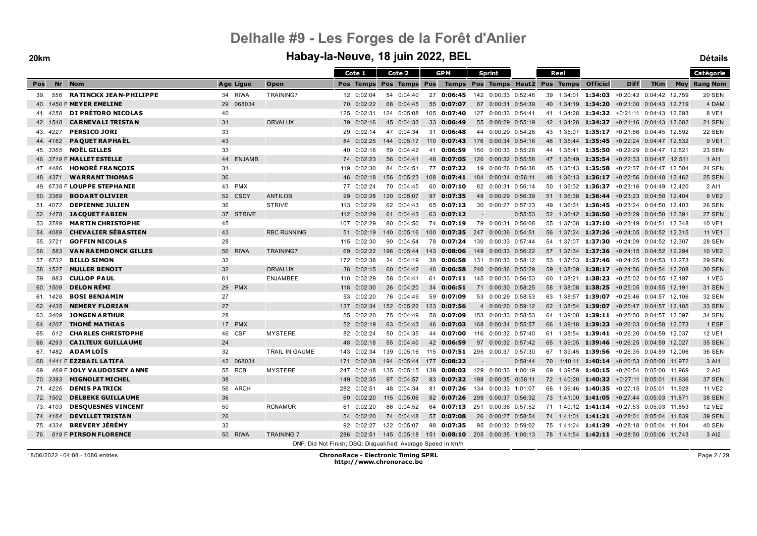# Delhalle #9 - Les Forges de la Forêt d'Anlier

## Habay-la-Neuve, 18 juin 2022, BEL

**20km** — **Détails**

| Pos | Nr | Nom | Age | Ligue | Open | Cote 1 Pos | Cote 1 Temps | Cote 2 Pos | Cote 2 Temps | GPM Pos | GPM Temps | Sprint Pos | Sprint Temps | Haut2 | Reel Pos | Reel Temps | Officiel | Diff | TKm | Moy | Catégorie Rang | Catégorie Nom |
|---|---|---|---|---|---|---|---|---|---|---|---|---|---|---|---|---|---|---|---|---|---|---|
| 39. | 556 | **RATINCKX JEAN-PHILIPPE** | 34 | RIWA | TRAINING7 | 12 | 0:02:04 | 54 | 0:04:40 | 27 | **0:06:45** | 142 | 0:00:33 | 0:52:46 | 39 | 1:34:01 | **1:34:03** | +0:20:42 | 0:04:42 | 12.759 | 20 | SEN |
| 40. | 1450 F | **MEYER EMELINE** | 29 | 068034 | | 70 | 0:02:22 | 68 | 0:04:45 | 55 | **0:07:07** | 87 | 0:00:31 | 0:54:39 | 40 | 1:34:19 | **1:34:20** | +0:21:00 | 0:04:43 | 12.719 | 4 | DAM |
| 41. | 4258 | **DI PRÉTORO NICOLAS** | 40 | | | 125 | 0:02:31 | 124 | 0:05:08 | 105 | **0:07:40** | 127 | 0:00:33 | 0:54:41 | 41 | 1:34:28 | **1:34:32** | +0:21:11 | 0:04:43 | 12.693 | 8 | VE1 |
| 42. | 1548 | **CARNEVALI TRISTAN** | 31 | | ORVALUX | 39 | 0:02:16 | 45 | 0:04:33 | 33 | **0:06:49** | 55 | 0:00:29 | 0:55:19 | 42 | 1:34:28 | **1:34:37** | +0:21:16 | 0:04:43 | 12.682 | 21 | SEN |
| 43. | 4227 | **PERSICO JORI** | 33 | | | 29 | 0:02:14 | 47 | 0:04:34 | 31 | **0:06:48** | 44 | 0:00:29 | 0:54:26 | 43 | 1:35:07 | **1:35:17** | +0:21:56 | 0:04:45 | 12.592 | 22 | SEN |
| 44. | 4162 | **PAQUET RAPHAËL** | 43 | | | 84 | 0:02:25 | 144 | 0:05:17 | 110 | **0:07:43** | 176 | 0:00:34 | 0:54:16 | 46 | 1:35:44 | **1:35:45** | +0:22:24 | 0:04:47 | 12.532 | 9 | VE1 |
| 45. | 3365 | **NOËL GILLES** | 33 | | | 40 | 0:02:16 | 59 | 0:04:42 | 41 | **0:06:59** | 150 | 0:00:33 | 0:55:28 | 44 | 1:35:41 | **1:35:50** | +0:22:29 | 0:04:47 | 12.521 | 23 | SEN |
| 46. | 3719 F | **MALLET ESTELLE** | 44 | ENJAMB | | 74 | 0:02:24 | 56 | 0:04:41 | 48 | **0:07:05** | 120 | 0:00:32 | 0:55:58 | 47 | 1:35:49 | **1:35:54** | +0:22:33 | 0:04:47 | 12.511 | 1 | AI1 |
| 47. | 4486 | **HONORÉ FRANÇOIS** | 31 | | | 119 | 0:02:30 | 84 | 0:04:51 | 77 | **0:07:22** | 19 | 0:00:26 | 0:56:38 | 45 | 1:35:43 | **1:35:58** | +0:22:37 | 0:04:47 | 12.504 | 24 | SEN |
| 48. | 4371 | **WARRANT THOMAS** | 36 | | | 46 | 0:02:18 | 156 | 0:05:23 | 108 | **0:07:41** | 184 | 0:00:34 | 0:56:11 | 48 | 1:36:13 | **1:36:17** | +0:22:56 | 0:04:48 | 12.462 | 25 | SEN |
| 49. | 6738 F | **LOUPPE STEPHANIE** | 43 | PMX | | 77 | 0:02:24 | 70 | 0:04:45 | 60 | **0:07:10** | 82 | 0:00:31 | 0:56:14 | 50 | 1:36:32 | **1:36:37** | +0:23:16 | 0:04:49 | 12.420 | 2 | AI1 |
| 50. | 3369 | **BODART OLIVIER** | 52 | CSDY | ANTILOB | 99 | 0:02:28 | 120 | 0:05:07 | 97 | **0:07:35** | 48 | 0:00:29 | 0:56:39 | 51 | 1:36:38 | **1:36:44** | +0:23:23 | 0:04:50 | 12.404 | 9 | VE2 |
| 51. | 4072 | **DEPIENNE JULIEN** | 36 | | STRIVE | 113 | 0:02:29 | 62 | 0:04:43 | 65 | **0:07:13** | 30 | 0:00:27 | 0:57:23 | 49 | 1:36:31 | **1:36:45** | +0:23:24 | 0:04:50 | 12.403 | 26 | SEN |
| 52. | 1478 | **JACQUET FABIEN** | 37 | STRIVE | | 112 | 0:02:29 | 61 | 0:04:43 | 63 | **0:07:12** | - | | 0:55:53 | 52 | 1:36:42 | **1:36:50** | +0:23:29 | 0:04:50 | 12.391 | 27 | SEN |
| 53. | 3789 | **MARTIN CHRISTOPHE** | 45 | | | 107 | 0:02:29 | 80 | 0:04:50 | 74 | **0:07:19** | 79 | 0:00:31 | 0:56:08 | 55 | 1:37:08 | **1:37:10** | +0:23:49 | 0:04:51 | 12.348 | 10 | VE1 |
| 54. | 4089 | **CHEVALIER SÉBASTIEN** | 43 | | RBC RUNNING | 51 | 0:02:19 | 140 | 0:05:16 | 100 | **0:07:35** | 247 | 0:00:36 | 0:54:51 | 56 | 1:37:24 | **1:37:26** | +0:24:05 | 0:04:52 | 12.315 | 11 | VE1 |
| 55. | 3721 | **GOFFIN NICOLAS** | 28 | | | 115 | 0:02:30 | 90 | 0:04:54 | 78 | **0:07:24** | 130 | 0:00:33 | 0:57:44 | 54 | 1:37:07 | **1:37:30** | +0:24:09 | 0:04:52 | 12.307 | 28 | SEN |
| 56. | 583 | **VAN RAEMDONCK GILLES** | 56 | RIWA | TRAINING7 | 69 | 0:02:22 | 196 | 0:05:44 | 143 | **0:08:06** | 149 | 0:00:33 | 0:56:22 | 57 | 1:37:34 | **1:37:36** | +0:24:15 | 0:04:52 | 12.294 | 10 | VE2 |
| 57. | 6732 | **BILLO SIMON** | 32 | | | 172 | 0:02:38 | 24 | 0:04:19 | 38 | **0:06:58** | 131 | 0:00:33 | 0:58:12 | 53 | 1:37:03 | **1:37:46** | +0:24:25 | 0:04:53 | 12.273 | 29 | SEN |
| 58. | 1527 | **MULLER BENOIT** | 32 | | ORVALUX | 38 | 0:02:15 | 60 | 0:04:42 | 40 | **0:06:58** | 240 | 0:00:36 | 0:55:29 | 59 | 1:38:09 | **1:38:17** | +0:24:56 | 0:04:54 | 12.208 | 30 | SEN |
| 59. | 983 | **CULLOP PAUL** | 61 | | ENJAMBEE | 110 | 0:02:29 | 58 | 0:04:41 | 61 | **0:07:11** | 145 | 0:00:33 | 0:56:53 | 60 | 1:38:21 | **1:38:23** | +0:25:02 | 0:04:55 | 12.197 | 1 | VE3 |
| 60. | 1509 | **DELON RÉMI** | 29 | PMX | | 118 | 0:02:30 | 26 | 0:04:20 | 34 | **0:06:51** | 71 | 0:00:30 | 0:58:25 | 58 | 1:38:08 | **1:38:25** | +0:25:05 | 0:04:55 | 12.191 | 31 | SEN |
| 61. | 1428 | **BOSI BENJAMIN** | 27 | | | 53 | 0:02:20 | 76 | 0:04:49 | 59 | **0:07:09** | 53 | 0:00:29 | 0:58:53 | 63 | 1:38:57 | **1:39:07** | +0:25:46 | 0:04:57 | 12.106 | 32 | SEN |
| 62. | 4435 | **NEMERY FLORIAN** | 27 | | | 137 | 0:02:34 | 152 | 0:05:22 | 123 | **0:07:56** | 4 | 0:00:20 | 0:59:12 | 62 | 1:38:54 | **1:39:07** | +0:25:47 | 0:04:57 | 12.105 | 33 | SEN |
| 63. | 3409 | **JONGEN ARTHUR** | 28 | | | 55 | 0:02:20 | 75 | 0:04:49 | 58 | **0:07:09** | 153 | 0:00:33 | 0:58:53 | 64 | 1:39:00 | **1:39:11** | +0:25:50 | 0:04:57 | 12.097 | 34 | SEN |
| 64. | 4207 | **THOMÉ MATHIAS** | 17 | PMX | | 52 | 0:02:19 | 63 | 0:04:43 | 46 | **0:07:03** | 168 | 0:00:34 | 0:55:57 | 66 | 1:39:18 | **1:39:23** | +0:26:03 | 0:04:58 | 12.073 | 1 | ESP |
| 65. | 612 | **CHARLES CHRISTOPHE** | 46 | CSF | MYSTERE | 82 | 0:02:24 | 50 | 0:04:35 | 44 | **0:07:00** | 116 | 0:00:32 | 0:57:40 | 61 | 1:38:54 | **1:39:41** | +0:26:20 | 0:04:59 | 12.037 | 12 | VE1 |
| 66. | 4293 | **CAILTEUX GUILLAUME** | 24 | | | 48 | 0:02:18 | 55 | 0:04:40 | 42 | **0:06:59** | 97 | 0:00:32 | 0:57:42 | 65 | 1:39:05 | **1:39:46** | +0:26:25 | 0:04:59 | 12.027 | 35 | SEN |
| 67. | 1482 | **ADAM LOÏS** | 32 | | TRAIL IN GAUME | 143 | 0:02:34 | 139 | 0:05:16 | 115 | **0:07:51** | 295 | 0:00:37 | 0:57:30 | 67 | 1:39:45 | **1:39:56** | +0:26:35 | 0:04:59 | 12.006 | 36 | SEN |
| 68. | 1441 F | **EZZBAIL LATIFA** | 42 | 068034 | | 171 | 0:02:38 | 194 | 0:05:44 | 177 | **0:08:22** | - | | 0:58:44 | 70 | 1:40:11 | **1:40:14** | +0:26:53 | 0:05:00 | 11.972 | 3 | AI1 |
| 69. | 469 F | **JOLY VAUDOISEY ANNE** | 55 | RCB | MYSTERE | 247 | 0:02:48 | 135 | 0:05:15 | 139 | **0:08:03** | 129 | 0:00:33 | 1:00:19 | 69 | 1:39:59 | **1:40:15** | +0:26:54 | 0:05:00 | 11.969 | 2 | AI2 |
| 70. | 3393 | **MIGNOLET MICHEL** | 38 | | | 149 | 0:02:35 | 97 | 0:04:57 | 93 | **0:07:32** | 198 | 0:00:35 | 0:58:11 | 72 | 1:40:20 | **1:40:32** | +0:27:11 | 0:05:01 | 11.936 | 37 | SEN |
| 71. | 4226 | **DENIS PATRICK** | 56 | ARCH | | 282 | 0:02:51 | 48 | 0:04:34 | 81 | **0:07:26** | 134 | 0:00:33 | 1:01:07 | 68 | 1:39:46 | **1:40:35** | +0:27:15 | 0:05:01 | 11.928 | 11 | VE2 |
| 72. | 1502 | **DELBEKE GUILLAUME** | 36 | | | 60 | 0:02:20 | 115 | 0:05:06 | 82 | **0:07:26** | 299 | 0:00:37 | 0:56:32 | 73 | 1:41:00 | **1:41:05** | +0:27:44 | 0:05:03 | 11.871 | 38 | SEN |
| 73. | 4103 | **DESQUESNES VINCENT** | 50 | | RCNAMUR | 61 | 0:02:20 | 86 | 0:04:52 | 64 | **0:07:13** | 251 | 0:00:36 | 0:57:52 | 71 | 1:40:12 | **1:41:14** | +0:27:53 | 0:05:03 | 11.853 | 12 | VE2 |
| 74. | 4164 | **DEVILLET TRISTAN** | 26 | | | 54 | 0:02:20 | 74 | 0:04:48 | 57 | **0:07:08** | 26 | 0:00:27 | 0:58:54 | 74 | 1:41:01 | **1:41:21** | +0:28:01 | 0:05:04 | 11.839 | 39 | SEN |
| 75. | 4334 | **BREVERY JÉRÉMY** | 32 | | | 92 | 0:02:27 | 122 | 0:05:07 | 98 | **0:07:35** | 95 | 0:00:32 | 0:59:02 | 75 | 1:41:24 | **1:41:39** | +0:28:18 | 0:05:04 | 11.804 | 40 | SEN |
| 76. | 819 F | **PIRSON FLORENCE** | 50 | RIWA | TRAINING 7 | 286 | 0:02:51 | 145 | 0:05:18 | 151 | **0:08:10** | 205 | 0:00:35 | 1:00:13 | 78 | 1:41:54 | **1:42:11** | +0:28:50 | 0:05:06 | 11.743 | 3 | AI2 |

DNF: Did Not Finish; DSQ: Disqualified; Average Speed in km/h

18/06/2022 - 04:08 - 1086 entries

**ChronoRace - Electronic Timing SPRL**
**http://www.chronorace.be**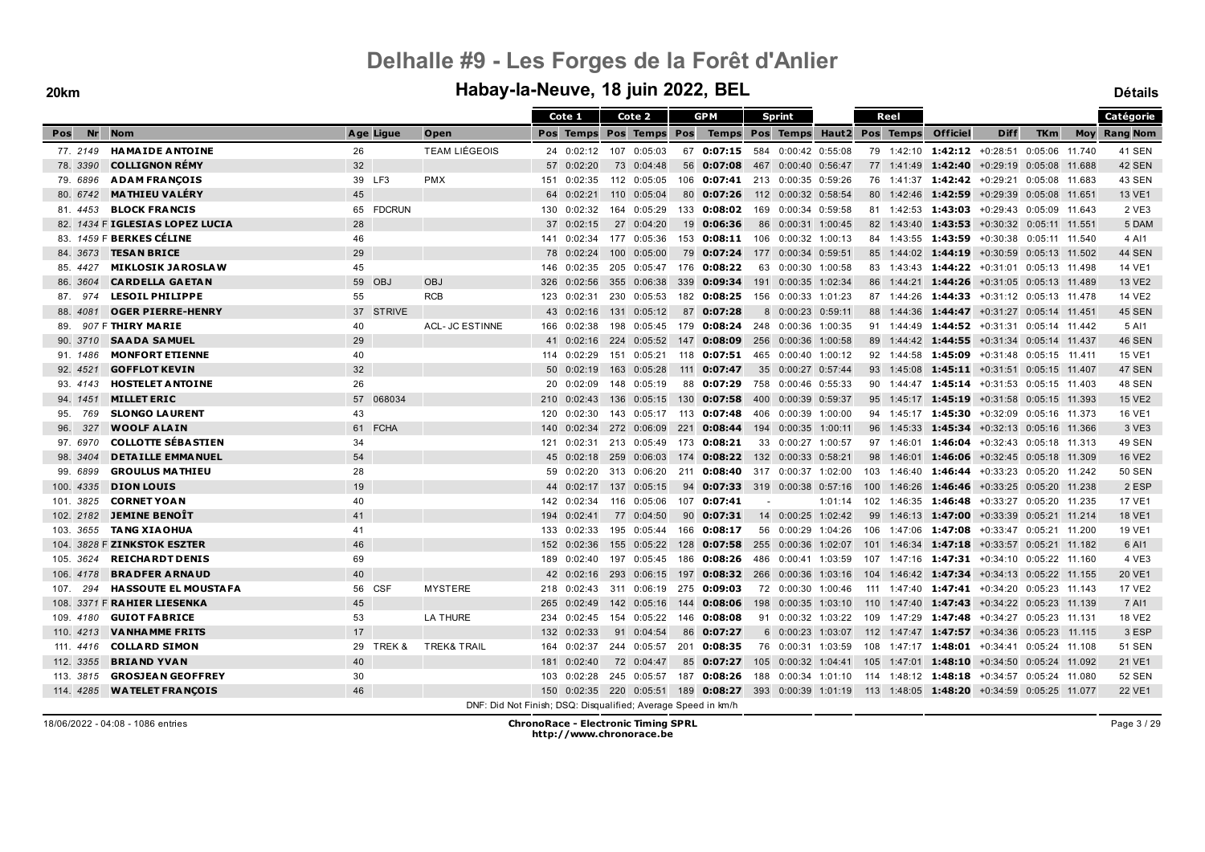# Delhalle #9 - Les Forges de la Forêt d'Anlier

## Habay-la-Neuve, 18 juin 2022, BEL

**20km** — **Détails**

| Pos | Nr | Nom | Age | Ligue | Open | Cote 1 Pos | Cote 1 Temps | Cote 2 Pos | Cote 2 Temps | GPM Pos | GPM Temps | Sprint Pos | Sprint Temps | Haut2 | Reel Pos | Reel Temps | Officiel | Diff | TKm | Moy | Catégorie Rang Nom |
|---|---|---|---|---|---|---|---|---|---|---|---|---|---|---|---|---|---|---|---|---|---|
| 77. | 2149 | HAMAIDE ANTOINE | 26 | | TEAM LIÉGEOIS | 24 | 0:02:12 | 107 | 0:05:03 | 67 | 0:07:15 | 584 | 0:00:42 | 0:55:08 | 79 | 1:42:10 | 1:42:12 | +0:28:51 | 0:05:06 | 11.740 | 41 SEN |
| 78. | 3390 | COLLIGNON RÉMY | 32 | | | 57 | 0:02:20 | 73 | 0:04:48 | 56 | 0:07:08 | 467 | 0:00:40 | 0:56:47 | 77 | 1:41:49 | 1:42:40 | +0:29:19 | 0:05:08 | 11.688 | 42 SEN |
| 79. | 6896 | ADAM FRANÇOIS | 39 | LF3 | PMX | 151 | 0:02:35 | 112 | 0:05:05 | 106 | 0:07:41 | 213 | 0:00:35 | 0:59:26 | 76 | 1:41:37 | 1:42:42 | +0:29:21 | 0:05:08 | 11.683 | 43 SEN |
| 80. | 6742 | MATHIEU VALÉRY | 45 | | | 64 | 0:02:21 | 110 | 0:05:04 | 80 | 0:07:26 | 112 | 0:00:32 | 0:58:54 | 80 | 1:42:46 | 1:42:59 | +0:29:39 | 0:05:08 | 11.651 | 13 VE1 |
| 81. | 4453 | BLOCK FRANCIS | 65 | FDCRUN | | 130 | 0:02:32 | 164 | 0:05:29 | 133 | 0:08:02 | 169 | 0:00:34 | 0:59:58 | 81 | 1:42:53 | 1:43:03 | +0:29:43 | 0:05:09 | 11.643 | 2 VE3 |
| 82. | 1434 F | IGLESIAS LOPEZ LUCIA | 28 | | | 37 | 0:02:15 | 27 | 0:04:20 | 19 | 0:06:36 | 86 | 0:00:31 | 1:00:45 | 82 | 1:43:40 | 1:43:53 | +0:30:32 | 0:05:11 | 11.551 | 5 DAM |
| 83. | 1459 F | BERKES CÉLINE | 46 | | | 141 | 0:02:34 | 177 | 0:05:36 | 153 | 0:08:11 | 106 | 0:00:32 | 1:00:13 | 84 | 1:43:55 | 1:43:59 | +0:30:38 | 0:05:11 | 11.540 | 4 AI1 |
| 84. | 3673 | TESAN BRICE | 29 | | | 78 | 0:02:24 | 100 | 0:05:00 | 79 | 0:07:24 | 177 | 0:00:34 | 0:59:51 | 85 | 1:44:02 | 1:44:19 | +0:30:59 | 0:05:13 | 11.502 | 44 SEN |
| 85. | 4427 | MIKLOSIK JAROSLAW | 45 | | | 146 | 0:02:35 | 205 | 0:05:47 | 176 | 0:08:22 | 63 | 0:00:30 | 1:00:58 | 83 | 1:43:43 | 1:44:22 | +0:31:01 | 0:05:13 | 11.498 | 14 VE1 |
| 86. | 3604 | CARDELLA GAETAN | 59 | OBJ | OBJ | 326 | 0:02:56 | 355 | 0:06:38 | 339 | 0:09:34 | 191 | 0:00:35 | 1:02:34 | 86 | 1:44:21 | 1:44:26 | +0:31:05 | 0:05:13 | 11.489 | 13 VE2 |
| 87. | 974 | LESOIL PHILIPPE | 55 | | RCB | 123 | 0:02:31 | 230 | 0:05:53 | 182 | 0:08:25 | 156 | 0:00:33 | 1:01:23 | 87 | 1:44:26 | 1:44:33 | +0:31:12 | 0:05:13 | 11.478 | 14 VE2 |
| 88. | 4081 | OGER PIERRE-HENRY | 37 | STRIVE | | 43 | 0:02:16 | 131 | 0:05:12 | 87 | 0:07:28 | 8 | 0:00:23 | 0:59:11 | 88 | 1:44:36 | 1:44:47 | +0:31:27 | 0:05:14 | 11.451 | 45 SEN |
| 89. | 907 F | THIRY MARIE | 40 | | ACL- JC ESTINNE | 166 | 0:02:38 | 198 | 0:05:45 | 179 | 0:08:24 | 248 | 0:00:36 | 1:00:35 | 91 | 1:44:49 | 1:44:52 | +0:31:31 | 0:05:14 | 11.442 | 5 AI1 |
| 90. | 3710 | SAADA SAMUEL | 29 | | | 41 | 0:02:16 | 224 | 0:05:52 | 147 | 0:08:09 | 256 | 0:00:36 | 1:00:58 | 89 | 1:44:42 | 1:44:55 | +0:31:34 | 0:05:14 | 11.437 | 46 SEN |
| 91. | 1486 | MONFORT ETIENNE | 40 | | | 114 | 0:02:29 | 151 | 0:05:21 | 118 | 0:07:51 | 465 | 0:00:40 | 1:00:12 | 92 | 1:44:58 | 1:45:09 | +0:31:48 | 0:05:15 | 11.411 | 15 VE1 |
| 92. | 4521 | GOFFLOT KEVIN | 32 | | | 50 | 0:02:19 | 163 | 0:05:28 | 111 | 0:07:47 | 35 | 0:00:27 | 0:57:44 | 93 | 1:45:08 | 1:45:11 | +0:31:51 | 0:05:15 | 11.407 | 47 SEN |
| 93. | 4143 | HOSTELET ANTOINE | 26 | | | 20 | 0:02:09 | 148 | 0:05:19 | 88 | 0:07:29 | 758 | 0:00:46 | 0:55:33 | 90 | 1:44:47 | 1:45:14 | +0:31:53 | 0:05:15 | 11.403 | 48 SEN |
| 94. | 1451 | MILLET ERIC | 57 | 068034 | | 210 | 0:02:43 | 136 | 0:05:15 | 130 | 0:07:58 | 400 | 0:00:39 | 0:59:37 | 95 | 1:45:17 | 1:45:19 | +0:31:58 | 0:05:15 | 11.393 | 15 VE2 |
| 95. | 769 | SLONGO LAURENT | 43 | | | 120 | 0:02:30 | 143 | 0:05:17 | 113 | 0:07:48 | 406 | 0:00:39 | 1:00:00 | 94 | 1:45:17 | 1:45:30 | +0:32:09 | 0:05:16 | 11.373 | 16 VE1 |
| 96. | 327 | WOOLF ALAIN | 61 | FCHA | | 140 | 0:02:34 | 272 | 0:06:09 | 221 | 0:08:44 | 194 | 0:00:35 | 1:00:11 | 96 | 1:45:33 | 1:45:34 | +0:32:13 | 0:05:16 | 11.366 | 3 VE3 |
| 97. | 6970 | COLLOTTE SÉBASTIEN | 34 | | | 121 | 0:02:31 | 213 | 0:05:49 | 173 | 0:08:21 | 33 | 0:00:27 | 1:00:57 | 97 | 1:46:01 | 1:46:04 | +0:32:43 | 0:05:18 | 11.313 | 49 SEN |
| 98. | 3404 | DETAILLE EMMANUEL | 54 | | | 45 | 0:02:18 | 259 | 0:06:03 | 174 | 0:08:22 | 132 | 0:00:33 | 0:58:21 | 98 | 1:46:01 | 1:46:06 | +0:32:45 | 0:05:18 | 11.309 | 16 VE2 |
| 99. | 6899 | GROULUS MATHIEU | 28 | | | 59 | 0:02:20 | 313 | 0:06:20 | 211 | 0:08:40 | 317 | 0:00:37 | 1:02:00 | 103 | 1:46:40 | 1:46:44 | +0:33:23 | 0:05:20 | 11.242 | 50 SEN |
| 100. | 4335 | DION LOUIS | 19 | | | 44 | 0:02:17 | 137 | 0:05:15 | 94 | 0:07:33 | 319 | 0:00:38 | 0:57:16 | 100 | 1:46:26 | 1:46:46 | +0:33:25 | 0:05:20 | 11.238 | 2 ESP |
| 101. | 3825 | CORNET YOAN | 40 | | | 142 | 0:02:34 | 116 | 0:05:06 | 107 | 0:07:41 | - | | 1:01:14 | 102 | 1:46:35 | 1:46:48 | +0:33:27 | 0:05:20 | 11.235 | 17 VE1 |
| 102. | 2182 | JEMINE BENOÎT | 41 | | | 194 | 0:02:41 | 77 | 0:04:50 | 90 | 0:07:31 | 14 | 0:00:25 | 1:02:42 | 99 | 1:46:13 | 1:47:00 | +0:33:39 | 0:05:21 | 11.214 | 18 VE1 |
| 103. | 3655 | TANG XIAOHUA | 41 | | | 133 | 0:02:33 | 195 | 0:05:44 | 166 | 0:08:17 | 56 | 0:00:29 | 1:04:26 | 106 | 1:47:06 | 1:47:08 | +0:33:47 | 0:05:21 | 11.200 | 19 VE1 |
| 104. | 3828 F | ZINKSTOK ESZTER | 46 | | | 152 | 0:02:36 | 155 | 0:05:22 | 128 | 0:07:58 | 255 | 0:00:36 | 1:02:07 | 101 | 1:46:34 | 1:47:18 | +0:33:57 | 0:05:21 | 11.182 | 6 AI1 |
| 105. | 3624 | REICHARDT DENIS | 69 | | | 189 | 0:02:40 | 197 | 0:05:45 | 186 | 0:08:26 | 486 | 0:00:41 | 1:03:59 | 107 | 1:47:16 | 1:47:31 | +0:34:10 | 0:05:22 | 11.160 | 4 VE3 |
| 106. | 4178 | BRADFER ARNAUD | 40 | | | 42 | 0:02:16 | 293 | 0:06:15 | 197 | 0:08:32 | 266 | 0:00:36 | 1:03:16 | 104 | 1:46:42 | 1:47:34 | +0:34:13 | 0:05:22 | 11.155 | 20 VE1 |
| 107. | 294 | HASSOUTE EL MOUSTAFA | 56 | CSF | MYSTERE | 218 | 0:02:43 | 311 | 0:06:19 | 275 | 0:09:03 | 72 | 0:00:30 | 1:00:46 | 111 | 1:47:40 | 1:47:41 | +0:34:20 | 0:05:23 | 11.143 | 17 VE2 |
| 108. | 3371 F | RAHIER LIESENKA | 45 | | | 265 | 0:02:49 | 142 | 0:05:16 | 144 | 0:08:06 | 198 | 0:00:35 | 1:03:10 | 110 | 1:47:40 | 1:47:43 | +0:34:22 | 0:05:23 | 11.139 | 7 AI1 |
| 109. | 4180 | GUIOT FABRICE | 53 | | LA THURE | 234 | 0:02:45 | 154 | 0:05:22 | 146 | 0:08:08 | 91 | 0:00:32 | 1:03:22 | 109 | 1:47:29 | 1:47:48 | +0:34:27 | 0:05:23 | 11.131 | 18 VE2 |
| 110. | 4213 | VANHAMME FRITS | 17 | | | 132 | 0:02:33 | 91 | 0:04:54 | 86 | 0:07:27 | 6 | 0:00:23 | 1:03:07 | 112 | 1:47:47 | 1:47:57 | +0:34:36 | 0:05:23 | 11.115 | 3 ESP |
| 111. | 4416 | COLLARD SIMON | 29 | TREK & | TREK& TRAIL | 164 | 0:02:37 | 244 | 0:05:57 | 201 | 0:08:35 | 76 | 0:00:31 | 1:03:59 | 108 | 1:47:17 | 1:48:01 | +0:34:41 | 0:05:24 | 11.108 | 51 SEN |
| 112. | 3355 | BRIAND YVAN | 40 | | | 181 | 0:02:40 | 72 | 0:04:47 | 85 | 0:07:27 | 105 | 0:00:32 | 1:04:41 | 105 | 1:47:01 | 1:48:10 | +0:34:50 | 0:05:24 | 11.092 | 21 VE1 |
| 113. | 3815 | GROSJEAN GEOFFREY | 30 | | | 103 | 0:02:28 | 245 | 0:05:57 | 187 | 0:08:26 | 188 | 0:00:34 | 1:01:10 | 114 | 1:48:12 | 1:48:18 | +0:34:57 | 0:05:24 | 11.080 | 52 SEN |
| 114. | 4285 | WATELET FRANÇOIS | 46 | | | 150 | 0:02:35 | 220 | 0:05:51 | 189 | 0:08:27 | 393 | 0:00:39 | 1:01:19 | 113 | 1:48:05 | 1:48:20 | +0:34:59 | 0:05:25 | 11.077 | 22 VE1 |

DNF: Did Not Finish; DSQ: Disqualified; Average Speed in km/h

18/06/2022 - 04:08 - 1086 entries

**ChronoRace - Electronic Timing SPRL**
http://www.chronorace.be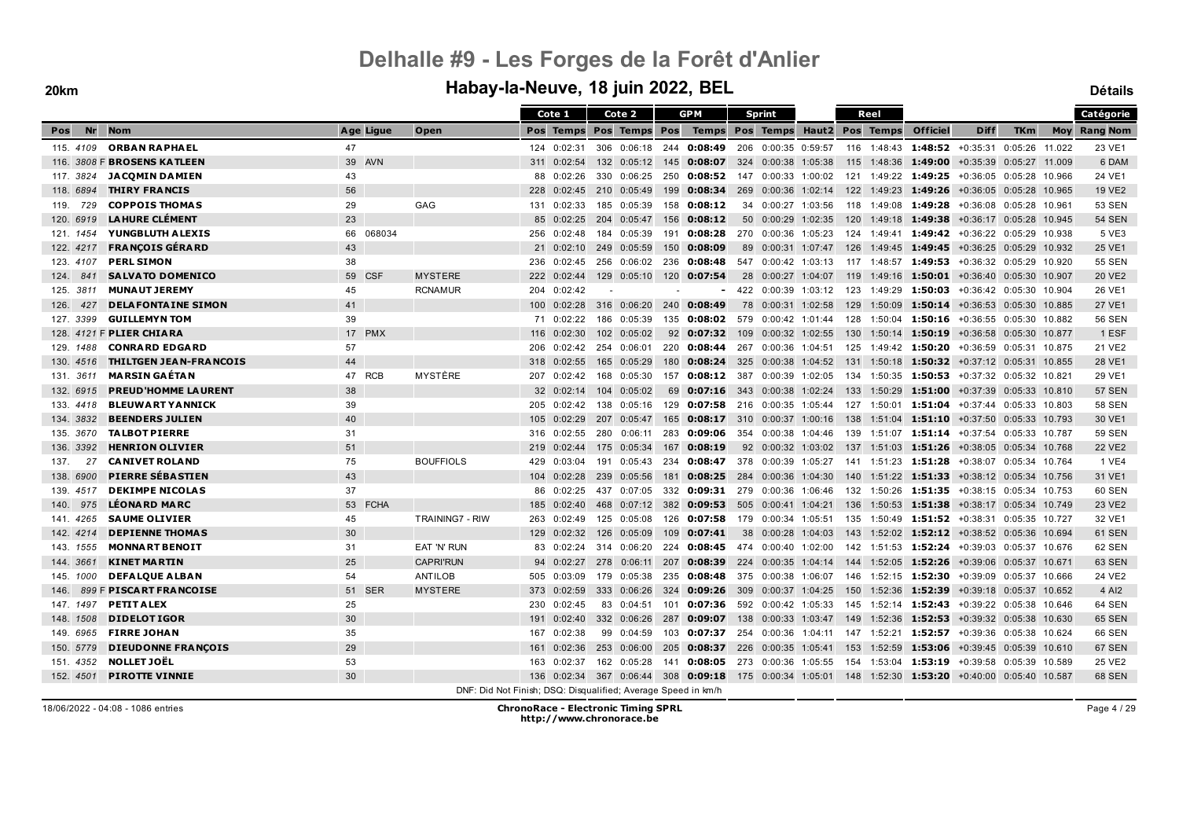# Delhalle #9 - Les Forges de la Forêt d'Anlier

## Habay-la-Neuve, 18 juin 2022, BEL

20km — Détails

| Pos | Nr | Nom | Age | Ligue | Open | Cote 1 Pos | Cote 1 Temps | Cote 2 Pos | Cote 2 Temps | GPM Pos | GPM Temps | Sprint Pos | Sprint Temps | Haut2 | Reel Pos | Reel Temps | Officiel | Diff | TKm | Moy | Catégorie Rang | Catégorie Nom |
|---|---|---|---|---|---|---|---|---|---|---|---|---|---|---|---|---|---|---|---|---|---|---|
| 115. | 4109 | **ORBAN RAPHAEL** | 47 | | | 124 | 0:02:31 | 306 | 0:06:18 | 244 | **0:08:49** | 206 | 0:00:35 | 0:59:57 | 116 | 1:48:43 | **1:48:52** | +0:35:31 | 0:05:26 | 11.022 | 23 | VE1 |
| 116. | 3808 F | **BROSENS KATLEEN** | 39 | AVN | | 311 | 0:02:54 | 132 | 0:05:12 | 145 | **0:08:07** | 324 | 0:00:38 | 1:05:38 | 115 | 1:48:36 | **1:49:00** | +0:35:39 | 0:05:27 | 11.009 | 6 | DAM |
| 117. | 3824 | **JACQMIN DAMIEN** | 43 | | | 88 | 0:02:26 | 330 | 0:06:25 | 250 | **0:08:52** | 147 | 0:00:33 | 1:00:02 | 121 | 1:49:22 | **1:49:25** | +0:36:05 | 0:05:28 | 10.966 | 24 | VE1 |
| 118. | 6894 | **THIRY FRANCIS** | 56 | | | 228 | 0:02:45 | 210 | 0:05:49 | 199 | **0:08:34** | 269 | 0:00:36 | 1:02:14 | 122 | 1:49:23 | **1:49:26** | +0:36:05 | 0:05:28 | 10.965 | 19 | VE2 |
| 119. | 729 | **COPPOIS THOMAS** | 29 | | GAG | 131 | 0:02:33 | 185 | 0:05:39 | 158 | **0:08:12** | 34 | 0:00:27 | 1:03:56 | 118 | 1:49:08 | **1:49:28** | +0:36:08 | 0:05:28 | 10.961 | 53 | SEN |
| 120. | 6919 | **LAHURE CLÉMENT** | 23 | | | 85 | 0:02:25 | 204 | 0:05:47 | 156 | **0:08:12** | 50 | 0:00:29 | 1:02:35 | 120 | 1:49:18 | **1:49:38** | +0:36:17 | 0:05:28 | 10.945 | 54 | SEN |
| 121. | 1454 | **YUNGBLUTH ALEXIS** | 66 | 068034 | | 256 | 0:02:48 | 184 | 0:05:39 | 191 | **0:08:28** | 270 | 0:00:36 | 1:05:23 | 124 | 1:49:41 | **1:49:42** | +0:36:22 | 0:05:29 | 10.938 | 5 | VE3 |
| 122. | 4217 | **FRANÇOIS GÉRARD** | 43 | | | 21 | 0:02:10 | 249 | 0:05:59 | 150 | **0:08:09** | 89 | 0:00:31 | 1:07:47 | 126 | 1:49:45 | **1:49:45** | +0:36:25 | 0:05:29 | 10.932 | 25 | VE1 |
| 123. | 4107 | **PERL SIMON** | 38 | | | 236 | 0:02:45 | 256 | 0:06:02 | 236 | **0:08:48** | 547 | 0:00:42 | 1:03:13 | 117 | 1:48:57 | **1:49:53** | +0:36:32 | 0:05:29 | 10.920 | 55 | SEN |
| 124. | 841 | **SALVATO DOMENICO** | 59 | CSF | MYSTERE | 222 | 0:02:44 | 129 | 0:05:10 | 120 | **0:07:54** | 28 | 0:00:27 | 1:04:07 | 119 | 1:49:16 | **1:50:01** | +0:36:40 | 0:05:30 | 10.907 | 20 | VE2 |
| 125. | 3811 | **MUNAUT JEREMY** | 45 | | RCNAMUR | 204 | 0:02:42 | - | | - | **-** | 422 | 0:00:39 | 1:03:12 | 123 | 1:49:29 | **1:50:03** | +0:36:42 | 0:05:30 | 10.904 | 26 | VE1 |
| 126. | 427 | **DELAFONTAINE SIMON** | 41 | | | 100 | 0:02:28 | 316 | 0:06:20 | 240 | **0:08:49** | 78 | 0:00:31 | 1:02:58 | 129 | 1:50:09 | **1:50:14** | +0:36:53 | 0:05:30 | 10.885 | 27 | VE1 |
| 127. | 3399 | **GUILLEMYN TOM** | 39 | | | 71 | 0:02:22 | 186 | 0:05:39 | 135 | **0:08:02** | 579 | 0:00:42 | 1:01:44 | 128 | 1:50:04 | **1:50:16** | +0:36:55 | 0:05:30 | 10.882 | 56 | SEN |
| 128. | 4121 F | **PLIER CHIARA** | 17 | PMX | | 116 | 0:02:30 | 102 | 0:05:02 | 92 | **0:07:32** | 109 | 0:00:32 | 1:02:55 | 130 | 1:50:14 | **1:50:19** | +0:36:58 | 0:05:30 | 10.877 | 1 | ESF |
| 129. | 1488 | **CONRARD EDGARD** | 57 | | | 206 | 0:02:42 | 254 | 0:06:01 | 220 | **0:08:44** | 267 | 0:00:36 | 1:04:51 | 125 | 1:49:42 | **1:50:20** | +0:36:59 | 0:05:31 | 10.875 | 21 | VE2 |
| 130. | 4516 | **THILTGEN JEAN-FRANCOIS** | 44 | | | 318 | 0:02:55 | 165 | 0:05:29 | 180 | **0:08:24** | 325 | 0:00:38 | 1:04:52 | 131 | 1:50:18 | **1:50:32** | +0:37:12 | 0:05:31 | 10.855 | 28 | VE1 |
| 131. | 3611 | **MARSIN GAÉTAN** | 47 | RCB | MYSTÈRE | 207 | 0:02:42 | 168 | 0:05:30 | 157 | **0:08:12** | 387 | 0:00:39 | 1:02:05 | 134 | 1:50:35 | **1:50:53** | +0:37:32 | 0:05:32 | 10.821 | 29 | VE1 |
| 132. | 6915 | **PREUD'HOMME LAURENT** | 38 | | | 32 | 0:02:14 | 104 | 0:05:02 | 69 | **0:07:16** | 343 | 0:00:38 | 1:02:24 | 133 | 1:50:29 | **1:51:00** | +0:37:39 | 0:05:33 | 10.810 | 57 | SEN |
| 133. | 4418 | **BLEUWART YANNICK** | 39 | | | 205 | 0:02:42 | 138 | 0:05:16 | 129 | **0:07:58** | 216 | 0:00:35 | 1:05:44 | 127 | 1:50:01 | **1:51:04** | +0:37:44 | 0:05:33 | 10.803 | 58 | SEN |
| 134. | 3832 | **BEENDERS JULIEN** | 40 | | | 105 | 0:02:29 | 207 | 0:05:47 | 165 | **0:08:17** | 310 | 0:00:37 | 1:00:16 | 138 | 1:51:04 | **1:51:10** | +0:37:50 | 0:05:33 | 10.793 | 30 | VE1 |
| 135. | 3670 | **TALBOT PIERRE** | 31 | | | 316 | 0:02:55 | 280 | 0:06:11 | 283 | **0:09:06** | 354 | 0:00:38 | 1:04:46 | 139 | 1:51:07 | **1:51:14** | +0:37:54 | 0:05:33 | 10.787 | 59 | SEN |
| 136. | 3392 | **HENRION OLIVIER** | 51 | | | 219 | 0:02:44 | 175 | 0:05:34 | 167 | **0:08:19** | 92 | 0:00:32 | 1:03:02 | 137 | 1:51:03 | **1:51:26** | +0:38:05 | 0:05:34 | 10.768 | 22 | VE2 |
| 137. | 27 | **CANIVET ROLAND** | 75 | | BOUFFIOLS | 429 | 0:03:04 | 191 | 0:05:43 | 234 | **0:08:47** | 378 | 0:00:39 | 1:05:27 | 141 | 1:51:23 | **1:51:28** | +0:38:07 | 0:05:34 | 10.764 | 1 | VE4 |
| 138. | 6900 | **PIERRE SÉBASTIEN** | 43 | | | 104 | 0:02:28 | 239 | 0:05:56 | 181 | **0:08:25** | 284 | 0:00:36 | 1:04:30 | 140 | 1:51:22 | **1:51:33** | +0:38:12 | 0:05:34 | 10.756 | 31 | VE1 |
| 139. | 4517 | **DEKIMPE NICOLAS** | 37 | | | 86 | 0:02:25 | 437 | 0:07:05 | 332 | **0:09:31** | 279 | 0:00:36 | 1:06:46 | 132 | 1:50:26 | **1:51:35** | +0:38:15 | 0:05:34 | 10.753 | 60 | SEN |
| 140. | 975 | **LÉONARD MARC** | 53 | FCHA | | 185 | 0:02:40 | 468 | 0:07:12 | 382 | **0:09:53** | 505 | 0:00:41 | 1:04:21 | 136 | 1:50:53 | **1:51:38** | +0:38:17 | 0:05:34 | 10.749 | 23 | VE2 |
| 141. | 4265 | **SAUME OLIVIER** | 45 | | TRAINING7 - RIW | 263 | 0:02:49 | 125 | 0:05:08 | 126 | **0:07:58** | 179 | 0:00:34 | 1:05:51 | 135 | 1:50:49 | **1:51:52** | +0:38:31 | 0:05:35 | 10.727 | 32 | VE1 |
| 142. | 4214 | **DEPIENNE THOMAS** | 30 | | | 129 | 0:02:32 | 126 | 0:05:09 | 109 | **0:07:41** | 38 | 0:00:28 | 1:04:03 | 143 | 1:52:02 | **1:52:12** | +0:38:52 | 0:05:36 | 10.694 | 61 | SEN |
| 143. | 1555 | **MONNART BENOIT** | 31 | | EAT 'N' RUN | 83 | 0:02:24 | 314 | 0:06:20 | 224 | **0:08:45** | 474 | 0:00:40 | 1:02:00 | 142 | 1:51:53 | **1:52:24** | +0:39:03 | 0:05:37 | 10.676 | 62 | SEN |
| 144. | 3661 | **KINET MARTIN** | 25 | | CAPRI'RUN | 94 | 0:02:27 | 278 | 0:06:11 | 207 | **0:08:39** | 224 | 0:00:35 | 1:04:14 | 144 | 1:52:05 | **1:52:26** | +0:39:06 | 0:05:37 | 10.671 | 63 | SEN |
| 145. | 1000 | **DEFALQUE ALBAN** | 54 | | ANTILOB | 505 | 0:03:09 | 179 | 0:05:38 | 235 | **0:08:48** | 375 | 0:00:38 | 1:06:07 | 146 | 1:52:15 | **1:52:30** | +0:39:09 | 0:05:37 | 10.666 | 24 | VE2 |
| 146. | 899 F | **PISCART FRANCOISE** | 51 | SER | MYSTERE | 373 | 0:02:59 | 333 | 0:06:26 | 324 | **0:09:26** | 309 | 0:00:37 | 1:04:25 | 150 | 1:52:36 | **1:52:39** | +0:39:18 | 0:05:37 | 10.652 | 4 | AI2 |
| 147. | 1497 | **PETIT ALEX** | 25 | | | 230 | 0:02:45 | 83 | 0:04:51 | 101 | **0:07:36** | 592 | 0:00:42 | 1:05:33 | 145 | 1:52:14 | **1:52:43** | +0:39:22 | 0:05:38 | 10.646 | 64 | SEN |
| 148. | 1508 | **DIDELOT IGOR** | 30 | | | 191 | 0:02:40 | 332 | 0:06:26 | 287 | **0:09:07** | 138 | 0:00:33 | 1:03:47 | 149 | 1:52:36 | **1:52:53** | +0:39:32 | 0:05:38 | 10.630 | 65 | SEN |
| 149. | 6965 | **FIRRE JOHAN** | 35 | | | 167 | 0:02:38 | 99 | 0:04:59 | 103 | **0:07:37** | 254 | 0:00:36 | 1:04:11 | 147 | 1:52:21 | **1:52:57** | +0:39:36 | 0:05:38 | 10.624 | 66 | SEN |
| 150. | 5779 | **DIEUDONNE FRANÇOIS** | 29 | | | 161 | 0:02:36 | 253 | 0:06:00 | 205 | **0:08:37** | 226 | 0:00:35 | 1:05:41 | 153 | 1:52:59 | **1:53:06** | +0:39:45 | 0:05:39 | 10.610 | 67 | SEN |
| 151. | 4352 | **NOLLET JOËL** | 53 | | | 163 | 0:02:37 | 162 | 0:05:28 | 141 | **0:08:05** | 273 | 0:00:36 | 1:05:55 | 154 | 1:53:04 | **1:53:19** | +0:39:58 | 0:05:39 | 10.589 | 25 | VE2 |
| 152. | 4501 | **PIROTTE VINNIE** | 30 | | | 136 | 0:02:34 | 367 | 0:06:44 | 308 | **0:09:18** | 175 | 0:00:34 | 1:05:01 | 148 | 1:52:30 | **1:53:20** | +0:40:00 | 0:05:40 | 10.587 | 68 | SEN |

DNF: Did Not Finish; DSQ: Disqualified; Average Speed in km/h

18/06/2022 - 04:08 - 1086 entries

**ChronoRace - Electronic Timing SPRL**
http://www.chronorace.be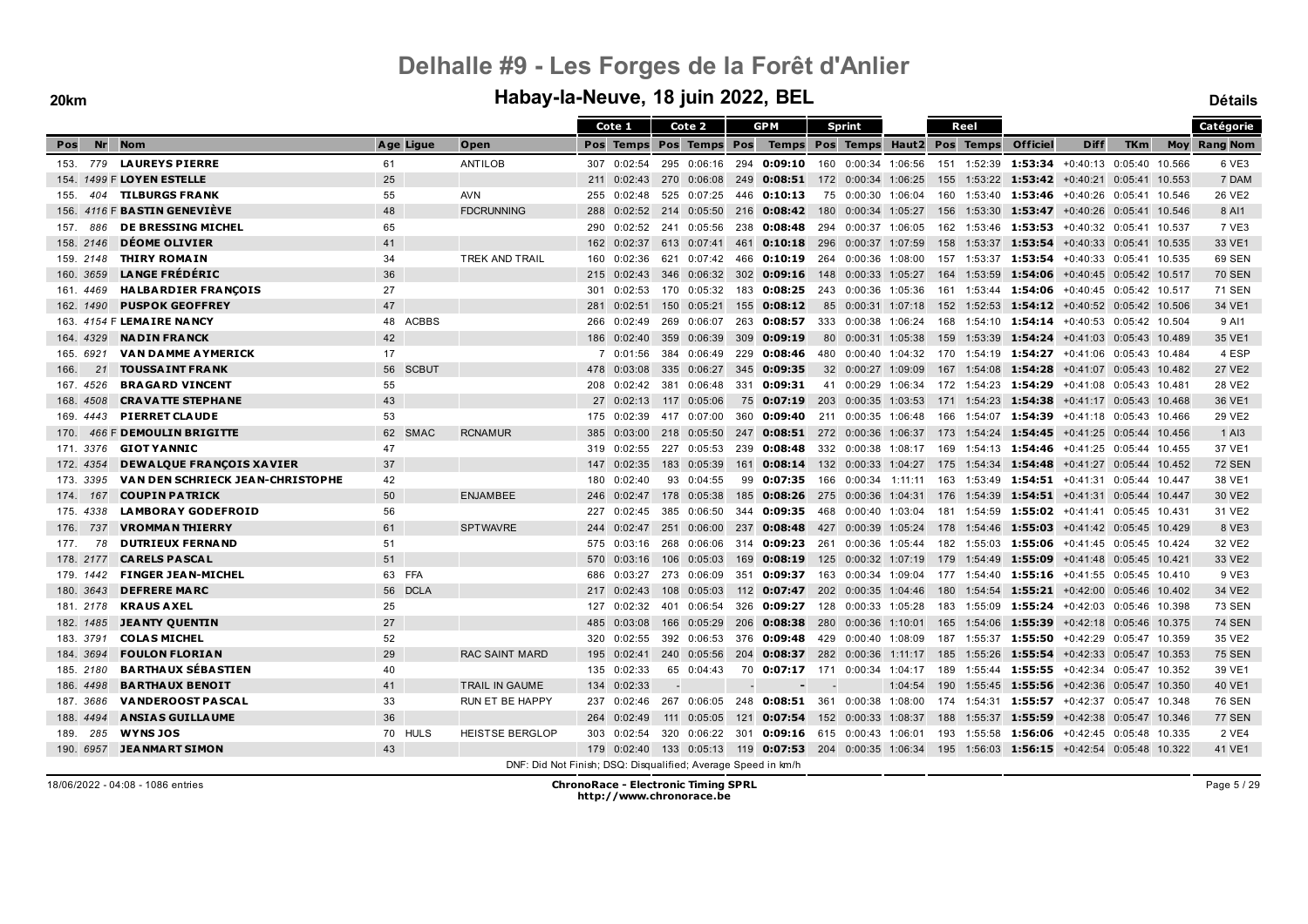# Delhalle #9 - Les Forges de la Forêt d'Anlier

## Habay-la-Neuve, 18 juin 2022, BEL

**20km** — **Détails**

| | | | | | | Cote 1 | | Cote 2 | | GPM | | Sprint | | | Reel | | | | | | Catégorie |
|---|---|---|---|---|---|---|---|---|---|---|---|---|---|---|---|---|---|---|---|---|---|
| **Pos** | **Nr** | **Nom** | **Age** | **Ligue** | **Open** | **Pos** | **Temps** | **Pos** | **Temps** | **Pos** | **Temps** | **Pos** | **Temps** | **Haut2** | **Pos** | **Temps** | **Officiel** | **Diff** | **TKm** | **Moy** | **Rang Nom** |
| 153. | 779 | **LAUREYS PIERRE** | 61 | | ANTILOB | 307 | 0:02:54 | 295 | 0:06:16 | 294 | **0:09:10** | 160 | 0:00:34 | 1:06:56 | 151 | 1:52:39 | **1:53:34** | +0:40:13 | 0:05:40 | 10.566 | 6 VE3 |
| 154. | 1499 F | **LOYEN ESTELLE** | 25 | | | 211 | 0:02:43 | 270 | 0:06:08 | 249 | **0:08:51** | 172 | 0:00:34 | 1:06:25 | 155 | 1:53:22 | **1:53:42** | +0:40:21 | 0:05:41 | 10.553 | 7 DAM |
| 155. | 404 | **TILBURGS FRANK** | 55 | | AVN | 255 | 0:02:48 | 525 | 0:07:25 | 446 | **0:10:13** | 75 | 0:00:30 | 1:06:04 | 160 | 1:53:40 | **1:53:46** | +0:40:26 | 0:05:41 | 10.546 | 26 VE2 |
| 156. | 4116 F | **BASTIN GENEVIÈVE** | 48 | | FDCRUNNING | 288 | 0:02:52 | 214 | 0:05:50 | 216 | **0:08:42** | 180 | 0:00:34 | 1:05:27 | 156 | 1:53:30 | **1:53:47** | +0:40:26 | 0:05:41 | 10.546 | 8 AI1 |
| 157. | 886 | **DE BRESSING MICHEL** | 65 | | | 290 | 0:02:52 | 241 | 0:05:56 | 238 | **0:08:48** | 294 | 0:00:37 | 1:06:05 | 162 | 1:53:46 | **1:53:53** | +0:40:32 | 0:05:41 | 10.537 | 7 VE3 |
| 158. | 2146 | **DÉOME OLIVIER** | 41 | | | 162 | 0:02:37 | 613 | 0:07:41 | 461 | **0:10:18** | 296 | 0:00:37 | 1:07:59 | 158 | 1:53:37 | **1:53:54** | +0:40:33 | 0:05:41 | 10.535 | 33 VE1 |
| 159. | 2148 | **THIRY ROMAIN** | 34 | | TREK AND TRAIL | 160 | 0:02:36 | 621 | 0:07:42 | 466 | **0:10:19** | 264 | 0:00:36 | 1:08:00 | 157 | 1:53:37 | **1:53:54** | +0:40:33 | 0:05:41 | 10.535 | 69 SEN |
| 160. | 3659 | **LANGE FRÉDÉRIC** | 36 | | | 215 | 0:02:43 | 346 | 0:06:32 | 302 | **0:09:16** | 148 | 0:00:33 | 1:05:27 | 164 | 1:53:59 | **1:54:06** | +0:40:45 | 0:05:42 | 10.517 | 70 SEN |
| 161. | 4469 | **HALBARDIER FRANÇOIS** | 27 | | | 301 | 0:02:53 | 170 | 0:05:32 | 183 | **0:08:25** | 243 | 0:00:36 | 1:05:36 | 161 | 1:53:44 | **1:54:06** | +0:40:45 | 0:05:42 | 10.517 | 71 SEN |
| 162. | 1490 | **PUSPOK GEOFFREY** | 47 | | | 281 | 0:02:51 | 150 | 0:05:21 | 155 | **0:08:12** | 85 | 0:00:31 | 1:07:18 | 152 | 1:52:53 | **1:54:12** | +0:40:52 | 0:05:42 | 10.506 | 34 VE1 |
| 163. | 4154 F | **LEMAIRE NANCY** | 48 | ACBBS | | 266 | 0:02:49 | 269 | 0:06:07 | 263 | **0:08:57** | 333 | 0:00:38 | 1:06:24 | 168 | 1:54:10 | **1:54:14** | +0:40:53 | 0:05:42 | 10.504 | 9 AI1 |
| 164. | 4329 | **NADIN FRANCK** | 42 | | | 186 | 0:02:40 | 359 | 0:06:39 | 309 | **0:09:19** | 80 | 0:00:31 | 1:05:38 | 159 | 1:53:39 | **1:54:24** | +0:41:03 | 0:05:43 | 10.489 | 35 VE1 |
| 165. | 6921 | **VAN DAMME AYMERICK** | 17 | | | 7 | 0:01:56 | 384 | 0:06:49 | 229 | **0:08:46** | 480 | 0:00:40 | 1:04:32 | 170 | 1:54:19 | **1:54:27** | +0:41:06 | 0:05:43 | 10.484 | 4 ESP |
| 166. | 21 | **TOUSSAINT FRANK** | 56 | SCBUT | | 478 | 0:03:08 | 335 | 0:06:27 | 345 | **0:09:35** | 32 | 0:00:27 | 1:09:09 | 167 | 1:54:08 | **1:54:28** | +0:41:07 | 0:05:43 | 10.482 | 27 VE2 |
| 167. | 4526 | **BRAGARD VINCENT** | 55 | | | 208 | 0:02:42 | 381 | 0:06:48 | 331 | **0:09:31** | 41 | 0:00:29 | 1:06:34 | 172 | 1:54:23 | **1:54:29** | +0:41:08 | 0:05:43 | 10.481 | 28 VE2 |
| 168. | 4508 | **CRAVATTE STEPHANE** | 43 | | | 27 | 0:02:13 | 117 | 0:05:06 | 75 | **0:07:19** | 203 | 0:00:35 | 1:03:53 | 171 | 1:54:23 | **1:54:38** | +0:41:17 | 0:05:43 | 10.468 | 36 VE1 |
| 169. | 4443 | **PIERRET CLAUDE** | 53 | | | 175 | 0:02:39 | 417 | 0:07:00 | 360 | **0:09:40** | 211 | 0:00:35 | 1:06:48 | 166 | 1:54:07 | **1:54:39** | +0:41:18 | 0:05:43 | 10.466 | 29 VE2 |
| 170. | 466 F | **DEMOULIN BRIGITTE** | 62 | SMAC | RCNAMUR | 385 | 0:03:00 | 218 | 0:05:50 | 247 | **0:08:51** | 272 | 0:00:36 | 1:06:37 | 173 | 1:54:24 | **1:54:45** | +0:41:25 | 0:05:44 | 10.456 | 1 AI3 |
| 171. | 3376 | **GIOT YANNIC** | 47 | | | 319 | 0:02:55 | 227 | 0:05:53 | 239 | **0:08:48** | 332 | 0:00:38 | 1:08:17 | 169 | 1:54:13 | **1:54:46** | +0:41:25 | 0:05:44 | 10.455 | 37 VE1 |
| 172. | 4354 | **DEWALQUE FRANÇOIS XAVIER** | 37 | | | 147 | 0:02:35 | 183 | 0:05:39 | 161 | **0:08:14** | 132 | 0:00:33 | 1:04:27 | 175 | 1:54:34 | **1:54:48** | +0:41:27 | 0:05:44 | 10.452 | 72 SEN |
| 173. | 3395 | **VAN DEN SCHRIECK JEAN-CHRISTOPHE** | 42 | | | 180 | 0:02:40 | 93 | 0:04:55 | 99 | **0:07:35** | 166 | 0:00:34 | 1:11:11 | 163 | 1:53:49 | **1:54:51** | +0:41:31 | 0:05:44 | 10.447 | 38 VE1 |
| 174. | 167 | **COUPIN PATRICK** | 50 | | ENJAMBEE | 246 | 0:02:47 | 178 | 0:05:38 | 185 | **0:08:26** | 275 | 0:00:36 | 1:04:31 | 176 | 1:54:39 | **1:54:51** | +0:41:31 | 0:05:44 | 10.447 | 30 VE2 |
| 175. | 4338 | **LAMBORAY GODEFROID** | 56 | | | 227 | 0:02:45 | 385 | 0:06:50 | 344 | **0:09:35** | 468 | 0:00:40 | 1:03:04 | 181 | 1:54:59 | **1:55:02** | +0:41:41 | 0:05:45 | 10.431 | 31 VE2 |
| 176. | 737 | **VROMMAN THIERRY** | 61 | | SPTWAVRE | 244 | 0:02:47 | 251 | 0:06:00 | 237 | **0:08:48** | 427 | 0:00:39 | 1:05:24 | 178 | 1:54:46 | **1:55:03** | +0:41:42 | 0:05:45 | 10.429 | 8 VE3 |
| 177. | 78 | **DUTRIEUX FERNAND** | 51 | | | 575 | 0:03:16 | 268 | 0:06:06 | 314 | **0:09:23** | 261 | 0:00:36 | 1:05:44 | 182 | 1:55:03 | **1:55:06** | +0:41:45 | 0:05:45 | 10.424 | 32 VE2 |
| 178. | 2177 | **CARELS PASCAL** | 51 | | | 570 | 0:03:16 | 106 | 0:05:03 | 169 | **0:08:19** | 125 | 0:00:32 | 1:07:19 | 179 | 1:54:49 | **1:55:09** | +0:41:48 | 0:05:45 | 10.421 | 33 VE2 |
| 179. | 1442 | **FINGER JEAN-MICHEL** | 63 | FFA | | 686 | 0:03:27 | 273 | 0:06:09 | 351 | **0:09:37** | 163 | 0:00:34 | 1:09:04 | 177 | 1:54:40 | **1:55:16** | +0:41:55 | 0:05:45 | 10.410 | 9 VE3 |
| 180. | 3643 | **DEFRERE MARC** | 56 | DCLA | | 217 | 0:02:43 | 108 | 0:05:03 | 112 | **0:07:47** | 202 | 0:00:35 | 1:04:46 | 180 | 1:54:54 | **1:55:21** | +0:42:00 | 0:05:46 | 10.402 | 34 VE2 |
| 181. | 2178 | **KRAUS AXEL** | 25 | | | 127 | 0:02:32 | 401 | 0:06:54 | 326 | **0:09:27** | 128 | 0:00:33 | 1:05:28 | 183 | 1:55:09 | **1:55:24** | +0:42:03 | 0:05:46 | 10.398 | 73 SEN |
| 182. | 1485 | **JEANTY QUENTIN** | 27 | | | 485 | 0:03:08 | 166 | 0:05:29 | 206 | **0:08:38** | 280 | 0:00:36 | 1:10:01 | 165 | 1:54:06 | **1:55:39** | +0:42:18 | 0:05:46 | 10.375 | 74 SEN |
| 183. | 3791 | **COLAS MICHEL** | 52 | | | 320 | 0:02:55 | 392 | 0:06:53 | 376 | **0:09:48** | 429 | 0:00:40 | 1:08:09 | 187 | 1:55:37 | **1:55:50** | +0:42:29 | 0:05:47 | 10.359 | 35 VE2 |
| 184. | 3694 | **FOULON FLORIAN** | 29 | | RAC SAINT MARD | 195 | 0:02:41 | 240 | 0:05:56 | 204 | **0:08:37** | 282 | 0:00:36 | 1:11:17 | 185 | 1:55:26 | **1:55:54** | +0:42:33 | 0:05:47 | 10.353 | 75 SEN |
| 185. | 2180 | **BARTHAUX SÉBASTIEN** | 40 | | | 135 | 0:02:33 | 65 | 0:04:43 | 70 | **0:07:17** | 171 | 0:00:34 | 1:04:17 | 189 | 1:55:44 | **1:55:55** | +0:42:34 | 0:05:47 | 10.352 | 39 VE1 |
| 186. | 4498 | **BARTHAUX BENOIT** | 41 | | TRAIL IN GAUME | 134 | 0:02:33 | - | | | - | - | | 1:04:54 | 190 | 1:55:45 | **1:55:56** | +0:42:36 | 0:05:47 | 10.350 | 40 VE1 |
| 187. | 3686 | **VANDEROOST PASCAL** | 33 | | RUN ET BE HAPPY | 237 | 0:02:46 | 267 | 0:06:05 | 248 | **0:08:51** | 361 | 0:00:38 | 1:08:00 | 174 | 1:54:31 | **1:55:57** | +0:42:37 | 0:05:47 | 10.348 | 76 SEN |
| 188. | 4494 | **ANSIAS GUILLAUME** | 36 | | | 264 | 0:02:49 | 111 | 0:05:05 | 121 | **0:07:54** | 152 | 0:00:33 | 1:08:37 | 188 | 1:55:37 | **1:55:59** | +0:42:38 | 0:05:47 | 10.346 | 77 SEN |
| 189. | 285 | **WYNS JOS** | 70 | HULS | HEISTSE BERGLOP | 303 | 0:02:54 | 320 | 0:06:22 | 301 | **0:09:16** | 615 | 0:00:43 | 1:06:01 | 193 | 1:55:58 | **1:56:06** | +0:42:45 | 0:05:48 | 10.335 | 2 VE4 |
| 190. | 6957 | **JEANMART SIMON** | 43 | | | 179 | 0:02:40 | 133 | 0:05:13 | 119 | **0:07:53** | 204 | 0:00:35 | 1:06:34 | 195 | 1:56:03 | **1:56:15** | +0:42:54 | 0:05:48 | 10.322 | 41 VE1 |

DNF: Did Not Finish; DSQ: Disqualified; Average Speed in km/h

18/06/2022 - 04:08 - 1086 entries

**ChronoRace - Electronic Timing SPRL**
**http://www.chronorace.be**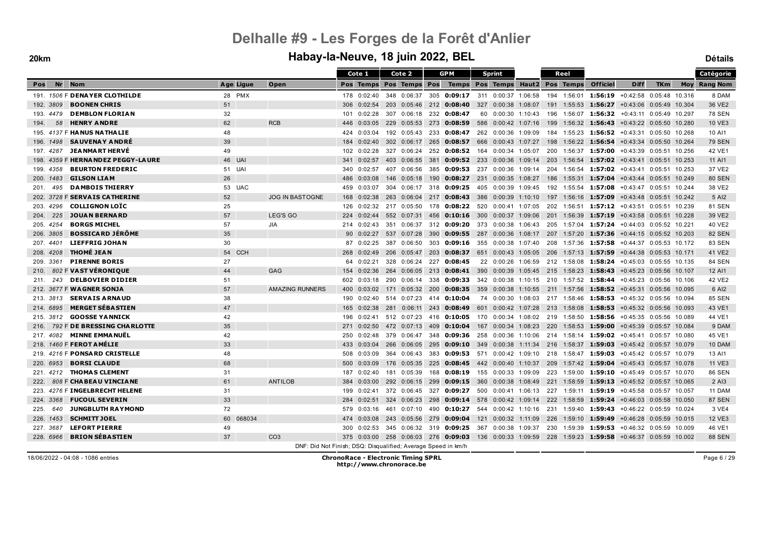# Delhalle #9 - Les Forges de la Forêt d'Anlier

## Habay-la-Neuve, 18 juin 2022, BEL

**20km** **Détails**

| Pos | Nr | Nom | Age | Ligue | Open | Cote 1 Pos | Cote 1 Temps | Cote 2 Pos | Cote 2 Temps | GPM Pos | GPM Temps | Sprint Pos | Sprint Temps | Haut2 | Reel Pos | Reel Temps | Officiel | Diff | TKm | Moy | Catégorie Rang Nom |
|---|---|---|---|---|---|---|---|---|---|---|---|---|---|---|---|---|---|---|---|---|---|
| 191. | 1506 F | DENAYER CLOTHILDE | 28 | PMX | | 178 | 0:02:40 | 348 | 0:06:37 | 305 | 0:09:17 | 311 | 0:00:37 | 1:06:58 | 194 | 1:56:01 | 1:56:19 | +0:42:58 | 0:05:48 | 10.316 | 8 DAM |
| 192. | 3809 | BOONEN CHRIS | 51 | | | 306 | 0:02:54 | 203 | 0:05:46 | 212 | 0:08:40 | 327 | 0:00:38 | 1:08:07 | 191 | 1:55:53 | 1:56:27 | +0:43:06 | 0:05:49 | 10.304 | 36 VE2 |
| 193. | 4479 | DEMBLON FLORIAN | 32 | | | 101 | 0:02:28 | 307 | 0:06:18 | 232 | 0:08:47 | 60 | 0:00:30 | 1:10:43 | 196 | 1:56:07 | 1:56:32 | +0:43:11 | 0:05:49 | 10.297 | 78 SEN |
| 194. | 58 | HENRY ANDRE | 62 | | RCB | 446 | 0:03:05 | 229 | 0:05:53 | 273 | 0:08:59 | 586 | 0:00:42 | 1:07:16 | 199 | 1:56:32 | 1:56:43 | +0:43:22 | 0:05:50 | 10.280 | 10 VE3 |
| 195. | 4137 F | HANUS NATHALIE | 48 | | | 424 | 0:03:04 | 192 | 0:05:43 | 233 | 0:08:47 | 262 | 0:00:36 | 1:09:09 | 184 | 1:55:23 | 1:56:52 | +0:43:31 | 0:05:50 | 10.268 | 10 AI1 |
| 196. | 1498 | SAUVENAY ANDRÉ | 39 | | | 184 | 0:02:40 | 302 | 0:06:17 | 265 | 0:08:57 | 666 | 0:00:43 | 1:07:27 | 198 | 1:56:22 | 1:56:54 | +0:43:34 | 0:05:50 | 10.264 | 79 SEN |
| 197. | 4287 | JEANMART HERVÉ | 49 | | | 102 | 0:02:28 | 327 | 0:06:24 | 252 | 0:08:52 | 164 | 0:00:34 | 1:05:07 | 200 | 1:56:37 | 1:57:00 | +0:43:39 | 0:05:51 | 10.256 | 42 VE1 |
| 198. | 4359 F | HERNANDEZ PEGGY-LAURE | 46 | UAI | | 341 | 0:02:57 | 403 | 0:06:55 | 381 | 0:09:52 | 233 | 0:00:36 | 1:09:14 | 203 | 1:56:54 | 1:57:02 | +0:43:41 | 0:05:51 | 10.253 | 11 AI1 |
| 199. | 4358 | BEURTON FREDERIC | 51 | UAI | | 340 | 0:02:57 | 407 | 0:06:56 | 385 | 0:09:53 | 237 | 0:00:36 | 1:09:14 | 204 | 1:56:54 | 1:57:02 | +0:43:41 | 0:05:51 | 10.253 | 37 VE2 |
| 200. | 1483 | GILSON LIAM | 26 | | | 486 | 0:03:08 | 146 | 0:05:18 | 190 | 0:08:27 | 231 | 0:00:35 | 1:08:27 | 186 | 1:55:31 | 1:57:04 | +0:43:44 | 0:05:51 | 10.249 | 80 SEN |
| 201. | 495 | DAMBOIS THIERRY | 53 | UAC | | 459 | 0:03:07 | 304 | 0:06:17 | 318 | 0:09:25 | 405 | 0:00:39 | 1:09:45 | 192 | 1:55:54 | 1:57:08 | +0:43:47 | 0:05:51 | 10.244 | 38 VE2 |
| 202. | 3728 F | SERVAIS CATHERINE | 52 | | JOG IN BASTOGNE | 168 | 0:02:38 | 263 | 0:06:04 | 217 | 0:08:43 | 386 | 0:00:39 | 1:10:10 | 197 | 1:56:16 | 1:57:09 | +0:43:48 | 0:05:51 | 10.242 | 5 AI2 |
| 203. | 4296 | COLLIGNON LOÏC | 25 | | | 126 | 0:02:32 | 217 | 0:05:50 | 178 | 0:08:22 | 520 | 0:00:41 | 1:07:05 | 202 | 1:56:51 | 1:57:12 | +0:43:51 | 0:05:51 | 10.239 | 81 SEN |
| 204. | 225 | JOUAN BERNARD | 57 | | LEG'S GO | 224 | 0:02:44 | 552 | 0:07:31 | 456 | 0:10:16 | 300 | 0:00:37 | 1:09:06 | 201 | 1:56:39 | 1:57:19 | +0:43:58 | 0:05:51 | 10.228 | 39 VE2 |
| 205. | 4254 | BORGS MICHEL | 57 | | JIA | 214 | 0:02:43 | 351 | 0:06:37 | 312 | 0:09:20 | 373 | 0:00:38 | 1:06:43 | 205 | 1:57:04 | 1:57:24 | +0:44:03 | 0:05:52 | 10.221 | 40 VE2 |
| 206. | 3805 | BOSSICARD JÉRÔME | 35 | | | 90 | 0:02:27 | 537 | 0:07:28 | 390 | 0:09:55 | 287 | 0:00:36 | 1:08:17 | 207 | 1:57:20 | 1:57:36 | +0:44:15 | 0:05:52 | 10.203 | 82 SEN |
| 207. | 4401 | LIEFFRIG JOHAN | 30 | | | 87 | 0:02:25 | 387 | 0:06:50 | 303 | 0:09:16 | 355 | 0:00:38 | 1:07:40 | 208 | 1:57:36 | 1:57:58 | +0:44:37 | 0:05:53 | 10.172 | 83 SEN |
| 208. | 4208 | THOMÉ JEAN | 54 | CCH | | 268 | 0:02:49 | 206 | 0:05:47 | 203 | 0:08:37 | 651 | 0:00:43 | 1:05:05 | 206 | 1:57:13 | 1:57:59 | +0:44:38 | 0:05:53 | 10.171 | 41 VE2 |
| 209. | 3361 | PIRENNE BORIS | 27 | | | 64 | 0:02:21 | 328 | 0:06:24 | 227 | 0:08:45 | 22 | 0:00:26 | 1:06:59 | 212 | 1:58:08 | 1:58:24 | +0:45:03 | 0:05:55 | 10.135 | 84 SEN |
| 210. | 802 F | VAST VÉRONIQUE | 44 | | GAG | 154 | 0:02:36 | 264 | 0:06:05 | 213 | 0:08:41 | 390 | 0:00:39 | 1:05:45 | 215 | 1:58:23 | 1:58:43 | +0:45:23 | 0:05:56 | 10.107 | 12 AI1 |
| 211. | 243 | DELBOVIER DIDIER | 51 | | | 602 | 0:03:18 | 290 | 0:06:14 | 338 | 0:09:33 | 342 | 0:00:38 | 1:10:15 | 210 | 1:57:52 | 1:58:44 | +0:45:23 | 0:05:56 | 10.106 | 42 VE2 |
| 212. | 3677 F | WAGNER SONJA | 57 | | AMAZING RUNNERS | 400 | 0:03:02 | 171 | 0:05:32 | 200 | 0:08:35 | 359 | 0:00:38 | 1:10:55 | 211 | 1:57:56 | 1:58:52 | +0:45:31 | 0:05:56 | 10.095 | 6 AI2 |
| 213. | 3813 | SERVAIS ARNAUD | 38 | | | 190 | 0:02:40 | 514 | 0:07:23 | 414 | 0:10:04 | 74 | 0:00:30 | 1:08:03 | 217 | 1:58:46 | 1:58:53 | +0:45:32 | 0:05:56 | 10.094 | 85 SEN |
| 214. | 6895 | MERGET SÉBASTIEN | 47 | | | 165 | 0:02:38 | 281 | 0:06:11 | 243 | 0:08:49 | 601 | 0:00:42 | 1:07:28 | 213 | 1:58:08 | 1:58:53 | +0:45:32 | 0:05:56 | 10.093 | 43 VE1 |
| 215. | 3812 | GOOSSE YANNICK | 42 | | | 196 | 0:02:41 | 512 | 0:07:23 | 416 | 0:10:05 | 170 | 0:00:34 | 1:08:02 | 219 | 1:58:50 | 1:58:56 | +0:45:35 | 0:05:56 | 10.089 | 44 VE1 |
| 216. | 792 F | DE BRESSING CHARLOTTE | 35 | | | 271 | 0:02:50 | 472 | 0:07:13 | 409 | 0:10:04 | 167 | 0:00:34 | 1:08:23 | 220 | 1:58:53 | 1:59:00 | +0:45:39 | 0:05:57 | 10.084 | 9 DAM |
| 217. | 4082 | MINNE EMMANUËL | 42 | | | 250 | 0:02:48 | 379 | 0:06:47 | 348 | 0:09:36 | 258 | 0:00:36 | 1:10:06 | 214 | 1:58:14 | 1:59:02 | +0:45:41 | 0:05:57 | 10.080 | 45 VE1 |
| 218. | 1460 F | FEROT AMÉLIE | 33 | | | 433 | 0:03:04 | 266 | 0:06:05 | 295 | 0:09:10 | 349 | 0:00:38 | 1:11:34 | 216 | 1:58:37 | 1:59:03 | +0:45:42 | 0:05:57 | 10.079 | 10 DAM |
| 219. | 4216 F | PONSARD CRISTELLE | 48 | | | 508 | 0:03:09 | 364 | 0:06:43 | 383 | 0:09:53 | 571 | 0:00:42 | 1:09:10 | 218 | 1:58:47 | 1:59:03 | +0:45:42 | 0:05:57 | 10.079 | 13 AI1 |
| 220. | 6953 | BORSI CLAUDE | 68 | | | 500 | 0:03:09 | 176 | 0:05:35 | 225 | 0:08:45 | 442 | 0:00:40 | 1:10:37 | 209 | 1:57:42 | 1:59:04 | +0:45:43 | 0:05:57 | 10.078 | 11 VE3 |
| 221. | 4212 | THOMAS CLEMENT | 31 | | | 187 | 0:02:40 | 181 | 0:05:39 | 168 | 0:08:19 | 155 | 0:00:33 | 1:09:09 | 223 | 1:59:00 | 1:59:10 | +0:45:49 | 0:05:57 | 10.070 | 86 SEN |
| 222. | 808 F | CHABEAU VINCIANE | 61 | | ANTILOB | 384 | 0:03:00 | 292 | 0:06:15 | 299 | 0:09:15 | 360 | 0:00:38 | 1:08:49 | 221 | 1:58:59 | 1:59:13 | +0:45:52 | 0:05:57 | 10.065 | 2 AI3 |
| 223. | 4276 F | INGELBRECHT HELENE | 31 | | | 199 | 0:02:41 | 372 | 0:06:45 | 327 | 0:09:27 | 500 | 0:00:41 | 1:06:13 | 227 | 1:59:11 | 1:59:19 | +0:45:58 | 0:05:57 | 10.057 | 11 DAM |
| 224. | 3368 | FUCOUL SEVERIN | 33 | | | 284 | 0:02:51 | 324 | 0:06:23 | 298 | 0:09:14 | 578 | 0:00:42 | 1:09:14 | 222 | 1:58:59 | 1:59:24 | +0:46:03 | 0:05:58 | 10.050 | 87 SEN |
| 225. | 640 | JUNGBLUTH RAYMOND | 72 | | | 579 | 0:03:16 | 461 | 0:07:10 | 490 | 0:10:27 | 544 | 0:00:42 | 1:10:16 | 231 | 1:59:40 | 1:59:43 | +0:46:22 | 0:05:59 | 10.024 | 3 VE4 |
| 226. | 1453 | SCHMITT JOEL | 60 | 068034 | | 474 | 0:03:08 | 243 | 0:05:56 | 279 | 0:09:04 | 121 | 0:00:32 | 1:11:09 | 226 | 1:59:10 | 1:59:49 | +0:46:28 | 0:05:59 | 10.015 | 12 VE3 |
| 227. | 3687 | LEFORT PIERRE | 49 | | | 300 | 0:02:53 | 345 | 0:06:32 | 319 | 0:09:25 | 367 | 0:00:38 | 1:09:37 | 230 | 1:59:39 | 1:59:53 | +0:46:32 | 0:05:59 | 10.009 | 46 VE1 |
| 228. | 6966 | BRION SÉBASTIEN | 37 | | CO3 | 375 | 0:03:00 | 258 | 0:06:03 | 276 | 0:09:03 | 136 | 0:00:33 | 1:09:59 | 228 | 1:59:23 | 1:59:58 | +0:46:37 | 0:05:59 | 10.002 | 88 SEN |

DNF: Did Not Finish; DSQ: Disqualified; Average Speed in km/h

18/06/2022 - 04:08 - 1086 entries

**ChronoRace - Electronic Timing SPRL**
http://www.chronorace.be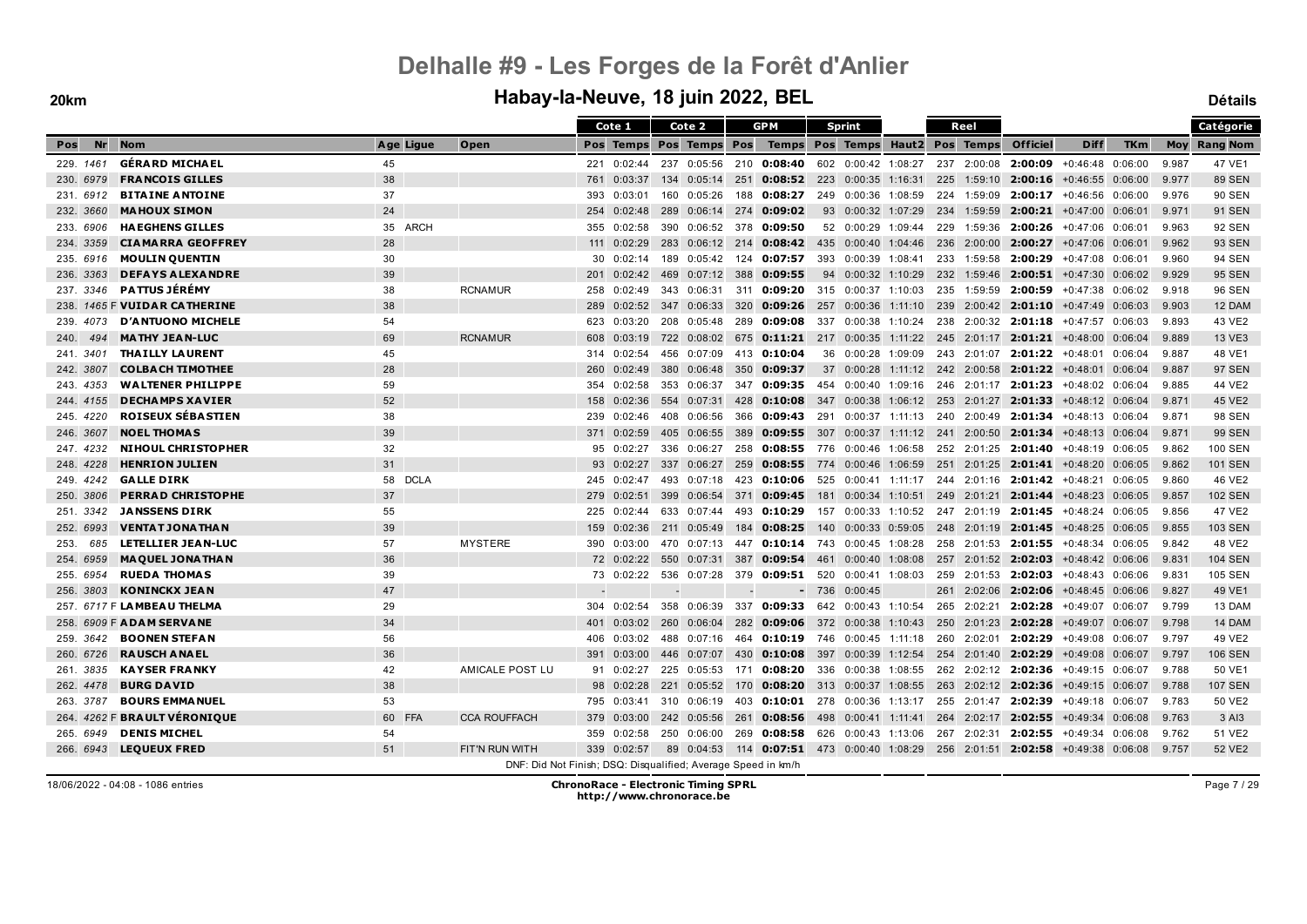# Delhalle #9 - Les Forges de la Forêt d'Anlier

## Habay-la-Neuve, 18 juin 2022, BEL

**20km** **Détails**

| | | | | | | Cote 1 | | Cote 2 | | GPM | | Sprint | | | Reel | | | | | | Catégorie |
|---|---|---|---|---|---|---|---|---|---|---|---|---|---|---|---|---|---|---|---|---|---|
| Pos | Nr | Nom | Age | Ligue | Open | Pos | Temps | Pos | Temps | Pos | Temps | Pos | Temps | Haut2 | Pos | Temps | Officiel | Diff | TKm | Moy | Rang Nom |
| 229. | 1461 | GÉRARD MICHAEL | 45 | | | 221 | 0:02:44 | 237 | 0:05:56 | 210 | 0:08:40 | 602 | 0:00:42 | 1:08:27 | 237 | 2:00:08 | 2:00:09 | +0:46:48 | 0:06:00 | 9.987 | 47 VE1 |
| 230. | 6979 | FRANCOIS GILLES | 38 | | | 761 | 0:03:37 | 134 | 0:05:14 | 251 | 0:08:52 | 223 | 0:00:35 | 1:16:31 | 225 | 1:59:10 | 2:00:16 | +0:46:55 | 0:06:00 | 9.977 | 89 SEN |
| 231. | 6912 | BITAINE ANTOINE | 37 | | | 393 | 0:03:01 | 160 | 0:05:26 | 188 | 0:08:27 | 249 | 0:00:36 | 1:08:59 | 224 | 1:59:09 | 2:00:17 | +0:46:56 | 0:06:00 | 9.976 | 90 SEN |
| 232. | 3660 | MAHOUX SIMON | 24 | | | 254 | 0:02:48 | 289 | 0:06:14 | 274 | 0:09:02 | 93 | 0:00:32 | 1:07:29 | 234 | 1:59:59 | 2:00:21 | +0:47:00 | 0:06:01 | 9.971 | 91 SEN |
| 233. | 6906 | HAEGHENS GILLES | 35 | ARCH | | 355 | 0:02:58 | 390 | 0:06:52 | 378 | 0:09:50 | 52 | 0:00:29 | 1:09:44 | 229 | 1:59:36 | 2:00:26 | +0:47:06 | 0:06:01 | 9.963 | 92 SEN |
| 234. | 3359 | CIAMARRA GEOFFREY | 28 | | | 111 | 0:02:29 | 283 | 0:06:12 | 214 | 0:08:42 | 435 | 0:00:40 | 1:04:46 | 236 | 2:00:00 | 2:00:27 | +0:47:06 | 0:06:01 | 9.962 | 93 SEN |
| 235. | 6916 | MOULIN QUENTIN | 30 | | | 30 | 0:02:14 | 189 | 0:05:42 | 124 | 0:07:57 | 393 | 0:00:39 | 1:08:41 | 233 | 1:59:58 | 2:00:29 | +0:47:08 | 0:06:01 | 9.960 | 94 SEN |
| 236. | 3363 | DEFAYS ALEXANDRE | 39 | | | 201 | 0:02:42 | 469 | 0:07:12 | 388 | 0:09:55 | 94 | 0:00:32 | 1:10:29 | 232 | 1:59:46 | 2:00:51 | +0:47:30 | 0:06:02 | 9.929 | 95 SEN |
| 237. | 3346 | PATTUS JÉRÉMY | 38 | | RCNAMUR | 258 | 0:02:49 | 343 | 0:06:31 | 311 | 0:09:20 | 315 | 0:00:37 | 1:10:03 | 235 | 1:59:59 | 2:00:59 | +0:47:38 | 0:06:02 | 9.918 | 96 SEN |
| 238. | 1465 F | VUIDAR CATHERINE | 38 | | | 289 | 0:02:52 | 347 | 0:06:33 | 320 | 0:09:26 | 257 | 0:00:36 | 1:11:10 | 239 | 2:00:42 | 2:01:10 | +0:47:49 | 0:06:03 | 9.903 | 12 DAM |
| 239. | 4073 | D'ANTUONO MICHELE | 54 | | | 623 | 0:03:20 | 208 | 0:05:48 | 289 | 0:09:08 | 337 | 0:00:38 | 1:10:24 | 238 | 2:00:32 | 2:01:18 | +0:47:57 | 0:06:03 | 9.893 | 43 VE2 |
| 240. | 494 | MATHY JEAN-LUC | 69 | | RCNAMUR | 608 | 0:03:19 | 722 | 0:08:02 | 675 | 0:11:21 | 217 | 0:00:35 | 1:11:22 | 245 | 2:01:17 | 2:01:21 | +0:48:00 | 0:06:04 | 9.889 | 13 VE3 |
| 241. | 3401 | THAILLY LAURENT | 45 | | | 314 | 0:02:54 | 456 | 0:07:09 | 413 | 0:10:04 | 36 | 0:00:28 | 1:09:09 | 243 | 2:01:07 | 2:01:22 | +0:48:01 | 0:06:04 | 9.887 | 48 VE1 |
| 242. | 3807 | COLBACH TIMOTHEE | 28 | | | 260 | 0:02:49 | 380 | 0:06:48 | 350 | 0:09:37 | 37 | 0:00:28 | 1:11:12 | 242 | 2:00:58 | 2:01:22 | +0:48:01 | 0:06:04 | 9.887 | 97 SEN |
| 243. | 4353 | WALTENER PHILIPPE | 59 | | | 354 | 0:02:58 | 353 | 0:06:37 | 347 | 0:09:35 | 454 | 0:00:40 | 1:09:16 | 246 | 2:01:17 | 2:01:23 | +0:48:02 | 0:06:04 | 9.885 | 44 VE2 |
| 244. | 4155 | DECHAMPS XAVIER | 52 | | | 158 | 0:02:36 | 554 | 0:07:31 | 428 | 0:10:08 | 347 | 0:00:38 | 1:06:12 | 253 | 2:01:27 | 2:01:33 | +0:48:12 | 0:06:04 | 9.871 | 45 VE2 |
| 245. | 4220 | ROISEUX SÉBASTIEN | 38 | | | 239 | 0:02:46 | 408 | 0:06:56 | 366 | 0:09:43 | 291 | 0:00:37 | 1:11:13 | 240 | 2:00:49 | 2:01:34 | +0:48:13 | 0:06:04 | 9.871 | 98 SEN |
| 246. | 3607 | NOEL THOMAS | 39 | | | 371 | 0:02:59 | 405 | 0:06:55 | 389 | 0:09:55 | 307 | 0:00:37 | 1:11:12 | 241 | 2:00:50 | 2:01:34 | +0:48:13 | 0:06:04 | 9.871 | 99 SEN |
| 247. | 4232 | NIHOUL CHRISTOPHER | 32 | | | 95 | 0:02:27 | 336 | 0:06:27 | 258 | 0:08:55 | 776 | 0:00:46 | 1:06:58 | 252 | 2:01:25 | 2:01:40 | +0:48:19 | 0:06:05 | 9.862 | 100 SEN |
| 248. | 4228 | HENRION JULIEN | 31 | | | 93 | 0:02:27 | 337 | 0:06:27 | 259 | 0:08:55 | 774 | 0:00:46 | 1:06:59 | 251 | 2:01:25 | 2:01:41 | +0:48:20 | 0:06:05 | 9.862 | 101 SEN |
| 249. | 4242 | GALLE DIRK | 58 | DCLA | | 245 | 0:02:47 | 493 | 0:07:18 | 423 | 0:10:06 | 525 | 0:00:41 | 1:11:17 | 244 | 2:01:16 | 2:01:42 | +0:48:21 | 0:06:05 | 9.860 | 46 VE2 |
| 250. | 3806 | PERRAD CHRISTOPHE | 37 | | | 279 | 0:02:51 | 399 | 0:06:54 | 371 | 0:09:45 | 181 | 0:00:34 | 1:10:51 | 249 | 2:01:21 | 2:01:44 | +0:48:23 | 0:06:05 | 9.857 | 102 SEN |
| 251. | 3342 | JANSSENS DIRK | 55 | | | 225 | 0:02:44 | 633 | 0:07:44 | 493 | 0:10:29 | 157 | 0:00:33 | 1:10:52 | 247 | 2:01:19 | 2:01:45 | +0:48:24 | 0:06:05 | 9.856 | 47 VE2 |
| 252. | 6993 | VENTAT JONATHAN | 39 | | | 159 | 0:02:36 | 211 | 0:05:49 | 184 | 0:08:25 | 140 | 0:00:33 | 0:59:05 | 248 | 2:01:19 | 2:01:45 | +0:48:25 | 0:06:05 | 9.855 | 103 SEN |
| 253. | 685 | LETELLIER JEAN-LUC | 57 | | MYSTERE | 390 | 0:03:00 | 470 | 0:07:13 | 447 | 0:10:14 | 743 | 0:00:45 | 1:08:28 | 258 | 2:01:53 | 2:01:55 | +0:48:34 | 0:06:05 | 9.842 | 48 VE2 |
| 254. | 6959 | MAQUEL JONATHAN | 36 | | | 72 | 0:02:22 | 550 | 0:07:31 | 387 | 0:09:54 | 461 | 0:00:40 | 1:08:08 | 257 | 2:01:52 | 2:02:03 | +0:48:42 | 0:06:06 | 9.831 | 104 SEN |
| 255. | 6954 | RUEDA THOMAS | 39 | | | 73 | 0:02:22 | 536 | 0:07:28 | 379 | 0:09:51 | 520 | 0:00:41 | 1:08:03 | 259 | 2:01:53 | 2:02:03 | +0:48:43 | 0:06:06 | 9.831 | 105 SEN |
| 256. | 3803 | KONINCKX JEAN | 47 | | | - | | - | | - | | 736 | 0:00:45 | | 261 | 2:02:06 | 2:02:06 | +0:48:45 | 0:06:06 | 9.827 | 49 VE1 |
| 257. | 6717 F | LAMBEAU THELMA | 29 | | | 304 | 0:02:54 | 358 | 0:06:39 | 337 | 0:09:33 | 642 | 0:00:43 | 1:10:54 | 265 | 2:02:21 | 2:02:28 | +0:49:07 | 0:06:07 | 9.799 | 13 DAM |
| 258. | 6909 F | ADAM SERVANE | 34 | | | 401 | 0:03:02 | 260 | 0:06:04 | 282 | 0:09:06 | 372 | 0:00:38 | 1:10:43 | 250 | 2:01:23 | 2:02:28 | +0:49:07 | 0:06:07 | 9.798 | 14 DAM |
| 259. | 3642 | BOONEN STEFAN | 56 | | | 406 | 0:03:02 | 488 | 0:07:16 | 464 | 0:10:19 | 746 | 0:00:45 | 1:11:18 | 260 | 2:02:01 | 2:02:29 | +0:49:08 | 0:06:07 | 9.797 | 49 VE2 |
| 260. | 6726 | RAUSCH ANAEL | 36 | | | 391 | 0:03:00 | 446 | 0:07:07 | 430 | 0:10:08 | 397 | 0:00:39 | 1:12:54 | 254 | 2:01:40 | 2:02:29 | +0:49:08 | 0:06:07 | 9.797 | 106 SEN |
| 261. | 3835 | KAYSER FRANKY | 42 | | AMICALE POST LU | 91 | 0:02:27 | 225 | 0:05:53 | 171 | 0:08:20 | 336 | 0:00:38 | 1:08:55 | 262 | 2:02:12 | 2:02:36 | +0:49:15 | 0:06:07 | 9.788 | 50 VE1 |
| 262. | 4478 | BURG DAVID | 38 | | | 98 | 0:02:28 | 221 | 0:05:52 | 170 | 0:08:20 | 313 | 0:00:37 | 1:08:55 | 263 | 2:02:12 | 2:02:36 | +0:49:15 | 0:06:07 | 9.788 | 107 SEN |
| 263. | 3787 | BOURS EMMANUEL | 53 | | | 795 | 0:03:41 | 310 | 0:06:19 | 403 | 0:10:01 | 278 | 0:00:36 | 1:13:17 | 255 | 2:01:47 | 2:02:39 | +0:49:18 | 0:06:07 | 9.783 | 50 VE2 |
| 264. | 4262 F | BRAULT VÉRONIQUE | 60 | FFA | CCA ROUFFACH | 379 | 0:03:00 | 242 | 0:05:56 | 261 | 0:08:56 | 498 | 0:00:41 | 1:11:41 | 264 | 2:02:17 | 2:02:55 | +0:49:34 | 0:06:08 | 9.763 | 3 AI3 |
| 265. | 6949 | DENIS MICHEL | 54 | | | 359 | 0:02:58 | 250 | 0:06:00 | 269 | 0:08:58 | 626 | 0:00:43 | 1:13:06 | 267 | 2:02:31 | 2:02:55 | +0:49:34 | 0:06:08 | 9.762 | 51 VE2 |
| 266. | 6943 | LEQUEUX FRED | 51 | | FIT'N RUN WITH | 339 | 0:02:57 | 89 | 0:04:53 | 114 | 0:07:51 | 473 | 0:00:40 | 1:08:29 | 256 | 2:01:51 | 2:02:58 | +0:49:38 | 0:06:08 | 9.757 | 52 VE2 |

DNF: Did Not Finish; DSQ: Disqualified; Average Speed in km/h

18/06/2022 - 04:08 - 1086 entries

**ChronoRace - Electronic Timing SPRL**
**http://www.chronorace.be**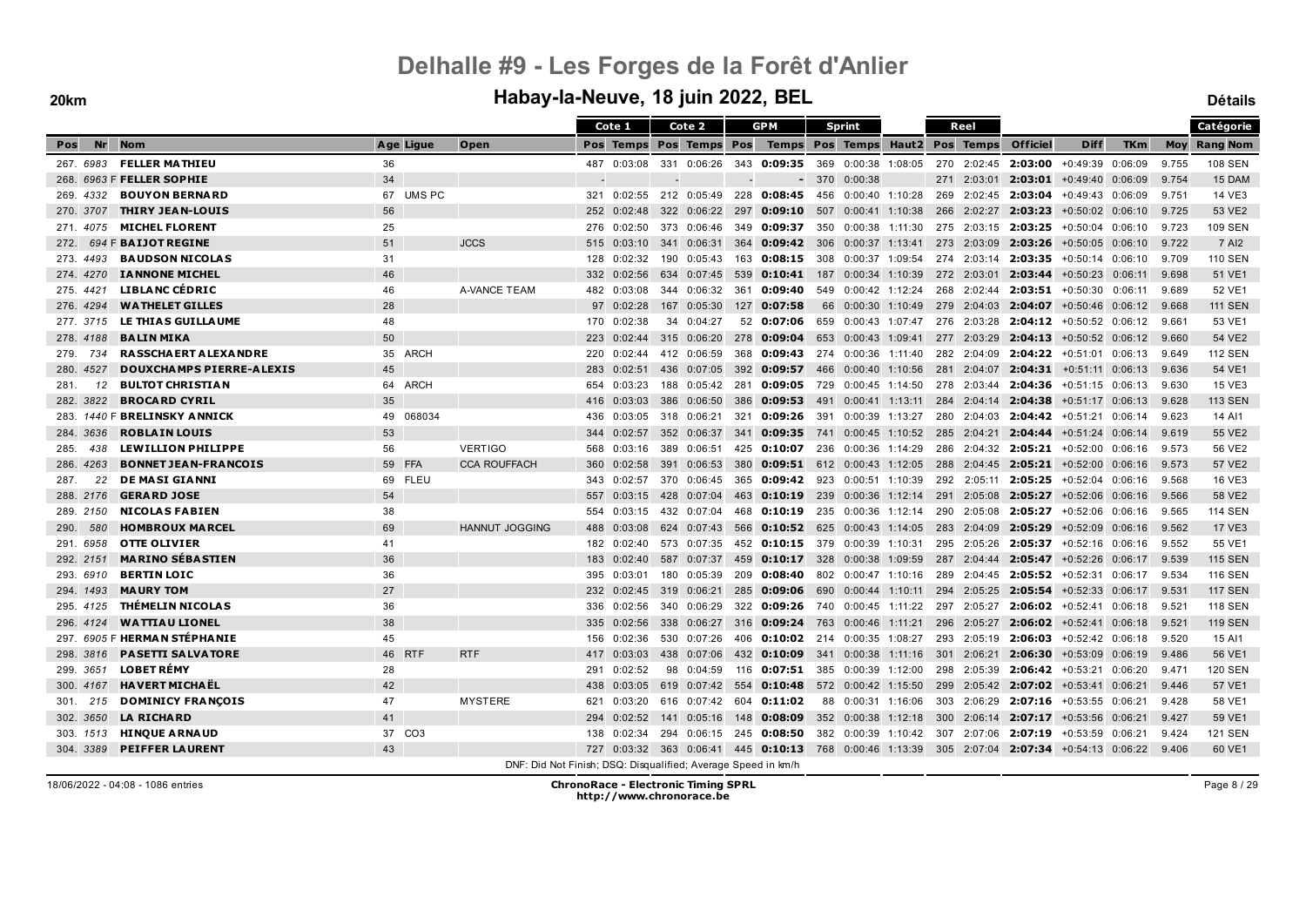# Delhalle #9 - Les Forges de la Forêt d'Anlier

## Habay-la-Neuve, 18 juin 2022, BEL

**20km** — **Détails**

| Pos | Nr | Nom | Age | Ligue | Open | Cote 1 Pos | Cote 1 Temps | Cote 2 Pos | Cote 2 Temps | GPM Pos | GPM Temps | Sprint Pos | Sprint Temps | Haut2 | Reel Pos | Reel Temps | Officiel | Diff | TKm | Moy | Catégorie Rang Nom |
|---|---|---|---|---|---|---|---|---|---|---|---|---|---|---|---|---|---|---|---|---|---|
| 267. | 6983 | FELLER MATHIEU | 36 | | | 487 | 0:03:08 | 331 | 0:06:26 | 343 | 0:09:35 | 369 | 0:00:38 | 1:08:05 | 270 | 2:02:45 | 2:03:00 | +0:49:39 | 0:06:09 | 9.755 | 108 SEN |
| 268. | 6963 F | FELLER SOPHIE | 34 | | | - | | - | | - | | 370 | 0:00:38 | | 271 | 2:03:01 | 2:03:01 | +0:49:40 | 0:06:09 | 9.754 | 15 DAM |
| 269. | 4332 | BOUYON BERNARD | 67 | UMS PC | | 321 | 0:02:55 | 212 | 0:05:49 | 228 | 0:08:45 | 456 | 0:00:40 | 1:10:28 | 269 | 2:02:45 | 2:03:04 | +0:49:43 | 0:06:09 | 9.751 | 14 VE3 |
| 270. | 3707 | THIRY JEAN-LOUIS | 56 | | | 252 | 0:02:48 | 322 | 0:06:22 | 297 | 0:09:10 | 507 | 0:00:41 | 1:10:38 | 266 | 2:02:27 | 2:03:23 | +0:50:02 | 0:06:10 | 9.725 | 53 VE2 |
| 271. | 4075 | MICHEL FLORENT | 25 | | | 276 | 0:02:50 | 373 | 0:06:46 | 349 | 0:09:37 | 350 | 0:00:38 | 1:11:30 | 275 | 2:03:15 | 2:03:25 | +0:50:04 | 0:06:10 | 9.723 | 109 SEN |
| 272. | 694 F | BAIJOT REGINE | 51 | | JCCS | 515 | 0:03:10 | 341 | 0:06:31 | 364 | 0:09:42 | 306 | 0:00:37 | 1:13:41 | 273 | 2:03:09 | 2:03:26 | +0:50:05 | 0:06:10 | 9.722 | 7 AI2 |
| 273. | 4493 | BAUDSON NICOLAS | 31 | | | 128 | 0:02:32 | 190 | 0:05:43 | 163 | 0:08:15 | 308 | 0:00:37 | 1:09:54 | 274 | 2:03:14 | 2:03:35 | +0:50:14 | 0:06:10 | 9.709 | 110 SEN |
| 274. | 4270 | IANNONE MICHEL | 46 | | | 332 | 0:02:56 | 634 | 0:07:45 | 539 | 0:10:41 | 187 | 0:00:34 | 1:10:39 | 272 | 2:03:01 | 2:03:44 | +0:50:23 | 0:06:11 | 9.698 | 51 VE1 |
| 275. | 4421 | LIBLANC CÉDRIC | 46 | | A-VANCE TEAM | 482 | 0:03:08 | 344 | 0:06:32 | 361 | 0:09:40 | 549 | 0:00:42 | 1:12:24 | 268 | 2:02:44 | 2:03:51 | +0:50:30 | 0:06:11 | 9.689 | 52 VE1 |
| 276. | 4294 | WATHELET GILLES | 28 | | | 97 | 0:02:28 | 167 | 0:05:30 | 127 | 0:07:58 | 66 | 0:00:30 | 1:10:49 | 279 | 2:04:03 | 2:04:07 | +0:50:46 | 0:06:12 | 9.668 | 111 SEN |
| 277. | 3715 | LE THIAS GUILLAUME | 48 | | | 170 | 0:02:38 | 34 | 0:04:27 | 52 | 0:07:06 | 659 | 0:00:43 | 1:07:47 | 276 | 2:03:28 | 2:04:12 | +0:50:52 | 0:06:12 | 9.661 | 53 VE1 |
| 278. | 4188 | BALIN MIKA | 50 | | | 223 | 0:02:44 | 315 | 0:06:20 | 278 | 0:09:04 | 653 | 0:00:43 | 1:09:41 | 277 | 2:03:29 | 2:04:13 | +0:50:52 | 0:06:12 | 9.660 | 54 VE2 |
| 279. | 734 | RASSCHAERT ALEXANDRE | 35 | ARCH | | 220 | 0:02:44 | 412 | 0:06:59 | 368 | 0:09:43 | 274 | 0:00:36 | 1:11:40 | 282 | 2:04:09 | 2:04:22 | +0:51:01 | 0:06:13 | 9.649 | 112 SEN |
| 280. | 4527 | DOUXCHAMPS PIERRE-ALEXIS | 45 | | | 283 | 0:02:51 | 436 | 0:07:05 | 392 | 0:09:57 | 466 | 0:00:40 | 1:10:56 | 281 | 2:04:07 | 2:04:31 | +0:51:11 | 0:06:13 | 9.636 | 54 VE1 |
| 281. | 12 | BULTOT CHRISTIAN | 64 | ARCH | | 654 | 0:03:23 | 188 | 0:05:42 | 281 | 0:09:05 | 729 | 0:00:45 | 1:14:50 | 278 | 2:03:44 | 2:04:36 | +0:51:15 | 0:06:13 | 9.630 | 15 VE3 |
| 282. | 3822 | BROCARD CYRIL | 35 | | | 416 | 0:03:03 | 386 | 0:06:50 | 386 | 0:09:53 | 491 | 0:00:41 | 1:13:11 | 284 | 2:04:14 | 2:04:38 | +0:51:17 | 0:06:13 | 9.628 | 113 SEN |
| 283. | 1440 F | BRELINSKY ANNICK | 49 | 068034 | | 436 | 0:03:05 | 318 | 0:06:21 | 321 | 0:09:26 | 391 | 0:00:39 | 1:13:27 | 280 | 2:04:03 | 2:04:42 | +0:51:21 | 0:06:14 | 9.623 | 14 AI1 |
| 284. | 3636 | ROBLAIN LOUIS | 53 | | | 344 | 0:02:57 | 352 | 0:06:37 | 341 | 0:09:35 | 741 | 0:00:45 | 1:10:52 | 285 | 2:04:21 | 2:04:44 | +0:51:24 | 0:06:14 | 9.619 | 55 VE2 |
| 285. | 438 | LEWILLION PHILIPPE | 56 | | VERTIGO | 568 | 0:03:16 | 389 | 0:06:51 | 425 | 0:10:07 | 236 | 0:00:36 | 1:14:29 | 286 | 2:04:32 | 2:05:21 | +0:52:00 | 0:06:16 | 9.573 | 56 VE2 |
| 286. | 4263 | BONNET JEAN-FRANCOIS | 59 | FFA | CCA ROUFFACH | 360 | 0:02:58 | 391 | 0:06:53 | 380 | 0:09:51 | 612 | 0:00:43 | 1:12:05 | 288 | 2:04:45 | 2:05:21 | +0:52:00 | 0:06:16 | 9.573 | 57 VE2 |
| 287. | 22 | DE MASI GIANNI | 69 | FLEU | | 343 | 0:02:57 | 370 | 0:06:45 | 365 | 0:09:42 | 923 | 0:00:51 | 1:10:39 | 292 | 2:05:11 | 2:05:25 | +0:52:04 | 0:06:16 | 9.568 | 16 VE3 |
| 288. | 2176 | GERARD JOSE | 54 | | | 557 | 0:03:15 | 428 | 0:07:04 | 463 | 0:10:19 | 239 | 0:00:36 | 1:12:14 | 291 | 2:05:08 | 2:05:27 | +0:52:06 | 0:06:16 | 9.566 | 58 VE2 |
| 289. | 2150 | NICOLAS FABIEN | 38 | | | 554 | 0:03:15 | 432 | 0:07:04 | 468 | 0:10:19 | 235 | 0:00:36 | 1:12:14 | 290 | 2:05:08 | 2:05:27 | +0:52:06 | 0:06:16 | 9.565 | 114 SEN |
| 290. | 580 | HOMBROUX MARCEL | 69 | | HANNUT JOGGING | 488 | 0:03:08 | 624 | 0:07:43 | 566 | 0:10:52 | 625 | 0:00:43 | 1:14:05 | 283 | 2:04:09 | 2:05:29 | +0:52:09 | 0:06:16 | 9.562 | 17 VE3 |
| 291. | 6958 | OTTE OLIVIER | 41 | | | 182 | 0:02:40 | 573 | 0:07:35 | 452 | 0:10:15 | 379 | 0:00:39 | 1:10:31 | 295 | 2:05:26 | 2:05:37 | +0:52:16 | 0:06:16 | 9.552 | 55 VE1 |
| 292. | 2151 | MARINO SÉBASTIEN | 36 | | | 183 | 0:02:40 | 587 | 0:07:37 | 459 | 0:10:17 | 328 | 0:00:38 | 1:09:59 | 287 | 2:04:44 | 2:05:47 | +0:52:26 | 0:06:17 | 9.539 | 115 SEN |
| 293. | 6910 | BERTIN LOIC | 36 | | | 395 | 0:03:01 | 180 | 0:05:39 | 209 | 0:08:40 | 802 | 0:00:47 | 1:10:16 | 289 | 2:04:45 | 2:05:52 | +0:52:31 | 0:06:17 | 9.534 | 116 SEN |
| 294. | 1493 | MAURY TOM | 27 | | | 232 | 0:02:45 | 319 | 0:06:21 | 285 | 0:09:06 | 690 | 0:00:44 | 1:10:11 | 294 | 2:05:25 | 2:05:54 | +0:52:33 | 0:06:17 | 9.531 | 117 SEN |
| 295. | 4125 | THÉMELIN NICOLAS | 36 | | | 336 | 0:02:56 | 340 | 0:06:29 | 322 | 0:09:26 | 740 | 0:00:45 | 1:11:22 | 297 | 2:05:27 | 2:06:02 | +0:52:41 | 0:06:18 | 9.521 | 118 SEN |
| 296. | 4124 | WATTIAU LIONEL | 38 | | | 335 | 0:02:56 | 338 | 0:06:27 | 316 | 0:09:24 | 763 | 0:00:46 | 1:11:21 | 296 | 2:05:27 | 2:06:02 | +0:52:41 | 0:06:18 | 9.521 | 119 SEN |
| 297. | 6905 F | HERMAN STÉPHANIE | 45 | | | 156 | 0:02:36 | 530 | 0:07:26 | 406 | 0:10:02 | 214 | 0:00:35 | 1:08:27 | 293 | 2:05:19 | 2:06:03 | +0:52:42 | 0:06:18 | 9.520 | 15 AI1 |
| 298. | 3816 | PASETTI SALVATORE | 46 | RTF | RTF | 417 | 0:03:03 | 438 | 0:07:06 | 432 | 0:10:09 | 341 | 0:00:38 | 1:11:16 | 301 | 2:06:21 | 2:06:30 | +0:53:09 | 0:06:19 | 9.486 | 56 VE1 |
| 299. | 3651 | LOBET RÉMY | 28 | | | 291 | 0:02:52 | 98 | 0:04:59 | 116 | 0:07:51 | 385 | 0:00:39 | 1:12:00 | 298 | 2:05:39 | 2:06:42 | +0:53:21 | 0:06:20 | 9.471 | 120 SEN |
| 300. | 4167 | HAVERT MICHAËL | 42 | | | 438 | 0:03:05 | 619 | 0:07:42 | 554 | 0:10:48 | 572 | 0:00:42 | 1:15:50 | 299 | 2:05:42 | 2:07:02 | +0:53:41 | 0:06:21 | 9.446 | 57 VE1 |
| 301. | 215 | DOMINICY FRANÇOIS | 47 | | MYSTERE | 621 | 0:03:20 | 616 | 0:07:42 | 604 | 0:11:02 | 88 | 0:00:31 | 1:16:06 | 303 | 2:06:29 | 2:07:16 | +0:53:55 | 0:06:21 | 9.428 | 58 VE1 |
| 302. | 3650 | LA RICHARD | 41 | | | 294 | 0:02:52 | 141 | 0:05:16 | 148 | 0:08:09 | 352 | 0:00:38 | 1:12:18 | 300 | 2:06:14 | 2:07:17 | +0:53:56 | 0:06:21 | 9.427 | 59 VE1 |
| 303. | 1513 | HINQUE ARNAUD | 37 | CO3 | | 138 | 0:02:34 | 294 | 0:06:15 | 245 | 0:08:50 | 382 | 0:00:39 | 1:10:42 | 307 | 2:07:06 | 2:07:19 | +0:53:59 | 0:06:21 | 9.424 | 121 SEN |
| 304. | 3389 | PEIFFER LAURENT | 43 | | | 727 | 0:03:32 | 363 | 0:06:41 | 445 | 0:10:13 | 768 | 0:00:46 | 1:13:39 | 305 | 2:07:04 | 2:07:34 | +0:54:13 | 0:06:22 | 9.406 | 60 VE1 |

DNF: Did Not Finish; DSQ: Disqualified; Average Speed in km/h

18/06/2022 - 04:08 - 1086 entries

**ChronoRace - Electronic Timing SPRL**
**http://www.chronorace.be**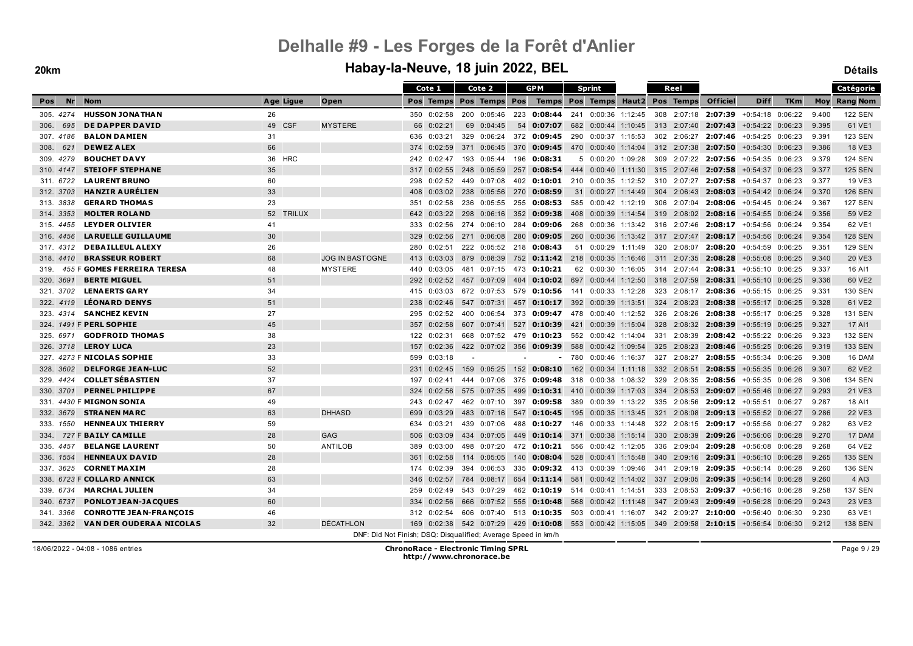# Delhalle #9 - Les Forges de la Forêt d'Anlier

## Habay-la-Neuve, 18 juin 2022, BEL

**20km** — **Détails**

| Pos | Nr | Nom | Age | Ligue | Open | Cote 1 Pos | Cote 1 Temps | Cote 2 Pos | Cote 2 Temps | GPM Pos | GPM Temps | Sprint Pos | Sprint Temps | Haut2 | Reel Pos | Reel Temps | Officiel | Diff | TKm | Moy | Catégorie Rang | Catégorie Nom |
|---|---|---|---|---|---|---|---|---|---|---|---|---|---|---|---|---|---|---|---|---|---|---|
| 305. | 4274 | **HUSSON JONATHAN** | 26 | | | 350 | 0:02:58 | 200 | 0:05:46 | 223 | **0:08:44** | 241 | 0:00:36 | 1:12:45 | 308 | 2:07:18 | **2:07:39** | +0:54:18 | 0:06:22 | 9.400 | 122 | SEN |
| 306. | 695 | **DE DAPPER DAVID** | 49 | CSF | MYSTERE | 66 | 0:02:21 | 69 | 0:04:45 | 54 | **0:07:07** | 682 | 0:00:44 | 1:10:45 | 313 | 2:07:40 | **2:07:43** | +0:54:22 | 0:06:23 | 9.395 | 61 | VE1 |
| 307. | 4186 | **BALON DAMIEN** | 31 | | | 636 | 0:03:21 | 329 | 0:06:24 | 372 | **0:09:45** | 290 | 0:00:37 | 1:15:53 | 302 | 2:06:27 | **2:07:46** | +0:54:25 | 0:06:23 | 9.391 | 123 | SEN |
| 308. | 621 | **DEWEZ ALEX** | 66 | | | 374 | 0:02:59 | 371 | 0:06:45 | 370 | **0:09:45** | 470 | 0:00:40 | 1:14:04 | 312 | 2:07:38 | **2:07:50** | +0:54:30 | 0:06:23 | 9.386 | 18 | VE3 |
| 309. | 4279 | **BOUCHET DAVY** | 36 | HRC | | 242 | 0:02:47 | 193 | 0:05:44 | 196 | **0:08:31** | 5 | 0:00:20 | 1:09:28 | 309 | 2:07:22 | **2:07:56** | +0:54:35 | 0:06:23 | 9.379 | 124 | SEN |
| 310. | 4147 | **STEIOFF STEPHANE** | 35 | | | 317 | 0:02:55 | 248 | 0:05:59 | 257 | **0:08:54** | 444 | 0:00:40 | 1:11:30 | 315 | 2:07:46 | **2:07:58** | +0:54:37 | 0:06:23 | 9.377 | 125 | SEN |
| 311. | 6722 | **LAURENT BRUNO** | 60 | | | 298 | 0:02:52 | 449 | 0:07:08 | 402 | **0:10:01** | 210 | 0:00:35 | 1:12:52 | 310 | 2:07:27 | **2:07:58** | +0:54:37 | 0:06:23 | 9.377 | 19 | VE3 |
| 312. | 3703 | **HANZIR AURÉLIEN** | 33 | | | 408 | 0:03:02 | 238 | 0:05:56 | 270 | **0:08:59** | 31 | 0:00:27 | 1:14:49 | 304 | 2:06:43 | **2:08:03** | +0:54:42 | 0:06:24 | 9.370 | 126 | SEN |
| 313. | 3838 | **GERARD THOMAS** | 23 | | | 351 | 0:02:58 | 236 | 0:05:55 | 255 | **0:08:53** | 585 | 0:00:42 | 1:12:19 | 306 | 2:07:04 | **2:08:06** | +0:54:45 | 0:06:24 | 9.367 | 127 | SEN |
| 314. | 3353 | **MOLTER ROLAND** | 52 | TRILUX | | 642 | 0:03:22 | 298 | 0:06:16 | 352 | **0:09:38** | 408 | 0:00:39 | 1:14:54 | 319 | 2:08:02 | **2:08:16** | +0:54:55 | 0:06:24 | 9.356 | 59 | VE2 |
| 315. | 4455 | **LEYDER OLIVIER** | 41 | | | 333 | 0:02:56 | 274 | 0:06:10 | 284 | **0:09:06** | 268 | 0:00:36 | 1:13:42 | 316 | 2:07:46 | **2:08:17** | +0:54:56 | 0:06:24 | 9.354 | 62 | VE1 |
| 316. | 4456 | **LARUELLE GUILLAUME** | 30 | | | 329 | 0:02:56 | 271 | 0:06:08 | 280 | **0:09:05** | 260 | 0:00:36 | 1:13:42 | 317 | 2:07:47 | **2:08:17** | +0:54:56 | 0:06:24 | 9.354 | 128 | SEN |
| 317. | 4312 | **DEBAILLEUL ALEXY** | 26 | | | 280 | 0:02:51 | 222 | 0:05:52 | 218 | **0:08:43** | 51 | 0:00:29 | 1:11:49 | 320 | 2:08:07 | **2:08:20** | +0:54:59 | 0:06:25 | 9.351 | 129 | SEN |
| 318. | 4410 | **BRASSEUR ROBERT** | 68 | | JOG IN BASTOGNE | 413 | 0:03:03 | 879 | 0:08:39 | 752 | **0:11:42** | 218 | 0:00:35 | 1:16:46 | 311 | 2:07:35 | **2:08:28** | +0:55:08 | 0:06:25 | 9.340 | 20 | VE3 |
| 319. | 455 F | **GOMES FERREIRA TERESA** | 48 | | MYSTERE | 440 | 0:03:05 | 481 | 0:07:15 | 473 | **0:10:21** | 62 | 0:00:30 | 1:16:05 | 314 | 2:07:44 | **2:08:31** | +0:55:10 | 0:06:25 | 9.337 | 16 | AI1 |
| 320. | 3691 | **BERTE MIGUEL** | 51 | | | 292 | 0:02:52 | 457 | 0:07:09 | 404 | **0:10:02** | 697 | 0:00:44 | 1:12:50 | 318 | 2:07:59 | **2:08:31** | +0:55:10 | 0:06:25 | 9.336 | 60 | VE2 |
| 321. | 3702 | **LENAERTS GARY** | 34 | | | 415 | 0:03:03 | 672 | 0:07:53 | 579 | **0:10:56** | 141 | 0:00:33 | 1:12:28 | 323 | 2:08:17 | **2:08:36** | +0:55:15 | 0:06:25 | 9.331 | 130 | SEN |
| 322. | 4119 | **LÉONARD DENYS** | 51 | | | 238 | 0:02:46 | 547 | 0:07:31 | 457 | **0:10:17** | 392 | 0:00:39 | 1:13:51 | 324 | 2:08:23 | **2:08:38** | +0:55:17 | 0:06:25 | 9.328 | 61 | VE2 |
| 323. | 4314 | **SANCHEZ KEVIN** | 27 | | | 295 | 0:02:52 | 400 | 0:06:54 | 373 | **0:09:47** | 478 | 0:00:40 | 1:12:52 | 326 | 2:08:26 | **2:08:38** | +0:55:17 | 0:06:25 | 9.328 | 131 | SEN |
| 324. | 1491 F | **PERL SOPHIE** | 45 | | | 357 | 0:02:58 | 607 | 0:07:41 | 527 | **0:10:39** | 421 | 0:00:39 | 1:15:04 | 328 | 2:08:32 | **2:08:39** | +0:55:19 | 0:06:25 | 9.327 | 17 | AI1 |
| 325. | 6971 | **GODFROID THOMAS** | 38 | | | 122 | 0:02:31 | 668 | 0:07:52 | 479 | **0:10:23** | 552 | 0:00:42 | 1:14:04 | 331 | 2:08:39 | **2:08:42** | +0:55:22 | 0:06:26 | 9.323 | 132 | SEN |
| 326. | 3718 | **LEROY LUCA** | 23 | | | 157 | 0:02:36 | 422 | 0:07:02 | 356 | **0:09:39** | 588 | 0:00:42 | 1:09:54 | 325 | 2:08:23 | **2:08:46** | +0:55:25 | 0:06:26 | 9.319 | 133 | SEN |
| 327. | 4273 F | **NICOLAS SOPHIE** | 33 | | | 599 | 0:03:18 | | - | | **-** | 780 | 0:00:46 | 1:16:37 | 327 | 2:08:27 | **2:08:55** | +0:55:34 | 0:06:26 | 9.308 | 16 | DAM |
| 328. | 3602 | **DELFORGE JEAN-LUC** | 52 | | | 231 | 0:02:45 | 159 | 0:05:25 | 152 | **0:08:10** | 162 | 0:00:34 | 1:11:18 | 332 | 2:08:51 | **2:08:55** | +0:55:35 | 0:06:26 | 9.307 | 62 | VE2 |
| 329. | 4424 | **COLLET SÉBASTIEN** | 37 | | | 197 | 0:02:41 | 444 | 0:07:06 | 375 | **0:09:48** | 318 | 0:00:38 | 1:08:32 | 329 | 2:08:35 | **2:08:56** | +0:55:35 | 0:06:26 | 9.306 | 134 | SEN |
| 330. | 3701 | **PERNEL PHILIPPE** | 67 | | | 324 | 0:02:56 | 575 | 0:07:35 | 499 | **0:10:31** | 410 | 0:00:39 | 1:17:03 | 334 | 2:08:53 | **2:09:07** | +0:55:46 | 0:06:27 | 9.293 | 21 | VE3 |
| 331. | 4430 F | **MIGNON SONIA** | 49 | | | 243 | 0:02:47 | 462 | 0:07:10 | 397 | **0:09:58** | 389 | 0:00:39 | 1:13:22 | 335 | 2:08:56 | **2:09:12** | +0:55:51 | 0:06:27 | 9.287 | 18 | AI1 |
| 332. | 3679 | **STRANEN MARC** | 63 | | DHHASD | 699 | 0:03:29 | 483 | 0:07:16 | 547 | **0:10:45** | 195 | 0:00:35 | 1:13:45 | 321 | 2:08:08 | **2:09:13** | +0:55:52 | 0:06:27 | 9.286 | 22 | VE3 |
| 333. | 1550 | **HENNEAUX THIERRY** | 59 | | | 634 | 0:03:21 | 439 | 0:07:06 | 488 | **0:10:27** | 146 | 0:00:33 | 1:14:48 | 322 | 2:08:15 | **2:09:17** | +0:55:56 | 0:06:27 | 9.282 | 63 | VE2 |
| 334. | 727 F | **BAILY CAMILLE** | 28 | | GAG | 506 | 0:03:09 | 434 | 0:07:05 | 449 | **0:10:14** | 371 | 0:00:38 | 1:15:14 | 330 | 2:08:39 | **2:09:26** | +0:56:06 | 0:06:28 | 9.270 | 17 | DAM |
| 335. | 4457 | **BELANGE LAURENT** | 50 | | ANTILOB | 389 | 0:03:00 | 498 | 0:07:20 | 472 | **0:10:21** | 556 | 0:00:42 | 1:12:05 | 336 | 2:09:04 | **2:09:28** | +0:56:08 | 0:06:28 | 9.268 | 64 | VE2 |
| 336. | 1554 | **HENNEAUX DAVID** | 28 | | | 361 | 0:02:58 | 114 | 0:05:05 | 140 | **0:08:04** | 528 | 0:00:41 | 1:15:48 | 340 | 2:09:16 | **2:09:31** | +0:56:10 | 0:06:28 | 9.265 | 135 | SEN |
| 337. | 3625 | **CORNET MAXIM** | 28 | | | 174 | 0:02:39 | 394 | 0:06:53 | 335 | **0:09:32** | 413 | 0:00:39 | 1:09:46 | 341 | 2:09:19 | **2:09:35** | +0:56:14 | 0:06:28 | 9.260 | 136 | SEN |
| 338. | 6723 F | **COLLARD ANNICK** | 63 | | | 346 | 0:02:57 | 784 | 0:08:17 | 654 | **0:11:14** | 581 | 0:00:42 | 1:14:02 | 337 | 2:09:05 | **2:09:35** | +0:56:14 | 0:06:28 | 9.260 | 4 | AI3 |
| 339. | 6734 | **MARCHAL JULIEN** | 34 | | | 259 | 0:02:49 | 543 | 0:07:29 | 462 | **0:10:19** | 514 | 0:00:41 | 1:14:51 | 333 | 2:08:53 | **2:09:37** | +0:56:16 | 0:06:28 | 9.258 | 137 | SEN |
| 340. | 6737 | **PONLOT JEAN-JACQUES** | 60 | | | 334 | 0:02:56 | 666 | 0:07:52 | 555 | **0:10:48** | 568 | 0:00:42 | 1:11:48 | 347 | 2:09:43 | **2:09:49** | +0:56:28 | 0:06:29 | 9.243 | 23 | VE3 |
| 341. | 3366 | **CONROTTE JEAN-FRANÇOIS** | 46 | | | 312 | 0:02:54 | 606 | 0:07:40 | 513 | **0:10:35** | 503 | 0:00:41 | 1:16:07 | 342 | 2:09:27 | **2:10:00** | +0:56:40 | 0:06:30 | 9.230 | 63 | VE1 |
| 342. | 3362 | **VAN DER OUDERAA NICOLAS** | 32 | | DÉCATHLON | 169 | 0:02:38 | 542 | 0:07:29 | 429 | **0:10:08** | 553 | 0:00:42 | 1:15:05 | 349 | 2:09:58 | **2:10:15** | +0:56:54 | 0:06:30 | 9.212 | 138 | SEN |

DNF: Did Not Finish; DSQ: Disqualified; Average Speed in km/h

18/06/2022 - 04:08 - 1086 entries

**ChronoRace - Electronic Timing SPRL**
**http://www.chronorace.be**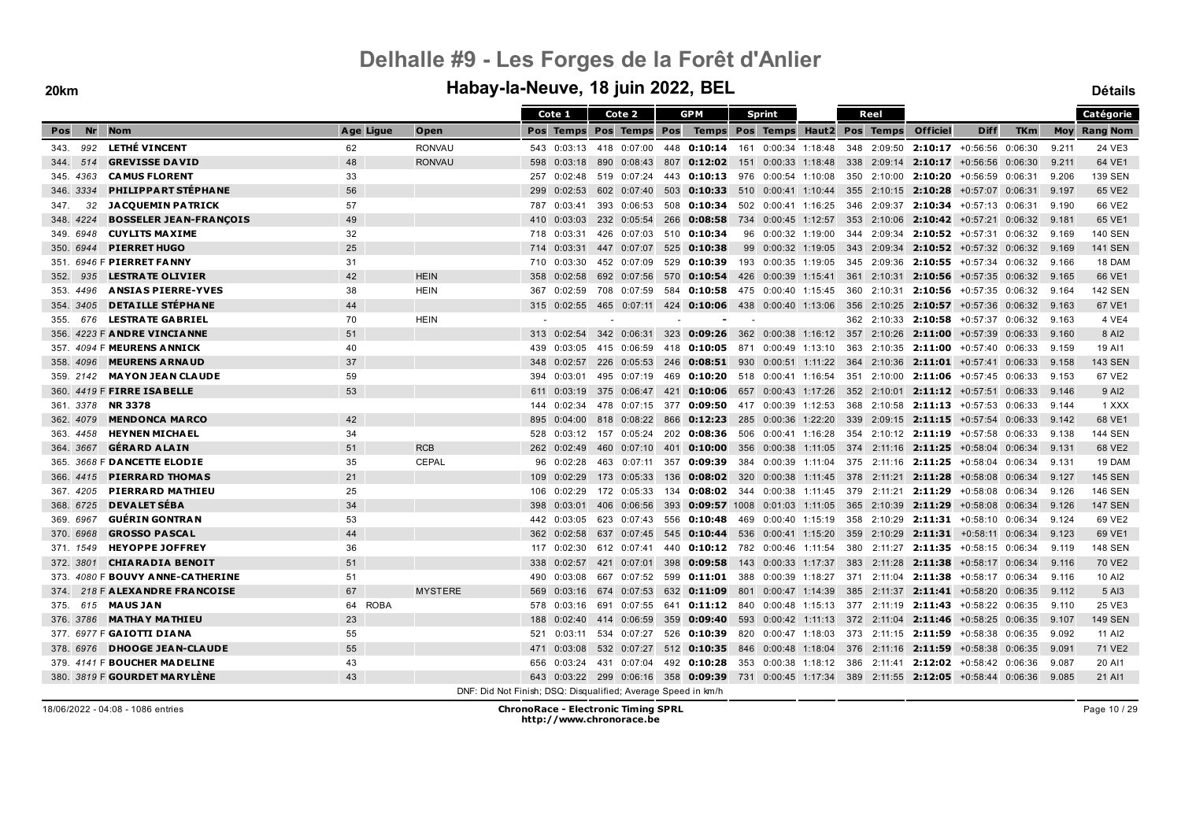# Delhalle #9 - Les Forges de la Forêt d'Anlier

## Habay-la-Neuve, 18 juin 2022, BEL

**20km** **Détails**

| Pos | Nr | Nom | Age | Ligue | Open | Cote 1 Pos | Cote 1 Temps | Cote 2 Pos | Cote 2 Temps | GPM Pos | GPM Temps | Sprint Pos | Sprint Temps | Haut2 | Reel Pos | Reel Temps | Officiel | Diff | TKm | Moy | Catégorie Rang | Catégorie Nom |
|---|---|---|---|---|---|---|---|---|---|---|---|---|---|---|---|---|---|---|---|---|---|---|
| 343. | 992 | **LETHÉ VINCENT** | 62 | | RONVAU | 543 | 0:03:13 | 418 | 0:07:00 | 448 | **0:10:14** | 161 | 0:00:34 | 1:18:48 | 348 | 2:09:50 | **2:10:17** | +0:56:56 | 0:06:30 | 9.211 | 24 | VE3 |
| 344. | 514 | **GREVISSE DAVID** | 48 | | RONVAU | 598 | 0:03:18 | 890 | 0:08:43 | 807 | **0:12:02** | 151 | 0:00:33 | 1:18:48 | 338 | 2:09:14 | **2:10:17** | +0:56:56 | 0:06:30 | 9.211 | 64 | VE1 |
| 345. | 4363 | **CAMUS FLORENT** | 33 | | | 257 | 0:02:48 | 519 | 0:07:24 | 443 | **0:10:13** | 976 | 0:00:54 | 1:10:08 | 350 | 2:10:00 | **2:10:20** | +0:56:59 | 0:06:31 | 9.206 | 139 | SEN |
| 346. | 3334 | **PHILIPPART STÉPHANE** | 56 | | | 299 | 0:02:53 | 602 | 0:07:40 | 503 | **0:10:33** | 510 | 0:00:41 | 1:10:44 | 355 | 2:10:15 | **2:10:28** | +0:57:07 | 0:06:31 | 9.197 | 65 | VE2 |
| 347. | 32 | **JACQUEMIN PATRICK** | 57 | | | 787 | 0:03:41 | 393 | 0:06:53 | 508 | **0:10:34** | 502 | 0:00:41 | 1:16:25 | 346 | 2:09:37 | **2:10:34** | +0:57:13 | 0:06:31 | 9.190 | 66 | VE2 |
| 348. | 4224 | **BOSSELER JEAN-FRANÇOIS** | 49 | | | 410 | 0:03:03 | 232 | 0:05:54 | 266 | **0:08:58** | 734 | 0:00:45 | 1:12:57 | 353 | 2:10:06 | **2:10:42** | +0:57:21 | 0:06:32 | 9.181 | 65 | VE1 |
| 349. | 6948 | **CUYLITS MAXIME** | 32 | | | 718 | 0:03:31 | 426 | 0:07:03 | 510 | **0:10:34** | 96 | 0:00:32 | 1:19:00 | 344 | 2:09:34 | **2:10:52** | +0:57:31 | 0:06:32 | 9.169 | 140 | SEN |
| 350. | 6944 | **PIERRET HUGO** | 25 | | | 714 | 0:03:31 | 447 | 0:07:07 | 525 | **0:10:38** | 99 | 0:00:32 | 1:19:05 | 343 | 2:09:34 | **2:10:52** | +0:57:32 | 0:06:32 | 9.169 | 141 | SEN |
| 351. | 6946 F | **PIERRET FANNY** | 31 | | | 710 | 0:03:30 | 452 | 0:07:09 | 529 | **0:10:39** | 193 | 0:00:35 | 1:19:05 | 345 | 2:09:36 | **2:10:55** | +0:57:34 | 0:06:32 | 9.166 | 18 | DAM |
| 352. | 935 | **LESTRATE OLIVIER** | 42 | | HEIN | 358 | 0:02:58 | 692 | 0:07:56 | 570 | **0:10:54** | 426 | 0:00:39 | 1:15:41 | 361 | 2:10:31 | **2:10:56** | +0:57:35 | 0:06:32 | 9.165 | 66 | VE1 |
| 353. | 4496 | **ANSIAS PIERRE-YVES** | 38 | | HEIN | 367 | 0:02:59 | 708 | 0:07:59 | 584 | **0:10:58** | 475 | 0:00:40 | 1:15:45 | 360 | 2:10:31 | **2:10:56** | +0:57:35 | 0:06:32 | 9.164 | 142 | SEN |
| 354. | 3405 | **DETAILLE STÉPHANE** | 44 | | | 315 | 0:02:55 | 465 | 0:07:11 | 424 | **0:10:06** | 438 | 0:00:40 | 1:13:06 | 356 | 2:10:25 | **2:10:57** | +0:57:36 | 0:06:32 | 9.163 | 67 | VE1 |
| 355. | 676 | **LESTRATE GABRIEL** | 70 | | HEIN | - | | - | | - | **-** | - | | | 362 | 2:10:33 | **2:10:58** | +0:57:37 | 0:06:32 | 9.163 | 4 | VE4 |
| 356. | 4223 F | **ANDRE VINCIANNE** | 51 | | | 313 | 0:02:54 | 342 | 0:06:31 | 323 | **0:09:26** | 362 | 0:00:38 | 1:16:12 | 357 | 2:10:26 | **2:11:00** | +0:57:39 | 0:06:33 | 9.160 | 8 | AI2 |
| 357. | 4094 F | **MEURENS ANNICK** | 40 | | | 439 | 0:03:05 | 415 | 0:06:59 | 418 | **0:10:05** | 871 | 0:00:49 | 1:13:10 | 363 | 2:10:35 | **2:11:00** | +0:57:40 | 0:06:33 | 9.159 | 19 | AI1 |
| 358. | 4096 | **MEURENS ARNAUD** | 37 | | | 348 | 0:02:57 | 226 | 0:05:53 | 246 | **0:08:51** | 930 | 0:00:51 | 1:11:22 | 364 | 2:10:36 | **2:11:01** | +0:57:41 | 0:06:33 | 9.158 | 143 | SEN |
| 359. | 2142 | **MAYON JEAN CLAUDE** | 59 | | | 394 | 0:03:01 | 495 | 0:07:19 | 469 | **0:10:20** | 518 | 0:00:41 | 1:16:54 | 351 | 2:10:00 | **2:11:06** | +0:57:45 | 0:06:33 | 9.153 | 67 | VE2 |
| 360. | 4419 F | **FIRRE ISABELLE** | 53 | | | 611 | 0:03:19 | 375 | 0:06:47 | 421 | **0:10:06** | 657 | 0:00:43 | 1:17:26 | 352 | 2:10:01 | **2:11:12** | +0:57:51 | 0:06:33 | 9.146 | 9 | AI2 |
| 361. | 3378 | **NR 3378** | | | | 144 | 0:02:34 | 478 | 0:07:15 | 377 | **0:09:50** | 417 | 0:00:39 | 1:12:53 | 368 | 2:10:58 | **2:11:13** | +0:57:53 | 0:06:33 | 9.144 | 1 | XXX |
| 362. | 4079 | **MENDONCA MARCO** | 42 | | | 895 | 0:04:00 | 818 | 0:08:22 | 866 | **0:12:23** | 285 | 0:00:36 | 1:22:20 | 339 | 2:09:15 | **2:11:15** | +0:57:54 | 0:06:33 | 9.142 | 68 | VE1 |
| 363. | 4458 | **HEYNEN MICHAEL** | 34 | | | 528 | 0:03:12 | 157 | 0:05:24 | 202 | **0:08:36** | 506 | 0:00:41 | 1:16:28 | 354 | 2:10:12 | **2:11:19** | +0:57:58 | 0:06:33 | 9.138 | 144 | SEN |
| 364. | 3667 | **GÉRARD ALAIN** | 51 | | RCB | 262 | 0:02:49 | 460 | 0:07:10 | 401 | **0:10:00** | 356 | 0:00:38 | 1:11:05 | 374 | 2:11:16 | **2:11:25** | +0:58:04 | 0:06:34 | 9.131 | 68 | VE2 |
| 365. | 3668 F | **DANCETTE ELODIE** | 35 | | CEPAL | 96 | 0:02:28 | 463 | 0:07:11 | 357 | **0:09:39** | 384 | 0:00:39 | 1:11:04 | 375 | 2:11:16 | **2:11:25** | +0:58:04 | 0:06:34 | 9.131 | 19 | DAM |
| 366. | 4415 | **PIERRARD THOMAS** | 21 | | | 109 | 0:02:29 | 173 | 0:05:33 | 136 | **0:08:02** | 320 | 0:00:38 | 1:11:45 | 378 | 2:11:21 | **2:11:28** | +0:58:08 | 0:06:34 | 9.127 | 145 | SEN |
| 367. | 4205 | **PIERRARD MATHIEU** | 25 | | | 106 | 0:02:29 | 172 | 0:05:33 | 134 | **0:08:02** | 344 | 0:00:38 | 1:11:45 | 379 | 2:11:21 | **2:11:29** | +0:58:08 | 0:06:34 | 9.126 | 146 | SEN |
| 368. | 6725 | **DEVALET SÉBA** | 34 | | | 398 | 0:03:01 | 406 | 0:06:56 | 393 | **0:09:57** | 1008 | 0:01:03 | 1:11:05 | 365 | 2:10:39 | **2:11:29** | +0:58:08 | 0:06:34 | 9.126 | 147 | SEN |
| 369. | 6967 | **GUÉRIN GONTRAN** | 53 | | | 442 | 0:03:05 | 623 | 0:07:43 | 556 | **0:10:48** | 469 | 0:00:40 | 1:15:19 | 358 | 2:10:29 | **2:11:31** | +0:58:10 | 0:06:34 | 9.124 | 69 | VE2 |
| 370. | 6968 | **GROSSO PASCAL** | 44 | | | 362 | 0:02:58 | 637 | 0:07:45 | 545 | **0:10:44** | 536 | 0:00:41 | 1:15:20 | 359 | 2:10:29 | **2:11:31** | +0:58:11 | 0:06:34 | 9.123 | 69 | VE1 |
| 371. | 1549 | **HEYOPPE JOFFREY** | 36 | | | 117 | 0:02:30 | 612 | 0:07:41 | 440 | **0:10:12** | 782 | 0:00:46 | 1:11:54 | 380 | 2:11:27 | **2:11:35** | +0:58:15 | 0:06:34 | 9.119 | 148 | SEN |
| 372. | 3801 | **CHIARADIA BENOIT** | 51 | | | 338 | 0:02:57 | 421 | 0:07:01 | 398 | **0:09:58** | 143 | 0:00:33 | 1:17:37 | 383 | 2:11:28 | **2:11:38** | +0:58:17 | 0:06:34 | 9.116 | 70 | VE2 |
| 373. | 4080 F | **BOUVY ANNE-CATHERINE** | 51 | | | 490 | 0:03:08 | 667 | 0:07:52 | 599 | **0:11:01** | 388 | 0:00:39 | 1:18:27 | 371 | 2:11:04 | **2:11:38** | +0:58:17 | 0:06:34 | 9.116 | 10 | AI2 |
| 374. | 218 F | **ALEXANDRE FRANCOISE** | 67 | | MYSTERE | 569 | 0:03:16 | 674 | 0:07:53 | 632 | **0:11:09** | 801 | 0:00:47 | 1:14:39 | 385 | 2:11:37 | **2:11:41** | +0:58:20 | 0:06:35 | 9.112 | 5 | AI3 |
| 375. | 615 | **MAUS JAN** | 64 | ROBA | | 578 | 0:03:16 | 691 | 0:07:55 | 641 | **0:11:12** | 840 | 0:00:48 | 1:15:13 | 377 | 2:11:19 | **2:11:43** | +0:58:22 | 0:06:35 | 9.110 | 25 | VE3 |
| 376. | 3786 | **MATHAY MATHIEU** | 23 | | | 188 | 0:02:40 | 414 | 0:06:59 | 359 | **0:09:40** | 593 | 0:00:42 | 1:11:13 | 372 | 2:11:04 | **2:11:46** | +0:58:25 | 0:06:35 | 9.107 | 149 | SEN |
| 377. | 6977 F | **GAIOTTI DIANA** | 55 | | | 521 | 0:03:11 | 534 | 0:07:27 | 526 | **0:10:39** | 820 | 0:00:47 | 1:18:03 | 373 | 2:11:15 | **2:11:59** | +0:58:38 | 0:06:35 | 9.092 | 11 | AI2 |
| 378. | 6976 | **DHOOGE JEAN-CLAUDE** | 55 | | | 471 | 0:03:08 | 532 | 0:07:27 | 512 | **0:10:35** | 846 | 0:00:48 | 1:18:04 | 376 | 2:11:16 | **2:11:59** | +0:58:38 | 0:06:35 | 9.091 | 71 | VE2 |
| 379. | 4141 F | **BOUCHER MADELINE** | 43 | | | 656 | 0:03:24 | 431 | 0:07:04 | 492 | **0:10:28** | 353 | 0:00:38 | 1:18:12 | 386 | 2:11:41 | **2:12:02** | +0:58:42 | 0:06:36 | 9.087 | 20 | AI1 |
| 380. | 3819 F | **GOURDET MARYLÈNE** | 43 | | | 643 | 0:03:22 | 299 | 0:06:16 | 358 | **0:09:39** | 731 | 0:00:45 | 1:17:34 | 389 | 2:11:55 | **2:12:05** | +0:58:44 | 0:06:36 | 9.085 | 21 | AI1 |

DNF: Did Not Finish; DSQ: Disqualified; Average Speed in km/h

18/06/2022 - 04:08 - 1086 entries

**ChronoRace - Electronic Timing SPRL**
**http://www.chronorace.be**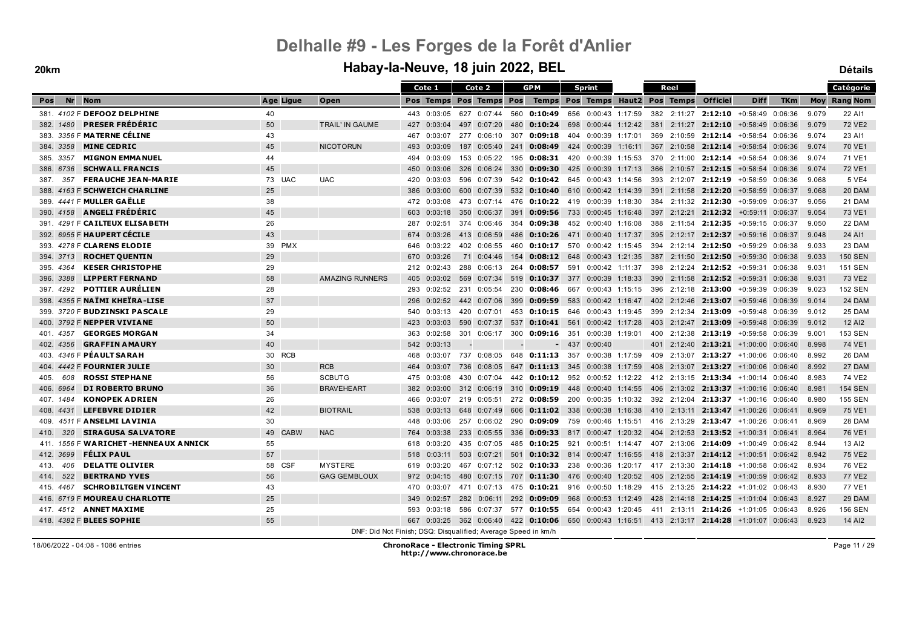# Delhalle #9 - Les Forges de la Forêt d'Anlier

## Habay-la-Neuve, 18 juin 2022, BEL

**20km** — **Détails**

| Pos | Nr | Nom | Age | Ligue | Open | Cote 1 Pos | Cote 1 Temps | Cote 2 Pos | Cote 2 Temps | GPM Pos | GPM Temps | Sprint Pos | Sprint Temps | Haut2 | Reel Pos | Reel Temps | Officiel | Diff | TKm | Moy | Catégorie Rang Nom |
|---|---|---|---|---|---|---|---|---|---|---|---|---|---|---|---|---|---|---|---|---|---|
| 381. | 4102 F | DEFOOZ DELPHINE | 40 | | | 443 | 0:03:05 | 627 | 0:07:44 | 560 | 0:10:49 | 656 | 0:00:43 | 1:17:59 | 382 | 2:11:27 | 2:12:10 | +0:58:49 | 0:06:36 | 9.079 | 22 AI1 |
| 382. | 1480 | PRESER FRÉDÉRIC | 50 | | TRAIL' IN GAUME | 427 | 0:03:04 | 497 | 0:07:20 | 480 | 0:10:24 | 698 | 0:00:44 | 1:12:42 | 381 | 2:11:27 | 2:12:10 | +0:58:49 | 0:06:36 | 9.079 | 72 VE2 |
| 383. | 3356 F | MATERNE CÉLINE | 43 | | | 467 | 0:03:07 | 277 | 0:06:10 | 307 | 0:09:18 | 404 | 0:00:39 | 1:17:01 | 369 | 2:10:59 | 2:12:14 | +0:58:54 | 0:06:36 | 9.074 | 23 AI1 |
| 384. | 3358 | MINE CEDRIC | 45 | | NICOTORUN | 493 | 0:03:09 | 187 | 0:05:40 | 241 | 0:08:49 | 424 | 0:00:39 | 1:16:11 | 367 | 2:10:58 | 2:12:14 | +0:58:54 | 0:06:36 | 9.074 | 70 VE1 |
| 385. | 3357 | MIGNON EMMANUEL | 44 | | | 494 | 0:03:09 | 153 | 0:05:22 | 195 | 0:08:31 | 420 | 0:00:39 | 1:15:53 | 370 | 2:11:00 | 2:12:14 | +0:58:54 | 0:06:36 | 9.074 | 71 VE1 |
| 386. | 6736 | SCHWALL FRANCIS | 45 | | | 450 | 0:03:06 | 326 | 0:06:24 | 330 | 0:09:30 | 425 | 0:00:39 | 1:17:13 | 366 | 2:10:57 | 2:12:15 | +0:58:54 | 0:06:36 | 9.074 | 72 VE1 |
| 387. | 357 | FERAUCHE JEAN-MARIE | 73 | UAC | UAC | 420 | 0:03:03 | 596 | 0:07:39 | 542 | 0:10:42 | 645 | 0:00:43 | 1:14:56 | 393 | 2:12:07 | 2:12:19 | +0:58:59 | 0:06:36 | 9.068 | 5 VE4 |
| 388. | 4163 F | SCHWEICH CHARLINE | 25 | | | 386 | 0:03:00 | 600 | 0:07:39 | 532 | 0:10:40 | 610 | 0:00:42 | 1:14:39 | 391 | 2:11:58 | 2:12:20 | +0:58:59 | 0:06:37 | 9.068 | 20 DAM |
| 389. | 4441 F | MULLER GAËLLE | 38 | | | 472 | 0:03:08 | 473 | 0:07:14 | 476 | 0:10:22 | 419 | 0:00:39 | 1:18:30 | 384 | 2:11:32 | 2:12:30 | +0:59:09 | 0:06:37 | 9.056 | 21 DAM |
| 390. | 4158 | ANGELI FRÉDÉRIC | 45 | | | 603 | 0:03:18 | 350 | 0:06:37 | 391 | 0:09:56 | 733 | 0:00:45 | 1:16:48 | 397 | 2:12:21 | 2:12:32 | +0:59:11 | 0:06:37 | 9.054 | 73 VE1 |
| 391. | 4291 F | CAILTEUX ELISABETH | 26 | | | 287 | 0:02:51 | 374 | 0:06:46 | 354 | 0:09:38 | 452 | 0:00:40 | 1:16:08 | 388 | 2:11:54 | 2:12:35 | +0:59:15 | 0:06:37 | 9.050 | 22 DAM |
| 392. | 6955 F | HAUPERT CÉCILE | 43 | | | 674 | 0:03:26 | 413 | 0:06:59 | 486 | 0:10:26 | 471 | 0:00:40 | 1:17:37 | 395 | 2:12:17 | 2:12:37 | +0:59:16 | 0:06:37 | 9.048 | 24 AI1 |
| 393. | 4278 F | CLARENS ELODIE | 39 | PMX | | 646 | 0:03:22 | 402 | 0:06:55 | 460 | 0:10:17 | 570 | 0:00:42 | 1:15:45 | 394 | 2:12:14 | 2:12:50 | +0:59:29 | 0:06:38 | 9.033 | 23 DAM |
| 394. | 3713 | ROCHET QUENTIN | 29 | | | 670 | 0:03:26 | 71 | 0:04:46 | 154 | 0:08:12 | 648 | 0:00:43 | 1:21:35 | 387 | 2:11:50 | 2:12:50 | +0:59:30 | 0:06:38 | 9.033 | 150 SEN |
| 395. | 4364 | KESER CHRISTOPHE | 29 | | | 212 | 0:02:43 | 288 | 0:06:13 | 264 | 0:08:57 | 591 | 0:00:42 | 1:11:37 | 398 | 2:12:24 | 2:12:52 | +0:59:31 | 0:06:38 | 9.031 | 151 SEN |
| 396. | 3388 | LIPPERT FERNAND | 58 | | AMAZING RUNNERS | 405 | 0:03:02 | 569 | 0:07:34 | 519 | 0:10:37 | 377 | 0:00:39 | 1:18:33 | 390 | 2:11:58 | 2:12:52 | +0:59:31 | 0:06:38 | 9.031 | 73 VE2 |
| 397. | 4292 | POTTIER AURÉLIEN | 28 | | | 293 | 0:02:52 | 231 | 0:05:54 | 230 | 0:08:46 | 667 | 0:00:43 | 1:15:15 | 396 | 2:12:18 | 2:13:00 | +0:59:39 | 0:06:39 | 9.023 | 152 SEN |
| 398. | 4355 F | NAÏMI KHEÏRA-LISE | 37 | | | 296 | 0:02:52 | 442 | 0:07:06 | 399 | 0:09:59 | 583 | 0:00:42 | 1:16:47 | 402 | 2:12:46 | 2:13:07 | +0:59:46 | 0:06:39 | 9.014 | 24 DAM |
| 399. | 3720 F | BUDZINSKI PASCALE | 29 | | | 540 | 0:03:13 | 420 | 0:07:01 | 453 | 0:10:15 | 646 | 0:00:43 | 1:19:45 | 399 | 2:12:34 | 2:13:09 | +0:59:48 | 0:06:39 | 9.012 | 25 DAM |
| 400. | 3792 F | NEPPER VIVIANE | 50 | | | 423 | 0:03:03 | 590 | 0:07:37 | 537 | 0:10:41 | 561 | 0:00:42 | 1:17:28 | 403 | 2:12:47 | 2:13:09 | +0:59:48 | 0:06:39 | 9.012 | 12 AI2 |
| 401. | 4357 | GEORGES MORGAN | 34 | | | 363 | 0:02:58 | 301 | 0:06:17 | 300 | 0:09:16 | 351 | 0:00:38 | 1:19:01 | 400 | 2:12:38 | 2:13:19 | +0:59:58 | 0:06:39 | 9.001 | 153 SEN |
| 402. | 4356 | GRAFFIN AMAURY | 40 | | | 542 | 0:03:13 | - | | - | - | 437 | 0:00:40 | | 401 | 2:12:40 | 2:13:21 | +1:00:00 | 0:06:40 | 8.998 | 74 VE1 |
| 403. | 4346 F | PÉAULT SARAH | 30 | RCB | | 468 | 0:03:07 | 737 | 0:08:05 | 648 | 0:11:13 | 357 | 0:00:38 | 1:17:59 | 409 | 2:13:07 | 2:13:27 | +1:00:06 | 0:06:40 | 8.992 | 26 DAM |
| 404. | 4442 F | FOURNIER JULIE | 30 | | RCB | 464 | 0:03:07 | 736 | 0:08:05 | 647 | 0:11:13 | 345 | 0:00:38 | 1:17:59 | 408 | 2:13:07 | 2:13:27 | +1:00:06 | 0:06:40 | 8.992 | 27 DAM |
| 405. | 608 | ROSSI STEPHANE | 56 | | SCBUTG | 475 | 0:03:08 | 430 | 0:07:04 | 442 | 0:10:12 | 952 | 0:00:52 | 1:12:22 | 412 | 2:13:15 | 2:13:34 | +1:00:14 | 0:06:40 | 8.983 | 74 VE2 |
| 406. | 6964 | DI ROBERTO BRUNO | 36 | | BRAVEHEART | 382 | 0:03:00 | 312 | 0:06:19 | 310 | 0:09:19 | 448 | 0:00:40 | 1:14:55 | 406 | 2:13:02 | 2:13:37 | +1:00:16 | 0:06:40 | 8.981 | 154 SEN |
| 407. | 1484 | KONOPEK ADRIEN | 26 | | | 466 | 0:03:07 | 219 | 0:05:51 | 272 | 0:08:59 | 200 | 0:00:35 | 1:10:32 | 392 | 2:12:04 | 2:13:37 | +1:00:16 | 0:06:40 | 8.980 | 155 SEN |
| 408. | 4431 | LEFEBVRE DIDIER | 42 | | BIOTRAIL | 538 | 0:03:13 | 648 | 0:07:49 | 606 | 0:11:02 | 338 | 0:00:38 | 1:16:38 | 410 | 2:13:11 | 2:13:47 | +1:00:26 | 0:06:41 | 8.969 | 75 VE1 |
| 409. | 4511 F | ANSELMI LAVINIA | 30 | | | 448 | 0:03:06 | 257 | 0:06:02 | 290 | 0:09:09 | 759 | 0:00:46 | 1:15:51 | 416 | 2:13:29 | 2:13:47 | +1:00:26 | 0:06:41 | 8.969 | 28 DAM |
| 410. | 320 | SIRAGUSA SALVATORE | 49 | CABW | NAC | 764 | 0:03:38 | 233 | 0:05:55 | 336 | 0:09:33 | 817 | 0:00:47 | 1:20:32 | 404 | 2:12:53 | 2:13:52 | +1:00:31 | 0:06:41 | 8.964 | 76 VE1 |
| 411. | 1556 F | WARICHET-HENNEAUX ANNICK | 55 | | | 618 | 0:03:20 | 435 | 0:07:05 | 485 | 0:10:25 | 921 | 0:00:51 | 1:14:47 | 407 | 2:13:06 | 2:14:09 | +1:00:49 | 0:06:42 | 8.944 | 13 AI2 |
| 412. | 3699 | FÉLIX PAUL | 57 | | | 518 | 0:03:11 | 503 | 0:07:21 | 501 | 0:10:32 | 814 | 0:00:47 | 1:16:55 | 418 | 2:13:37 | 2:14:12 | +1:00:51 | 0:06:42 | 8.942 | 75 VE2 |
| 413. | 406 | DELATTE OLIVIER | 58 | CSF | MYSTERE | 619 | 0:03:20 | 467 | 0:07:12 | 502 | 0:10:33 | 238 | 0:00:36 | 1:20:17 | 417 | 2:13:30 | 2:14:18 | +1:00:58 | 0:06:42 | 8.934 | 76 VE2 |
| 414. | 522 | BERTRAND YVES | 56 | | GAG GEMBLOUX | 972 | 0:04:15 | 480 | 0:07:15 | 707 | 0:11:30 | 476 | 0:00:40 | 1:20:52 | 405 | 2:12:55 | 2:14:19 | +1:00:59 | 0:06:42 | 8.933 | 77 VE2 |
| 415. | 4467 | SCHROBILTGEN VINCENT | 43 | | | 470 | 0:03:07 | 471 | 0:07:13 | 475 | 0:10:21 | 916 | 0:00:50 | 1:18:29 | 415 | 2:13:25 | 2:14:22 | +1:01:02 | 0:06:43 | 8.930 | 77 VE1 |
| 416. | 6719 F | MOUREAU CHARLOTTE | 25 | | | 349 | 0:02:57 | 282 | 0:06:11 | 292 | 0:09:09 | 968 | 0:00:53 | 1:12:49 | 428 | 2:14:18 | 2:14:25 | +1:01:04 | 0:06:43 | 8.927 | 29 DAM |
| 417. | 4512 | ANNET MAXIME | 25 | | | 593 | 0:03:18 | 586 | 0:07:37 | 577 | 0:10:55 | 654 | 0:00:43 | 1:20:45 | 411 | 2:13:11 | 2:14:26 | +1:01:05 | 0:06:43 | 8.926 | 156 SEN |
| 418. | 4382 F | BLEES SOPHIE | 55 | | | 667 | 0:03:25 | 362 | 0:06:40 | 422 | 0:10:06 | 650 | 0:00:43 | 1:16:51 | 413 | 2:13:17 | 2:14:28 | +1:01:07 | 0:06:43 | 8.923 | 14 AI2 |

DNF: Did Not Finish; DSQ: Disqualified; Average Speed in km/h

18/06/2022 - 04:08 - 1086 entries

ChronoRace - Electronic Timing SPRL
http://www.chronorace.be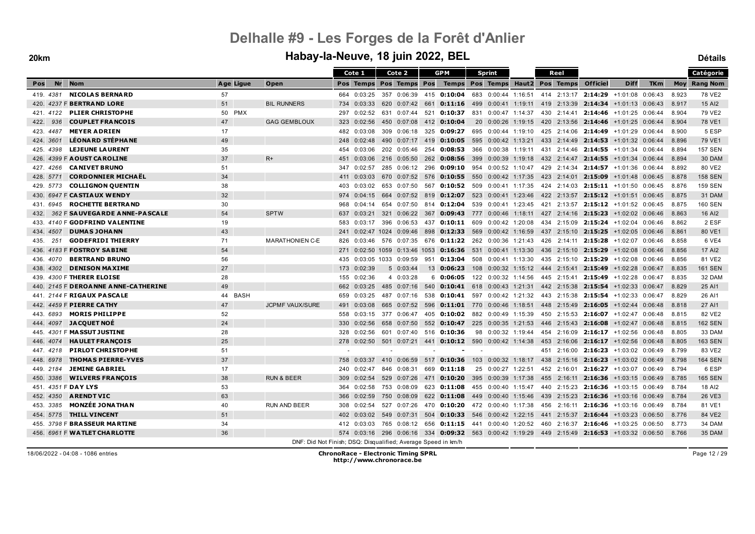# Delhalle #9 - Les Forges de la Forêt d'Anlier

## Habay-la-Neuve, 18 juin 2022, BEL

**20km** **Détails**

| Pos | Nr | Nom | Age | Ligue | Open | Cote 1 Pos | Cote 1 Temps | Cote 2 Pos | Cote 2 Temps | GPM Pos | GPM Temps | Sprint Pos | Sprint Temps | Haut2 | Reel Pos | Reel Temps | Officiel | Diff | TKm | Moy | Catégorie Rang Nom |
|---|---|---|---|---|---|---|---|---|---|---|---|---|---|---|---|---|---|---|---|---|---|
| 419. | 4381 | NICOLAS BERNARD | 57 | | | 664 | 0:03:25 | 357 | 0:06:39 | 415 | 0:10:04 | 683 | 0:00:44 | 1:16:51 | 414 | 2:13:17 | 2:14:29 | +1:01:08 | 0:06:43 | 8.923 | 78 VE2 |
| 420. | 4237 F | BERTRAND LORE | 51 | | BIL RUNNERS | 734 | 0:03:33 | 620 | 0:07:42 | 661 | 0:11:16 | 499 | 0:00:41 | 1:19:11 | 419 | 2:13:39 | 2:14:34 | +1:01:13 | 0:06:43 | 8.917 | 15 AI2 |
| 421. | 4122 | PLIER CHRISTOPHE | 50 | PMX | | 297 | 0:02:52 | 631 | 0:07:44 | 521 | 0:10:37 | 831 | 0:00:47 | 1:14:37 | 430 | 2:14:41 | 2:14:46 | +1:01:25 | 0:06:44 | 8.904 | 79 VE2 |
| 422. | 936 | COUPLET FRANCOIS | 47 | | GAG GEMBLOUX | 323 | 0:02:56 | 450 | 0:07:08 | 412 | 0:10:04 | 20 | 0:00:26 | 1:19:15 | 420 | 2:13:56 | 2:14:46 | +1:01:25 | 0:06:44 | 8.904 | 78 VE1 |
| 423. | 4487 | MEYER ADRIEN | 17 | | | 482 | 0:03:08 | 309 | 0:06:18 | 325 | 0:09:27 | 695 | 0:00:44 | 1:19:10 | 425 | 2:14:06 | 2:14:49 | +1:01:29 | 0:06:44 | 8.900 | 5 ESP |
| 424. | 3601 | LÉONARD STÉPHANE | 49 | | | 248 | 0:02:48 | 490 | 0:07:17 | 419 | 0:10:05 | 595 | 0:00:42 | 1:13:21 | 433 | 2:14:49 | 2:14:53 | +1:01:32 | 0:06:44 | 8.896 | 79 VE1 |
| 425. | 4398 | LEJEUNE LAURENT | 35 | | | 454 | 0:03:06 | 202 | 0:05:46 | 254 | 0:08:53 | 366 | 0:00:38 | 1:19:11 | 431 | 2:14:46 | 2:14:55 | +1:01:34 | 0:06:44 | 8.894 | 157 SEN |
| 426. | 4399 F | AOUST CAROLINE | 37 | | R+ | 451 | 0:03:06 | 216 | 0:05:50 | 262 | 0:08:56 | 399 | 0:00:39 | 1:19:18 | 432 | 2:14:47 | 2:14:55 | +1:01:34 | 0:06:44 | 8.894 | 30 DAM |
| 427. | 4266 | CANIVET BRUNO | 51 | | | 347 | 0:02:57 | 285 | 0:06:12 | 296 | 0:09:10 | 954 | 0:00:52 | 1:10:47 | 429 | 2:14:34 | 2:14:57 | +1:01:36 | 0:06:44 | 8.892 | 80 VE2 |
| 428. | 5771 | CORDONNIER MICHAËL | 34 | | | 411 | 0:03:03 | 670 | 0:07:52 | 576 | 0:10:55 | 550 | 0:00:42 | 1:17:35 | 423 | 2:14:01 | 2:15:09 | +1:01:48 | 0:06:45 | 8.878 | 158 SEN |
| 429. | 5773 | COLLIGNON QUENTIN | 38 | | | 403 | 0:03:02 | 653 | 0:07:50 | 567 | 0:10:52 | 509 | 0:00:41 | 1:17:35 | 424 | 2:14:03 | 2:15:11 | +1:01:50 | 0:06:45 | 8.876 | 159 SEN |
| 430. | 6947 F | CASTIAUX WENDY | 32 | | | 974 | 0:04:15 | 664 | 0:07:52 | 819 | 0:12:07 | 523 | 0:00:41 | 1:23:46 | 422 | 2:13:57 | 2:15:12 | +1:01:51 | 0:06:45 | 8.875 | 31 DAM |
| 431. | 6945 | ROCHETTE BERTRAND | 30 | | | 968 | 0:04:14 | 654 | 0:07:50 | 814 | 0:12:04 | 539 | 0:00:41 | 1:23:45 | 421 | 2:13:57 | 2:15:12 | +1:01:52 | 0:06:45 | 8.875 | 160 SEN |
| 432. | 362 F | SAUVEGARDE ANNE-PASCALE | 54 | | SPTW | 637 | 0:03:21 | 321 | 0:06:22 | 367 | 0:09:43 | 777 | 0:00:46 | 1:18:11 | 427 | 2:14:16 | 2:15:23 | +1:02:02 | 0:06:46 | 8.863 | 16 AI2 |
| 433. | 4140 F | GODFRIND VALENTINE | 19 | | | 583 | 0:03:17 | 396 | 0:06:53 | 437 | 0:10:11 | 609 | 0:00:42 | 1:20:08 | 434 | 2:15:09 | 2:15:24 | +1:02:04 | 0:06:46 | 8.862 | 2 ESF |
| 434. | 4507 | DUMAS JOHANN | 43 | | | 241 | 0:02:47 | 1024 | 0:09:46 | 898 | 0:12:33 | 569 | 0:00:42 | 1:16:59 | 437 | 2:15:10 | 2:15:25 | +1:02:05 | 0:06:46 | 8.861 | 80 VE1 |
| 435. | 251 | GODEFRIDI THIERRY | 71 | | MARATHONIEN C-E | 826 | 0:03:46 | 576 | 0:07:35 | 676 | 0:11:22 | 262 | 0:00:36 | 1:21:43 | 426 | 2:14:11 | 2:15:28 | +1:02:07 | 0:06:46 | 8.858 | 6 VE4 |
| 436. | 4183 F | FOSTROY SABINE | 54 | | | 271 | 0:02:50 | 1059 | 0:13:46 | 1053 | 0:16:36 | 531 | 0:00:41 | 1:13:30 | 436 | 2:15:10 | 2:15:29 | +1:02:08 | 0:06:46 | 8.856 | 17 AI2 |
| 436. | 4070 | BERTRAND BRUNO | 56 | | | 435 | 0:03:05 | 1033 | 0:09:59 | 951 | 0:13:04 | 508 | 0:00:41 | 1:13:30 | 435 | 2:15:10 | 2:15:29 | +1:02:08 | 0:06:46 | 8.856 | 81 VE2 |
| 438. | 4302 | DENISON MAXIME | 27 | | | 173 | 0:02:39 | 5 | 0:03:44 | 13 | 0:06:23 | 108 | 0:00:32 | 1:15:12 | 444 | 2:15:41 | 2:15:49 | +1:02:28 | 0:06:47 | 8.835 | 161 SEN |
| 439. | 4300 F | THERER ELOISE | 28 | | | 155 | 0:02:36 | 4 | 0:03:28 | 6 | 0:06:05 | 122 | 0:00:32 | 1:14:56 | 445 | 2:15:41 | 2:15:49 | +1:02:28 | 0:06:47 | 8.835 | 32 DAM |
| 440. | 2145 F | DEROANNE ANNE-CATHERINE | 49 | | | 662 | 0:03:25 | 485 | 0:07:16 | 540 | 0:10:41 | 618 | 0:00:43 | 1:21:31 | 442 | 2:15:38 | 2:15:54 | +1:02:33 | 0:06:47 | 8.829 | 25 AI1 |
| 441. | 2144 F | RIGAUX PASCALE | 44 | BASH | | 659 | 0:03:25 | 487 | 0:07:16 | 538 | 0:10:41 | 597 | 0:00:42 | 1:21:32 | 443 | 2:15:38 | 2:15:54 | +1:02:33 | 0:06:47 | 8.829 | 26 AI1 |
| 442. | 4459 F | PIERRE CATHY | 47 | | JCPMF VAUX/SURE | 491 | 0:03:08 | 665 | 0:07:52 | 596 | 0:11:01 | 770 | 0:00:46 | 1:18:51 | 448 | 2:15:49 | 2:16:05 | +1:02:44 | 0:06:48 | 8.818 | 27 AI1 |
| 443. | 6893 | MORIS PHILIPPE | 52 | | | 558 | 0:03:15 | 377 | 0:06:47 | 405 | 0:10:02 | 882 | 0:00:49 | 1:15:39 | 450 | 2:15:53 | 2:16:07 | +1:02:47 | 0:06:48 | 8.815 | 82 VE2 |
| 444. | 4097 | JACQUET NOÉ | 24 | | | 330 | 0:02:56 | 658 | 0:07:50 | 552 | 0:10:47 | 225 | 0:00:35 | 1:21:53 | 446 | 2:15:43 | 2:16:08 | +1:02:47 | 0:06:48 | 8.815 | 162 SEN |
| 445. | 4301 F | MASSUT JUSTINE | 28 | | | 328 | 0:02:56 | 601 | 0:07:40 | 516 | 0:10:36 | 98 | 0:00:32 | 1:19:44 | 454 | 2:16:09 | 2:16:17 | +1:02:56 | 0:06:48 | 8.805 | 33 DAM |
| 446. | 4074 | HAULET FRANÇOIS | 25 | | | 278 | 0:02:50 | 501 | 0:07:21 | 441 | 0:10:12 | 590 | 0:00:42 | 1:14:38 | 453 | 2:16:06 | 2:16:17 | +1:02:56 | 0:06:48 | 8.805 | 163 SEN |
| 447. | 4218 | PIRLOT CHRISTOPHE | 51 | | | - | | - | | - | - | - | | | 451 | 2:16:00 | 2:16:23 | +1:03:02 | 0:06:49 | 8.799 | 83 VE2 |
| 448. | 6978 | THOMAS PIERRE-YVES | 37 | | | 758 | 0:03:37 | 410 | 0:06:59 | 517 | 0:10:36 | 103 | 0:00:32 | 1:18:17 | 438 | 2:15:16 | 2:16:23 | +1:03:02 | 0:06:49 | 8.798 | 164 SEN |
| 449. | 2184 | JEMINE GABRIEL | 17 | | | 240 | 0:02:47 | 846 | 0:08:31 | 669 | 0:11:18 | 25 | 0:00:27 | 1:22:51 | 452 | 2:16:01 | 2:16:27 | +1:03:07 | 0:06:49 | 8.794 | 6 ESP |
| 450. | 3386 | WILVERS FRANÇOIS | 38 | | RUN & BEER | 309 | 0:02:54 | 529 | 0:07:26 | 471 | 0:10:20 | 395 | 0:00:39 | 1:17:38 | 455 | 2:16:11 | 2:16:36 | +1:03:15 | 0:06:49 | 8.785 | 165 SEN |
| 451. | 4351 F | DAY LYS | 53 | | | 364 | 0:02:58 | 753 | 0:08:09 | 623 | 0:11:08 | 455 | 0:00:40 | 1:15:47 | 440 | 2:15:23 | 2:16:36 | +1:03:15 | 0:06:49 | 8.784 | 18 AI2 |
| 452. | 4350 | ARENDT VIC | 63 | | | 366 | 0:02:59 | 750 | 0:08:09 | 622 | 0:11:08 | 449 | 0:00:40 | 1:15:46 | 439 | 2:15:23 | 2:16:36 | +1:03:16 | 0:06:49 | 8.784 | 26 VE3 |
| 453. | 3385 | MONZÉE JONATHAN | 40 | | RUN AND BEER | 308 | 0:02:54 | 527 | 0:07:26 | 470 | 0:10:20 | 472 | 0:00:40 | 1:17:38 | 456 | 2:16:11 | 2:16:36 | +1:03:16 | 0:06:49 | 8.784 | 81 VE1 |
| 454. | 5775 | THILL VINCENT | 51 | | | 402 | 0:03:02 | 549 | 0:07:31 | 504 | 0:10:33 | 546 | 0:00:42 | 1:22:15 | 441 | 2:15:37 | 2:16:44 | +1:03:23 | 0:06:50 | 8.776 | 84 VE2 |
| 455. | 3798 F | BRASSEUR MARTINE | 34 | | | 412 | 0:03:03 | 765 | 0:08:12 | 656 | 0:11:15 | 441 | 0:00:40 | 1:20:52 | 460 | 2:16:37 | 2:16:46 | +1:03:25 | 0:06:50 | 8.773 | 34 DAM |
| 456. | 6961 F | WATLET CHARLOTTE | 36 | | | 574 | 0:03:16 | 296 | 0:06:16 | 334 | 0:09:32 | 563 | 0:00:42 | 1:19:29 | 449 | 2:15:49 | 2:16:53 | +1:03:32 | 0:06:50 | 8.766 | 35 DAM |

DNF: Did Not Finish; DSQ: Disqualified; Average Speed in km/h

18/06/2022 - 04:08 - 1086 entries

**ChronoRace - Electronic Timing SPRL**
**http://www.chronorace.be**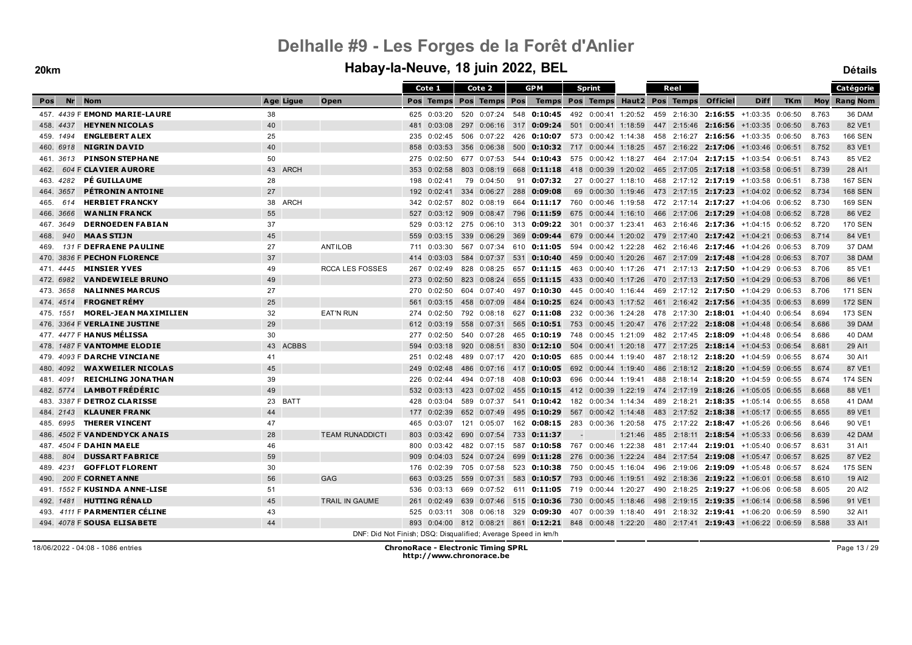# Delhalle #9 - Les Forges de la Forêt d'Anlier

## Habay-la-Neuve, 18 juin 2022, BEL

**20km** **Détails**

| Pos | Nr | Nom | Age | Ligue | Open | Cote 1 Pos | Cote 1 Temps | Cote 2 Pos | Cote 2 Temps | GPM Pos | GPM Temps | Sprint Pos | Sprint Temps | Haut2 | Reel Pos | Reel Temps | Officiel | Diff | TKm | Moy | Catégorie Rang Nom |
|---|---|---|---|---|---|---|---|---|---|---|---|---|---|---|---|---|---|---|---|---|---|
| 457. | 4439 F | **EMOND MARIE-LAURE** | 38 | | | 625 | 0:03:20 | 520 | 0:07:24 | 548 | **0:10:45** | 492 | 0:00:41 | 1:20:52 | 459 | 2:16:30 | **2:16:55** | +1:03:35 | 0:06:50 | 8.763 | 36 DAM |
| 458. | 4437 | **HEYNEN NICOLAS** | 40 | | | 481 | 0:03:08 | 297 | 0:06:16 | 317 | **0:09:24** | 501 | 0:00:41 | 1:18:59 | 447 | 2:15:46 | **2:16:56** | +1:03:35 | 0:06:50 | 8.763 | 82 VE1 |
| 459. | 1494 | **ENGLEBERT ALEX** | 25 | | | 235 | 0:02:45 | 506 | 0:07:22 | 426 | **0:10:07** | 573 | 0:00:42 | 1:14:38 | 458 | 2:16:27 | **2:16:56** | +1:03:35 | 0:06:50 | 8.763 | 166 SEN |
| 460. | 6918 | **NIGRIN DAVID** | 40 | | | 858 | 0:03:53 | 356 | 0:06:38 | 500 | **0:10:32** | 717 | 0:00:44 | 1:18:25 | 457 | 2:16:22 | **2:17:06** | +1:03:46 | 0:06:51 | 8.752 | 83 VE1 |
| 461. | 3613 | **PINSON STEPHANE** | 50 | | | 275 | 0:02:50 | 677 | 0:07:53 | 544 | **0:10:43** | 575 | 0:00:42 | 1:18:27 | 464 | 2:17:04 | **2:17:15** | +1:03:54 | 0:06:51 | 8.743 | 85 VE2 |
| 462. | 604 F | **CLAVIER AURORE** | 43 | ARCH | | 353 | 0:02:58 | 803 | 0:08:19 | 668 | **0:11:18** | 418 | 0:00:39 | 1:20:02 | 465 | 2:17:05 | **2:17:18** | +1:03:58 | 0:06:51 | 8.739 | 28 AI1 |
| 463. | 4282 | **PÉ GUILLAUME** | 28 | | | 198 | 0:02:41 | 79 | 0:04:50 | 91 | **0:07:32** | 27 | 0:00:27 | 1:18:10 | 468 | 2:17:12 | **2:17:19** | +1:03:58 | 0:06:51 | 8.738 | 167 SEN |
| 464. | 3657 | **PÉTRONIN ANTOINE** | 27 | | | 192 | 0:02:41 | 334 | 0:06:27 | 288 | **0:09:08** | 69 | 0:00:30 | 1:19:46 | 473 | 2:17:15 | **2:17:23** | +1:04:02 | 0:06:52 | 8.734 | 168 SEN |
| 465. | 614 | **HERBIET FRANCKY** | 38 | ARCH | | 342 | 0:02:57 | 802 | 0:08:19 | 664 | **0:11:17** | 760 | 0:00:46 | 1:19:58 | 472 | 2:17:14 | **2:17:27** | +1:04:06 | 0:06:52 | 8.730 | 169 SEN |
| 466. | 3666 | **WANLIN FRANCK** | 55 | | | 527 | 0:03:12 | 909 | 0:08:47 | 796 | **0:11:59** | 675 | 0:00:44 | 1:16:10 | 466 | 2:17:06 | **2:17:29** | +1:04:08 | 0:06:52 | 8.728 | 86 VE2 |
| 467. | 3649 | **DERNOEDEN FABIAN** | 37 | | | 529 | 0:03:12 | 275 | 0:06:10 | 313 | **0:09:22** | 301 | 0:00:37 | 1:23:41 | 463 | 2:16:46 | **2:17:36** | +1:04:15 | 0:06:52 | 8.720 | 170 SEN |
| 468. | 940 | **MAAS STIJN** | 45 | | | 559 | 0:03:15 | 339 | 0:06:29 | 369 | **0:09:44** | 679 | 0:00:44 | 1:20:02 | 479 | 2:17:40 | **2:17:42** | +1:04:21 | 0:06:53 | 8.714 | 84 VE1 |
| 469. | 131 F | **DEFRAENE PAULINE** | 27 | | ANTILOB | 711 | 0:03:30 | 567 | 0:07:34 | 610 | **0:11:05** | 594 | 0:00:42 | 1:22:28 | 462 | 2:16:46 | **2:17:46** | +1:04:26 | 0:06:53 | 8.709 | 37 DAM |
| 470. | 3836 F | **PECHON FLORENCE** | 37 | | | 414 | 0:03:03 | 584 | 0:07:37 | 531 | **0:10:40** | 459 | 0:00:40 | 1:20:26 | 467 | 2:17:09 | **2:17:48** | +1:04:28 | 0:06:53 | 8.707 | 38 DAM |
| 471. | 4445 | **MINSIER YVES** | 49 | | RCCA LES FOSSES | 267 | 0:02:49 | 828 | 0:08:25 | 657 | **0:11:15** | 463 | 0:00:40 | 1:17:26 | 471 | 2:17:13 | **2:17:50** | +1:04:29 | 0:06:53 | 8.706 | 85 VE1 |
| 472. | 6982 | **VANDEWIELE BRUNO** | 49 | | | 273 | 0:02:50 | 823 | 0:08:24 | 655 | **0:11:15** | 433 | 0:00:40 | 1:17:26 | 470 | 2:17:13 | **2:17:50** | +1:04:29 | 0:06:53 | 8.706 | 86 VE1 |
| 473. | 3658 | **NALINNES MARCUS** | 27 | | | 270 | 0:02:50 | 604 | 0:07:40 | 497 | **0:10:30** | 445 | 0:00:40 | 1:16:44 | 469 | 2:17:12 | **2:17:50** | +1:04:29 | 0:06:53 | 8.706 | 171 SEN |
| 474. | 4514 | **FROGNET RÉMY** | 25 | | | 561 | 0:03:15 | 458 | 0:07:09 | 484 | **0:10:25** | 624 | 0:00:43 | 1:17:52 | 461 | 2:16:42 | **2:17:56** | +1:04:35 | 0:06:53 | 8.699 | 172 SEN |
| 475. | 1551 | **MOREL-JEAN MAXIMILIEN** | 32 | | EAT'N RUN | 274 | 0:02:50 | 792 | 0:08:18 | 627 | **0:11:08** | 232 | 0:00:36 | 1:24:28 | 478 | 2:17:30 | **2:18:01** | +1:04:40 | 0:06:54 | 8.694 | 173 SEN |
| 476. | 3364 F | **VERLAINE JUSTINE** | 29 | | | 612 | 0:03:19 | 558 | 0:07:31 | 565 | **0:10:51** | 753 | 0:00:45 | 1:20:47 | 476 | 2:17:22 | **2:18:08** | +1:04:48 | 0:06:54 | 8.686 | 39 DAM |
| 477. | 4477 F | **HANUS MÉLISSA** | 30 | | | 277 | 0:02:50 | 540 | 0:07:28 | 465 | **0:10:19** | 748 | 0:00:45 | 1:21:09 | 482 | 2:17:45 | **2:18:09** | +1:04:48 | 0:06:54 | 8.686 | 40 DAM |
| 478. | 1487 F | **VANTOMME ELODIE** | 43 | ACBBS | | 594 | 0:03:18 | 920 | 0:08:51 | 830 | **0:12:10** | 504 | 0:00:41 | 1:20:18 | 477 | 2:17:25 | **2:18:14** | +1:04:53 | 0:06:54 | 8.681 | 29 AI1 |
| 479. | 4093 F | **DARCHE VINCIANE** | 41 | | | 251 | 0:02:48 | 489 | 0:07:17 | 420 | **0:10:05** | 685 | 0:00:44 | 1:19:40 | 487 | 2:18:12 | **2:18:20** | +1:04:59 | 0:06:55 | 8.674 | 30 AI1 |
| 480. | 4092 | **WAXWEILER NICOLAS** | 45 | | | 249 | 0:02:48 | 486 | 0:07:16 | 417 | **0:10:05** | 692 | 0:00:44 | 1:19:40 | 486 | 2:18:12 | **2:18:20** | +1:04:59 | 0:06:55 | 8.674 | 87 VE1 |
| 481. | 4091 | **REICHLING JONATHAN** | 39 | | | 226 | 0:02:44 | 494 | 0:07:18 | 408 | **0:10:03** | 696 | 0:00:44 | 1:19:41 | 488 | 2:18:14 | **2:18:20** | +1:04:59 | 0:06:55 | 8.674 | 174 SEN |
| 482. | 5774 | **LAMBOT FRÉDÉRIC** | 49 | | | 532 | 0:03:13 | 423 | 0:07:02 | 455 | **0:10:15** | 412 | 0:00:39 | 1:22:19 | 474 | 2:17:19 | **2:18:26** | +1:05:05 | 0:06:55 | 8.668 | 88 VE1 |
| 483. | 3387 F | **DETROZ CLARISSE** | 23 | BATT | | 428 | 0:03:04 | 589 | 0:07:37 | 541 | **0:10:42** | 182 | 0:00:34 | 1:14:34 | 489 | 2:18:21 | **2:18:35** | +1:05:14 | 0:06:55 | 8.658 | 41 DAM |
| 484. | 2143 | **KLAUNER FRANK** | 44 | | | 177 | 0:02:39 | 652 | 0:07:49 | 495 | **0:10:29** | 567 | 0:00:42 | 1:14:48 | 483 | 2:17:52 | **2:18:38** | +1:05:17 | 0:06:55 | 8.655 | 89 VE1 |
| 485. | 6995 | **THERER VINCENT** | 47 | | | 465 | 0:03:07 | 121 | 0:05:07 | 162 | **0:08:15** | 283 | 0:00:36 | 1:20:58 | 475 | 2:17:22 | **2:18:47** | +1:05:26 | 0:06:56 | 8.646 | 90 VE1 |
| 486. | 4502 F | **VANDENDYCK ANAIS** | 28 | | TEAM RUNADDICTI | 803 | 0:03:42 | 690 | 0:07:54 | 733 | **0:11:37** | - | | 1:21:46 | 485 | 2:18:11 | **2:18:54** | +1:05:33 | 0:06:56 | 8.639 | 42 DAM |
| 487. | 4504 F | **DAHIN MAELE** | 46 | | | 800 | 0:03:42 | 482 | 0:07:15 | 587 | **0:10:58** | 767 | 0:00:46 | 1:22:38 | 481 | 2:17:44 | **2:19:01** | +1:05:40 | 0:06:57 | 8.631 | 31 AI1 |
| 488. | 804 | **DUSSART FABRICE** | 59 | | | 909 | 0:04:03 | 524 | 0:07:24 | 699 | **0:11:28** | 276 | 0:00:36 | 1:22:24 | 484 | 2:17:54 | **2:19:08** | +1:05:47 | 0:06:57 | 8.625 | 87 VE2 |
| 489. | 4231 | **GOFFLOT FLORENT** | 30 | | | 176 | 0:02:39 | 705 | 0:07:58 | 523 | **0:10:38** | 750 | 0:00:45 | 1:16:04 | 496 | 2:19:06 | **2:19:09** | +1:05:48 | 0:06:57 | 8.624 | 175 SEN |
| 490. | 200 F | **CORNET ANNE** | 56 | | GAG | 663 | 0:03:25 | 559 | 0:07:31 | 583 | **0:10:57** | 793 | 0:00:46 | 1:19:51 | 492 | 2:18:36 | **2:19:22** | +1:06:01 | 0:06:58 | 8.610 | 19 AI2 |
| 491. | 1552 F | **KUSINDA ANNE-LISE** | 51 | | | 536 | 0:03:13 | 669 | 0:07:52 | 611 | **0:11:05** | 719 | 0:00:44 | 1:20:27 | 490 | 2:18:25 | **2:19:27** | +1:06:06 | 0:06:58 | 8.605 | 20 AI2 |
| 492. | 1481 | **HUTTING RÉNALD** | 45 | | TRAIL IN GAUME | 261 | 0:02:49 | 639 | 0:07:46 | 515 | **0:10:36** | 730 | 0:00:45 | 1:18:46 | 498 | 2:19:15 | **2:19:35** | +1:06:14 | 0:06:58 | 8.596 | 91 VE1 |
| 493. | 4111 F | **PARMENTIER CÉLINE** | 43 | | | 525 | 0:03:11 | 308 | 0:06:18 | 329 | **0:09:30** | 407 | 0:00:39 | 1:18:40 | 491 | 2:18:32 | **2:19:41** | +1:06:20 | 0:06:59 | 8.590 | 32 AI1 |
| 494. | 4078 F | **SOUSA ELISABETE** | 44 | | | 893 | 0:04:00 | 812 | 0:08:21 | 861 | **0:12:21** | 848 | 0:00:48 | 1:22:20 | 480 | 2:17:41 | **2:19:43** | +1:06:22 | 0:06:59 | 8.588 | 33 AI1 |

DNF: Did Not Finish; DSQ: Disqualified; Average Speed in km/h

18/06/2022 - 04:08 - 1086 entries

**ChronoRace - Electronic Timing SPRL**
http://www.chronorace.be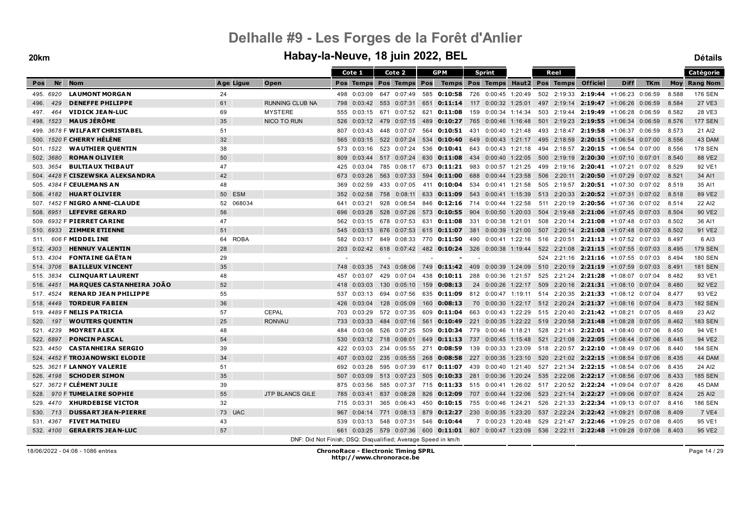# Delhalle #9 - Les Forges de la Forêt d'Anlier

## Habay-la-Neuve, 18 juin 2022, BEL

**20km** — **Détails**

| Pos | Nr | Nom | Age | Ligue | Open | Cote 1 Pos | Cote 1 Temps | Cote 2 Pos | Cote 2 Temps | GPM Pos | GPM Temps | Sprint Pos | Sprint Temps | Haut2 | Reel Pos | Reel Temps | Officiel | Diff | TKm | Moy | Catégorie Rang | Catégorie Nom |
|---|---|---|---|---|---|---|---|---|---|---|---|---|---|---|---|---|---|---|---|---|---|---|
| 495. | 6920 | LAUMONT MORGAN | 24 | | | 498 | 0:03:09 | 647 | 0:07:49 | 585 | 0:10:58 | 726 | 0:00:45 | 1:20:49 | 502 | 2:19:33 | 2:19:44 | +1:06:23 | 0:06:59 | 8.588 | 176 | SEN |
| 496. | 429 | DENEFFE PHILIPPE | 61 | | RUNNING CLUB NA | 798 | 0:03:42 | 553 | 0:07:31 | 651 | 0:11:14 | 117 | 0:00:32 | 1:25:01 | 497 | 2:19:14 | 2:19:47 | +1:06:26 | 0:06:59 | 8.584 | 27 | VE3 |
| 497. | 464 | VIDICK JEAN-LUC | 69 | | MYSTERE | 555 | 0:03:15 | 671 | 0:07:52 | 621 | 0:11:08 | 159 | 0:00:34 | 1:14:34 | 503 | 2:19:44 | 2:19:49 | +1:06:28 | 0:06:59 | 8.582 | 28 | VE3 |
| 498. | 1523 | MAUS JÉRÔME | 35 | | NICO TO RUN | 526 | 0:03:12 | 479 | 0:07:15 | 489 | 0:10:27 | 765 | 0:00:46 | 1:16:48 | 501 | 2:19:23 | 2:19:55 | +1:06:34 | 0:06:59 | 8.576 | 177 | SEN |
| 499. | 3678 F | WILFART CHRISTABEL | 51 | | | 807 | 0:03:43 | 448 | 0:07:07 | 564 | 0:10:51 | 431 | 0:00:40 | 1:21:48 | 493 | 2:18:47 | 2:19:58 | +1:06:37 | 0:06:59 | 8.573 | 21 | AI2 |
| 500. | 1520 F | CHERRY HÉLÈNE | 32 | | | 565 | 0:03:15 | 522 | 0:07:24 | 534 | 0:10:40 | 649 | 0:00:43 | 1:21:17 | 495 | 2:18:59 | 2:20:15 | +1:06:54 | 0:07:00 | 8.556 | 43 | DAM |
| 501. | 1522 | WAUTHIER QUENTIN | 38 | | | 573 | 0:03:16 | 523 | 0:07:24 | 536 | 0:10:41 | 643 | 0:00:43 | 1:21:18 | 494 | 2:18:57 | 2:20:15 | +1:06:54 | 0:07:00 | 8.556 | 178 | SEN |
| 502. | 3680 | ROMAN OLIVIER | 50 | | | 809 | 0:03:44 | 517 | 0:07:24 | 630 | 0:11:08 | 434 | 0:00:40 | 1:22:05 | 500 | 2:19:19 | 2:20:30 | +1:07:10 | 0:07:01 | 8.540 | 88 | VE2 |
| 503. | 3654 | BULTIAUX THIBAUT | 47 | | | 425 | 0:03:04 | 785 | 0:08:17 | 673 | 0:11:21 | 983 | 0:00:57 | 1:21:25 | 499 | 2:19:16 | 2:20:41 | +1:07:21 | 0:07:02 | 8.529 | 92 | VE1 |
| 504. | 4428 F | CISZEWSKA ALEKSANDRA | 42 | | | 673 | 0:03:26 | 563 | 0:07:33 | 594 | 0:11:00 | 688 | 0:00:44 | 1:23:58 | 506 | 2:20:11 | 2:20:50 | +1:07:29 | 0:07:02 | 8.521 | 34 | AI1 |
| 505. | 4384 F | CEULEMANS AN | 48 | | | 369 | 0:02:59 | 433 | 0:07:05 | 411 | 0:10:04 | 534 | 0:00:41 | 1:21:58 | 505 | 2:19:57 | 2:20:51 | +1:07:30 | 0:07:02 | 8.519 | 35 | AI1 |
| 506. | 4182 | HUART OLIVIER | 50 | ESM | | 352 | 0:02:58 | 758 | 0:08:11 | 633 | 0:11:09 | 543 | 0:00:41 | 1:15:39 | 513 | 2:20:33 | 2:20:52 | +1:07:31 | 0:07:02 | 8.518 | 89 | VE2 |
| 507. | 1452 F | NIGRO ANNE-CLAUDE | 52 | 068034 | | 641 | 0:03:21 | 928 | 0:08:54 | 846 | 0:12:16 | 714 | 0:00:44 | 1:22:58 | 511 | 2:20:19 | 2:20:56 | +1:07:36 | 0:07:02 | 8.514 | 22 | AI2 |
| 508. | 6951 | LEFEVRE GERARD | 56 | | | 696 | 0:03:28 | 528 | 0:07:26 | 573 | 0:10:55 | 904 | 0:00:50 | 1:20:03 | 504 | 2:19:48 | 2:21:06 | +1:07:45 | 0:07:03 | 8.504 | 90 | VE2 |
| 509. | 6932 F | PIERRET CARINE | 47 | | | 562 | 0:03:15 | 678 | 0:07:53 | 631 | 0:11:08 | 331 | 0:00:38 | 1:21:01 | 508 | 2:20:14 | 2:21:08 | +1:07:48 | 0:07:03 | 8.502 | 36 | AI1 |
| 510. | 6933 | ZIMMER ETIENNE | 51 | | | 545 | 0:03:13 | 676 | 0:07:53 | 615 | 0:11:07 | 381 | 0:00:39 | 1:21:00 | 507 | 2:20:14 | 2:21:08 | +1:07:48 | 0:07:03 | 8.502 | 91 | VE2 |
| 511. | 606 F | MIDDELINE | 64 | ROBA | | 582 | 0:03:17 | 849 | 0:08:33 | 770 | 0:11:50 | 490 | 0:00:41 | 1:22:16 | 516 | 2:20:51 | 2:21:13 | +1:07:52 | 0:07:03 | 8.497 | 6 | AI3 |
| 512. | 4303 | HENNUY VALENTIN | 28 | | | 203 | 0:02:42 | 618 | 0:07:42 | 482 | 0:10:24 | 326 | 0:00:38 | 1:19:44 | 522 | 2:21:08 | 2:21:15 | +1:07:55 | 0:07:03 | 8.495 | 179 | SEN |
| 513. | 4304 | FONTAINE GAËTAN | 29 | | | - | | - | | - | - | - | | | 524 | 2:21:16 | 2:21:16 | +1:07:55 | 0:07:03 | 8.494 | 180 | SEN |
| 514. | 3706 | BAILLEUX VINCENT | 35 | | | 748 | 0:03:35 | 743 | 0:08:06 | 749 | 0:11:42 | 409 | 0:00:39 | 1:24:09 | 510 | 2:20:19 | 2:21:19 | +1:07:59 | 0:07:03 | 8.491 | 181 | SEN |
| 515. | 3834 | CLINQUART LAURENT | 48 | | | 457 | 0:03:07 | 429 | 0:07:04 | 438 | 0:10:11 | 288 | 0:00:36 | 1:21:57 | 525 | 2:21:24 | 2:21:28 | +1:08:07 | 0:07:04 | 8.482 | 93 | VE1 |
| 516. | 4451 | MARQUES CASTANHEIRA JOÃO | 52 | | | 418 | 0:03:03 | 130 | 0:05:10 | 159 | 0:08:13 | 24 | 0:00:26 | 1:22:17 | 509 | 2:20:16 | 2:21:31 | +1:08:10 | 0:07:04 | 8.480 | 92 | VE2 |
| 517. | 4524 | RENARD JEAN PHILIPPE | 55 | | | 537 | 0:03:13 | 694 | 0:07:56 | 635 | 0:11:09 | 812 | 0:00:47 | 1:19:11 | 514 | 2:20:35 | 2:21:33 | +1:08:12 | 0:07:04 | 8.477 | 93 | VE2 |
| 518. | 4449 | TORDEUR FABIEN | 36 | | | 426 | 0:03:04 | 128 | 0:05:09 | 160 | 0:08:13 | 70 | 0:00:30 | 1:22:17 | 512 | 2:20:24 | 2:21:37 | +1:08:16 | 0:07:04 | 8.473 | 182 | SEN |
| 519. | 4489 F | NELIS PATRICIA | 57 | | CEPAL | 703 | 0:03:29 | 572 | 0:07:35 | 609 | 0:11:04 | 663 | 0:00:43 | 1:22:29 | 515 | 2:20:40 | 2:21:42 | +1:08:21 | 0:07:05 | 8.469 | 23 | AI2 |
| 520. | 197 | WOUTERS QUENTIN | 25 | | RONVAU | 733 | 0:03:33 | 484 | 0:07:16 | 561 | 0:10:49 | 221 | 0:00:35 | 1:22:22 | 519 | 2:20:58 | 2:21:48 | +1:08:28 | 0:07:05 | 8.462 | 183 | SEN |
| 521. | 4239 | MOYRET ALEX | 48 | | | 484 | 0:03:08 | 526 | 0:07:25 | 509 | 0:10:34 | 779 | 0:00:46 | 1:18:21 | 528 | 2:21:41 | 2:22:01 | +1:08:40 | 0:07:06 | 8.450 | 94 | VE1 |
| 522. | 6897 | PONCIN PASCAL | 54 | | | 530 | 0:03:12 | 718 | 0:08:01 | 649 | 0:11:13 | 737 | 0:00:45 | 1:15:48 | 521 | 2:21:08 | 2:22:05 | +1:08:44 | 0:07:06 | 8.445 | 94 | VE2 |
| 523. | 4450 | CASTANHEIRA SERGIO | 39 | | | 422 | 0:03:03 | 234 | 0:05:55 | 271 | 0:08:59 | 139 | 0:00:33 | 1:23:09 | 518 | 2:20:57 | 2:22:10 | +1:08:49 | 0:07:06 | 8.440 | 184 | SEN |
| 524. | 4452 F | TROJANOWSKI ELODIE | 34 | | | 407 | 0:03:02 | 235 | 0:05:55 | 268 | 0:08:58 | 227 | 0:00:35 | 1:23:10 | 520 | 2:21:02 | 2:22:15 | +1:08:54 | 0:07:06 | 8.435 | 44 | DAM |
| 525. | 3621 F | LANNOY VALERIE | 51 | | | 692 | 0:03:28 | 595 | 0:07:39 | 617 | 0:11:07 | 439 | 0:00:40 | 1:21:40 | 527 | 2:21:34 | 2:22:15 | +1:08:54 | 0:07:06 | 8.435 | 24 | AI2 |
| 526. | 4198 | SCHODER SIMON | 35 | | | 507 | 0:03:09 | 513 | 0:07:23 | 505 | 0:10:33 | 281 | 0:00:36 | 1:20:24 | 535 | 2:22:06 | 2:22:17 | +1:08:56 | 0:07:06 | 8.433 | 185 | SEN |
| 527. | 3672 F | CLÉMENT JULIE | 39 | | | 875 | 0:03:56 | 585 | 0:07:37 | 715 | 0:11:33 | 515 | 0:00:41 | 1:26:02 | 517 | 2:20:52 | 2:22:24 | +1:09:04 | 0:07:07 | 8.426 | 45 | DAM |
| 528. | 970 F | TUMELAIRE SOPHIE | 55 | | JTP BLANCS GILE | 785 | 0:03:41 | 837 | 0:08:28 | 826 | 0:12:09 | 707 | 0:00:44 | 1:22:06 | 523 | 2:21:14 | 2:22:27 | +1:09:06 | 0:07:07 | 8.424 | 25 | AI2 |
| 529. | 4470 | XHURDEBISE VICTOR | 32 | | | 715 | 0:03:31 | 365 | 0:06:43 | 450 | 0:10:15 | 755 | 0:00:46 | 1:24:21 | 526 | 2:21:33 | 2:22:34 | +1:09:13 | 0:07:07 | 8.416 | 186 | SEN |
| 530. | 713 | DUSSART JEAN-PIERRE | 73 | UAC | | 967 | 0:04:14 | 771 | 0:08:13 | 879 | 0:12:27 | 230 | 0:00:35 | 1:23:20 | 537 | 2:22:24 | 2:22:42 | +1:09:21 | 0:07:08 | 8.409 | 7 | VE4 |
| 531. | 4367 | FIVET MATHIEU | 43 | | | 539 | 0:03:13 | 548 | 0:07:31 | 546 | 0:10:44 | 7 | 0:00:23 | 1:20:48 | 529 | 2:21:47 | 2:22:46 | +1:09:25 | 0:07:08 | 8.405 | 95 | VE1 |
| 532. | 4100 | GERAERTS JEAN-LUC | 57 | | | 661 | 0:03:25 | 579 | 0:07:36 | 600 | 0:11:01 | 807 | 0:00:47 | 1:23:09 | 536 | 2:22:11 | 2:22:48 | +1:09:28 | 0:07:08 | 8.403 | 95 | VE2 |

DNF: Did Not Finish; DSQ: Disqualified; Average Speed in km/h

18/06/2022 - 04:08 - 1086 entries

ChronoRace - Electronic Timing SPRL
http://www.chronorace.be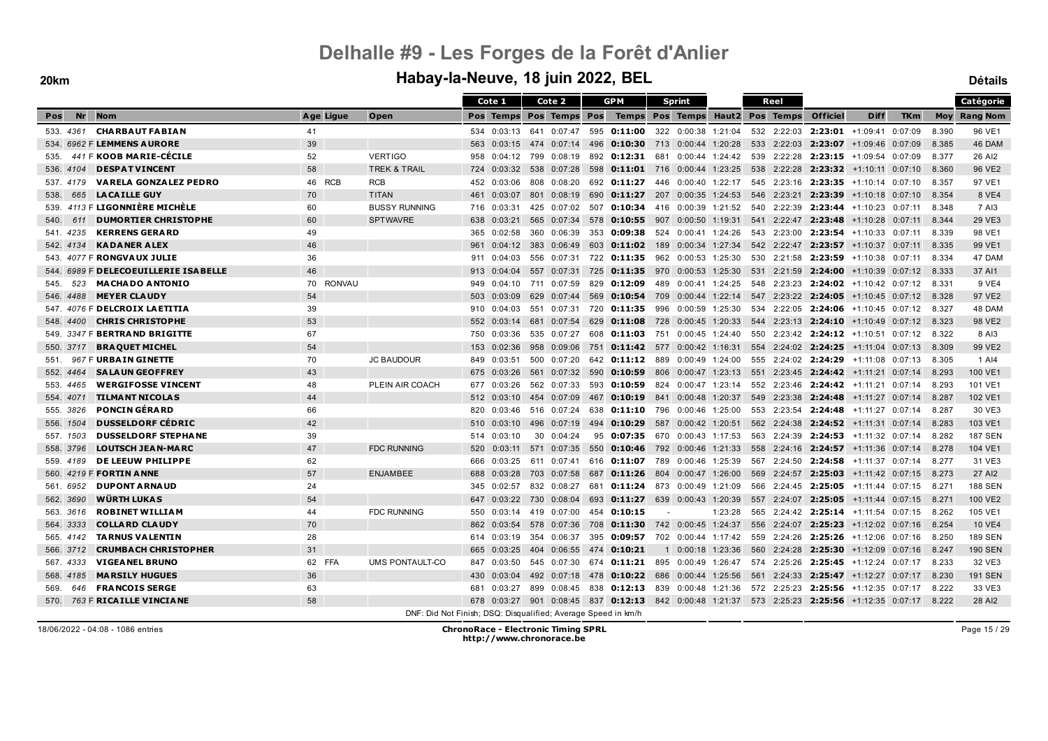# Delhalle #9 - Les Forges de la Forêt d'Anlier

## Habay-la-Neuve, 18 juin 2022, BEL

**20km** — **Détails**

| Pos | Nr | Nom | Age | Ligue | Open | Cote 1 Pos | Cote 1 Temps | Cote 2 Pos | Cote 2 Temps | GPM Pos | GPM Temps | Sprint Pos | Sprint Temps | Haut2 | Reel Pos | Reel Temps | Officiel | Diff | TKm | Moy | Catégorie Rang Nom |
|---|---|---|---|---|---|---|---|---|---|---|---|---|---|---|---|---|---|---|---|---|---|
| 533. | 4361 | **CHARBAUT FABIAN** | 41 | | | 534 | 0:03:13 | 641 | 0:07:47 | 595 | **0:11:00** | 322 | 0:00:38 | 1:21:04 | 532 | 2:22:03 | **2:23:01** | +1:09:41 | 0:07:09 | 8.390 | 96 VE1 |
| 534. | 6962 F | **LEMMENS AURORE** | 39 | | | 563 | 0:03:15 | 474 | 0:07:14 | 496 | **0:10:30** | 713 | 0:00:44 | 1:20:28 | 533 | 2:22:03 | **2:23:07** | +1:09:46 | 0:07:09 | 8.385 | 46 DAM |
| 535. | 441 F | **KOOB MARIE-CÉCILE** | 52 | | VERTIGO | 958 | 0:04:12 | 799 | 0:08:19 | 892 | **0:12:31** | 681 | 0:00:44 | 1:24:42 | 539 | 2:22:28 | **2:23:15** | +1:09:54 | 0:07:09 | 8.377 | 26 AI2 |
| 536. | 4104 | **DESPAT VINCENT** | 58 | | TREK & TRAIL | 724 | 0:03:32 | 538 | 0:07:28 | 598 | **0:11:01** | 716 | 0:00:44 | 1:23:25 | 538 | 2:22:28 | **2:23:32** | +1:10:11 | 0:07:10 | 8.360 | 96 VE2 |
| 537. | 4179 | **VARELA GONZALEZ PEDRO** | 46 | RCB | RCB | 452 | 0:03:06 | 808 | 0:08:20 | 692 | **0:11:27** | 446 | 0:00:40 | 1:22:17 | 545 | 2:23:16 | **2:23:35** | +1:10:14 | 0:07:10 | 8.357 | 97 VE1 |
| 538. | 665 | **LACAILLE GUY** | 70 | | TITAN | 461 | 0:03:07 | 801 | 0:08:19 | 690 | **0:11:27** | 207 | 0:00:35 | 1:24:53 | 546 | 2:23:21 | **2:23:39** | +1:10:18 | 0:07:10 | 8.354 | 8 VE4 |
| 539. | 4113 F | **LIGONNIÈRE MICHÈLE** | 60 | | BUSSY RUNNING | 716 | 0:03:31 | 425 | 0:07:02 | 507 | **0:10:34** | 416 | 0:00:39 | 1:21:52 | 540 | 2:22:39 | **2:23:44** | +1:10:23 | 0:07:11 | 8.348 | 7 AI3 |
| 540. | 611 | **DUMORTIER CHRISTOPHE** | 60 | | SPTWAVRE | 638 | 0:03:21 | 565 | 0:07:34 | 578 | **0:10:55** | 907 | 0:00:50 | 1:19:31 | 541 | 2:22:47 | **2:23:48** | +1:10:28 | 0:07:11 | 8.344 | 29 VE3 |
| 541. | 4235 | **KERRENS GERARD** | 49 | | | 365 | 0:02:58 | 360 | 0:06:39 | 353 | **0:09:38** | 524 | 0:00:41 | 1:24:26 | 543 | 2:23:00 | **2:23:54** | +1:10:33 | 0:07:11 | 8.339 | 98 VE1 |
| 542. | 4134 | **KADANER ALEX** | 46 | | | 961 | 0:04:12 | 383 | 0:06:49 | 603 | **0:11:02** | 189 | 0:00:34 | 1:27:34 | 542 | 2:22:47 | **2:23:57** | +1:10:37 | 0:07:11 | 8.335 | 99 VE1 |
| 543. | 4077 F | **RONGVAUX JULIE** | 36 | | | 911 | 0:04:03 | 556 | 0:07:31 | 722 | **0:11:35** | 962 | 0:00:53 | 1:25:30 | 530 | 2:21:58 | **2:23:59** | +1:10:38 | 0:07:11 | 8.334 | 47 DAM |
| 544. | 6989 F | **DELECOEUILLERIE ISABELLE** | 46 | | | 913 | 0:04:04 | 557 | 0:07:31 | 725 | **0:11:35** | 970 | 0:00:53 | 1:25:30 | 531 | 2:21:59 | **2:24:00** | +1:10:39 | 0:07:12 | 8.333 | 37 AI1 |
| 545. | 523 | **MACHADO ANTONIO** | 70 | RONVAU | | 949 | 0:04:10 | 711 | 0:07:59 | 829 | **0:12:09** | 489 | 0:00:41 | 1:24:25 | 548 | 2:23:23 | **2:24:02** | +1:10:42 | 0:07:12 | 8.331 | 9 VE4 |
| 546. | 4488 | **MEYER CLAUDY** | 54 | | | 503 | 0:03:09 | 629 | 0:07:44 | 569 | **0:10:54** | 709 | 0:00:44 | 1:22:14 | 547 | 2:23:22 | **2:24:05** | +1:10:45 | 0:07:12 | 8.328 | 97 VE2 |
| 547. | 4076 F | **DELCROIX LAETITIA** | 39 | | | 910 | 0:04:03 | 551 | 0:07:31 | 720 | **0:11:35** | 996 | 0:00:59 | 1:25:30 | 534 | 2:22:05 | **2:24:06** | +1:10:45 | 0:07:12 | 8.327 | 48 DAM |
| 548. | 4400 | **CHRIS CHRISTOPHE** | 53 | | | 552 | 0:03:14 | 681 | 0:07:54 | 629 | **0:11:08** | 728 | 0:00:45 | 1:20:33 | 544 | 2:23:13 | **2:24:10** | +1:10:49 | 0:07:12 | 8.323 | 98 VE2 |
| 549. | 3347 F | **BERTRAND BRIGITTE** | 67 | | | 750 | 0:03:36 | 535 | 0:07:27 | 608 | **0:11:03** | 751 | 0:00:45 | 1:24:40 | 550 | 2:23:42 | **2:24:12** | +1:10:51 | 0:07:12 | 8.322 | 8 AI3 |
| 550. | 3717 | **BRAQUET MICHEL** | 54 | | | 153 | 0:02:36 | 958 | 0:09:06 | 751 | **0:11:42** | 577 | 0:00:42 | 1:16:31 | 554 | 2:24:02 | **2:24:25** | +1:11:04 | 0:07:13 | 8.309 | 99 VE2 |
| 551. | 967 F | **URBAIN GINETTE** | 70 | | JC BAUDOUR | 849 | 0:03:51 | 500 | 0:07:20 | 642 | **0:11:12** | 889 | 0:00:49 | 1:24:00 | 555 | 2:24:02 | **2:24:29** | +1:11:08 | 0:07:13 | 8.305 | 1 AI4 |
| 552. | 4464 | **SALAUN GEOFFREY** | 43 | | | 675 | 0:03:26 | 561 | 0:07:32 | 590 | **0:10:59** | 806 | 0:00:47 | 1:23:13 | 551 | 2:23:45 | **2:24:42** | +1:11:21 | 0:07:14 | 8.293 | 100 VE1 |
| 553. | 4465 | **WERGIFOSSE VINCENT** | 48 | | PLEIN AIR COACH | 677 | 0:03:26 | 562 | 0:07:33 | 593 | **0:10:59** | 824 | 0:00:47 | 1:23:14 | 552 | 2:23:46 | **2:24:42** | +1:11:21 | 0:07:14 | 8.293 | 101 VE1 |
| 554. | 4071 | **TILMANT NICOLAS** | 44 | | | 512 | 0:03:10 | 454 | 0:07:09 | 467 | **0:10:19** | 841 | 0:00:48 | 1:20:37 | 549 | 2:23:38 | **2:24:48** | +1:11:27 | 0:07:14 | 8.287 | 102 VE1 |
| 555. | 3826 | **PONCIN GÉRARD** | 66 | | | 820 | 0:03:46 | 516 | 0:07:24 | 638 | **0:11:10** | 796 | 0:00:46 | 1:25:00 | 553 | 2:23:54 | **2:24:48** | +1:11:27 | 0:07:14 | 8.287 | 30 VE3 |
| 556. | 1504 | **DUSSELDORF CÉDRIC** | 42 | | | 510 | 0:03:10 | 496 | 0:07:19 | 494 | **0:10:29** | 587 | 0:00:42 | 1:20:51 | 562 | 2:24:38 | **2:24:52** | +1:11:31 | 0:07:14 | 8.283 | 103 VE1 |
| 557. | 1503 | **DUSSELDORF STEPHANE** | 39 | | | 514 | 0:03:10 | 30 | 0:04:24 | 95 | **0:07:35** | 670 | 0:00:43 | 1:17:53 | 563 | 2:24:39 | **2:24:53** | +1:11:32 | 0:07:14 | 8.282 | 187 SEN |
| 558. | 3796 | **LOUTSCH JEAN-MARC** | 47 | | FDC RUNNING | 520 | 0:03:11 | 571 | 0:07:35 | 550 | **0:10:46** | 792 | 0:00:46 | 1:21:33 | 558 | 2:24:16 | **2:24:57** | +1:11:36 | 0:07:14 | 8.278 | 104 VE1 |
| 559. | 4189 | **DE LEEUW PHILIPPE** | 62 | | | 666 | 0:03:25 | 611 | 0:07:41 | 616 | **0:11:07** | 789 | 0:00:46 | 1:25:39 | 567 | 2:24:50 | **2:24:58** | +1:11:37 | 0:07:14 | 8.277 | 31 VE3 |
| 560. | 4219 F | **FORTIN ANNE** | 57 | | ENJAMBEE | 688 | 0:03:28 | 703 | 0:07:58 | 687 | **0:11:26** | 804 | 0:00:47 | 1:26:00 | 569 | 2:24:57 | **2:25:03** | +1:11:42 | 0:07:15 | 8.273 | 27 AI2 |
| 561. | 6952 | **DUPONT ARNAUD** | 24 | | | 345 | 0:02:57 | 832 | 0:08:27 | 681 | **0:11:24** | 873 | 0:00:49 | 1:21:09 | 566 | 2:24:45 | **2:25:05** | +1:11:44 | 0:07:15 | 8.271 | 188 SEN |
| 562. | 3690 | **WÜRTH LUKAS** | 54 | | | 647 | 0:03:22 | 730 | 0:08:04 | 693 | **0:11:27** | 639 | 0:00:43 | 1:20:39 | 557 | 2:24:07 | **2:25:05** | +1:11:44 | 0:07:15 | 8.271 | 100 VE2 |
| 563. | 3616 | **ROBINET WILLIAM** | 44 | | FDC RUNNING | 550 | 0:03:14 | 419 | 0:07:00 | 454 | **0:10:15** | - | | 1:23:28 | 565 | 2:24:42 | **2:25:14** | +1:11:54 | 0:07:15 | 8.262 | 105 VE1 |
| 564. | 3333 | **COLLARD CLAUDY** | 70 | | | 862 | 0:03:54 | 578 | 0:07:36 | 708 | **0:11:30** | 742 | 0:00:45 | 1:24:37 | 556 | 2:24:07 | **2:25:23** | +1:12:02 | 0:07:16 | 8.254 | 10 VE4 |
| 565. | 4142 | **TARNUS VALENTIN** | 28 | | | 614 | 0:03:19 | 354 | 0:06:37 | 395 | **0:09:57** | 702 | 0:00:44 | 1:17:42 | 559 | 2:24:26 | **2:25:26** | +1:12:06 | 0:07:16 | 8.250 | 189 SEN |
| 566. | 3712 | **CRUMBACH CHRISTOPHER** | 31 | | | 665 | 0:03:25 | 404 | 0:06:55 | 474 | **0:10:21** | 1 | 0:00:18 | 1:23:36 | 560 | 2:24:28 | **2:25:30** | +1:12:09 | 0:07:16 | 8.247 | 190 SEN |
| 567. | 4333 | **VIGEANEL BRUNO** | 62 | FFA | UMS PONTAULT-CO | 847 | 0:03:50 | 545 | 0:07:30 | 674 | **0:11:21** | 895 | 0:00:49 | 1:26:47 | 574 | 2:25:26 | **2:25:45** | +1:12:24 | 0:07:17 | 8.233 | 32 VE3 |
| 568. | 4185 | **MARSILY HUGUES** | 36 | | | 430 | 0:03:04 | 492 | 0:07:18 | 478 | **0:10:22** | 686 | 0:00:44 | 1:25:56 | 561 | 2:24:33 | **2:25:47** | +1:12:27 | 0:07:17 | 8.230 | 191 SEN |
| 569. | 646 | **FRANCOIS SERGE** | 63 | | | 681 | 0:03:27 | 899 | 0:08:45 | 838 | **0:12:13** | 839 | 0:00:48 | 1:21:36 | 572 | 2:25:23 | **2:25:56** | +1:12:35 | 0:07:17 | 8.222 | 33 VE3 |
| 570. | 763 F | **RICAILLE VINCIANE** | 58 | | | 678 | 0:03:27 | 901 | 0:08:45 | 837 | **0:12:13** | 842 | 0:00:48 | 1:21:37 | 573 | 2:25:23 | **2:25:56** | +1:12:35 | 0:07:17 | 8.222 | 28 AI2 |

DNF: Did Not Finish; DSQ: Disqualified; Average Speed in km/h

18/06/2022 - 04:08 - 1086 entries

**ChronoRace - Electronic Timing SPRL**
**http://www.chronorace.be**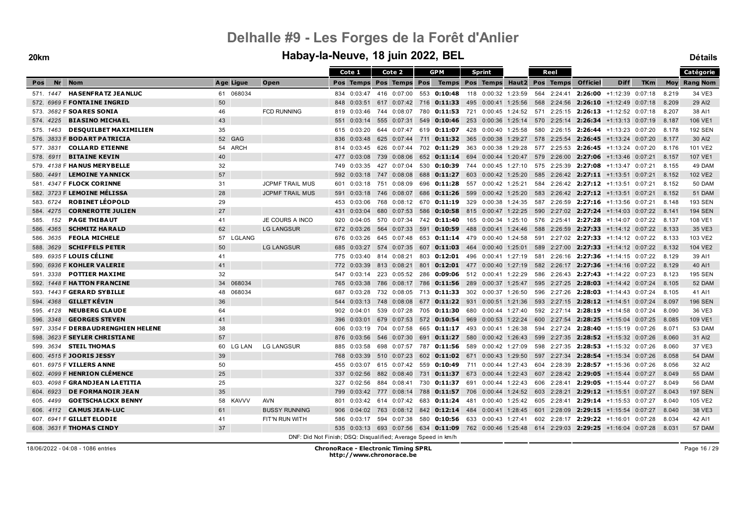# Delhalle #9 - Les Forges de la Forêt d'Anlier

## Habay-la-Neuve, 18 juin 2022, BEL

**20km** — **Détails**

| Pos | Nr | Nom | Age | Ligue | Open | Cote 1 Pos | Cote 1 Temps | Cote 2 Pos | Cote 2 Temps | GPM Pos | GPM Temps | Sprint Pos | Sprint Temps | Haut2 | Reel Pos | Reel Temps | Officiel | Diff | TKm | Moy | Catégorie Rang Nom |
|---|---|---|---|---|---|---|---|---|---|---|---|---|---|---|---|---|---|---|---|---|---|
| 571. | 1447 | HASENFRATZ JEANLUC | 61 | 068034 | | 834 | 0:03:47 | 416 | 0:07:00 | 553 | 0:10:48 | 118 | 0:00:32 | 1:23:59 | 564 | 2:24:41 | 2:26:00 | +1:12:39 | 0:07:18 | 8.219 | 34 VE3 |
| 572. | 6969 F | FONTAINE INGRID | 50 | | | 848 | 0:03:51 | 617 | 0:07:42 | 716 | 0:11:33 | 495 | 0:00:41 | 1:25:56 | 568 | 2:24:56 | 2:26:10 | +1:12:49 | 0:07:18 | 8.209 | 29 AI2 |
| 573. | 3682 F | SOARES SONIA | 46 | | FCD RUNNING | 819 | 0:03:46 | 744 | 0:08:07 | 780 | 0:11:53 | 721 | 0:00:45 | 1:24:52 | 571 | 2:25:15 | 2:26:13 | +1:12:52 | 0:07:18 | 8.207 | 38 AI1 |
| 574. | 4225 | BIASINO MICHAEL | 43 | | | 551 | 0:03:14 | 555 | 0:07:31 | 549 | 0:10:46 | 253 | 0:00:36 | 1:25:14 | 570 | 2:25:14 | 2:26:34 | +1:13:13 | 0:07:19 | 8.187 | 106 VE1 |
| 575. | 1463 | DESQUILBET MAXIMILIEN | 35 | | | 615 | 0:03:20 | 644 | 0:07:47 | 619 | 0:11:07 | 428 | 0:00:40 | 1:25:58 | 580 | 2:26:15 | 2:26:44 | +1:13:23 | 0:07:20 | 8.178 | 192 SEN |
| 576. | 3833 F | BODART PATRICIA | 52 | GAG | | 836 | 0:03:48 | 625 | 0:07:44 | 711 | 0:11:32 | 365 | 0:00:38 | 1:29:27 | 578 | 2:25:54 | 2:26:45 | +1:13:24 | 0:07:20 | 8.177 | 30 AI2 |
| 577. | 3831 | COLLARD ETIENNE | 54 | ARCH | | 814 | 0:03:45 | 626 | 0:07:44 | 702 | 0:11:29 | 363 | 0:00:38 | 1:29:28 | 577 | 2:25:53 | 2:26:45 | +1:13:24 | 0:07:20 | 8.176 | 101 VE2 |
| 578. | 6911 | BITAINE KEVIN | 40 | | | 477 | 0:03:08 | 739 | 0:08:06 | 652 | 0:11:14 | 694 | 0:00:44 | 1:20:47 | 579 | 2:26:00 | 2:27:06 | +1:13:46 | 0:07:21 | 8.157 | 107 VE1 |
| 579. | 4138 F | HANUS MERYBELLE | 32 | | | 749 | 0:03:35 | 427 | 0:07:04 | 530 | 0:10:39 | 744 | 0:00:45 | 1:27:10 | 575 | 2:25:39 | 2:27:08 | +1:13:47 | 0:07:21 | 8.155 | 49 DAM |
| 580. | 4491 | LEMOINE YANNICK | 57 | | | 592 | 0:03:18 | 747 | 0:08:08 | 688 | 0:11:27 | 603 | 0:00:42 | 1:25:20 | 585 | 2:26:42 | 2:27:11 | +1:13:51 | 0:07:21 | 8.152 | 102 VE2 |
| 581. | 4347 F | FLOCK CORINNE | 31 | | JCPMF TRAIL MUS | 601 | 0:03:18 | 751 | 0:08:09 | 696 | 0:11:28 | 557 | 0:00:42 | 1:25:21 | 584 | 2:26:42 | 2:27:12 | +1:13:51 | 0:07:21 | 8.152 | 50 DAM |
| 582. | 3723 F | LEMOINE MÉLISSA | 28 | | JCPMF TRAIL MUS | 591 | 0:03:18 | 746 | 0:08:07 | 686 | 0:11:26 | 599 | 0:00:42 | 1:25:20 | 583 | 2:26:42 | 2:27:12 | +1:13:51 | 0:07:21 | 8.152 | 51 DAM |
| 583. | 6724 | ROBINET LÉOPOLD | 29 | | | 453 | 0:03:06 | 768 | 0:08:12 | 670 | 0:11:19 | 329 | 0:00:38 | 1:24:35 | 587 | 2:26:59 | 2:27:16 | +1:13:56 | 0:07:21 | 8.148 | 193 SEN |
| 584. | 4275 | CORNEROTTE JULIEN | 27 | | | 431 | 0:03:04 | 680 | 0:07:53 | 586 | 0:10:58 | 815 | 0:00:47 | 1:22:25 | 590 | 2:27:02 | 2:27:24 | +1:14:03 | 0:07:22 | 8.141 | 194 SEN |
| 585. | 152 | PAGE THIBAUT | 41 | | JE COURS A INCO | 920 | 0:04:05 | 570 | 0:07:34 | 742 | 0:11:40 | 165 | 0:00:34 | 1:25:10 | 576 | 2:25:41 | 2:27:28 | +1:14:07 | 0:07:22 | 8.137 | 108 VE1 |
| 586. | 4365 | SCHMITZ HARALD | 62 | | LG LANGSUR | 672 | 0:03:26 | 564 | 0:07:33 | 591 | 0:10:59 | 488 | 0:00:41 | 1:24:46 | 588 | 2:26:59 | 2:27:33 | +1:14:12 | 0:07:22 | 8.133 | 35 VE3 |
| 586. | 3635 | FEOLA MICHELE | 57 | LGLANG | | 676 | 0:03:26 | 645 | 0:07:48 | 653 | 0:11:14 | 479 | 0:00:40 | 1:24:58 | 591 | 2:27:02 | 2:27:33 | +1:14:12 | 0:07:22 | 8.133 | 103 VE2 |
| 588. | 3629 | SCHIFFELS PETER | 50 | | LG LANGSUR | 685 | 0:03:27 | 574 | 0:07:35 | 607 | 0:11:03 | 464 | 0:00:40 | 1:25:01 | 589 | 2:27:00 | 2:27:33 | +1:14:12 | 0:07:22 | 8.132 | 104 VE2 |
| 589. | 6935 F | LOUIS CÉLINE | 41 | | | 775 | 0:03:40 | 814 | 0:08:21 | 803 | 0:12:01 | 496 | 0:00:41 | 1:27:19 | 581 | 2:26:16 | 2:27:36 | +1:14:15 | 0:07:22 | 8.129 | 39 AI1 |
| 590. | 6936 F | KOHLER VALERIE | 41 | | | 772 | 0:03:39 | 813 | 0:08:21 | 801 | 0:12:01 | 477 | 0:00:40 | 1:27:19 | 582 | 2:26:17 | 2:27:36 | +1:14:16 | 0:07:22 | 8.129 | 40 AI1 |
| 591. | 3338 | POTTIER MAXIME | 32 | | | 547 | 0:03:14 | 223 | 0:05:52 | 286 | 0:09:06 | 512 | 0:00:41 | 1:22:29 | 586 | 2:26:43 | 2:27:43 | +1:14:22 | 0:07:23 | 8.123 | 195 SEN |
| 592. | 1448 F | HATTON FRANCINE | 34 | 068034 | | 765 | 0:03:38 | 786 | 0:08:17 | 786 | 0:11:56 | 289 | 0:00:37 | 1:25:47 | 595 | 2:27:25 | 2:28:03 | +1:14:42 | 0:07:24 | 8.105 | 52 DAM |
| 593. | 1443 F | GERARD SYBILLE | 48 | 068034 | | 687 | 0:03:28 | 732 | 0:08:05 | 713 | 0:11:33 | 302 | 0:00:37 | 1:26:50 | 596 | 2:27:26 | 2:28:03 | +1:14:43 | 0:07:24 | 8.105 | 41 AI1 |
| 594. | 4368 | GILLET KÉVIN | 36 | | | 544 | 0:03:13 | 748 | 0:08:08 | 677 | 0:11:22 | 931 | 0:00:51 | 1:21:36 | 593 | 2:27:15 | 2:28:12 | +1:14:51 | 0:07:24 | 8.097 | 196 SEN |
| 595. | 4128 | NEUBERG CLAUDE | 64 | | | 902 | 0:04:01 | 539 | 0:07:28 | 705 | 0:11:30 | 680 | 0:00:44 | 1:27:40 | 592 | 2:27:14 | 2:28:19 | +1:14:58 | 0:07:24 | 8.090 | 36 VE3 |
| 596. | 3348 | GEORGES STEVEN | 41 | | | 396 | 0:03:01 | 679 | 0:07:53 | 572 | 0:10:54 | 969 | 0:00:53 | 1:22:24 | 600 | 2:27:54 | 2:28:25 | +1:15:04 | 0:07:25 | 8.085 | 109 VE1 |
| 597. | 3354 F | DERBAUDRENGHIEN HELENE | 38 | | | 606 | 0:03:19 | 704 | 0:07:58 | 665 | 0:11:17 | 493 | 0:00:41 | 1:26:38 | 594 | 2:27:24 | 2:28:40 | +1:15:19 | 0:07:26 | 8.071 | 53 DAM |
| 598. | 3623 F | SEYLER CHRISTIANE | 57 | | | 876 | 0:03:56 | 546 | 0:07:30 | 691 | 0:11:27 | 580 | 0:00:42 | 1:26:43 | 599 | 2:27:35 | 2:28:52 | +1:15:32 | 0:07:26 | 8.060 | 31 AI2 |
| 599. | 3634 | STEIL THOMAS | 60 | LG LAN | LG LANGSUR | 885 | 0:03:58 | 698 | 0:07:57 | 787 | 0:11:56 | 589 | 0:00:42 | 1:27:09 | 598 | 2:27:35 | 2:28:53 | +1:15:32 | 0:07:26 | 8.060 | 37 VE3 |
| 600. | 4515 F | JOORIS JESSY | 39 | | | 768 | 0:03:39 | 510 | 0:07:23 | 602 | 0:11:02 | 671 | 0:00:43 | 1:29:50 | 597 | 2:27:34 | 2:28:54 | +1:15:34 | 0:07:26 | 8.058 | 54 DAM |
| 601. | 6975 F | VILLERS ANNE | 50 | | | 455 | 0:03:07 | 615 | 0:07:42 | 559 | 0:10:49 | 711 | 0:00:44 | 1:27:43 | 604 | 2:28:39 | 2:28:57 | +1:15:36 | 0:07:26 | 8.056 | 32 AI2 |
| 602. | 4099 F | HENRION CLÉMENCE | 25 | | | 337 | 0:02:56 | 882 | 0:08:40 | 731 | 0:11:37 | 673 | 0:00:44 | 1:22:43 | 607 | 2:28:42 | 2:29:05 | +1:15:44 | 0:07:27 | 8.049 | 55 DAM |
| 603. | 4098 F | GRANDJEAN LAETITIA | 25 | | | 327 | 0:02:56 | 884 | 0:08:41 | 730 | 0:11:37 | 691 | 0:00:44 | 1:22:43 | 606 | 2:28:41 | 2:29:05 | +1:15:44 | 0:07:27 | 8.049 | 56 DAM |
| 604. | 6923 | DE FORMANOIR JEAN | 35 | | | 799 | 0:03:42 | 777 | 0:08:14 | 788 | 0:11:57 | 706 | 0:00:44 | 1:24:52 | 603 | 2:28:21 | 2:29:12 | +1:15:51 | 0:07:27 | 8.043 | 197 SEN |
| 605. | 4499 | GOETSCHALCKX BENNY | 58 | KAVVV | AVN | 801 | 0:03:42 | 614 | 0:07:42 | 683 | 0:11:24 | 481 | 0:00:40 | 1:25:42 | 605 | 2:28:41 | 2:29:14 | +1:15:53 | 0:07:27 | 8.040 | 105 VE2 |
| 606. | 4112 | CAMUS JEAN-LUC | 61 | | BUSSY RUNNING | 906 | 0:04:02 | 763 | 0:08:12 | 842 | 0:12:14 | 484 | 0:00:41 | 1:28:45 | 601 | 2:28:09 | 2:29:15 | +1:15:54 | 0:07:27 | 8.040 | 38 VE3 |
| 607. | 6941 F | GILLET ELODIE | 41 | | FIT'N RUN WITH | 586 | 0:03:17 | 594 | 0:07:38 | 580 | 0:10:56 | 633 | 0:00:43 | 1:27:41 | 602 | 2:28:17 | 2:29:22 | +1:16:01 | 0:07:28 | 8.034 | 42 AI1 |
| 608. | 3631 F | THOMAS CINDY | 37 | | | 535 | 0:03:13 | 693 | 0:07:56 | 634 | 0:11:09 | 762 | 0:00:46 | 1:25:48 | 614 | 2:29:03 | 2:29:25 | +1:16:04 | 0:07:28 | 8.031 | 57 DAM |

DNF: Did Not Finish; DSQ: Disqualified; Average Speed in km/h

18/06/2022 - 04:08 - 1086 entries

**ChronoRace - Electronic Timing SPRL**
http://www.chronorace.be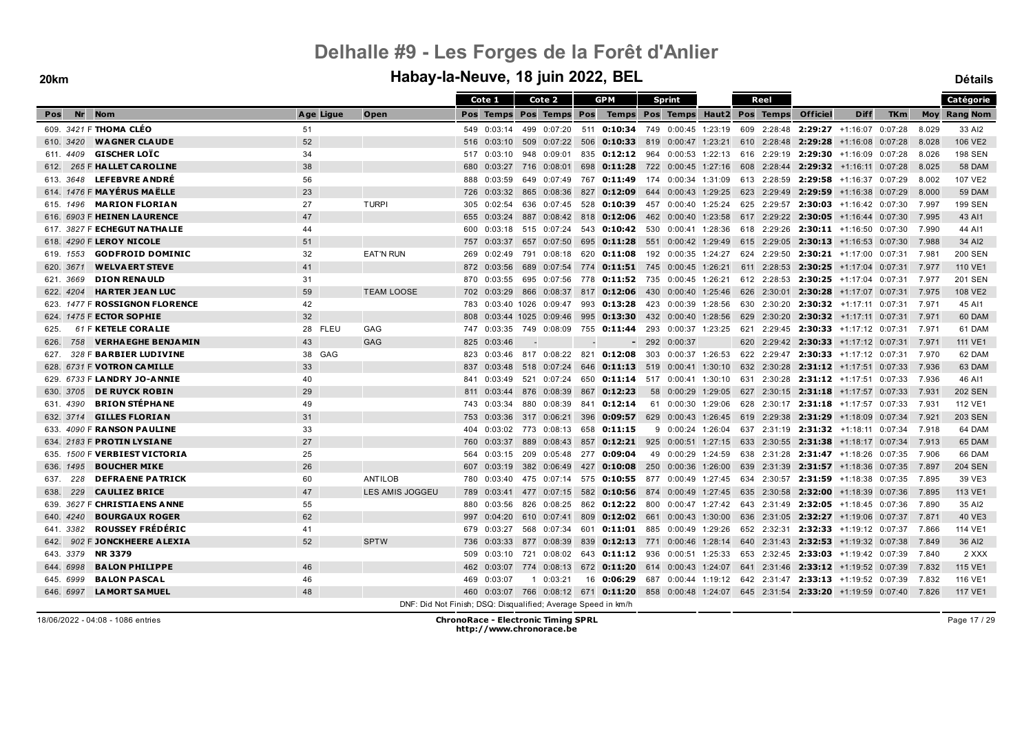# Delhalle #9 - Les Forges de la Forêt d'Anlier

## Habay-la-Neuve, 18 juin 2022, BEL

**20km** **Détails**

| Pos | Nr | Nom | Age | Ligue | Open | Cote 1 Pos | Cote 1 Temps | Cote 2 Pos | Cote 2 Temps | GPM Pos | GPM Temps | Sprint Pos | Sprint Temps | Haut2 | Reel Pos | Reel Temps | Officiel | Diff | TKm | Moy | Catégorie Rang Nom |
|---|---|---|---|---|---|---|---|---|---|---|---|---|---|---|---|---|---|---|---|---|---|
| 609. | 3421 F | **THOMA CLÉO** | 51 | | | 549 | 0:03:14 | 499 | 0:07:20 | 511 | **0:10:34** | 749 | 0:00:45 | 1:23:19 | 609 | 2:28:48 | **2:29:27** | +1:16:07 | 0:07:28 | 8.029 | 33 AI2 |
| 610. | 3420 | **WAGNER CLAUDE** | 52 | | | 516 | 0:03:10 | 509 | 0:07:22 | 506 | **0:10:33** | 819 | 0:00:47 | 1:23:21 | 610 | 2:28:48 | **2:29:28** | +1:16:08 | 0:07:28 | 8.028 | 106 VE2 |
| 611. | 4409 | **GISCHER LOÏC** | 34 | | | 517 | 0:03:10 | 948 | 0:09:01 | 835 | **0:12:12** | 964 | 0:00:53 | 1:22:13 | 616 | 2:29:19 | **2:29:30** | +1:16:09 | 0:07:28 | 8.026 | 198 SEN |
| 612. | 265 F | **HALLET CAROLINE** | 38 | | | 680 | 0:03:27 | 716 | 0:08:01 | 698 | **0:11:28** | 722 | 0:00:45 | 1:27:16 | 608 | 2:28:44 | **2:29:32** | +1:16:11 | 0:07:28 | 8.025 | 58 DAM |
| 613. | 3648 | **LEFEBVRE ANDRÉ** | 56 | | | 888 | 0:03:59 | 649 | 0:07:49 | 767 | **0:11:49** | 174 | 0:00:34 | 1:31:09 | 613 | 2:28:59 | **2:29:58** | +1:16:37 | 0:07:29 | 8.002 | 107 VE2 |
| 614. | 1476 F | **MAYÉRUS MAËLLE** | 23 | | | 726 | 0:03:32 | 865 | 0:08:36 | 827 | **0:12:09** | 644 | 0:00:43 | 1:29:25 | 623 | 2:29:49 | **2:29:59** | +1:16:38 | 0:07:29 | 8.000 | 59 DAM |
| 615. | 1496 | **MARION FLORIAN** | 27 | | TURPI | 305 | 0:02:54 | 636 | 0:07:45 | 528 | **0:10:39** | 457 | 0:00:40 | 1:25:24 | 625 | 2:29:57 | **2:30:03** | +1:16:42 | 0:07:30 | 7.997 | 199 SEN |
| 616. | 6903 F | **HEINEN LAURENCE** | 47 | | | 655 | 0:03:24 | 887 | 0:08:42 | 818 | **0:12:06** | 462 | 0:00:40 | 1:23:58 | 617 | 2:29:22 | **2:30:05** | +1:16:44 | 0:07:30 | 7.995 | 43 AI1 |
| 617. | 3827 F | **ECHEGUT NATHALIE** | 44 | | | 600 | 0:03:18 | 515 | 0:07:24 | 543 | **0:10:42** | 530 | 0:00:41 | 1:28:36 | 618 | 2:29:26 | **2:30:11** | +1:16:50 | 0:07:30 | 7.990 | 44 AI1 |
| 618. | 4290 F | **LEROY NICOLE** | 51 | | | 757 | 0:03:37 | 657 | 0:07:50 | 695 | **0:11:28** | 551 | 0:00:42 | 1:29:49 | 615 | 2:29:05 | **2:30:13** | +1:16:53 | 0:07:30 | 7.988 | 34 AI2 |
| 619. | 1553 | **GODFROID DOMINIC** | 32 | | EAT'N RUN | 269 | 0:02:49 | 791 | 0:08:18 | 620 | **0:11:08** | 192 | 0:00:35 | 1:24:27 | 624 | 2:29:50 | **2:30:21** | +1:17:00 | 0:07:31 | 7.981 | 200 SEN |
| 620. | 3671 | **WELVAERT STEVE** | 41 | | | 872 | 0:03:56 | 689 | 0:07:54 | 774 | **0:11:51** | 745 | 0:00:45 | 1:26:21 | 611 | 2:28:53 | **2:30:25** | +1:17:04 | 0:07:31 | 7.977 | 110 VE1 |
| 621. | 3669 | **DION RENAULD** | 31 | | | 870 | 0:03:55 | 695 | 0:07:56 | 778 | **0:11:52** | 735 | 0:00:45 | 1:26:21 | 612 | 2:28:53 | **2:30:25** | +1:17:04 | 0:07:31 | 7.977 | 201 SEN |
| 622. | 4204 | **HARTER JEAN LUC** | 59 | | TEAM LOOSE | 702 | 0:03:29 | 866 | 0:08:37 | 817 | **0:12:06** | 430 | 0:00:40 | 1:25:46 | 626 | 2:30:01 | **2:30:28** | +1:17:07 | 0:07:31 | 7.975 | 108 VE2 |
| 623. | 1477 F | **ROSSIGNON FLORENCE** | 42 | | | 783 | 0:03:40 | 1026 | 0:09:47 | 993 | **0:13:28** | 423 | 0:00:39 | 1:28:56 | 630 | 2:30:20 | **2:30:32** | +1:17:11 | 0:07:31 | 7.971 | 45 AI1 |
| 624. | 1475 F | **ECTOR SOPHIE** | 32 | | | 808 | 0:03:44 | 1025 | 0:09:46 | 995 | **0:13:30** | 432 | 0:00:40 | 1:28:56 | 629 | 2:30:20 | **2:30:32** | +1:17:11 | 0:07:31 | 7.971 | 60 DAM |
| 625. | 61 F | **KETELE CORALIE** | 28 | FLEU | GAG | 747 | 0:03:35 | 749 | 0:08:09 | 755 | **0:11:44** | 293 | 0:00:37 | 1:23:25 | 621 | 2:29:45 | **2:30:33** | +1:17:12 | 0:07:31 | 7.971 | 61 DAM |
| 626. | 758 | **VERHAEGHE BENJAMIN** | 43 | | GAG | 825 | 0:03:46 | | - | | - | 292 | 0:00:37 | | 620 | 2:29:42 | **2:30:33** | +1:17:12 | 0:07:31 | 7.971 | 111 VE1 |
| 627. | 328 F | **BARBIER LUDIVINE** | 38 | GAG | | 823 | 0:03:46 | 817 | 0:08:22 | 821 | **0:12:08** | 303 | 0:00:37 | 1:26:53 | 622 | 2:29:47 | **2:30:33** | +1:17:12 | 0:07:31 | 7.970 | 62 DAM |
| 628. | 6731 F | **VOTRON CAMILLE** | 33 | | | 837 | 0:03:48 | 518 | 0:07:24 | 646 | **0:11:13** | 519 | 0:00:41 | 1:30:10 | 632 | 2:30:28 | **2:31:12** | +1:17:51 | 0:07:33 | 7.936 | 63 DAM |
| 629. | 6733 F | **LANDRY JO-ANNIE** | 40 | | | 841 | 0:03:49 | 521 | 0:07:24 | 650 | **0:11:14** | 517 | 0:00:41 | 1:30:10 | 631 | 2:30:28 | **2:31:12** | +1:17:51 | 0:07:33 | 7.936 | 46 AI1 |
| 630. | 3705 | **DE RUYCK ROBIN** | 29 | | | 811 | 0:03:44 | 876 | 0:08:39 | 867 | **0:12:23** | 58 | 0:00:29 | 1:29:05 | 627 | 2:30:15 | **2:31:18** | +1:17:57 | 0:07:33 | 7.931 | 202 SEN |
| 631. | 4390 | **BRION STÉPHANE** | 49 | | | 743 | 0:03:34 | 880 | 0:08:39 | 841 | **0:12:14** | 61 | 0:00:30 | 1:29:06 | 628 | 2:30:17 | **2:31:18** | +1:17:57 | 0:07:33 | 7.931 | 112 VE1 |
| 632. | 3714 | **GILLES FLORIAN** | 31 | | | 753 | 0:03:36 | 317 | 0:06:21 | 396 | **0:09:57** | 629 | 0:00:43 | 1:26:45 | 619 | 2:29:38 | **2:31:29** | +1:18:09 | 0:07:34 | 7.921 | 203 SEN |
| 633. | 4090 F | **RANSON PAULINE** | 33 | | | 404 | 0:03:02 | 773 | 0:08:13 | 658 | **0:11:15** | 9 | 0:00:24 | 1:26:04 | 637 | 2:31:19 | **2:31:32** | +1:18:11 | 0:07:34 | 7.918 | 64 DAM |
| 634. | 2183 F | **PROTIN LYSIANE** | 27 | | | 760 | 0:03:37 | 889 | 0:08:43 | 857 | **0:12:21** | 925 | 0:00:51 | 1:27:15 | 633 | 2:30:55 | **2:31:38** | +1:18:17 | 0:07:34 | 7.913 | 65 DAM |
| 635. | 1500 F | **VERBIEST VICTORIA** | 25 | | | 564 | 0:03:15 | 209 | 0:05:48 | 277 | **0:09:04** | 49 | 0:00:29 | 1:24:59 | 638 | 2:31:28 | **2:31:47** | +1:18:26 | 0:07:35 | 7.906 | 66 DAM |
| 636. | 1495 | **BOUCHER MIKE** | 26 | | | 607 | 0:03:19 | 382 | 0:06:49 | 427 | **0:10:08** | 250 | 0:00:36 | 1:26:00 | 639 | 2:31:39 | **2:31:57** | +1:18:36 | 0:07:35 | 7.897 | 204 SEN |
| 637. | 228 | **DEFRAENE PATRICK** | 60 | | ANTILOB | 780 | 0:03:40 | 475 | 0:07:14 | 575 | **0:10:55** | 877 | 0:00:49 | 1:27:45 | 634 | 2:30:57 | **2:31:59** | +1:18:38 | 0:07:35 | 7.895 | 39 VE3 |
| 638. | 229 | **CAULIEZ BRICE** | 47 | | LES AMIS JOGGEU | 789 | 0:03:41 | 477 | 0:07:15 | 582 | **0:10:56** | 874 | 0:00:49 | 1:27:45 | 635 | 2:30:58 | **2:32:00** | +1:18:39 | 0:07:36 | 7.895 | 113 VE1 |
| 639. | 3627 F | **CHRISTIAENS ANNE** | 55 | | | 880 | 0:03:56 | 826 | 0:08:25 | 862 | **0:12:22** | 800 | 0:00:47 | 1:27:42 | 643 | 2:31:49 | **2:32:05** | +1:18:45 | 0:07:36 | 7.890 | 35 AI2 |
| 640. | 4240 | **BOURGAUX ROGER** | 62 | | | 997 | 0:04:20 | 610 | 0:07:41 | 809 | **0:12:02** | 661 | 0:00:43 | 1:30:00 | 636 | 2:31:05 | **2:32:27** | +1:19:06 | 0:07:37 | 7.871 | 40 VE3 |
| 641. | 3382 | **ROUSSEY FRÉDÉRIC** | 41 | | | 679 | 0:03:27 | 568 | 0:07:34 | 601 | **0:11:01** | 885 | 0:00:49 | 1:29:26 | 652 | 2:32:31 | **2:32:33** | +1:19:12 | 0:07:37 | 7.866 | 114 VE1 |
| 642. | 902 F | **JONCKHEERE ALEXIA** | 52 | | SPTW | 736 | 0:03:33 | 877 | 0:08:39 | 839 | **0:12:13** | 771 | 0:00:46 | 1:28:14 | 640 | 2:31:43 | **2:32:53** | +1:19:32 | 0:07:38 | 7.849 | 36 AI2 |
| 643. | 3379 | **NR 3379** | | | | 509 | 0:03:10 | 721 | 0:08:02 | 643 | **0:11:12** | 936 | 0:00:51 | 1:25:33 | 653 | 2:32:45 | **2:33:03** | +1:19:42 | 0:07:39 | 7.840 | 2 XXX |
| 644. | 6998 | **BALON PHILIPPE** | 46 | | | 462 | 0:03:07 | 774 | 0:08:13 | 672 | **0:11:20** | 614 | 0:00:43 | 1:24:07 | 641 | 2:31:46 | **2:33:12** | +1:19:52 | 0:07:39 | 7.832 | 115 VE1 |
| 645. | 6999 | **BALON PASCAL** | 46 | | | 469 | 0:03:07 | 1 | 0:03:21 | 16 | **0:06:29** | 687 | 0:00:44 | 1:19:12 | 642 | 2:31:47 | **2:33:13** | +1:19:52 | 0:07:39 | 7.832 | 116 VE1 |
| 646. | 6997 | **LAMORT SAMUEL** | 48 | | | 460 | 0:03:07 | 766 | 0:08:12 | 671 | **0:11:20** | 858 | 0:00:48 | 1:24:07 | 645 | 2:31:54 | **2:33:20** | +1:19:59 | 0:07:40 | 7.826 | 117 VE1 |

DNF: Did Not Finish; DSQ: Disqualified; Average Speed in km/h

18/06/2022 - 04:08 - 1086 entries

**ChronoRace - Electronic Timing SPRL**
http://www.chronorace.be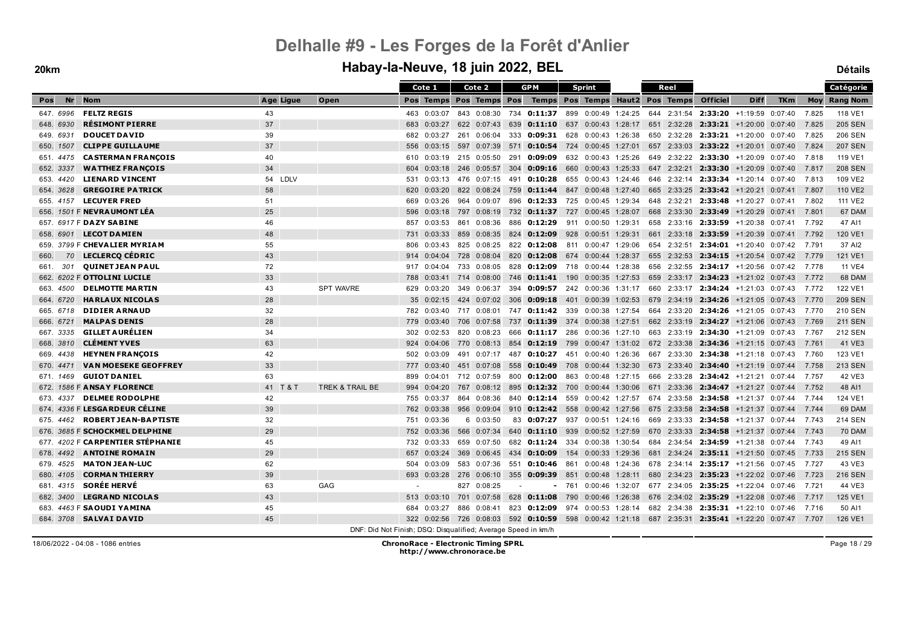# Delhalle #9 - Les Forges de la Forêt d'Anlier

## Habay-la-Neuve, 18 juin 2022, BEL

**20km** — **Détails**

| Pos | Nr | Nom | Age | Ligue | Open | Cote 1 Pos | Cote 1 Temps | Cote 2 Pos | Cote 2 Temps | GPM Pos | GPM Temps | Sprint Pos | Sprint Temps | Haut2 | Reel Pos | Reel Temps | Officiel | Diff | TKm | Moy | Catégorie Rang Nom |
|---|---|---|---|---|---|---|---|---|---|---|---|---|---|---|---|---|---|---|---|---|---|
| 647. | 6996 | FELTZ REGIS | 43 | | | 463 | 0:03:07 | 843 | 0:08:30 | 734 | 0:11:37 | 899 | 0:00:49 | 1:24:25 | 644 | 2:31:54 | 2:33:20 | +1:19:59 | 0:07:40 | 7.825 | 118 VE1 |
| 648. | 6930 | RÉSIMONT PIERRE | 37 | | | 683 | 0:03:27 | 622 | 0:07:43 | 639 | 0:11:10 | 637 | 0:00:43 | 1:28:17 | 651 | 2:32:28 | 2:33:21 | +1:20:00 | 0:07:40 | 7.825 | 205 SEN |
| 649. | 6931 | DOUCET DAVID | 39 | | | 682 | 0:03:27 | 261 | 0:06:04 | 333 | 0:09:31 | 628 | 0:00:43 | 1:26:38 | 650 | 2:32:28 | 2:33:21 | +1:20:00 | 0:07:40 | 7.825 | 206 SEN |
| 650. | 1507 | CLIPPE GUILLAUME | 37 | | | 556 | 0:03:15 | 597 | 0:07:39 | 571 | 0:10:54 | 724 | 0:00:45 | 1:27:01 | 657 | 2:33:03 | 2:33:22 | +1:20:01 | 0:07:40 | 7.824 | 207 SEN |
| 651. | 4475 | CASTERMAN FRANÇOIS | 40 | | | 610 | 0:03:19 | 215 | 0:05:50 | 291 | 0:09:09 | 632 | 0:00:43 | 1:25:26 | 649 | 2:32:22 | 2:33:30 | +1:20:09 | 0:07:40 | 7.818 | 119 VE1 |
| 652. | 3337 | WATTHEZ FRANÇOIS | 34 | | | 604 | 0:03:18 | 246 | 0:05:57 | 304 | 0:09:16 | 660 | 0:00:43 | 1:25:33 | 647 | 2:32:21 | 2:33:30 | +1:20:09 | 0:07:40 | 7.817 | 208 SEN |
| 653. | 4420 | LIENARD VINCENT | 54 | LDLV | | 531 | 0:03:13 | 476 | 0:07:15 | 491 | 0:10:28 | 655 | 0:00:43 | 1:24:46 | 646 | 2:32:14 | 2:33:34 | +1:20:14 | 0:07:40 | 7.813 | 109 VE2 |
| 654. | 3628 | GREGOIRE PATRICK | 58 | | | 620 | 0:03:20 | 822 | 0:08:24 | 759 | 0:11:44 | 847 | 0:00:48 | 1:27:40 | 665 | 2:33:25 | 2:33:42 | +1:20:21 | 0:07:41 | 7.807 | 110 VE2 |
| 655. | 4157 | LECUYER FRED | 51 | | | 669 | 0:03:26 | 964 | 0:09:07 | 896 | 0:12:33 | 725 | 0:00:45 | 1:29:34 | 648 | 2:32:21 | 2:33:48 | +1:20:27 | 0:07:41 | 7.802 | 111 VE2 |
| 656. | 1501 F | NEVRAUMONT LÉA | 25 | | | 596 | 0:03:18 | 797 | 0:08:19 | 732 | 0:11:37 | 727 | 0:00:45 | 1:28:07 | 668 | 2:33:30 | 2:33:49 | +1:20:29 | 0:07:41 | 7.801 | 67 DAM |
| 657. | 6917 F | DAZY SABINE | 46 | | | 857 | 0:03:53 | 861 | 0:08:36 | 886 | 0:12:29 | 911 | 0:00:50 | 1:29:31 | 658 | 2:33:16 | 2:33:59 | +1:20:38 | 0:07:41 | 7.792 | 47 AI1 |
| 658. | 6901 | LECOT DAMIEN | 48 | | | 731 | 0:03:33 | 859 | 0:08:35 | 824 | 0:12:09 | 928 | 0:00:51 | 1:29:31 | 661 | 2:33:18 | 2:33:59 | +1:20:39 | 0:07:41 | 7.792 | 120 VE1 |
| 659. | 3799 F | CHEVALIER MYRIAM | 55 | | | 806 | 0:03:43 | 825 | 0:08:25 | 822 | 0:12:08 | 811 | 0:00:47 | 1:29:06 | 654 | 2:32:51 | 2:34:01 | +1:20:40 | 0:07:42 | 7.791 | 37 AI2 |
| 660. | 70 | LECLERCQ CÉDRIC | 43 | | | 914 | 0:04:04 | 728 | 0:08:04 | 820 | 0:12:08 | 674 | 0:00:44 | 1:28:37 | 655 | 2:32:53 | 2:34:15 | +1:20:54 | 0:07:42 | 7.779 | 121 VE1 |
| 661. | 301 | QUINET JEAN PAUL | 72 | | | 917 | 0:04:04 | 733 | 0:08:05 | 828 | 0:12:09 | 718 | 0:00:44 | 1:28:38 | 656 | 2:32:55 | 2:34:17 | +1:20:56 | 0:07:42 | 7.778 | 11 VE4 |
| 662. | 6202 F | OTTOLINI LUCILE | 33 | | | 788 | 0:03:41 | 714 | 0:08:00 | 746 | 0:11:41 | 190 | 0:00:35 | 1:27:53 | 659 | 2:33:17 | 2:34:23 | +1:21:02 | 0:07:43 | 7.772 | 68 DAM |
| 663. | 4500 | DELMOTTE MARTIN | 43 | | SPT WAVRE | 629 | 0:03:20 | 349 | 0:06:37 | 394 | 0:09:57 | 242 | 0:00:36 | 1:31:17 | 660 | 2:33:17 | 2:34:24 | +1:21:03 | 0:07:43 | 7.772 | 122 VE1 |
| 664. | 6720 | HARLAUX NICOLAS | 28 | | | 35 | 0:02:15 | 424 | 0:07:02 | 306 | 0:09:18 | 401 | 0:00:39 | 1:02:53 | 679 | 2:34:19 | 2:34:26 | +1:21:05 | 0:07:43 | 7.770 | 209 SEN |
| 665. | 6718 | DIDIER ARNAUD | 32 | | | 782 | 0:03:40 | 717 | 0:08:01 | 747 | 0:11:42 | 339 | 0:00:38 | 1:27:54 | 664 | 2:33:20 | 2:34:26 | +1:21:05 | 0:07:43 | 7.770 | 210 SEN |
| 666. | 6721 | MALPAS DENIS | 28 | | | 779 | 0:03:40 | 706 | 0:07:58 | 737 | 0:11:39 | 374 | 0:00:38 | 1:27:51 | 662 | 2:33:19 | 2:34:27 | +1:21:06 | 0:07:43 | 7.769 | 211 SEN |
| 667. | 3335 | GILLET AURÉLIEN | 34 | | | 302 | 0:02:53 | 820 | 0:08:23 | 666 | 0:11:17 | 286 | 0:00:36 | 1:27:10 | 663 | 2:33:19 | 2:34:30 | +1:21:09 | 0:07:43 | 7.767 | 212 SEN |
| 668. | 3810 | CLÉMENT YVES | 63 | | | 924 | 0:04:06 | 770 | 0:08:13 | 854 | 0:12:19 | 799 | 0:00:47 | 1:31:02 | 672 | 2:33:38 | 2:34:36 | +1:21:15 | 0:07:43 | 7.761 | 41 VE3 |
| 669. | 4438 | HEYNEN FRANÇOIS | 42 | | | 502 | 0:03:09 | 491 | 0:07:17 | 487 | 0:10:27 | 451 | 0:00:40 | 1:26:36 | 667 | 2:33:30 | 2:34:38 | +1:21:18 | 0:07:43 | 7.760 | 123 VE1 |
| 670. | 4471 | VAN MOESEKE GEOFFREY | 33 | | | 777 | 0:03:40 | 451 | 0:07:08 | 558 | 0:10:49 | 708 | 0:00:44 | 1:32:30 | 673 | 2:33:40 | 2:34:40 | +1:21:19 | 0:07:44 | 7.758 | 213 SEN |
| 671. | 1469 | GUIOT DANIEL | 63 | | | 899 | 0:04:01 | 712 | 0:07:59 | 800 | 0:12:00 | 863 | 0:00:48 | 1:27:15 | 666 | 2:33:28 | 2:34:42 | +1:21:21 | 0:07:44 | 7.757 | 42 VE3 |
| 672. | 1586 F | ANSAY FLORENCE | 41 | T & T | TREK & TRAIL BE | 994 | 0:04:20 | 767 | 0:08:12 | 895 | 0:12:32 | 700 | 0:00:44 | 1:30:06 | 671 | 2:33:36 | 2:34:47 | +1:21:27 | 0:07:44 | 7.752 | 48 AI1 |
| 673. | 4337 | DELMEE RODOLPHE | 42 | | | 755 | 0:03:37 | 864 | 0:08:36 | 840 | 0:12:14 | 559 | 0:00:42 | 1:27:57 | 674 | 2:33:58 | 2:34:58 | +1:21:37 | 0:07:44 | 7.744 | 124 VE1 |
| 674. | 4336 F | LESGARDEUR CÉLINE | 39 | | | 762 | 0:03:38 | 956 | 0:09:04 | 910 | 0:12:42 | 558 | 0:00:42 | 1:27:56 | 675 | 2:33:58 | 2:34:58 | +1:21:37 | 0:07:44 | 7.744 | 69 DAM |
| 675. | 4462 | ROBERT JEAN-BAPTISTE | 32 | | | 751 | 0:03:36 | 6 | 0:03:50 | 83 | 0:07:27 | 937 | 0:00:51 | 1:24:16 | 669 | 2:33:33 | 2:34:58 | +1:21:37 | 0:07:44 | 7.743 | 214 SEN |
| 676. | 3685 F | SCHOCKMEL DELPHINE | 29 | | | 752 | 0:03:36 | 566 | 0:07:34 | 640 | 0:11:10 | 939 | 0:00:52 | 1:27:59 | 670 | 2:33:33 | 2:34:58 | +1:21:37 | 0:07:44 | 7.743 | 70 DAM |
| 677. | 4202 F | CARPENTIER STÉPHANIE | 45 | | | 732 | 0:03:33 | 659 | 0:07:50 | 682 | 0:11:24 | 334 | 0:00:38 | 1:30:54 | 684 | 2:34:54 | 2:34:59 | +1:21:38 | 0:07:44 | 7.743 | 49 AI1 |
| 678. | 4492 | ANTOINE ROMAIN | 29 | | | 657 | 0:03:24 | 369 | 0:06:45 | 434 | 0:10:09 | 154 | 0:00:33 | 1:29:36 | 681 | 2:34:24 | 2:35:11 | +1:21:50 | 0:07:45 | 7.733 | 215 SEN |
| 679. | 4525 | MATON JEAN-LUC | 62 | | | 504 | 0:03:09 | 583 | 0:07:36 | 551 | 0:10:46 | 861 | 0:00:48 | 1:24:36 | 678 | 2:34:14 | 2:35:17 | +1:21:56 | 0:07:45 | 7.727 | 43 VE3 |
| 680. | 4105 | CORMAN THIERRY | 39 | | | 693 | 0:03:28 | 276 | 0:06:10 | 355 | 0:09:39 | 851 | 0:00:48 | 1:28:11 | 680 | 2:34:23 | 2:35:23 | +1:22:02 | 0:07:46 | 7.723 | 216 SEN |
| 681. | 4315 | SORÉE HERVÉ | 63 | | GAG | - | | 827 | 0:08:25 | - | - | 761 | 0:00:46 | 1:32:07 | 677 | 2:34:05 | 2:35:25 | +1:22:04 | 0:07:46 | 7.721 | 44 VE3 |
| 682. | 3400 | LEGRAND NICOLAS | 43 | | | 513 | 0:03:10 | 701 | 0:07:58 | 628 | 0:11:08 | 790 | 0:00:46 | 1:26:38 | 676 | 2:34:02 | 2:35:29 | +1:22:08 | 0:07:46 | 7.717 | 125 VE1 |
| 683. | 4463 F | SAOUDI YAMINA | 45 | | | 684 | 0:03:27 | 886 | 0:08:41 | 823 | 0:12:09 | 974 | 0:00:53 | 1:28:14 | 682 | 2:34:38 | 2:35:31 | +1:22:10 | 0:07:46 | 7.716 | 50 AI1 |
| 684. | 3708 | SALVAI DAVID | 45 | | | 322 | 0:02:56 | 726 | 0:08:03 | 592 | 0:10:59 | 598 | 0:00:42 | 1:21:18 | 687 | 2:35:31 | 2:35:41 | +1:22:20 | 0:07:47 | 7.707 | 126 VE1 |

DNF: Did Not Finish; DSQ: Disqualified; Average Speed in km/h

18/06/2022 - 04:08 - 1086 entries

**ChronoRace - Electronic Timing SPRL**
**http://www.chronorace.be**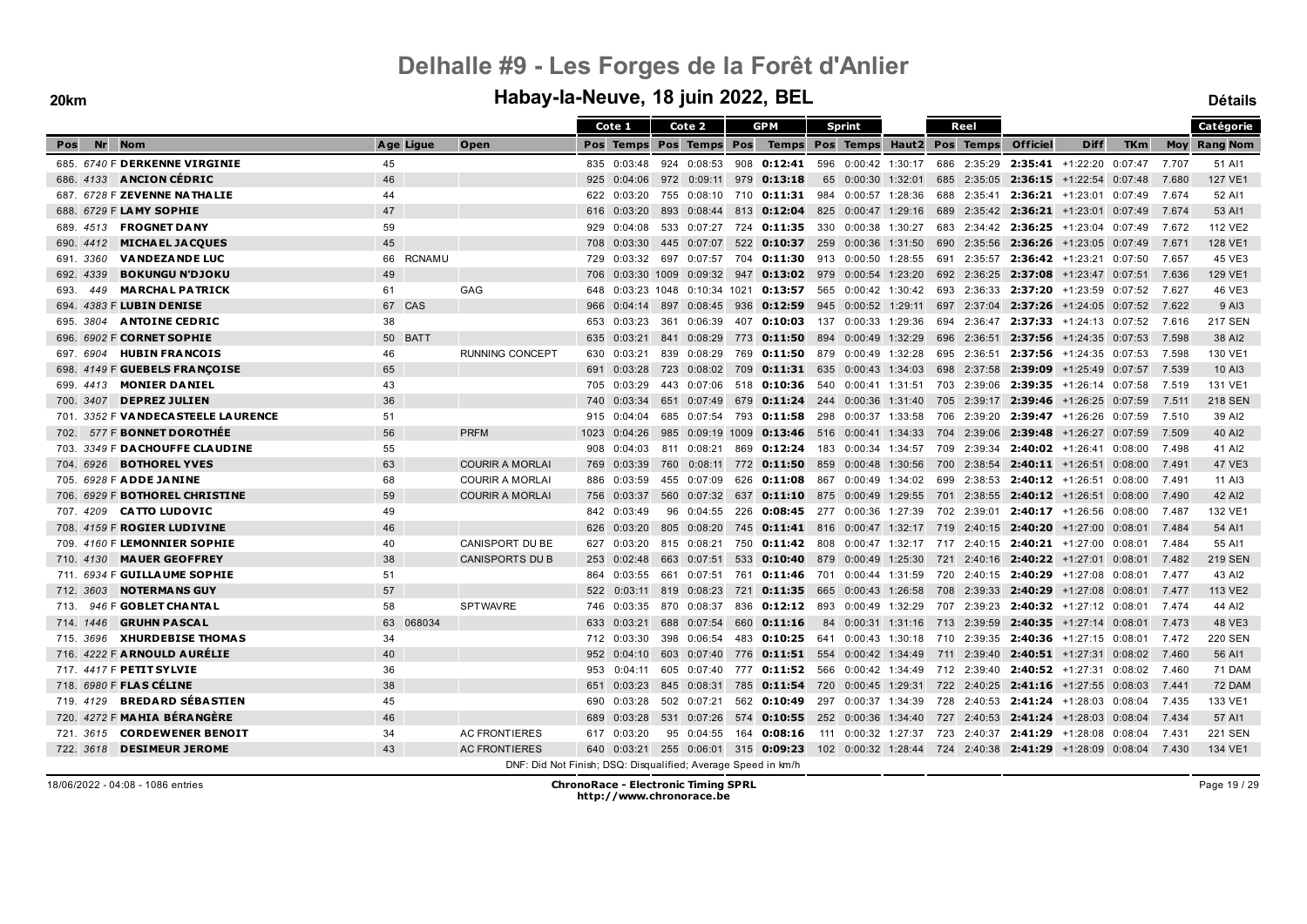# Delhalle #9 - Les Forges de la Forêt d'Anlier

## Habay-la-Neuve, 18 juin 2022, BEL

**20km** | **Détails**

| Pos | Nr | Nom | Age | Ligue | Open | Cote 1 Pos | Cote 1 Temps | Cote 2 Pos | Cote 2 Temps | GPM Pos | GPM Temps | Sprint Pos | Sprint Temps | Haut2 | Reel Pos | Reel Temps | Officiel | Diff | TKm | Moy | Catégorie Rang Nom |
|---|---|---|---|---|---|---|---|---|---|---|---|---|---|---|---|---|---|---|---|---|---|
| 685. | 6740 F | DERKENNE VIRGINIE | 45 | | | 835 | 0:03:48 | 924 | 0:08:53 | 908 | 0:12:41 | 596 | 0:00:42 | 1:30:17 | 686 | 2:35:29 | 2:35:41 | +1:22:20 | 0:07:47 | 7.707 | 51 AI1 |
| 686. | 4133 | ANCION CÉDRIC | 46 | | | 925 | 0:04:06 | 972 | 0:09:11 | 979 | 0:13:18 | 65 | 0:00:30 | 1:32:01 | 685 | 2:35:05 | 2:36:15 | +1:22:54 | 0:07:48 | 7.680 | 127 VE1 |
| 687. | 6728 F | ZEVENNE NATHALIE | 44 | | | 622 | 0:03:20 | 755 | 0:08:10 | 710 | 0:11:31 | 984 | 0:00:57 | 1:28:36 | 688 | 2:35:41 | 2:36:21 | +1:23:01 | 0:07:49 | 7.674 | 52 AI1 |
| 688. | 6729 F | LAMY SOPHIE | 47 | | | 616 | 0:03:20 | 893 | 0:08:44 | 813 | 0:12:04 | 825 | 0:00:47 | 1:29:16 | 689 | 2:35:42 | 2:36:21 | +1:23:01 | 0:07:49 | 7.674 | 53 AI1 |
| 689. | 4513 | FROGNET DANY | 59 | | | 929 | 0:04:08 | 533 | 0:07:27 | 724 | 0:11:35 | 330 | 0:00:38 | 1:30:27 | 683 | 2:34:42 | 2:36:25 | +1:23:04 | 0:07:49 | 7.672 | 112 VE2 |
| 690. | 4412 | MICHAEL JACQUES | 45 | | | 708 | 0:03:30 | 445 | 0:07:07 | 522 | 0:10:37 | 259 | 0:00:36 | 1:31:50 | 690 | 2:35:56 | 2:36:26 | +1:23:05 | 0:07:49 | 7.671 | 128 VE1 |
| 691. | 3360 | VANDEZANDE LUC | 66 | RCNAMU | | 729 | 0:03:32 | 697 | 0:07:57 | 704 | 0:11:30 | 913 | 0:00:50 | 1:28:55 | 691 | 2:35:57 | 2:36:42 | +1:23:21 | 0:07:50 | 7.657 | 45 VE3 |
| 692. | 4339 | BOKUNGU N'DJOKU | 49 | | | 706 | 0:03:30 | 1009 | 0:09:32 | 947 | 0:13:02 | 979 | 0:00:54 | 1:23:20 | 692 | 2:36:25 | 2:37:08 | +1:23:47 | 0:07:51 | 7.636 | 129 VE1 |
| 693. | 449 | MARCHAL PATRICK | 61 | | GAG | 648 | 0:03:23 | 1048 | 0:10:34 | 1021 | 0:13:57 | 565 | 0:00:42 | 1:30:42 | 693 | 2:36:33 | 2:37:20 | +1:23:59 | 0:07:52 | 7.627 | 46 VE3 |
| 694. | 4383 F | LUBIN DENISE | 67 | CAS | | 966 | 0:04:14 | 897 | 0:08:45 | 936 | 0:12:59 | 945 | 0:00:52 | 1:29:11 | 697 | 2:37:04 | 2:37:26 | +1:24:05 | 0:07:52 | 7.622 | 9 AI3 |
| 695. | 3804 | ANTOINE CEDRIC | 38 | | | 653 | 0:03:23 | 361 | 0:06:39 | 407 | 0:10:03 | 137 | 0:00:33 | 1:29:36 | 694 | 2:36:47 | 2:37:33 | +1:24:13 | 0:07:52 | 7.616 | 217 SEN |
| 696. | 6902 F | CORNET SOPHIE | 50 | BATT | | 635 | 0:03:21 | 841 | 0:08:29 | 773 | 0:11:50 | 894 | 0:00:49 | 1:32:29 | 696 | 2:36:51 | 2:37:56 | +1:24:35 | 0:07:53 | 7.598 | 38 AI2 |
| 697. | 6904 | HUBIN FRANCOIS | 46 | | RUNNING CONCEPT | 630 | 0:03:21 | 839 | 0:08:29 | 769 | 0:11:50 | 879 | 0:00:49 | 1:32:28 | 695 | 2:36:51 | 2:37:56 | +1:24:35 | 0:07:53 | 7.598 | 130 VE1 |
| 698. | 4149 F | GUEBELS FRANÇOISE | 65 | | | 691 | 0:03:28 | 723 | 0:08:02 | 709 | 0:11:31 | 635 | 0:00:43 | 1:34:03 | 698 | 2:37:58 | 2:39:09 | +1:25:49 | 0:07:57 | 7.539 | 10 AI3 |
| 699. | 4413 | MONIER DANIEL | 43 | | | 705 | 0:03:29 | 443 | 0:07:06 | 518 | 0:10:36 | 540 | 0:00:41 | 1:31:51 | 703 | 2:39:06 | 2:39:35 | +1:26:14 | 0:07:58 | 7.519 | 131 VE1 |
| 700. | 3407 | DEPREZ JULIEN | 36 | | | 740 | 0:03:34 | 651 | 0:07:49 | 679 | 0:11:24 | 244 | 0:00:36 | 1:31:40 | 705 | 2:39:17 | 2:39:46 | +1:26:25 | 0:07:59 | 7.511 | 218 SEN |
| 701. | 3352 F | VANDECASTEELE LAURENCE | 51 | | | 915 | 0:04:04 | 685 | 0:07:54 | 793 | 0:11:58 | 298 | 0:00:37 | 1:33:58 | 706 | 2:39:20 | 2:39:47 | +1:26:26 | 0:07:59 | 7.510 | 39 AI2 |
| 702. | 577 F | BONNET DOROTHÉE | 56 | | PRFM | 1023 | 0:04:26 | 985 | 0:09:19 | 1009 | 0:13:46 | 516 | 0:00:41 | 1:34:33 | 704 | 2:39:06 | 2:39:48 | +1:26:27 | 0:07:59 | 7.509 | 40 AI2 |
| 703. | 3349 F | DACHOUFFE CLAUDINE | 55 | | | 908 | 0:04:03 | 811 | 0:08:21 | 869 | 0:12:24 | 183 | 0:00:34 | 1:34:57 | 709 | 2:39:34 | 2:40:02 | +1:26:41 | 0:08:00 | 7.498 | 41 AI2 |
| 704. | 6926 | BOTHOREL YVES | 63 | | COURIR A MORLAI | 769 | 0:03:39 | 760 | 0:08:11 | 772 | 0:11:50 | 859 | 0:00:48 | 1:30:56 | 700 | 2:38:54 | 2:40:11 | +1:26:51 | 0:08:00 | 7.491 | 47 VE3 |
| 705. | 6928 F | ADDE JANINE | 68 | | COURIR A MORLAI | 886 | 0:03:59 | 455 | 0:07:09 | 626 | 0:11:08 | 867 | 0:00:49 | 1:34:02 | 699 | 2:38:53 | 2:40:12 | +1:26:51 | 0:08:00 | 7.491 | 11 AI3 |
| 706. | 6929 F | BOTHOREL CHRISTINE | 59 | | COURIR A MORLAI | 756 | 0:03:37 | 560 | 0:07:32 | 637 | 0:11:10 | 875 | 0:00:49 | 1:29:55 | 701 | 2:38:55 | 2:40:12 | +1:26:51 | 0:08:00 | 7.490 | 42 AI2 |
| 707. | 4209 | CATTO LUDOVIC | 49 | | | 842 | 0:03:49 | 96 | 0:04:55 | 226 | 0:08:45 | 277 | 0:00:36 | 1:27:39 | 702 | 2:39:01 | 2:40:17 | +1:26:56 | 0:08:00 | 7.487 | 132 VE1 |
| 708. | 4159 F | ROGIER LUDIVINE | 46 | | | 626 | 0:03:20 | 805 | 0:08:20 | 745 | 0:11:41 | 816 | 0:00:47 | 1:32:17 | 719 | 2:40:15 | 2:40:20 | +1:27:00 | 0:08:01 | 7.484 | 54 AI1 |
| 709. | 4160 F | LEMONNIER SOPHIE | 40 | | CANISPORT DU BE | 627 | 0:03:20 | 815 | 0:08:21 | 750 | 0:11:42 | 808 | 0:00:47 | 1:32:17 | 717 | 2:40:15 | 2:40:21 | +1:27:00 | 0:08:01 | 7.484 | 55 AI1 |
| 710. | 4130 | MAUER GEOFFREY | 38 | | CANISPORTS DU B | 253 | 0:02:48 | 663 | 0:07:51 | 533 | 0:10:40 | 879 | 0:00:49 | 1:25:30 | 721 | 2:40:16 | 2:40:22 | +1:27:01 | 0:08:01 | 7.482 | 219 SEN |
| 711. | 6934 F | GUILLAUME SOPHIE | 51 | | | 864 | 0:03:55 | 661 | 0:07:51 | 761 | 0:11:46 | 701 | 0:00:44 | 1:31:59 | 720 | 2:40:15 | 2:40:29 | +1:27:08 | 0:08:01 | 7.477 | 43 AI2 |
| 712. | 3603 | NOTERMANS GUY | 57 | | | 522 | 0:03:11 | 819 | 0:08:23 | 721 | 0:11:35 | 665 | 0:00:43 | 1:26:58 | 708 | 2:39:33 | 2:40:29 | +1:27:08 | 0:08:01 | 7.477 | 113 VE2 |
| 713. | 946 F | GOBLET CHANTAL | 58 | | SPTWAVRE | 746 | 0:03:35 | 870 | 0:08:37 | 836 | 0:12:12 | 893 | 0:00:49 | 1:32:29 | 707 | 2:39:23 | 2:40:32 | +1:27:12 | 0:08:01 | 7.474 | 44 AI2 |
| 714. | 1446 | GRUHN PASCAL | 63 | 068034 | | 633 | 0:03:21 | 688 | 0:07:54 | 660 | 0:11:16 | 84 | 0:00:31 | 1:31:16 | 713 | 2:39:59 | 2:40:35 | +1:27:14 | 0:08:01 | 7.473 | 48 VE3 |
| 715. | 3696 | XHURDEBISE THOMAS | 34 | | | 712 | 0:03:30 | 398 | 0:06:54 | 483 | 0:10:25 | 641 | 0:00:43 | 1:30:18 | 710 | 2:39:35 | 2:40:36 | +1:27:15 | 0:08:01 | 7.472 | 220 SEN |
| 716. | 4222 F | ARNOULD AURÉLIE | 40 | | | 952 | 0:04:10 | 603 | 0:07:40 | 776 | 0:11:51 | 554 | 0:00:42 | 1:34:49 | 711 | 2:39:40 | 2:40:51 | +1:27:31 | 0:08:02 | 7.460 | 56 AI1 |
| 717. | 4417 F | PETIT SYLVIE | 36 | | | 953 | 0:04:11 | 605 | 0:07:40 | 777 | 0:11:52 | 566 | 0:00:42 | 1:34:49 | 712 | 2:39:40 | 2:40:52 | +1:27:31 | 0:08:02 | 7.460 | 71 DAM |
| 718. | 6980 F | FLAS CÉLINE | 38 | | | 651 | 0:03:23 | 845 | 0:08:31 | 785 | 0:11:54 | 720 | 0:00:45 | 1:29:31 | 722 | 2:40:25 | 2:41:16 | +1:27:55 | 0:08:03 | 7.441 | 72 DAM |
| 719. | 4129 | BREDARD SÉBASTIEN | 45 | | | 690 | 0:03:28 | 502 | 0:07:21 | 562 | 0:10:49 | 297 | 0:00:37 | 1:34:39 | 728 | 2:40:53 | 2:41:24 | +1:28:03 | 0:08:04 | 7.435 | 133 VE1 |
| 720. | 4272 F | MAHIA BÉRANGÈRE | 46 | | | 689 | 0:03:28 | 531 | 0:07:26 | 574 | 0:10:55 | 252 | 0:00:36 | 1:34:40 | 727 | 2:40:53 | 2:41:24 | +1:28:03 | 0:08:04 | 7.434 | 57 AI1 |
| 721. | 3615 | CORDEWENER BENOIT | 34 | | AC FRONTIERES | 617 | 0:03:20 | 95 | 0:04:55 | 164 | 0:08:16 | 111 | 0:00:32 | 1:27:37 | 723 | 2:40:37 | 2:41:29 | +1:28:08 | 0:08:04 | 7.431 | 221 SEN |
| 722. | 3618 | DESIMEUR JEROME | 43 | | AC FRONTIERES | 640 | 0:03:21 | 255 | 0:06:01 | 315 | 0:09:23 | 102 | 0:00:32 | 1:28:44 | 724 | 2:40:38 | 2:41:29 | +1:28:09 | 0:08:04 | 7.430 | 134 VE1 |

DNF: Did Not Finish; DSQ: Disqualified; Average Speed in km/h

18/06/2022 - 04:08 - 1086 entries

ChronoRace - Electronic Timing SPRL
http://www.chronorace.be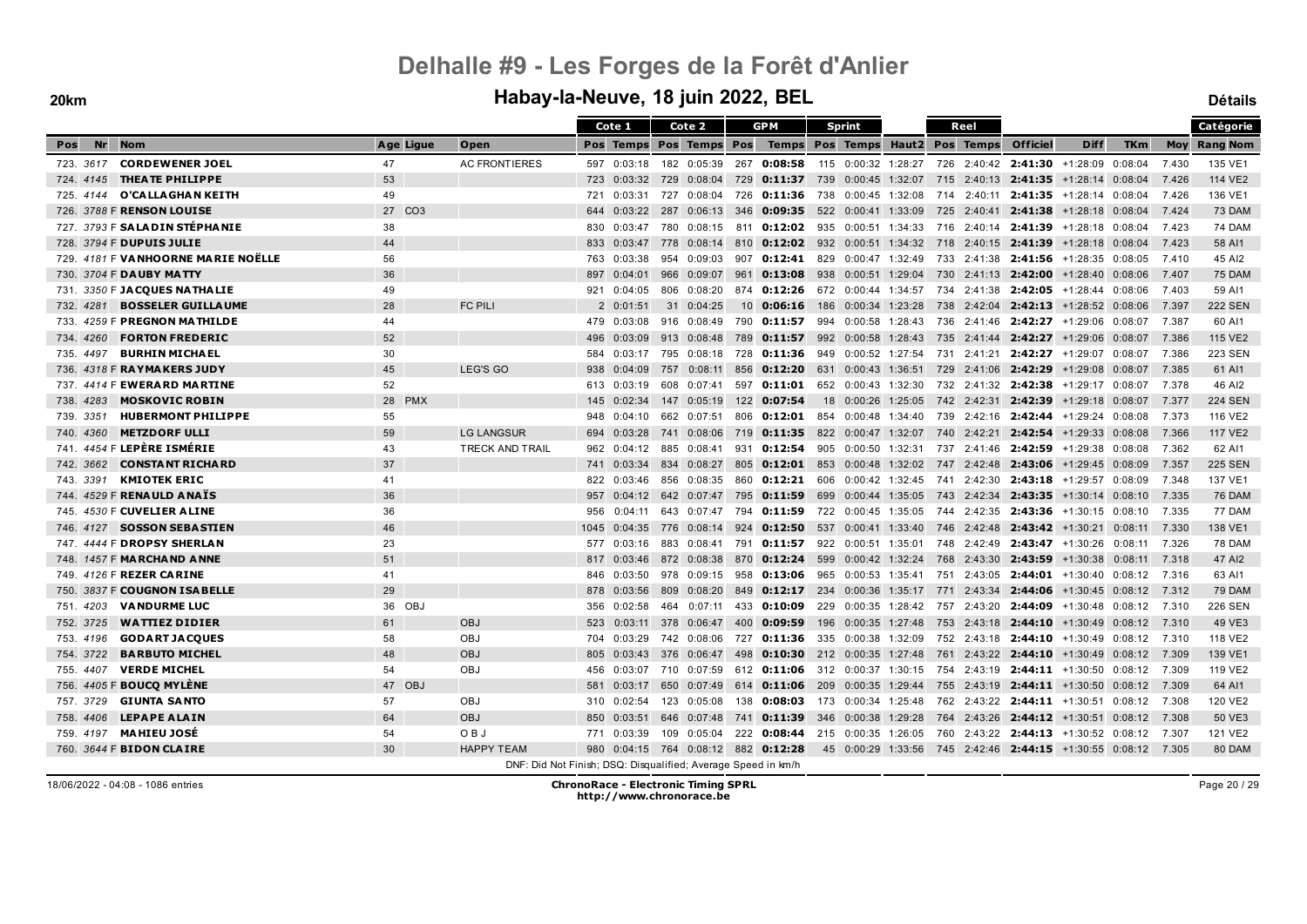# Delhalle #9 - Les Forges de la Forêt d'Anlier

## Habay-la-Neuve, 18 juin 2022, BEL

**20km** **Détails**

| Pos | Nr | | Nom | Age | Ligue | Open | Cote 1 Pos | Cote 1 Temps | Cote 2 Pos | Cote 2 Temps | GPM Pos | GPM Temps | Sprint Pos | Sprint Temps | Haut2 | Reel Pos | Reel Temps | Officiel | Diff | TKm | Moy | Catégorie Rang | Catégorie Nom |
|---|---|---|---|---|---|---|---|---|---|---|---|---|---|---|---|---|---|---|---|---|---|---|---|
| 723. | 3617 | | CORDEWENER JOEL | 47 | | AC FRONTIERES | 597 | 0:03:18 | 182 | 0:05:39 | 267 | 0:08:58 | 115 | 0:00:32 | 1:28:27 | 726 | 2:40:42 | 2:41:30 | +1:28:09 | 0:08:04 | 7.430 | 135 | VE1 |
| 724. | 4145 | | THEATE PHILIPPE | 53 | | | 723 | 0:03:32 | 729 | 0:08:04 | 729 | 0:11:37 | 739 | 0:00:45 | 1:32:07 | 715 | 2:40:13 | 2:41:35 | +1:28:14 | 0:08:04 | 7.426 | 114 | VE2 |
| 725. | 4144 | | O'CALLAGHAN KEITH | 49 | | | 721 | 0:03:31 | 727 | 0:08:04 | 726 | 0:11:36 | 738 | 0:00:45 | 1:32:08 | 714 | 2:40:11 | 2:41:35 | +1:28:14 | 0:08:04 | 7.426 | 136 | VE1 |
| 726. | 3788 | F | RENSON LOUISE | 27 | CO3 | | 644 | 0:03:22 | 287 | 0:06:13 | 346 | 0:09:35 | 522 | 0:00:41 | 1:33:09 | 725 | 2:40:41 | 2:41:38 | +1:28:18 | 0:08:04 | 7.424 | 73 | DAM |
| 727. | 3793 | F | SALADIN STÉPHANIE | 38 | | | 830 | 0:03:47 | 780 | 0:08:15 | 811 | 0:12:02 | 935 | 0:00:51 | 1:34:33 | 716 | 2:40:14 | 2:41:39 | +1:28:18 | 0:08:04 | 7.423 | 74 | DAM |
| 728. | 3794 | F | DUPUIS JULIE | 44 | | | 833 | 0:03:47 | 778 | 0:08:14 | 810 | 0:12:02 | 932 | 0:00:51 | 1:34:32 | 718 | 2:40:15 | 2:41:39 | +1:28:18 | 0:08:04 | 7.423 | 58 | AI1 |
| 729. | 4181 | F | VANHOORNE MARIE NOËLLE | 56 | | | 763 | 0:03:38 | 954 | 0:09:03 | 907 | 0:12:41 | 829 | 0:00:47 | 1:32:49 | 733 | 2:41:38 | 2:41:56 | +1:28:35 | 0:08:05 | 7.410 | 45 | AI2 |
| 730. | 3704 | F | DAUBY MATTY | 36 | | | 897 | 0:04:01 | 966 | 0:09:07 | 961 | 0:13:08 | 938 | 0:00:51 | 1:29:04 | 730 | 2:41:13 | 2:42:00 | +1:28:40 | 0:08:06 | 7.407 | 75 | DAM |
| 731. | 3350 | F | JACQUES NATHALIE | 49 | | | 921 | 0:04:05 | 806 | 0:08:20 | 874 | 0:12:26 | 672 | 0:00:44 | 1:34:57 | 734 | 2:41:38 | 2:42:05 | +1:28:44 | 0:08:06 | 7.403 | 59 | AI1 |
| 732. | 4281 | | BOSSELER GUILLAUME | 28 | | FC PILI | 2 | 0:01:51 | 31 | 0:04:25 | 10 | 0:06:16 | 186 | 0:00:34 | 1:23:28 | 738 | 2:42:04 | 2:42:13 | +1:28:52 | 0:08:06 | 7.397 | 222 | SEN |
| 733. | 4259 | F | PREGNON MATHILDE | 44 | | | 479 | 0:03:08 | 916 | 0:08:49 | 790 | 0:11:57 | 994 | 0:00:58 | 1:28:43 | 736 | 2:41:46 | 2:42:27 | +1:29:06 | 0:08:07 | 7.387 | 60 | AI1 |
| 734. | 4260 | | FORTON FREDERIC | 52 | | | 496 | 0:03:09 | 913 | 0:08:48 | 789 | 0:11:57 | 992 | 0:00:58 | 1:28:43 | 735 | 2:41:44 | 2:42:27 | +1:29:06 | 0:08:07 | 7.386 | 115 | VE2 |
| 735. | 4497 | | BURHIN MICHAEL | 30 | | | 584 | 0:03:17 | 795 | 0:08:18 | 728 | 0:11:36 | 949 | 0:00:52 | 1:27:54 | 731 | 2:41:21 | 2:42:27 | +1:29:07 | 0:08:07 | 7.386 | 223 | SEN |
| 736. | 4318 | F | RAYMAKERS JUDY | 45 | | LEG'S GO | 938 | 0:04:09 | 757 | 0:08:11 | 856 | 0:12:20 | 631 | 0:00:43 | 1:36:51 | 729 | 2:41:06 | 2:42:29 | +1:29:08 | 0:08:07 | 7.385 | 61 | AI1 |
| 737. | 4414 | F | EWERARD MARTINE | 52 | | | 613 | 0:03:19 | 608 | 0:07:41 | 597 | 0:11:01 | 652 | 0:00:43 | 1:32:30 | 732 | 2:41:32 | 2:42:38 | +1:29:17 | 0:08:07 | 7.378 | 46 | AI2 |
| 738. | 4283 | | MOSKOVIC ROBIN | 28 | PMX | | 145 | 0:02:34 | 147 | 0:05:19 | 122 | 0:07:54 | 18 | 0:00:26 | 1:25:05 | 742 | 2:42:31 | 2:42:39 | +1:29:18 | 0:08:07 | 7.377 | 224 | SEN |
| 739. | 3351 | | HUBERMONT PHILIPPE | 55 | | | 948 | 0:04:10 | 662 | 0:07:51 | 806 | 0:12:01 | 854 | 0:00:48 | 1:34:40 | 739 | 2:42:16 | 2:42:44 | +1:29:24 | 0:08:08 | 7.373 | 116 | VE2 |
| 740. | 4360 | | METZDORF ULLI | 59 | | LG LANGSUR | 694 | 0:03:28 | 741 | 0:08:06 | 719 | 0:11:35 | 822 | 0:00:47 | 1:32:07 | 740 | 2:42:21 | 2:42:54 | +1:29:33 | 0:08:08 | 7.366 | 117 | VE2 |
| 741. | 4454 | F | LEPÈRE ISMÉRIE | 43 | | TRECK AND TRAIL | 962 | 0:04:12 | 885 | 0:08:41 | 931 | 0:12:54 | 905 | 0:00:50 | 1:32:31 | 737 | 2:41:46 | 2:42:59 | +1:29:38 | 0:08:08 | 7.362 | 62 | AI1 |
| 742. | 3662 | | CONSTANT RICHARD | 37 | | | 741 | 0:03:34 | 834 | 0:08:27 | 805 | 0:12:01 | 853 | 0:00:48 | 1:32:02 | 747 | 2:42:48 | 2:43:06 | +1:29:45 | 0:08:09 | 7.357 | 225 | SEN |
| 743. | 3391 | | KMIOTEK ERIC | 41 | | | 822 | 0:03:46 | 856 | 0:08:35 | 860 | 0:12:21 | 606 | 0:00:42 | 1:32:45 | 741 | 2:42:30 | 2:43:18 | +1:29:57 | 0:08:09 | 7.348 | 137 | VE1 |
| 744. | 4529 | F | RENAULD ANAÏS | 36 | | | 957 | 0:04:12 | 642 | 0:07:47 | 795 | 0:11:59 | 699 | 0:00:44 | 1:35:05 | 743 | 2:42:34 | 2:43:35 | +1:30:14 | 0:08:10 | 7.335 | 76 | DAM |
| 745. | 4530 | F | CUVELIER ALINE | 36 | | | 956 | 0:04:11 | 643 | 0:07:47 | 794 | 0:11:59 | 722 | 0:00:45 | 1:35:05 | 744 | 2:42:35 | 2:43:36 | +1:30:15 | 0:08:10 | 7.335 | 77 | DAM |
| 746. | 4127 | | SOSSON SEBASTIEN | 46 | | | 1045 | 0:04:35 | 776 | 0:08:14 | 924 | 0:12:50 | 537 | 0:00:41 | 1:33:40 | 746 | 2:42:48 | 2:43:42 | +1:30:21 | 0:08:11 | 7.330 | 138 | VE1 |
| 747. | 4444 | F | DROPSY SHERLAN | 23 | | | 577 | 0:03:16 | 883 | 0:08:41 | 791 | 0:11:57 | 922 | 0:00:51 | 1:35:01 | 748 | 2:42:49 | 2:43:47 | +1:30:26 | 0:08:11 | 7.326 | 78 | DAM |
| 748. | 1457 | F | MARCHAND ANNE | 51 | | | 817 | 0:03:46 | 872 | 0:08:38 | 870 | 0:12:24 | 599 | 0:00:42 | 1:32:24 | 768 | 2:43:30 | 2:43:59 | +1:30:38 | 0:08:11 | 7.318 | 47 | AI2 |
| 749. | 4126 | F | REZER CARINE | 41 | | | 846 | 0:03:50 | 978 | 0:09:15 | 958 | 0:13:06 | 965 | 0:00:53 | 1:35:41 | 751 | 2:43:05 | 2:44:01 | +1:30:40 | 0:08:12 | 7.316 | 63 | AI1 |
| 750. | 3837 | F | COUGNON ISABELLE | 29 | | | 878 | 0:03:56 | 809 | 0:08:20 | 849 | 0:12:17 | 234 | 0:00:36 | 1:35:17 | 771 | 2:43:34 | 2:44:06 | +1:30:45 | 0:08:12 | 7.312 | 79 | DAM |
| 751. | 4203 | | VANDURME LUC | 36 | OBJ | | 356 | 0:02:58 | 464 | 0:07:11 | 433 | 0:10:09 | 229 | 0:00:35 | 1:28:42 | 757 | 2:43:20 | 2:44:09 | +1:30:48 | 0:08:12 | 7.310 | 226 | SEN |
| 752. | 3725 | | WATTIEZ DIDIER | 61 | | OBJ | 523 | 0:03:11 | 378 | 0:06:47 | 400 | 0:09:59 | 196 | 0:00:35 | 1:27:48 | 753 | 2:43:18 | 2:44:10 | +1:30:49 | 0:08:12 | 7.310 | 49 | VE3 |
| 753. | 4196 | | GODART JACQUES | 58 | | OBJ | 704 | 0:03:29 | 742 | 0:08:06 | 727 | 0:11:36 | 335 | 0:00:38 | 1:32:09 | 752 | 2:43:18 | 2:44:10 | +1:30:49 | 0:08:12 | 7.310 | 118 | VE2 |
| 754. | 3722 | | BARBUTO MICHEL | 48 | | OBJ | 805 | 0:03:43 | 376 | 0:06:47 | 498 | 0:10:30 | 212 | 0:00:35 | 1:27:48 | 761 | 2:43:22 | 2:44:10 | +1:30:49 | 0:08:12 | 7.309 | 139 | VE1 |
| 755. | 4407 | | VERDE MICHEL | 54 | | OBJ | 456 | 0:03:07 | 710 | 0:07:59 | 612 | 0:11:06 | 312 | 0:00:37 | 1:30:15 | 754 | 2:43:19 | 2:44:11 | +1:30:50 | 0:08:12 | 7.309 | 119 | VE2 |
| 756. | 4405 | F | BOUCQ MYLÈNE | 47 | OBJ | | 581 | 0:03:17 | 650 | 0:07:49 | 614 | 0:11:06 | 209 | 0:00:35 | 1:29:44 | 755 | 2:43:19 | 2:44:11 | +1:30:50 | 0:08:12 | 7.309 | 64 | AI1 |
| 757. | 3729 | | GIUNTA SANTO | 57 | | OBJ | 310 | 0:02:54 | 123 | 0:05:08 | 138 | 0:08:03 | 173 | 0:00:34 | 1:25:48 | 762 | 2:43:22 | 2:44:11 | +1:30:51 | 0:08:12 | 7.308 | 120 | VE2 |
| 758. | 4406 | | LEPAPE ALAIN | 64 | | OBJ | 850 | 0:03:51 | 646 | 0:07:48 | 741 | 0:11:39 | 346 | 0:00:38 | 1:29:28 | 764 | 2:43:26 | 2:44:12 | +1:30:51 | 0:08:12 | 7.308 | 50 | VE3 |
| 759. | 4197 | | MAHIEU JOSÉ | 54 | | O B J | 771 | 0:03:39 | 109 | 0:05:04 | 222 | 0:08:44 | 215 | 0:00:35 | 1:26:05 | 760 | 2:43:22 | 2:44:13 | +1:30:52 | 0:08:12 | 7.307 | 121 | VE2 |
| 760. | 3644 | F | BIDON CLAIRE | 30 | | HAPPY TEAM | 980 | 0:04:15 | 764 | 0:08:12 | 882 | 0:12:28 | 45 | 0:00:29 | 1:33:56 | 745 | 2:42:46 | 2:44:15 | +1:30:55 | 0:08:12 | 7.305 | 80 | DAM |

DNF: Did Not Finish; DSQ: Disqualified; Average Speed in km/h

18/06/2022 - 04:08 - 1086 entries

**ChronoRace - Electronic Timing SPRL**
**http://www.chronorace.be**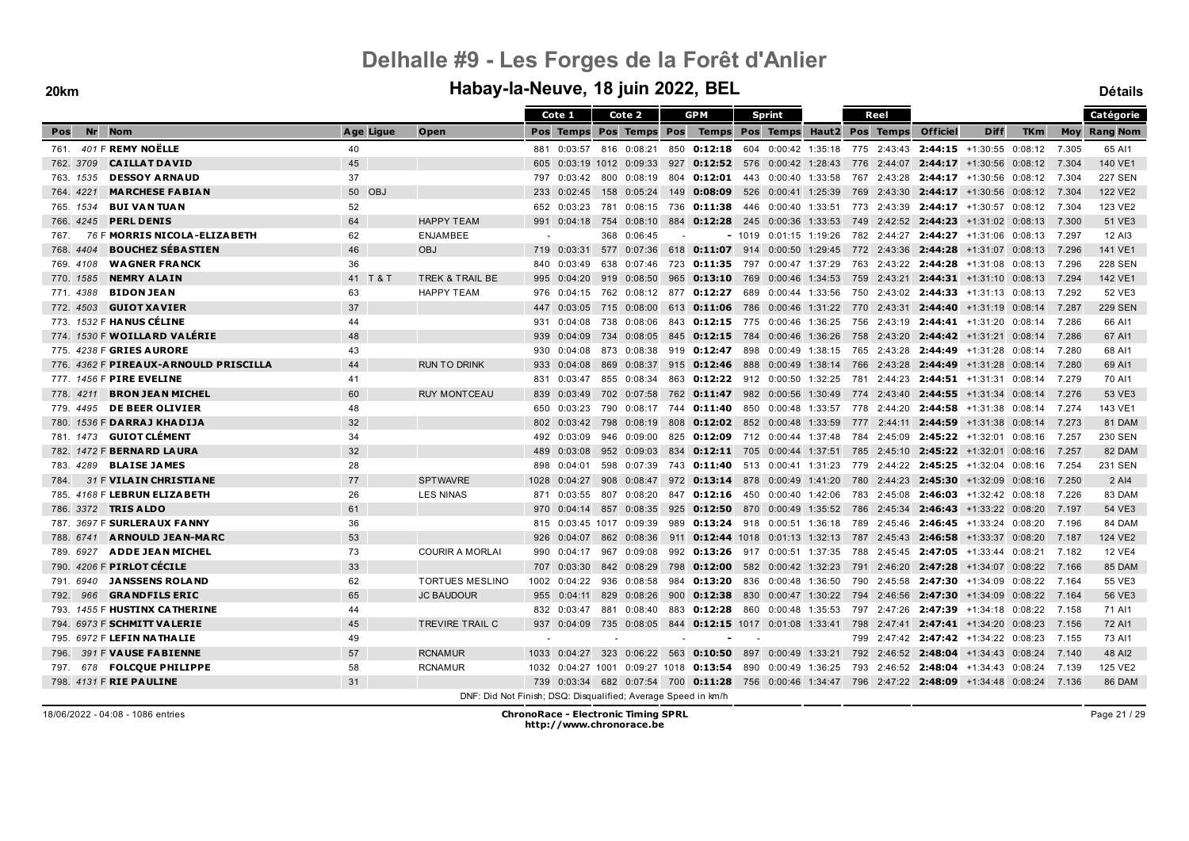# Delhalle #9 - Les Forges de la Forêt d'Anlier

## Habay-la-Neuve, 18 juin 2022, BEL

**20km** — **Détails**

| Pos | Nr | Nom | Age | Ligue | Open | Cote 1 Pos | Cote 1 Temps | Cote 2 Pos | Cote 2 Temps | GPM Pos | GPM Temps | Sprint Pos | Sprint Temps | Haut2 | Reel Pos | Reel Temps | Officiel | Diff | TKm | Moy | Catégorie Rang Nom |
|---|---|---|---|---|---|---|---|---|---|---|---|---|---|---|---|---|---|---|---|---|---|
| 761. | 401 F | **REMY NOËLLE** | 40 | | | 881 | 0:03:57 | 816 | 0:08:21 | 850 | **0:12:18** | 604 | 0:00:42 | 1:35:18 | 775 | 2:43:43 | **2:44:15** | +1:30:55 | 0:08:12 | 7.305 | 65 AI1 |
| 762. | 3709 | **CAILLAT DAVID** | 45 | | | 605 | 0:03:19 | 1012 | 0:09:33 | 927 | **0:12:52** | 576 | 0:00:42 | 1:28:43 | 776 | 2:44:07 | **2:44:17** | +1:30:56 | 0:08:12 | 7.304 | 140 VE1 |
| 763. | 1535 | **DESSOY ARNAUD** | 37 | | | 797 | 0:03:42 | 800 | 0:08:19 | 804 | **0:12:01** | 443 | 0:00:40 | 1:33:58 | 767 | 2:43:28 | **2:44:17** | +1:30:56 | 0:08:12 | 7.304 | 227 SEN |
| 764. | 4221 | **MARCHESE FABIAN** | 50 | OBJ | | 233 | 0:02:45 | 158 | 0:05:24 | 149 | **0:08:09** | 526 | 0:00:41 | 1:25:39 | 769 | 2:43:30 | **2:44:17** | +1:30:56 | 0:08:12 | 7.304 | 122 VE2 |
| 765. | 1534 | **BUI VAN TUAN** | 52 | | | 652 | 0:03:23 | 781 | 0:08:15 | 736 | **0:11:38** | 446 | 0:00:40 | 1:33:51 | 773 | 2:43:39 | **2:44:17** | +1:30:57 | 0:08:12 | 7.304 | 123 VE2 |
| 766. | 4245 | **PERL DENIS** | 64 | | HAPPY TEAM | 991 | 0:04:18 | 754 | 0:08:10 | 884 | **0:12:28** | 245 | 0:00:36 | 1:33:53 | 749 | 2:42:52 | **2:44:23** | +1:31:02 | 0:08:13 | 7.300 | 51 VE3 |
| 767. | 76 F | **MORRIS NICOLA-ELIZABETH** | 62 | | ENJAMBEE | - | | 368 | 0:06:45 | - | **-** | 1019 | 0:01:15 | 1:19:26 | 782 | 2:44:27 | **2:44:27** | +1:31:06 | 0:08:13 | 7.297 | 12 AI3 |
| 768. | 4404 | **BOUCHEZ SÉBASTIEN** | 46 | | OBJ | 719 | 0:03:31 | 577 | 0:07:36 | 618 | **0:11:07** | 914 | 0:00:50 | 1:29:45 | 772 | 2:43:36 | **2:44:28** | +1:31:07 | 0:08:13 | 7.296 | 141 VE1 |
| 769. | 4108 | **WAGNER FRANCK** | 36 | | | 840 | 0:03:49 | 638 | 0:07:46 | 723 | **0:11:35** | 797 | 0:00:47 | 1:37:29 | 763 | 2:43:22 | **2:44:28** | +1:31:08 | 0:08:13 | 7.296 | 228 SEN |
| 770. | 1585 | **NEMRY ALAIN** | 41 | T & T | TREK & TRAIL BE | 995 | 0:04:20 | 919 | 0:08:50 | 965 | **0:13:10** | 769 | 0:00:46 | 1:34:53 | 759 | 2:43:21 | **2:44:31** | +1:31:10 | 0:08:13 | 7.294 | 142 VE1 |
| 771. | 4388 | **BIDON JEAN** | 63 | | HAPPY TEAM | 976 | 0:04:15 | 762 | 0:08:12 | 877 | **0:12:27** | 689 | 0:00:44 | 1:33:56 | 750 | 2:43:02 | **2:44:33** | +1:31:13 | 0:08:13 | 7.292 | 52 VE3 |
| 772. | 4503 | **GUIOT XAVIER** | 37 | | | 447 | 0:03:05 | 715 | 0:08:00 | 613 | **0:11:06** | 786 | 0:00:46 | 1:31:22 | 770 | 2:43:31 | **2:44:40** | +1:31:19 | 0:08:14 | 7.287 | 229 SEN |
| 773. | 1532 F | **HANUS CÉLINE** | 44 | | | 931 | 0:04:08 | 738 | 0:08:06 | 843 | **0:12:15** | 775 | 0:00:46 | 1:36:25 | 756 | 2:43:19 | **2:44:41** | +1:31:20 | 0:08:14 | 7.286 | 66 AI1 |
| 774. | 1530 F | **WOILLARD VALÉRIE** | 48 | | | 939 | 0:04:09 | 734 | 0:08:05 | 845 | **0:12:15** | 784 | 0:00:46 | 1:36:26 | 758 | 2:43:20 | **2:44:42** | +1:31:21 | 0:08:14 | 7.286 | 67 AI1 |
| 775. | 4238 F | **GRIES AURORE** | 43 | | | 930 | 0:04:08 | 873 | 0:08:38 | 919 | **0:12:47** | 898 | 0:00:49 | 1:38:15 | 765 | 2:43:28 | **2:44:49** | +1:31:28 | 0:08:14 | 7.280 | 68 AI1 |
| 776. | 4362 F | **PIREAUX-ARNOULD PRISCILLA** | 44 | | RUN TO DRINK | 933 | 0:04:08 | 869 | 0:08:37 | 915 | **0:12:46** | 888 | 0:00:49 | 1:38:14 | 766 | 2:43:28 | **2:44:49** | +1:31:28 | 0:08:14 | 7.280 | 69 AI1 |
| 777. | 1456 F | **PIRE EVELINE** | 41 | | | 831 | 0:03:47 | 855 | 0:08:34 | 863 | **0:12:22** | 912 | 0:00:50 | 1:32:25 | 781 | 2:44:23 | **2:44:51** | +1:31:31 | 0:08:14 | 7.279 | 70 AI1 |
| 778. | 4211 | **BRON JEAN MICHEL** | 60 | | RUY MONTCEAU | 839 | 0:03:49 | 702 | 0:07:58 | 762 | **0:11:47** | 982 | 0:00:56 | 1:30:49 | 774 | 2:43:40 | **2:44:55** | +1:31:34 | 0:08:14 | 7.276 | 53 VE3 |
| 779. | 4495 | **DE BEER OLIVIER** | 48 | | | 650 | 0:03:23 | 790 | 0:08:17 | 744 | **0:11:40** | 850 | 0:00:48 | 1:33:57 | 778 | 2:44:20 | **2:44:58** | +1:31:38 | 0:08:14 | 7.274 | 143 VE1 |
| 780. | 1536 F | **DARRAJ KHADIJA** | 32 | | | 802 | 0:03:42 | 798 | 0:08:19 | 808 | **0:12:02** | 852 | 0:00:48 | 1:33:59 | 777 | 2:44:11 | **2:44:59** | +1:31:38 | 0:08:14 | 7.273 | 81 DAM |
| 781. | 1473 | **GUIOT CLÉMENT** | 34 | | | 492 | 0:03:09 | 946 | 0:09:00 | 825 | **0:12:09** | 712 | 0:00:44 | 1:37:48 | 784 | 2:45:09 | **2:45:22** | +1:32:01 | 0:08:16 | 7.257 | 230 SEN |
| 782. | 1472 F | **BERNARD LAURA** | 32 | | | 489 | 0:03:08 | 952 | 0:09:03 | 834 | **0:12:11** | 705 | 0:00:44 | 1:37:51 | 785 | 2:45:10 | **2:45:22** | +1:32:01 | 0:08:16 | 7.257 | 82 DAM |
| 783. | 4289 | **BLAISE JAMES** | 28 | | | 898 | 0:04:01 | 598 | 0:07:39 | 743 | **0:11:40** | 513 | 0:00:41 | 1:31:23 | 779 | 2:44:22 | **2:45:25** | +1:32:04 | 0:08:16 | 7.254 | 231 SEN |
| 784. | 31 F | **VILAIN CHRISTIANE** | 77 | | SPTWAVRE | 1028 | 0:04:27 | 908 | 0:08:47 | 972 | **0:13:14** | 878 | 0:00:49 | 1:41:20 | 780 | 2:44:23 | **2:45:30** | +1:32:09 | 0:08:16 | 7.250 | 2 AI4 |
| 785. | 4168 F | **LEBRUN ELIZABETH** | 26 | | LES NINAS | 871 | 0:03:55 | 807 | 0:08:20 | 847 | **0:12:16** | 450 | 0:00:40 | 1:42:06 | 783 | 2:45:08 | **2:46:03** | +1:32:42 | 0:08:18 | 7.226 | 83 DAM |
| 786. | 3372 | **TRIS ALDO** | 61 | | | 970 | 0:04:14 | 857 | 0:08:35 | 925 | **0:12:50** | 870 | 0:00:49 | 1:35:52 | 786 | 2:45:34 | **2:46:43** | +1:33:22 | 0:08:20 | 7.197 | 54 VE3 |
| 787. | 3697 F | **SURLERAUX FANNY** | 36 | | | 815 | 0:03:45 | 1017 | 0:09:39 | 989 | **0:13:24** | 918 | 0:00:51 | 1:36:18 | 789 | 2:45:46 | **2:46:45** | +1:33:24 | 0:08:20 | 7.196 | 84 DAM |
| 788. | 6741 | **ARNOULD JEAN-MARC** | 53 | | | 926 | 0:04:07 | 862 | 0:08:36 | 911 | **0:12:44** | 1018 | 0:01:13 | 1:32:13 | 787 | 2:45:43 | **2:46:58** | +1:33:37 | 0:08:20 | 7.187 | 124 VE2 |
| 789. | 6927 | **ADDE JEAN MICHEL** | 73 | | COURIR A MORLAI | 990 | 0:04:17 | 967 | 0:09:08 | 992 | **0:13:26** | 917 | 0:00:51 | 1:37:35 | 788 | 2:45:45 | **2:47:05** | +1:33:44 | 0:08:21 | 7.182 | 12 VE4 |
| 790. | 4206 F | **PIRLOT CÉCILE** | 33 | | | 707 | 0:03:30 | 842 | 0:08:29 | 798 | **0:12:00** | 582 | 0:00:42 | 1:32:23 | 791 | 2:46:20 | **2:47:28** | +1:34:07 | 0:08:22 | 7.166 | 85 DAM |
| 791. | 6940 | **JANSSENS ROLAND** | 62 | | TORTUES MESLINO | 1002 | 0:04:22 | 936 | 0:08:58 | 984 | **0:13:20** | 836 | 0:00:48 | 1:36:50 | 790 | 2:45:58 | **2:47:30** | +1:34:09 | 0:08:22 | 7.164 | 55 VE3 |
| 792. | 966 | **GRANDFILS ERIC** | 65 | | JC BAUDOUR | 955 | 0:04:11 | 829 | 0:08:26 | 900 | **0:12:38** | 830 | 0:00:47 | 1:30:22 | 794 | 2:46:56 | **2:47:30** | +1:34:09 | 0:08:22 | 7.164 | 56 VE3 |
| 793. | 1455 F | **HUSTINX CATHERINE** | 44 | | | 832 | 0:03:47 | 881 | 0:08:40 | 883 | **0:12:28** | 860 | 0:00:48 | 1:35:53 | 797 | 2:47:26 | **2:47:39** | +1:34:18 | 0:08:22 | 7.158 | 71 AI1 |
| 794. | 6973 F | **SCHMITT VALERIE** | 45 | | TREVIRE TRAIL C | 937 | 0:04:09 | 735 | 0:08:05 | 844 | **0:12:15** | 1017 | 0:01:08 | 1:33:41 | 798 | 2:47:41 | **2:47:41** | +1:34:20 | 0:08:23 | 7.156 | 72 AI1 |
| 795. | 6972 F | **LEFIN NATHALIE** | 49 | | | - | | - | | - | **-** | - | | | 799 | 2:47:42 | **2:47:42** | +1:34:22 | 0:08:23 | 7.155 | 73 AI1 |
| 796. | 391 F | **VAUSE FABIENNE** | 57 | | RCNAMUR | 1033 | 0:04:27 | 323 | 0:06:22 | 563 | **0:10:50** | 897 | 0:00:49 | 1:33:21 | 792 | 2:46:52 | **2:48:04** | +1:34:43 | 0:08:24 | 7.140 | 48 AI2 |
| 797. | 678 | **FOLCQUE PHILIPPE** | 58 | | RCNAMUR | 1032 | 0:04:27 | 1001 | 0:09:27 | 1018 | **0:13:54** | 890 | 0:00:49 | 1:36:25 | 793 | 2:46:52 | **2:48:04** | +1:34:43 | 0:08:24 | 7.139 | 125 VE2 |
| 798. | 4131 F | **RIE PAULINE** | 31 | | | 739 | 0:03:34 | 682 | 0:07:54 | 700 | **0:11:28** | 756 | 0:00:46 | 1:34:47 | 796 | 2:47:22 | **2:48:09** | +1:34:48 | 0:08:24 | 7.136 | 86 DAM |

DNF: Did Not Finish; DSQ: Disqualified; Average Speed in km/h

18/06/2022 - 04:08 - 1086 entries

**ChronoRace - Electronic Timing SPRL**
http://www.chronorace.be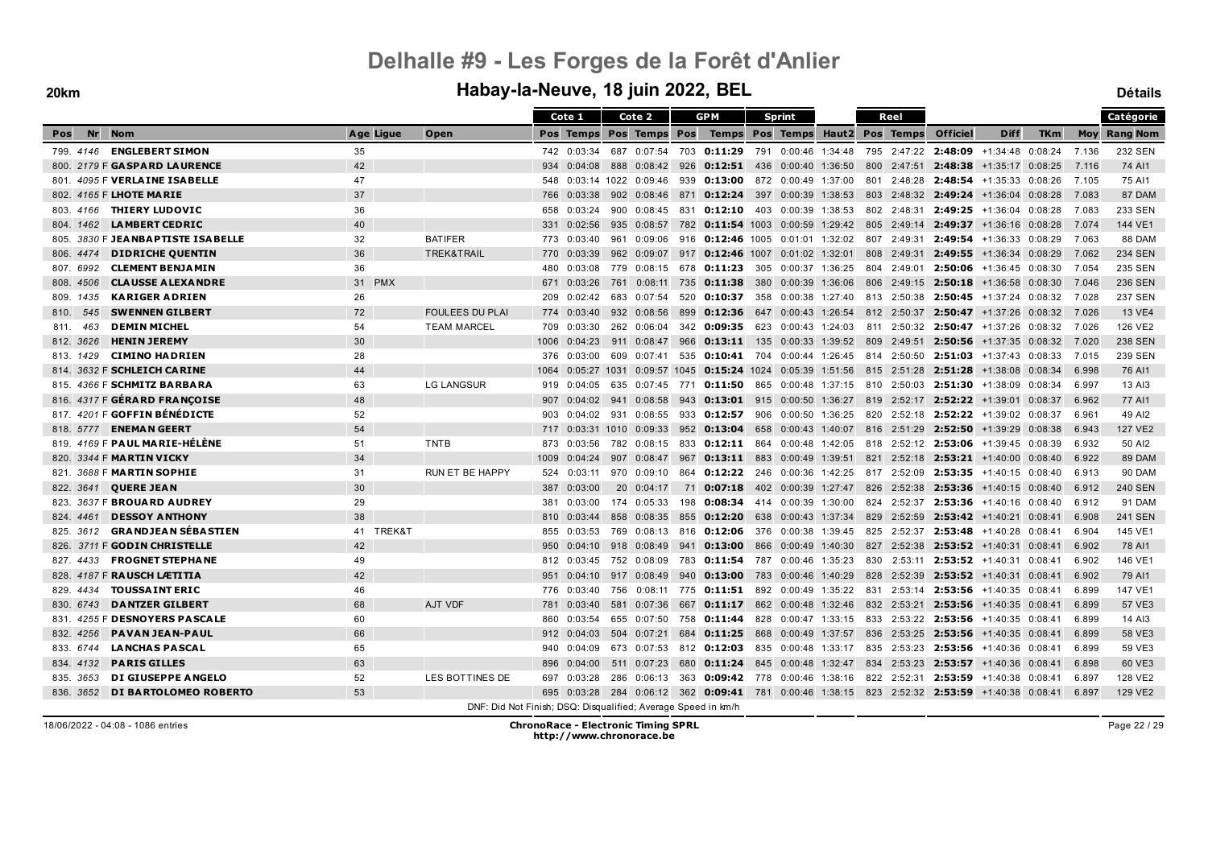# Delhalle #9 - Les Forges de la Forêt d'Anlier

## Habay-la-Neuve, 18 juin 2022, BEL

**20km** **Détails**

| Pos | Nr | Nom | Age | Ligue | Open | Cote 1 Pos | Cote 1 Temps | Cote 2 Pos | Cote 2 Temps | GPM Pos | GPM Temps | Sprint Pos | Sprint Temps | Haut2 | Reel Pos | Reel Temps | Officiel | Diff | TKm | Moy | Catégorie Rang | Catégorie Nom |
|---|---|---|---|---|---|---|---|---|---|---|---|---|---|---|---|---|---|---|---|---|---|---|
| 799. | 4146 | ENGLEBERT SIMON | 35 | | | 742 | 0:03:34 | 687 | 0:07:54 | 703 | 0:11:29 | 791 | 0:00:46 | 1:34:48 | 795 | 2:47:22 | 2:48:09 | +1:34:48 | 0:08:24 | 7.136 | 232 | SEN |
| 800. | 2179 F | GASPARD LAURENCE | 42 | | | 934 | 0:04:08 | 888 | 0:08:42 | 926 | 0:12:51 | 436 | 0:00:40 | 1:36:50 | 800 | 2:47:51 | 2:48:38 | +1:35:17 | 0:08:25 | 7.116 | 74 | AI1 |
| 801. | 4095 F | VERLAINE ISABELLE | 47 | | | 548 | 0:03:14 | 1022 | 0:09:46 | 939 | 0:13:00 | 872 | 0:00:49 | 1:37:00 | 801 | 2:48:28 | 2:48:54 | +1:35:33 | 0:08:26 | 7.105 | 75 | AI1 |
| 802. | 4165 F | LHOTE MARIE | 37 | | | 766 | 0:03:38 | 902 | 0:08:46 | 871 | 0:12:24 | 397 | 0:00:39 | 1:38:53 | 803 | 2:48:32 | 2:49:24 | +1:36:04 | 0:08:28 | 7.083 | 87 | DAM |
| 803. | 4166 | THIERY LUDOVIC | 36 | | | 658 | 0:03:24 | 900 | 0:08:45 | 831 | 0:12:10 | 403 | 0:00:39 | 1:38:53 | 802 | 2:48:31 | 2:49:25 | +1:36:04 | 0:08:28 | 7.083 | 233 | SEN |
| 804. | 1462 | LAMBERT CEDRIC | 40 | | | 331 | 0:02:56 | 935 | 0:08:57 | 782 | 0:11:54 | 1003 | 0:00:59 | 1:29:42 | 805 | 2:49:14 | 2:49:37 | +1:36:16 | 0:08:28 | 7.074 | 144 | VE1 |
| 805. | 3830 F | JEANBAPTISTE ISABELLE | 32 | | BATIFER | 773 | 0:03:40 | 961 | 0:09:06 | 916 | 0:12:46 | 1005 | 0:01:01 | 1:32:02 | 807 | 2:49:31 | 2:49:54 | +1:36:33 | 0:08:29 | 7.063 | 88 | DAM |
| 806. | 4474 | DIDRICHE QUENTIN | 36 | | TREK&TRAIL | 770 | 0:03:39 | 962 | 0:09:07 | 917 | 0:12:46 | 1007 | 0:01:02 | 1:32:01 | 808 | 2:49:31 | 2:49:55 | +1:36:34 | 0:08:29 | 7.062 | 234 | SEN |
| 807. | 6992 | CLEMENT BENJAMIN | 36 | | | 480 | 0:03:08 | 779 | 0:08:15 | 678 | 0:11:23 | 305 | 0:00:37 | 1:36:25 | 804 | 2:49:01 | 2:50:06 | +1:36:45 | 0:08:30 | 7.054 | 235 | SEN |
| 808. | 4506 | CLAUSSE ALEXANDRE | 31 | PMX | | 671 | 0:03:26 | 761 | 0:08:11 | 735 | 0:11:38 | 380 | 0:00:39 | 1:36:06 | 806 | 2:49:15 | 2:50:18 | +1:36:58 | 0:08:30 | 7.046 | 236 | SEN |
| 809. | 1435 | KARIGER ADRIEN | 26 | | | 209 | 0:02:42 | 683 | 0:07:54 | 520 | 0:10:37 | 358 | 0:00:38 | 1:27:40 | 813 | 2:50:38 | 2:50:45 | +1:37:24 | 0:08:32 | 7.028 | 237 | SEN |
| 810. | 545 | SWENNEN GILBERT | 72 | | FOULEES DU PLAI | 774 | 0:03:40 | 932 | 0:08:56 | 899 | 0:12:36 | 647 | 0:00:43 | 1:26:54 | 812 | 2:50:37 | 2:50:47 | +1:37:26 | 0:08:32 | 7.026 | 13 | VE4 |
| 811. | 463 | DEMIN MICHEL | 54 | | TEAM MARCEL | 709 | 0:03:30 | 262 | 0:06:04 | 342 | 0:09:35 | 623 | 0:00:43 | 1:24:03 | 811 | 2:50:32 | 2:50:47 | +1:37:26 | 0:08:32 | 7.026 | 126 | VE2 |
| 812. | 3626 | HENIN JEREMY | 30 | | | 1006 | 0:04:23 | 911 | 0:08:47 | 966 | 0:13:11 | 135 | 0:00:33 | 1:39:52 | 809 | 2:49:51 | 2:50:56 | +1:37:35 | 0:08:32 | 7.020 | 238 | SEN |
| 813. | 1429 | CIMINO HADRIEN | 28 | | | 376 | 0:03:00 | 609 | 0:07:41 | 535 | 0:10:41 | 704 | 0:00:44 | 1:26:45 | 814 | 2:50:50 | 2:51:03 | +1:37:43 | 0:08:33 | 7.015 | 239 | SEN |
| 814. | 3632 F | SCHLEICH CARINE | 44 | | | 1064 | 0:05:27 | 1031 | 0:09:57 | 1045 | 0:15:24 | 1024 | 0:05:39 | 1:51:56 | 815 | 2:51:28 | 2:51:28 | +1:38:08 | 0:08:34 | 6.998 | 76 | AI1 |
| 815. | 4366 F | SCHMITZ BARBARA | 63 | | LG LANGSUR | 919 | 0:04:05 | 635 | 0:07:45 | 771 | 0:11:50 | 865 | 0:00:48 | 1:37:15 | 810 | 2:50:03 | 2:51:30 | +1:38:09 | 0:08:34 | 6.997 | 13 | AI3 |
| 816. | 4317 F | GÉRARD FRANÇOISE | 48 | | | 907 | 0:04:02 | 941 | 0:08:58 | 943 | 0:13:01 | 915 | 0:00:50 | 1:36:27 | 819 | 2:52:17 | 2:52:22 | +1:39:01 | 0:08:37 | 6.962 | 77 | AI1 |
| 817. | 4201 F | GOFFIN BÉNÉDICTE | 52 | | | 903 | 0:04:02 | 931 | 0:08:55 | 933 | 0:12:57 | 906 | 0:00:50 | 1:36:25 | 820 | 2:52:18 | 2:52:22 | +1:39:02 | 0:08:37 | 6.961 | 49 | AI2 |
| 818. | 5777 | ENEMAN GEERT | 54 | | | 717 | 0:03:31 | 1010 | 0:09:33 | 952 | 0:13:04 | 658 | 0:00:43 | 1:40:07 | 816 | 2:51:29 | 2:52:50 | +1:39:29 | 0:08:38 | 6.943 | 127 | VE2 |
| 819. | 4169 F | PAUL MARIE-HÉLÈNE | 51 | | TNTB | 873 | 0:03:56 | 782 | 0:08:15 | 833 | 0:12:11 | 864 | 0:00:48 | 1:42:05 | 818 | 2:52:12 | 2:53:06 | +1:39:45 | 0:08:39 | 6.932 | 50 | AI2 |
| 820. | 3344 F | MARTIN VICKY | 34 | | | 1009 | 0:04:24 | 907 | 0:08:47 | 967 | 0:13:11 | 883 | 0:00:49 | 1:39:51 | 821 | 2:52:18 | 2:53:21 | +1:40:00 | 0:08:40 | 6.922 | 89 | DAM |
| 821. | 3688 F | MARTIN SOPHIE | 31 | | RUN ET BE HAPPY | 524 | 0:03:11 | 970 | 0:09:10 | 864 | 0:12:22 | 246 | 0:00:36 | 1:42:25 | 817 | 2:52:09 | 2:53:35 | +1:40:15 | 0:08:40 | 6.913 | 90 | DAM |
| 822. | 3641 | QUERE JEAN | 30 | | | 387 | 0:03:00 | 20 | 0:04:17 | 71 | 0:07:18 | 402 | 0:00:39 | 1:27:47 | 826 | 2:52:38 | 2:53:36 | +1:40:15 | 0:08:40 | 6.912 | 240 | SEN |
| 823. | 3637 F | BROUARD AUDREY | 29 | | | 381 | 0:03:00 | 174 | 0:05:33 | 198 | 0:08:34 | 414 | 0:00:39 | 1:30:00 | 824 | 2:52:37 | 2:53:36 | +1:40:16 | 0:08:40 | 6.912 | 91 | DAM |
| 824. | 4461 | DESSOY ANTHONY | 38 | | | 810 | 0:03:44 | 858 | 0:08:35 | 855 | 0:12:20 | 638 | 0:00:43 | 1:37:34 | 829 | 2:52:59 | 2:53:42 | +1:40:21 | 0:08:41 | 6.908 | 241 | SEN |
| 825. | 3612 | GRANDJEAN SÉBASTIEN | 41 | TREK&T | | 855 | 0:03:53 | 769 | 0:08:13 | 816 | 0:12:06 | 376 | 0:00:38 | 1:39:45 | 825 | 2:52:37 | 2:53:48 | +1:40:28 | 0:08:41 | 6.904 | 145 | VE1 |
| 826. | 3711 F | GODIN CHRISTELLE | 42 | | | 950 | 0:04:10 | 918 | 0:08:49 | 941 | 0:13:00 | 866 | 0:00:49 | 1:40:30 | 827 | 2:52:38 | 2:53:52 | +1:40:31 | 0:08:41 | 6.902 | 78 | AI1 |
| 827. | 4433 | FROGNET STEPHANE | 49 | | | 812 | 0:03:45 | 752 | 0:08:09 | 783 | 0:11:54 | 787 | 0:00:46 | 1:35:23 | 830 | 2:53:11 | 2:53:52 | +1:40:31 | 0:08:41 | 6.902 | 146 | VE1 |
| 828. | 4187 F | RAUSCH LÆTITIA | 42 | | | 951 | 0:04:10 | 917 | 0:08:49 | 940 | 0:13:00 | 783 | 0:00:46 | 1:40:29 | 828 | 2:52:39 | 2:53:52 | +1:40:31 | 0:08:41 | 6.902 | 79 | AI1 |
| 829. | 4434 | TOUSSAINT ERIC | 46 | | | 776 | 0:03:40 | 756 | 0:08:11 | 775 | 0:11:51 | 892 | 0:00:49 | 1:35:22 | 831 | 2:53:14 | 2:53:56 | +1:40:35 | 0:08:41 | 6.899 | 147 | VE1 |
| 830. | 6743 | DANTZER GILBERT | 68 | | AJT VDF | 781 | 0:03:40 | 581 | 0:07:36 | 667 | 0:11:17 | 862 | 0:00:48 | 1:32:46 | 832 | 2:53:21 | 2:53:56 | +1:40:35 | 0:08:41 | 6.899 | 57 | VE3 |
| 831. | 4255 F | DESNOYERS PASCALE | 60 | | | 860 | 0:03:54 | 655 | 0:07:50 | 758 | 0:11:44 | 828 | 0:00:47 | 1:33:15 | 833 | 2:53:22 | 2:53:56 | +1:40:35 | 0:08:41 | 6.899 | 14 | AI3 |
| 832. | 4256 | PAVAN JEAN-PAUL | 66 | | | 912 | 0:04:03 | 504 | 0:07:21 | 684 | 0:11:25 | 868 | 0:00:49 | 1:37:57 | 836 | 2:53:25 | 2:53:56 | +1:40:35 | 0:08:41 | 6.899 | 58 | VE3 |
| 833. | 6744 | LANCHAS PASCAL | 65 | | | 940 | 0:04:09 | 673 | 0:07:53 | 812 | 0:12:03 | 835 | 0:00:48 | 1:33:17 | 835 | 2:53:23 | 2:53:56 | +1:40:36 | 0:08:41 | 6.899 | 59 | VE3 |
| 834. | 4132 | PARIS GILLES | 63 | | | 896 | 0:04:00 | 511 | 0:07:23 | 680 | 0:11:24 | 845 | 0:00:48 | 1:32:47 | 834 | 2:53:23 | 2:53:57 | +1:40:36 | 0:08:41 | 6.898 | 60 | VE3 |
| 835. | 3653 | DI GIUSEPPE ANGELO | 52 | | LES BOTTINES DE | 697 | 0:03:28 | 286 | 0:06:13 | 363 | 0:09:42 | 778 | 0:00:49 | 1:38:16 | 822 | 2:52:31 | 2:53:59 | +1:40:38 | 0:08:41 | 6.897 | 128 | VE2 |
| 836. | 3652 | DI BARTOLOMEO ROBERTO | 53 | | | 695 | 0:03:28 | 284 | 0:06:12 | 362 | 0:09:41 | 781 | 0:00:46 | 1:38:15 | 823 | 2:52:32 | 2:53:59 | +1:40:38 | 0:08:41 | 6.897 | 129 | VE2 |

DNF: Did Not Finish; DSQ: Disqualified; Average Speed in km/h

18/06/2022 - 04:08 - 1086 entries

**ChronoRace - Electronic Timing SPRL**
http://www.chronorace.be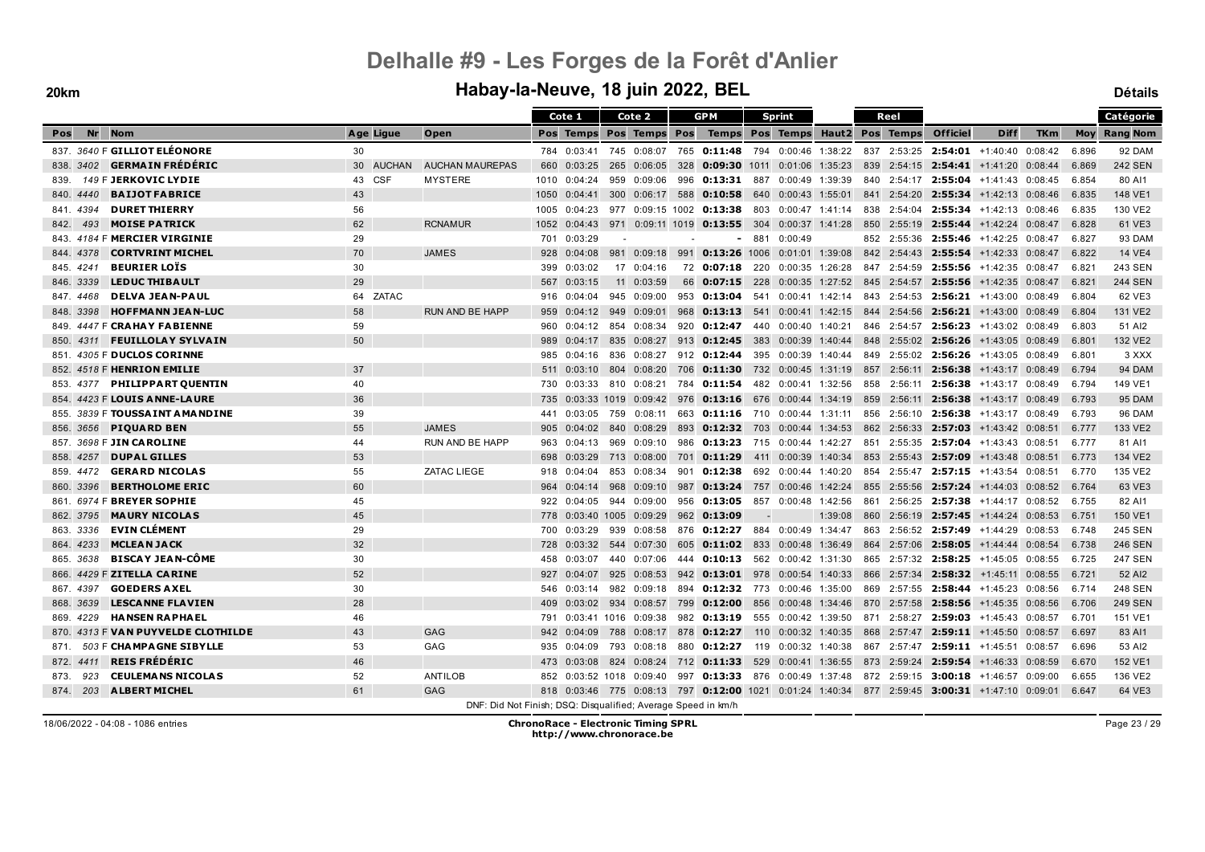# Delhalle #9 - Les Forges de la Forêt d'Anlier

## Habay-la-Neuve, 18 juin 2022, BEL

**20km** **Détails**

| Pos | Nr | Nom | Age | Ligue | Open | Cote 1 Pos | Cote 1 Temps | Cote 2 Pos | Cote 2 Temps | GPM Pos | GPM Temps | Sprint Pos | Sprint Temps | Haut2 | Reel Pos | Reel Temps | Officiel | Diff | TKm | Moy | Catégorie Rang | Catégorie Nom |
|---|---|---|---|---|---|---|---|---|---|---|---|---|---|---|---|---|---|---|---|---|---|---|
| 837. | 3640 F | GILLIOT ELÉONORE | 30 | | | 784 | 0:03:41 | 745 | 0:08:07 | 765 | **0:11:48** | 794 | 0:00:46 | 1:38:22 | 837 | 2:53:25 | **2:54:01** | +1:40:40 | 0:08:42 | 6.896 | 92 | DAM |
| 838. | 3402 | GERMAIN FRÉDÉRIC | 30 | AUCHAN | AUCHAN MAUREPAS | 660 | 0:03:25 | 265 | 0:06:05 | 328 | **0:09:30** | 1011 | 0:01:06 | 1:35:23 | 839 | 2:54:15 | **2:54:41** | +1:41:20 | 0:08:44 | 6.869 | 242 | SEN |
| 839. | 149 F | JERKOVIC LYDIE | 43 | CSF | MYSTERE | 1010 | 0:04:24 | 959 | 0:09:06 | 996 | **0:13:31** | 887 | 0:00:49 | 1:39:39 | 840 | 2:54:17 | **2:55:04** | +1:41:43 | 0:08:45 | 6.854 | 80 | AI1 |
| 840. | 4440 | BAIJOT FABRICE | 43 | | | 1050 | 0:04:41 | 300 | 0:06:17 | 588 | **0:10:58** | 640 | 0:00:43 | 1:55:01 | 841 | 2:54:20 | **2:55:34** | +1:42:13 | 0:08:46 | 6.835 | 148 | VE1 |
| 841. | 4394 | DURET THIERRY | 56 | | | 1005 | 0:04:23 | 977 | 0:09:15 | 1002 | **0:13:38** | 803 | 0:00:47 | 1:41:14 | 838 | 2:54:04 | **2:55:34** | +1:42:13 | 0:08:46 | 6.835 | 130 | VE2 |
| 842. | 493 | MOISE PATRICK | 62 | | RCNAMUR | 1052 | 0:04:43 | 971 | 0:09:11 | 1019 | **0:13:55** | 304 | 0:00:37 | 1:41:28 | 850 | 2:55:19 | **2:55:44** | +1:42:24 | 0:08:47 | 6.828 | 61 | VE3 |
| 843. | 4184 F | MERCIER VIRGINIE | 29 | | | 701 | 0:03:29 | - | | - | **-** | 881 | 0:00:49 | | 852 | 2:55:36 | **2:55:46** | +1:42:25 | 0:08:47 | 6.827 | 93 | DAM |
| 844. | 4378 | CORTVRINT MICHEL | 70 | | JAMES | 928 | 0:04:08 | 981 | 0:09:18 | 991 | **0:13:26** | 1006 | 0:01:01 | 1:39:08 | 842 | 2:54:43 | **2:55:54** | +1:42:33 | 0:08:47 | 6.822 | 14 | VE4 |
| 845. | 4241 | BEURIER LOÏS | 30 | | | 399 | 0:03:02 | 17 | 0:04:16 | 72 | **0:07:18** | 220 | 0:00:35 | 1:26:28 | 847 | 2:54:59 | **2:55:56** | +1:42:35 | 0:08:47 | 6.821 | 243 | SEN |
| 846. | 3339 | LEDUC THIBAULT | 29 | | | 567 | 0:03:15 | 11 | 0:03:59 | 66 | **0:07:15** | 228 | 0:00:35 | 1:27:52 | 845 | 2:54:57 | **2:55:56** | +1:42:35 | 0:08:47 | 6.821 | 244 | SEN |
| 847. | 4468 | DELVA JEAN-PAUL | 64 | ZATAC | | 916 | 0:04:04 | 945 | 0:09:00 | 953 | **0:13:04** | 541 | 0:00:41 | 1:42:14 | 843 | 2:54:53 | **2:56:21** | +1:43:00 | 0:08:49 | 6.804 | 62 | VE3 |
| 848. | 3398 | HOFFMANN JEAN-LUC | 58 | | RUN AND BE HAPP | 959 | 0:04:12 | 949 | 0:09:01 | 968 | **0:13:13** | 541 | 0:00:41 | 1:42:15 | 844 | 2:54:56 | **2:56:21** | +1:43:00 | 0:08:49 | 6.804 | 131 | VE2 |
| 849. | 4447 F | CRAHAY FABIENNE | 59 | | | 960 | 0:04:12 | 854 | 0:08:34 | 920 | **0:12:47** | 440 | 0:00:40 | 1:40:21 | 846 | 2:54:57 | **2:56:23** | +1:43:02 | 0:08:49 | 6.803 | 51 | AI2 |
| 850. | 4311 | FEUILLOLAY SYLVAIN | 50 | | | 989 | 0:04:17 | 835 | 0:08:27 | 913 | **0:12:45** | 383 | 0:00:39 | 1:40:44 | 848 | 2:55:02 | **2:56:26** | +1:43:05 | 0:08:49 | 6.801 | 132 | VE2 |
| 851. | 4305 F | DUCLOS CORINNE | | | | 985 | 0:04:16 | 836 | 0:08:27 | 912 | **0:12:44** | 395 | 0:00:39 | 1:40:44 | 849 | 2:55:02 | **2:56:26** | +1:43:05 | 0:08:49 | 6.801 | 3 | XXX |
| 852. | 4518 F | HENRION EMILIE | 37 | | | 511 | 0:03:10 | 804 | 0:08:20 | 706 | **0:11:30** | 732 | 0:00:45 | 1:31:19 | 857 | 2:56:11 | **2:56:38** | +1:43:17 | 0:08:49 | 6.794 | 94 | DAM |
| 853. | 4377 | PHILIPPART QUENTIN | 40 | | | 730 | 0:03:33 | 810 | 0:08:21 | 784 | **0:11:54** | 482 | 0:00:41 | 1:32:56 | 858 | 2:56:11 | **2:56:38** | +1:43:17 | 0:08:49 | 6.794 | 149 | VE1 |
| 854. | 4423 F | LOUIS ANNE-LAURE | 36 | | | 735 | 0:03:33 | 1019 | 0:09:42 | 976 | **0:13:16** | 676 | 0:00:44 | 1:34:19 | 859 | 2:56:11 | **2:56:38** | +1:43:17 | 0:08:49 | 6.793 | 95 | DAM |
| 855. | 3839 F | TOUSSAINT AMANDINE | 39 | | | 441 | 0:03:05 | 759 | 0:08:11 | 663 | **0:11:16** | 710 | 0:00:44 | 1:31:11 | 856 | 2:56:10 | **2:56:38** | +1:43:17 | 0:08:49 | 6.793 | 96 | DAM |
| 856. | 3656 | PIQUARD BEN | 55 | | JAMES | 905 | 0:04:02 | 840 | 0:08:29 | 893 | **0:12:32** | 703 | 0:00:44 | 1:34:53 | 862 | 2:56:33 | **2:57:03** | +1:43:42 | 0:08:51 | 6.777 | 133 | VE2 |
| 857. | 3698 F | JIN CAROLINE | 44 | | RUN AND BE HAPP | 963 | 0:04:13 | 969 | 0:09:10 | 986 | **0:13:23** | 715 | 0:00:44 | 1:42:27 | 851 | 2:55:35 | **2:57:04** | +1:43:43 | 0:08:51 | 6.777 | 81 | AI1 |
| 858. | 4257 | DUPAL GILLES | 53 | | | 698 | 0:03:29 | 713 | 0:08:00 | 701 | **0:11:29** | 411 | 0:00:39 | 1:40:34 | 853 | 2:55:43 | **2:57:09** | +1:43:48 | 0:08:51 | 6.773 | 134 | VE2 |
| 859. | 4472 | GERARD NICOLAS | 55 | | ZATAC LIEGE | 918 | 0:04:04 | 853 | 0:08:34 | 901 | **0:12:38** | 692 | 0:00:44 | 1:40:20 | 854 | 2:55:47 | **2:57:15** | +1:43:54 | 0:08:51 | 6.770 | 135 | VE2 |
| 860. | 3396 | BERTHOLOME ERIC | 60 | | | 964 | 0:04:14 | 968 | 0:09:10 | 987 | **0:13:24** | 757 | 0:00:46 | 1:42:24 | 855 | 2:55:56 | **2:57:24** | +1:44:03 | 0:08:52 | 6.764 | 63 | VE3 |
| 861. | 6974 F | BREYER SOPHIE | 45 | | | 922 | 0:04:05 | 944 | 0:09:00 | 956 | **0:13:05** | 857 | 0:00:48 | 1:42:56 | 861 | 2:56:25 | **2:57:38** | +1:44:17 | 0:08:52 | 6.755 | 82 | AI1 |
| 862. | 3795 | MAURY NICOLAS | 45 | | | 778 | 0:03:40 | 1005 | 0:09:29 | 962 | **0:13:09** | - | | 1:39:08 | 860 | 2:56:19 | **2:57:45** | +1:44:24 | 0:08:53 | 6.751 | 150 | VE1 |
| 863. | 3336 | EVIN CLÉMENT | 29 | | | 700 | 0:03:29 | 939 | 0:08:58 | 876 | **0:12:27** | 884 | 0:00:49 | 1:34:47 | 863 | 2:56:52 | **2:57:49** | +1:44:29 | 0:08:53 | 6.748 | 245 | SEN |
| 864. | 4233 | MCLEAN JACK | 32 | | | 728 | 0:03:32 | 544 | 0:07:30 | 605 | **0:11:02** | 833 | 0:00:48 | 1:36:49 | 864 | 2:57:06 | **2:58:05** | +1:44:44 | 0:08:54 | 6.738 | 246 | SEN |
| 865. | 3638 | BISCAY JEAN-CÔME | 30 | | | 458 | 0:03:07 | 440 | 0:07:06 | 444 | **0:10:13** | 562 | 0:00:42 | 1:31:30 | 865 | 2:57:32 | **2:58:25** | +1:45:05 | 0:08:55 | 6.725 | 247 | SEN |
| 866. | 4429 F | ZITELLA CARINE | 52 | | | 927 | 0:04:07 | 925 | 0:08:53 | 942 | **0:13:01** | 978 | 0:00:54 | 1:40:33 | 866 | 2:57:34 | **2:58:32** | +1:45:11 | 0:08:55 | 6.721 | 52 | AI2 |
| 867. | 4397 | GOEDERS AXEL | 30 | | | 546 | 0:03:14 | 982 | 0:09:18 | 894 | **0:12:32** | 773 | 0:00:46 | 1:35:00 | 869 | 2:57:55 | **2:58:44** | +1:45:23 | 0:08:56 | 6.714 | 248 | SEN |
| 868. | 3639 | LESCANNE FLAVIEN | 28 | | | 409 | 0:03:02 | 934 | 0:08:57 | 799 | **0:12:00** | 856 | 0:00:48 | 1:34:46 | 870 | 2:57:58 | **2:58:56** | +1:45:35 | 0:08:56 | 6.706 | 249 | SEN |
| 869. | 4229 | HANSEN RAPHAEL | 46 | | | 791 | 0:03:41 | 1016 | 0:09:38 | 982 | **0:13:19** | 555 | 0:00:42 | 1:39:50 | 871 | 2:58:27 | **2:59:03** | +1:45:43 | 0:08:57 | 6.701 | 151 | VE1 |
| 870. | 4313 F | VAN PUYVELDE CLOTHILDE | 43 | | GAG | 942 | 0:04:09 | 788 | 0:08:17 | 878 | **0:12:27** | 110 | 0:00:32 | 1:40:35 | 868 | 2:57:47 | **2:59:11** | +1:45:50 | 0:08:57 | 6.697 | 83 | AI1 |
| 871. | 503 F | CHAMPAGNE SIBYLLE | 53 | | GAG | 935 | 0:04:09 | 793 | 0:08:18 | 880 | **0:12:27** | 119 | 0:00:32 | 1:40:38 | 867 | 2:57:47 | **2:59:11** | +1:45:51 | 0:08:57 | 6.696 | 53 | AI2 |
| 872. | 4411 | REIS FRÉDÉRIC | 46 | | | 473 | 0:03:08 | 824 | 0:08:24 | 712 | **0:11:33** | 529 | 0:00:41 | 1:36:55 | 873 | 2:59:24 | **2:59:54** | +1:46:33 | 0:08:59 | 6.670 | 152 | VE1 |
| 873. | 923 | CEULEMANS NICOLAS | 52 | | ANTILOB | 852 | 0:03:52 | 1018 | 0:09:40 | 997 | **0:13:33** | 876 | 0:00:49 | 1:37:48 | 872 | 2:59:15 | **3:00:18** | +1:46:57 | 0:09:00 | 6.655 | 136 | VE2 |
| 874. | 203 | ALBERT MICHEL | 61 | | GAG | 818 | 0:03:46 | 775 | 0:08:13 | 797 | **0:12:00** | 1021 | 0:01:24 | 1:40:34 | 877 | 2:59:45 | **3:00:31** | +1:47:10 | 0:09:01 | 6.647 | 64 | VE3 |

DNF: Did Not Finish; DSQ: Disqualified; Average Speed in km/h

18/06/2022 - 04:08 - 1086 entries

**ChronoRace - Electronic Timing SPRL**
http://www.chronorace.be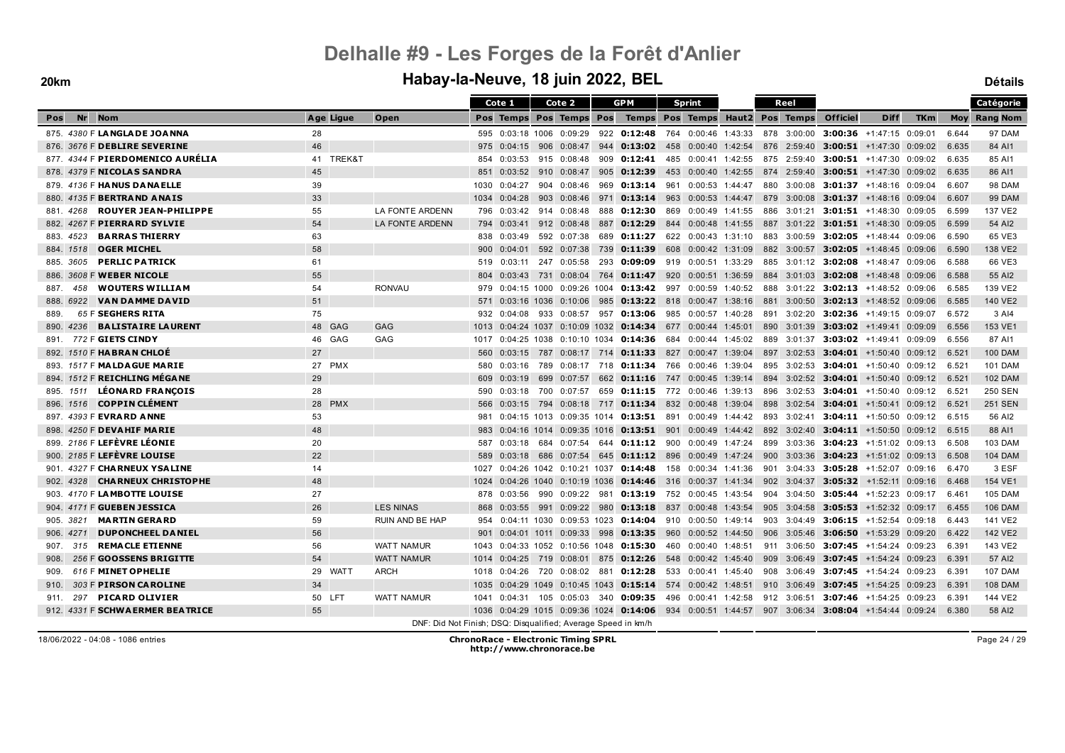# Delhalle #9 - Les Forges de la Forêt d'Anlier

## Habay-la-Neuve, 18 juin 2022, BEL

**20km** **Détails**

| Pos | Nr | Nom | Age | Ligue | Open | Cote 1 Pos | Cote 1 Temps | Cote 2 Pos | Cote 2 Temps | GPM Pos | GPM Temps | Sprint Pos | Sprint Temps | Haut2 | Reel Pos | Reel Temps | Officiel | Diff | TKm | Moy | Catégorie Rang | Catégorie Nom |
|---|---|---|---|---|---|---|---|---|---|---|---|---|---|---|---|---|---|---|---|---|---|---|
| 875. | 4380 F | LANGLADE JOANNA | 28 | | | 595 | 0:03:18 | 1006 | 0:09:29 | 922 | **0:12:48** | 764 | 0:00:46 | 1:43:33 | 878 | 3:00:00 | **3:00:36** | +1:47:15 | 0:09:01 | 6.644 | 97 | DAM |
| 876. | 3676 F | DEBLIRE SEVERINE | 46 | | | 975 | 0:04:15 | 906 | 0:08:47 | 944 | **0:13:02** | 458 | 0:00:40 | 1:42:54 | 876 | 2:59:40 | **3:00:51** | +1:47:30 | 0:09:02 | 6.635 | 84 | AI1 |
| 877. | 4344 F | PIERDOMENICO AURÉLIA | 41 | TREK&T | | 854 | 0:03:53 | 915 | 0:08:48 | 909 | **0:12:41** | 485 | 0:00:41 | 1:42:55 | 875 | 2:59:40 | **3:00:51** | +1:47:30 | 0:09:02 | 6.635 | 85 | AI1 |
| 878. | 4379 F | NICOLAS SANDRA | 45 | | | 851 | 0:03:52 | 910 | 0:08:47 | 905 | **0:12:39** | 453 | 0:00:40 | 1:42:55 | 874 | 2:59:40 | **3:00:51** | +1:47:30 | 0:09:02 | 6.635 | 86 | AI1 |
| 879. | 4136 F | HANUS DANAELLE | 39 | | | 1030 | 0:04:27 | 904 | 0:08:46 | 969 | **0:13:14** | 961 | 0:00:53 | 1:44:47 | 880 | 3:00:08 | **3:01:37** | +1:48:16 | 0:09:04 | 6.607 | 98 | DAM |
| 880. | 4135 F | BERTRAND ANAIS | 33 | | | 1034 | 0:04:28 | 903 | 0:08:46 | 971 | **0:13:14** | 963 | 0:00:53 | 1:44:47 | 879 | 3:00:08 | **3:01:37** | +1:48:16 | 0:09:04 | 6.607 | 99 | DAM |
| 881. | 4268 | ROUYER JEAN-PHILIPPE | 55 | | LA FONTE ARDENN | 796 | 0:03:42 | 914 | 0:08:48 | 888 | **0:12:30** | 869 | 0:00:49 | 1:41:55 | 886 | 3:01:21 | **3:01:51** | +1:48:30 | 0:09:05 | 6.599 | 137 | VE2 |
| 882. | 4267 F | PIERRARD SYLVIE | 54 | | LA FONTE ARDENN | 794 | 0:03:41 | 912 | 0:08:48 | 887 | **0:12:29** | 844 | 0:00:48 | 1:41:55 | 887 | 3:01:22 | **3:01:51** | +1:48:30 | 0:09:05 | 6.599 | 54 | AI2 |
| 883. | 4523 | BARRAS THIERRY | 63 | | | 838 | 0:03:49 | 592 | 0:07:38 | 689 | **0:11:27** | 622 | 0:00:43 | 1:31:10 | 883 | 3:00:59 | **3:02:05** | +1:48:44 | 0:09:06 | 6.590 | 65 | VE3 |
| 884. | 1518 | OGER MICHEL | 58 | | | 900 | 0:04:01 | 592 | 0:07:38 | 739 | **0:11:39** | 608 | 0:00:42 | 1:31:09 | 882 | 3:00:57 | **3:02:05** | +1:48:45 | 0:09:06 | 6.590 | 138 | VE2 |
| 885. | 3605 | PERLIC PATRICK | 61 | | | 519 | 0:03:11 | 247 | 0:05:58 | 293 | **0:09:09** | 919 | 0:00:51 | 1:33:29 | 885 | 3:01:12 | **3:02:08** | +1:48:47 | 0:09:06 | 6.588 | 66 | VE3 |
| 886. | 3608 F | WEBER NICOLE | 55 | | | 804 | 0:03:43 | 731 | 0:08:04 | 764 | **0:11:47** | 920 | 0:00:51 | 1:36:59 | 884 | 3:01:03 | **3:02:08** | +1:48:48 | 0:09:06 | 6.588 | 55 | AI2 |
| 887. | 458 | WOUTERS WILLIAM | 54 | | RONVAU | 979 | 0:04:15 | 1000 | 0:09:26 | 1004 | **0:13:42** | 997 | 0:00:59 | 1:40:52 | 888 | 3:01:22 | **3:02:13** | +1:48:52 | 0:09:06 | 6.585 | 139 | VE2 |
| 888. | 6922 | VAN DAMME DAVID | 51 | | | 571 | 0:03:16 | 1036 | 0:10:06 | 985 | **0:13:22** | 818 | 0:00:47 | 1:38:16 | 881 | 3:00:50 | **3:02:13** | +1:48:52 | 0:09:06 | 6.585 | 140 | VE2 |
| 889. | 65 F | SEGHERS RITA | 75 | | | 932 | 0:04:08 | 933 | 0:08:57 | 957 | **0:13:06** | 985 | 0:00:57 | 1:40:28 | 891 | 3:02:20 | **3:02:36** | +1:49:15 | 0:09:07 | 6.572 | 3 | AI4 |
| 890. | 4236 | BALISTAIRE LAURENT | 48 | GAG | GAG | 1013 | 0:04:24 | 1037 | 0:10:09 | 1032 | **0:14:34** | 677 | 0:00:44 | 1:45:01 | 890 | 3:01:39 | **3:03:02** | +1:49:41 | 0:09:09 | 6.556 | 153 | VE1 |
| 891. | 772 F | GIETS CINDY | 46 | GAG | GAG | 1017 | 0:04:25 | 1038 | 0:10:10 | 1034 | **0:14:36** | 684 | 0:00:44 | 1:45:02 | 889 | 3:01:37 | **3:03:02** | +1:49:41 | 0:09:09 | 6.556 | 87 | AI1 |
| 892. | 1510 F | HABRAN CHLOÉ | 27 | | | 560 | 0:03:15 | 787 | 0:08:17 | 714 | **0:11:33** | 827 | 0:00:47 | 1:39:04 | 897 | 3:02:53 | **3:04:01** | +1:50:40 | 0:09:12 | 6.521 | 100 | DAM |
| 893. | 1517 F | MALDAGUE MARIE | 27 | PMX | | 580 | 0:03:16 | 789 | 0:08:17 | 718 | **0:11:34** | 766 | 0:00:46 | 1:39:04 | 895 | 3:02:53 | **3:04:01** | +1:50:40 | 0:09:12 | 6.521 | 101 | DAM |
| 894. | 1512 F | REICHLING MÉGANE | 29 | | | 609 | 0:03:19 | 699 | 0:07:57 | 662 | **0:11:16** | 747 | 0:00:45 | 1:39:14 | 894 | 3:02:52 | **3:04:01** | +1:50:40 | 0:09:12 | 6.521 | 102 | DAM |
| 895. | 1511 | LÉONARD FRANÇOIS | 28 | | | 590 | 0:03:18 | 700 | 0:07:57 | 659 | **0:11:15** | 772 | 0:00:46 | 1:39:13 | 896 | 3:02:53 | **3:04:01** | +1:50:40 | 0:09:12 | 6.521 | 250 | SEN |
| 896. | 1516 | COPPIN CLÉMENT | 28 | PMX | | 566 | 0:03:15 | 794 | 0:08:18 | 717 | **0:11:34** | 832 | 0:00:48 | 1:39:04 | 898 | 3:02:54 | **3:04:01** | +1:50:41 | 0:09:12 | 6.521 | 251 | SEN |
| 897. | 4393 F | EVRARD ANNE | 53 | | | 981 | 0:04:15 | 1013 | 0:09:35 | 1014 | **0:13:51** | 891 | 0:00:49 | 1:44:42 | 893 | 3:02:41 | **3:04:11** | +1:50:50 | 0:09:12 | 6.515 | 56 | AI2 |
| 898. | 4250 F | DEVAHIF MARIE | 48 | | | 983 | 0:04:16 | 1014 | 0:09:35 | 1016 | **0:13:51** | 901 | 0:00:49 | 1:44:42 | 892 | 3:02:40 | **3:04:11** | +1:50:50 | 0:09:12 | 6.515 | 88 | AI1 |
| 899. | 2186 F | LEFÈVRE LÉONIE | 20 | | | 587 | 0:03:18 | 684 | 0:07:54 | 644 | **0:11:12** | 900 | 0:00:49 | 1:47:24 | 899 | 3:03:36 | **3:04:23** | +1:51:02 | 0:09:13 | 6.508 | 103 | DAM |
| 900. | 2185 F | LEFÈVRE LOUISE | 22 | | | 589 | 0:03:18 | 686 | 0:07:54 | 645 | **0:11:12** | 896 | 0:00:49 | 1:47:24 | 900 | 3:03:36 | **3:04:23** | +1:51:02 | 0:09:13 | 6.508 | 104 | DAM |
| 901. | 4327 F | CHARNEUX YSALINE | 14 | | | 1027 | 0:04:26 | 1042 | 0:10:21 | 1037 | **0:14:48** | 158 | 0:00:34 | 1:41:36 | 901 | 3:04:33 | **3:05:28** | +1:52:07 | 0:09:16 | 6.470 | 3 | ESF |
| 902. | 4328 | CHARNEUX CHRISTOPHE | 48 | | | 1024 | 0:04:26 | 1040 | 0:10:19 | 1036 | **0:14:46** | 316 | 0:00:37 | 1:41:34 | 902 | 3:04:37 | **3:05:32** | +1:52:11 | 0:09:16 | 6.468 | 154 | VE1 |
| 903. | 4170 F | LAMBOTTE LOUISE | 27 | | | 878 | 0:03:56 | 990 | 0:09:22 | 981 | **0:13:19** | 752 | 0:00:45 | 1:43:54 | 904 | 3:04:50 | **3:05:44** | +1:52:23 | 0:09:17 | 6.461 | 105 | DAM |
| 904. | 4171 F | GUEBEN JESSICA | 26 | | LES NINAS | 868 | 0:03:55 | 991 | 0:09:22 | 980 | **0:13:18** | 837 | 0:00:48 | 1:43:54 | 905 | 3:04:58 | **3:05:53** | +1:52:32 | 0:09:17 | 6.455 | 106 | DAM |
| 905. | 3821 | MARTIN GERARD | 59 | | RUIN AND BE HAP | 954 | 0:04:11 | 1030 | 0:09:53 | 1023 | **0:14:04** | 910 | 0:00:50 | 1:49:14 | 903 | 3:04:49 | **3:06:15** | +1:52:54 | 0:09:18 | 6.443 | 141 | VE2 |
| 906. | 4271 | DUPONCHEEL DANIEL | 56 | | | 901 | 0:04:01 | 1011 | 0:09:33 | 998 | **0:13:35** | 960 | 0:00:52 | 1:44:50 | 906 | 3:05:46 | **3:06:50** | +1:53:29 | 0:09:20 | 6.422 | 142 | VE2 |
| 907. | 315 | REMACLE ETIENNE | 56 | | WATT NAMUR | 1043 | 0:04:33 | 1052 | 0:10:56 | 1048 | **0:15:30** | 460 | 0:00:40 | 1:48:51 | 911 | 3:06:50 | **3:07:45** | +1:54:24 | 0:09:23 | 6.391 | 143 | VE2 |
| 908. | 256 F | GOOSSENS BRIGITTE | 54 | | WATT NAMUR | 1014 | 0:04:25 | 719 | 0:08:01 | 875 | **0:12:26** | 548 | 0:00:42 | 1:45:40 | 909 | 3:06:49 | **3:07:45** | +1:54:24 | 0:09:23 | 6.391 | 57 | AI2 |
| 909. | 616 F | MINET OPHELIE | 29 | WATT | ARCH | 1018 | 0:04:26 | 720 | 0:08:02 | 881 | **0:12:28** | 533 | 0:00:41 | 1:45:40 | 908 | 3:06:49 | **3:07:45** | +1:54:24 | 0:09:23 | 6.391 | 107 | DAM |
| 910. | 303 F | PIRSON CAROLINE | 34 | | | 1035 | 0:04:29 | 1049 | 0:10:45 | 1043 | **0:15:14** | 574 | 0:00:42 | 1:48:51 | 910 | 3:06:49 | **3:07:45** | +1:54:25 | 0:09:23 | 6.391 | 108 | DAM |
| 911. | 297 | PICARD OLIVIER | 50 | LFT | WATT NAMUR | 1041 | 0:04:31 | 105 | 0:05:03 | 340 | **0:09:35** | 496 | 0:00:41 | 1:42:58 | 912 | 3:06:51 | **3:07:46** | +1:54:25 | 0:09:23 | 6.391 | 144 | VE2 |
| 912. | 4331 F | SCHWAERMER BEATRICE | 55 | | | 1036 | 0:04:29 | 1015 | 0:09:36 | 1024 | **0:14:06** | 934 | 0:00:51 | 1:44:57 | 907 | 3:06:34 | **3:08:04** | +1:54:44 | 0:09:24 | 6.380 | 58 | AI2 |

DNF: Did Not Finish; DSQ: Disqualified; Average Speed in km/h

18/06/2022 - 04:08 - 1086 entries

**ChronoRace - Electronic Timing SPRL**
http://www.chronorace.be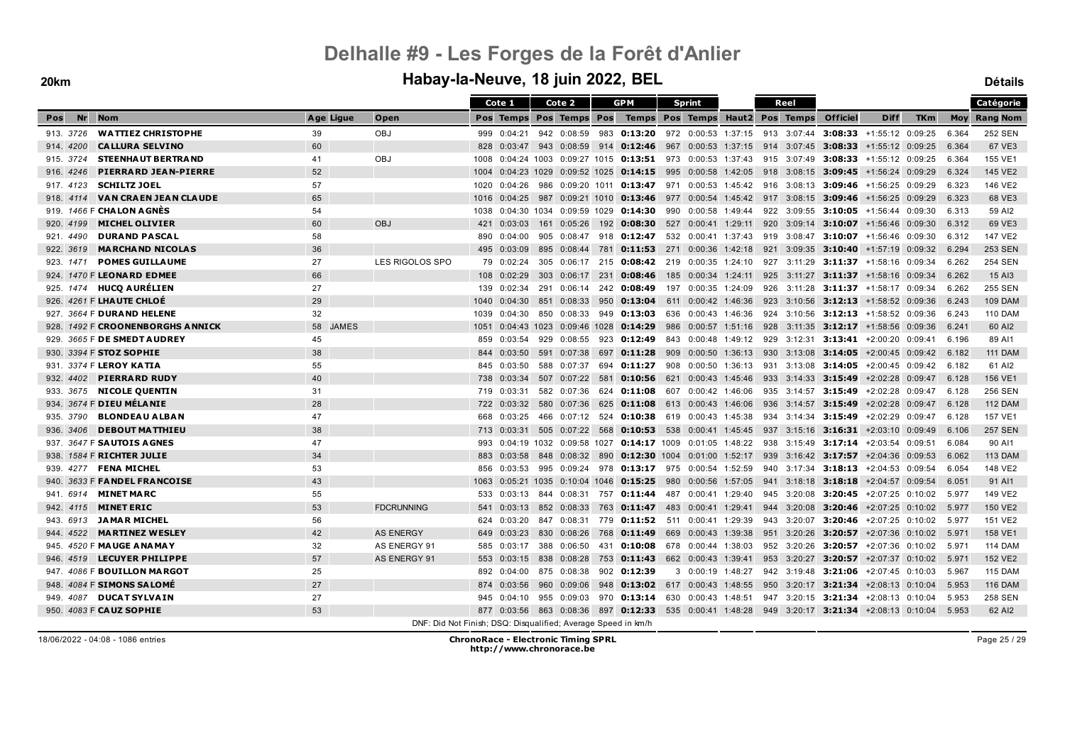# Delhalle #9 - Les Forges de la Forêt d'Anlier

## Habay-la-Neuve, 18 juin 2022, BEL

**20km** — **Détails**

| Pos | Nr | Nom | Age | Ligue | Open | Cote 1 Pos | Cote 1 Temps | Cote 2 Pos | Cote 2 Temps | GPM Pos | GPM Temps | Sprint Pos | Sprint Temps | Haut2 | Reel Pos | Reel Temps | Officiel | Diff | TKm | Moy | Catégorie Rang Nom |
|---|---|---|---|---|---|---|---|---|---|---|---|---|---|---|---|---|---|---|---|---|---|
| 913. | 3726 | WATTIEZ CHRISTOPHE | 39 | | OBJ | 999 | 0:04:21 | 942 | 0:08:59 | 983 | 0:13:20 | 972 | 0:00:53 | 1:37:15 | 913 | 3:07:44 | 3:08:33 | +1:55:12 | 0:09:25 | 6.364 | 252 SEN |
| 914. | 4200 | CALLURA SELVINO | 60 | | | 828 | 0:03:47 | 943 | 0:08:59 | 914 | 0:12:46 | 967 | 0:00:53 | 1:37:15 | 914 | 3:07:45 | 3:08:33 | +1:55:12 | 0:09:25 | 6.364 | 67 VE3 |
| 915. | 3724 | STEENHAUT BERTRAND | 41 | | OBJ | 1008 | 0:04:24 | 1003 | 0:09:27 | 1015 | 0:13:51 | 973 | 0:00:53 | 1:37:43 | 915 | 3:07:49 | 3:08:33 | +1:55:12 | 0:09:25 | 6.364 | 155 VE1 |
| 916. | 4246 | PIERRARD JEAN-PIERRE | 52 | | | 1004 | 0:04:23 | 1029 | 0:09:52 | 1025 | 0:14:15 | 995 | 0:00:58 | 1:42:05 | 918 | 3:08:15 | 3:09:45 | +1:56:24 | 0:09:29 | 6.324 | 145 VE2 |
| 917. | 4123 | SCHILTZ JOEL | 57 | | | 1020 | 0:04:26 | 986 | 0:09:20 | 1011 | 0:13:47 | 971 | 0:00:53 | 1:45:42 | 916 | 3:08:13 | 3:09:46 | +1:56:25 | 0:09:29 | 6.323 | 146 VE2 |
| 918. | 4114 | VAN CRAEN JEAN CLAUDE | 65 | | | 1016 | 0:04:25 | 987 | 0:09:21 | 1010 | 0:13:46 | 977 | 0:00:54 | 1:45:42 | 917 | 3:08:15 | 3:09:46 | +1:56:25 | 0:09:29 | 6.323 | 68 VE3 |
| 919. | 1466 F | CHALON AGNÈS | 54 | | | 1038 | 0:04:30 | 1034 | 0:09:59 | 1029 | 0:14:30 | 990 | 0:00:58 | 1:49:44 | 922 | 3:09:55 | 3:10:05 | +1:56:44 | 0:09:30 | 6.313 | 59 AI2 |
| 920. | 4199 | MICHEL OLIVIER | 60 | | OBJ | 421 | 0:03:03 | 161 | 0:05:26 | 192 | 0:08:30 | 527 | 0:00:41 | 1:29:11 | 920 | 3:09:14 | 3:10:07 | +1:56:46 | 0:09:30 | 6.312 | 69 VE3 |
| 921. | 4490 | DURAND PASCAL | 58 | | | 890 | 0:04:00 | 905 | 0:08:47 | 918 | 0:12:47 | 532 | 0:00:41 | 1:37:43 | 919 | 3:08:47 | 3:10:07 | +1:56:46 | 0:09:30 | 6.312 | 147 VE2 |
| 922. | 3619 | MARCHAND NICOLAS | 36 | | | 495 | 0:03:09 | 895 | 0:08:44 | 781 | 0:11:53 | 271 | 0:00:36 | 1:42:18 | 921 | 3:09:35 | 3:10:40 | +1:57:19 | 0:09:32 | 6.294 | 253 SEN |
| 923. | 1471 | POMES GUILLAUME | 27 | | LES RIGOLOS SPO | 79 | 0:02:24 | 305 | 0:06:17 | 215 | 0:08:42 | 219 | 0:00:35 | 1:24:10 | 927 | 3:11:29 | 3:11:37 | +1:58:16 | 0:09:34 | 6.262 | 254 SEN |
| 924. | 1470 F | LEONARD EDMEE | 66 | | | 108 | 0:02:29 | 303 | 0:06:17 | 231 | 0:08:46 | 185 | 0:00:34 | 1:24:11 | 925 | 3:11:27 | 3:11:37 | +1:58:16 | 0:09:34 | 6.262 | 15 AI3 |
| 925. | 1474 | HUCQ AURÉLIEN | 27 | | | 139 | 0:02:34 | 291 | 0:06:14 | 242 | 0:08:49 | 197 | 0:00:35 | 1:24:09 | 926 | 3:11:28 | 3:11:37 | +1:58:17 | 0:09:34 | 6.262 | 255 SEN |
| 926. | 4261 F | LHAUTE CHLOÉ | 29 | | | 1040 | 0:04:30 | 851 | 0:08:33 | 950 | 0:13:04 | 611 | 0:00:42 | 1:46:36 | 923 | 3:10:56 | 3:12:13 | +1:58:52 | 0:09:36 | 6.243 | 109 DAM |
| 927. | 3664 F | DURAND HELENE | 32 | | | 1039 | 0:04:30 | 850 | 0:08:33 | 949 | 0:13:03 | 636 | 0:00:43 | 1:46:36 | 924 | 3:10:56 | 3:12:13 | +1:58:52 | 0:09:36 | 6.243 | 110 DAM |
| 928. | 1492 F | CROONENBORGHS ANNICK | 58 | JAMES | | 1051 | 0:04:43 | 1023 | 0:09:46 | 1028 | 0:14:29 | 986 | 0:00:57 | 1:51:16 | 928 | 3:11:35 | 3:12:17 | +1:58:56 | 0:09:36 | 6.241 | 60 AI2 |
| 929. | 3665 F | DE SMEDT AUDREY | 45 | | | 859 | 0:03:54 | 929 | 0:08:55 | 923 | 0:12:49 | 843 | 0:00:48 | 1:49:12 | 929 | 3:12:31 | 3:13:41 | +2:00:20 | 0:09:41 | 6.196 | 89 AI1 |
| 930. | 3394 F | STOZ SOPHIE | 38 | | | 844 | 0:03:50 | 591 | 0:07:38 | 697 | 0:11:28 | 909 | 0:00:50 | 1:36:13 | 930 | 3:13:08 | 3:14:05 | +2:00:45 | 0:09:42 | 6.182 | 111 DAM |
| 931. | 3374 F | LEROY KATIA | 55 | | | 845 | 0:03:50 | 588 | 0:07:37 | 694 | 0:11:27 | 908 | 0:00:50 | 1:36:13 | 931 | 3:13:08 | 3:14:05 | +2:00:45 | 0:09:42 | 6.182 | 61 AI2 |
| 932. | 4402 | PIERRARD RUDY | 40 | | | 738 | 0:03:34 | 507 | 0:07:22 | 581 | 0:10:56 | 621 | 0:00:43 | 1:45:46 | 933 | 3:14:33 | 3:15:49 | +2:02:28 | 0:09:47 | 6.128 | 156 VE1 |
| 933. | 3675 | NICOLE QUENTIN | 31 | | | 719 | 0:03:31 | 582 | 0:07:36 | 624 | 0:11:08 | 607 | 0:00:42 | 1:46:06 | 935 | 3:14:57 | 3:15:49 | +2:02:28 | 0:09:47 | 6.128 | 256 SEN |
| 934. | 3674 F | DIEU MÉLANIE | 28 | | | 722 | 0:03:32 | 580 | 0:07:36 | 625 | 0:11:08 | 613 | 0:00:43 | 1:46:06 | 936 | 3:14:57 | 3:15:49 | +2:02:28 | 0:09:47 | 6.128 | 112 DAM |
| 935. | 3790 | BLONDEAU ALBAN | 47 | | | 668 | 0:03:25 | 466 | 0:07:12 | 524 | 0:10:38 | 619 | 0:00:43 | 1:45:38 | 934 | 3:14:34 | 3:15:49 | +2:02:29 | 0:09:47 | 6.128 | 157 VE1 |
| 936. | 3406 | DEBOUT MATTHIEU | 38 | | | 713 | 0:03:31 | 505 | 0:07:22 | 568 | 0:10:53 | 538 | 0:00:41 | 1:45:45 | 937 | 3:15:16 | 3:16:31 | +2:03:10 | 0:09:49 | 6.106 | 257 SEN |
| 937. | 3647 F | SAUTOIS AGNES | 47 | | | 993 | 0:04:19 | 1032 | 0:09:58 | 1027 | 0:14:17 | 1009 | 0:01:05 | 1:48:22 | 938 | 3:15:49 | 3:17:14 | +2:03:54 | 0:09:51 | 6.084 | 90 AI1 |
| 938. | 1584 F | RICHTER JULIE | 34 | | | 883 | 0:03:58 | 848 | 0:08:32 | 890 | 0:12:30 | 1004 | 0:01:00 | 1:52:17 | 939 | 3:16:42 | 3:17:57 | +2:04:36 | 0:09:53 | 6.062 | 113 DAM |
| 939. | 4277 | FENA MICHEL | 53 | | | 856 | 0:03:53 | 995 | 0:09:24 | 978 | 0:13:17 | 975 | 0:00:54 | 1:52:59 | 940 | 3:17:34 | 3:18:13 | +2:04:53 | 0:09:54 | 6.054 | 148 VE2 |
| 940. | 3633 F | FANDEL FRANCOISE | 43 | | | 1063 | 0:05:21 | 1035 | 0:10:04 | 1046 | 0:15:25 | 980 | 0:00:56 | 1:57:05 | 941 | 3:18:18 | 3:18:18 | +2:04:57 | 0:09:54 | 6.051 | 91 AI1 |
| 941. | 6914 | MINET MARC | 55 | | | 533 | 0:03:13 | 844 | 0:08:31 | 757 | 0:11:44 | 487 | 0:00:41 | 1:29:40 | 945 | 3:20:08 | 3:20:45 | +2:07:25 | 0:10:02 | 5.977 | 149 VE2 |
| 942. | 4115 | MINET ERIC | 53 | | FDCRUNNING | 541 | 0:03:13 | 852 | 0:08:33 | 763 | 0:11:47 | 483 | 0:00:41 | 1:29:41 | 944 | 3:20:08 | 3:20:46 | +2:07:25 | 0:10:02 | 5.977 | 150 VE2 |
| 943. | 6913 | JAMAR MICHEL | 56 | | | 624 | 0:03:20 | 847 | 0:08:31 | 779 | 0:11:52 | 511 | 0:00:41 | 1:29:39 | 943 | 3:20:07 | 3:20:46 | +2:07:25 | 0:10:02 | 5.977 | 151 VE2 |
| 944. | 4522 | MARTINEZ WESLEY | 42 | | AS ENERGY | 649 | 0:03:23 | 830 | 0:08:26 | 768 | 0:11:49 | 669 | 0:00:43 | 1:39:38 | 951 | 3:20:26 | 3:20:57 | +2:07:36 | 0:10:02 | 5.971 | 158 VE1 |
| 945. | 4520 F | MAUGE ANAMAY | 32 | | AS ENERGY 91 | 585 | 0:03:17 | 388 | 0:06:50 | 431 | 0:10:08 | 678 | 0:00:44 | 1:38:03 | 952 | 3:20:26 | 3:20:57 | +2:07:36 | 0:10:02 | 5.971 | 114 DAM |
| 946. | 4519 | LECUYER PHILIPPE | 57 | | AS ENERGY 91 | 553 | 0:03:15 | 838 | 0:08:28 | 753 | 0:11:43 | 662 | 0:00:43 | 1:39:41 | 953 | 3:20:27 | 3:20:57 | +2:07:37 | 0:10:02 | 5.971 | 152 VE2 |
| 947. | 4086 F | BOUILLON MARGOT | 25 | | | 892 | 0:04:00 | 875 | 0:08:38 | 902 | 0:12:39 | 3 | 0:00:19 | 1:48:27 | 942 | 3:19:48 | 3:21:06 | +2:07:45 | 0:10:03 | 5.967 | 115 DAM |
| 948. | 4084 F | SIMONS SALOMÉ | 27 | | | 874 | 0:03:56 | 960 | 0:09:06 | 948 | 0:13:02 | 617 | 0:00:43 | 1:48:55 | 950 | 3:20:17 | 3:21:34 | +2:08:13 | 0:10:04 | 5.953 | 116 DAM |
| 949. | 4087 | DUCAT SYLVAIN | 27 | | | 945 | 0:04:10 | 955 | 0:09:03 | 970 | 0:13:14 | 630 | 0:00:43 | 1:48:51 | 947 | 3:20:15 | 3:21:34 | +2:08:13 | 0:10:04 | 5.953 | 258 SEN |
| 950. | 4083 F | CAUZ SOPHIE | 53 | | | 877 | 0:03:56 | 863 | 0:08:36 | 897 | 0:12:33 | 535 | 0:00:41 | 1:48:28 | 949 | 3:20:17 | 3:21:34 | +2:08:13 | 0:10:04 | 5.953 | 62 AI2 |

DNF: Did Not Finish; DSQ: Disqualified; Average Speed in km/h

18/06/2022 - 04:08 - 1086 entries

**ChronoRace - Electronic Timing SPRL**
http://www.chronorace.be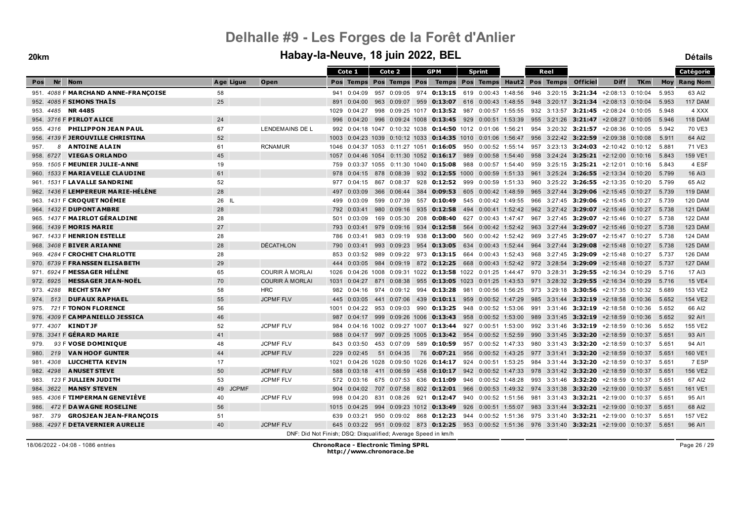# Delhalle #9 - Les Forges de la Forêt d'Anlier

## Habay-la-Neuve, 18 juin 2022, BEL

**20km** — **Détails**

| Pos | Nr | Nom | Age | Ligue | Open | Cote 1 Pos | Cote 1 Temps | Cote 2 Pos | Cote 2 Temps | GPM Pos | GPM Temps | Sprint Pos | Sprint Temps | Haut2 | Reel Pos | Reel Temps | Officiel | Diff | TKm | Moy | Catégorie Rang Nom |
|---|---|---|---|---|---|---|---|---|---|---|---|---|---|---|---|---|---|---|---|---|---|
| 951. | 4088 F | **MARCHAND ANNE-FRANÇOISE** | 58 | | | 941 | 0:04:09 | 957 | 0:09:05 | 974 | **0:13:15** | 619 | 0:00:43 | 1:48:56 | 946 | 3:20:15 | **3:21:34** | +2:08:13 | 0:10:04 | 5.953 | 63 AI2 |
| 952. | 4085 F | **SIMONS THAÏS** | 25 | | | 891 | 0:04:00 | 963 | 0:09:07 | 959 | **0:13:07** | 616 | 0:00:43 | 1:48:55 | 948 | 3:20:17 | **3:21:34** | +2:08:13 | 0:10:04 | 5.953 | 117 DAM |
| 953. | 4485 | **NR 4485** | | | | 1029 | 0:04:27 | 998 | 0:09:25 | 1017 | **0:13:52** | 987 | 0:00:57 | 1:55:55 | 932 | 3:13:57 | **3:21:45** | +2:08:24 | 0:10:05 | 5.948 | 4 XXX |
| 954. | 3716 F | **PIRLOT ALICE** | 24 | | | 996 | 0:04:20 | 996 | 0:09:24 | 1008 | **0:13:45** | 929 | 0:00:51 | 1:53:39 | 955 | 3:21:26 | **3:21:47** | +2:08:27 | 0:10:05 | 5.946 | 118 DAM |
| 955. | 4316 | **PHILIPPON JEAN PAUL** | 67 | | LENDEMAINS DE L | 992 | 0:04:18 | 1047 | 0:10:32 | 1038 | **0:14:50** | 1012 | 0:01:06 | 1:56:21 | 954 | 3:20:32 | **3:21:57** | +2:08:36 | 0:10:05 | 5.942 | 70 VE3 |
| 956. | 4139 F | **JEROUVILLE CHRISTINA** | 52 | | | 1003 | 0:04:23 | 1039 | 0:10:12 | 1033 | **0:14:35** | 1010 | 0:01:06 | 1:56:47 | 956 | 3:22:42 | **3:22:59** | +2:09:38 | 0:10:08 | 5.911 | 64 AI2 |
| 957. | 8 | **ANTOINE ALAIN** | 61 | | RCNAMUR | 1046 | 0:04:37 | 1053 | 0:11:27 | 1051 | **0:16:05** | 950 | 0:00:52 | 1:55:14 | 957 | 3:23:13 | **3:24:03** | +2:10:42 | 0:10:12 | 5.881 | 71 VE3 |
| 958. | 6727 | **VIEGAS ORLANDO** | 45 | | | 1057 | 0:04:46 | 1054 | 0:11:30 | 1052 | **0:16:17** | 989 | 0:00:58 | 1:54:40 | 958 | 3:24:24 | **3:25:21** | +2:12:00 | 0:10:16 | 5.843 | 159 VE1 |
| 959. | 1505 F | **MEUNIER JULIE-ANNE** | 19 | | | 759 | 0:03:37 | 1055 | 0:11:30 | 1040 | **0:15:08** | 988 | 0:00:57 | 1:54:40 | 959 | 3:25:15 | **3:25:21** | +2:12:01 | 0:10:16 | 5.843 | 4 ESF |
| 960. | 1533 F | **MARIAVELLE CLAUDINE** | 61 | | | 978 | 0:04:15 | 878 | 0:08:39 | 932 | **0:12:55** | 1000 | 0:00:59 | 1:51:33 | 961 | 3:25:24 | **3:26:55** | +2:13:34 | 0:10:20 | 5.799 | 16 AI3 |
| 961. | 1531 F | **LAVALLE SANDRINE** | 52 | | | 977 | 0:04:15 | 867 | 0:08:37 | 928 | **0:12:52** | 999 | 0:00:59 | 1:51:33 | 960 | 3:25:22 | **3:26:55** | +2:13:35 | 0:10:20 | 5.799 | 65 AI2 |
| 962. | 1436 F | **LEMPEREUR MARIE-HÉLÈNE** | 28 | | | 497 | 0:03:09 | 366 | 0:06:44 | 384 | **0:09:53** | 605 | 0:00:42 | 1:48:59 | 965 | 3:27:44 | **3:29:06** | +2:15:45 | 0:10:27 | 5.739 | 119 DAM |
| 963. | 1431 F | **CROQUET NOÉMIE** | 26 | IL | | 499 | 0:03:09 | 599 | 0:07:39 | 557 | **0:10:49** | 545 | 0:00:42 | 1:49:55 | 966 | 3:27:45 | **3:29:06** | +2:15:45 | 0:10:27 | 5.739 | 120 DAM |
| 964. | 1432 F | **DUPONT AMBRE** | 28 | | | 792 | 0:03:41 | 980 | 0:09:16 | 935 | **0:12:58** | 494 | 0:00:41 | 1:52:42 | 962 | 3:27:42 | **3:29:07** | +2:15:46 | 0:10:27 | 5.738 | 121 DAM |
| 965. | 1437 F | **MAIRLOT GÉRALDINE** | 28 | | | 501 | 0:03:09 | 169 | 0:05:30 | 208 | **0:08:40** | 627 | 0:00:43 | 1:47:47 | 967 | 3:27:45 | **3:29:07** | +2:15:46 | 0:10:27 | 5.738 | 122 DAM |
| 966. | 1439 F | **MORIS MARIE** | 27 | | | 793 | 0:03:41 | 979 | 0:09:16 | 934 | **0:12:58** | 564 | 0:00:42 | 1:52:42 | 963 | 3:27:44 | **3:29:07** | +2:15:46 | 0:10:27 | 5.738 | 123 DAM |
| 967. | 1433 F | **HENRION ESTELLE** | 28 | | | 786 | 0:03:41 | 983 | 0:09:19 | 938 | **0:13:00** | 560 | 0:00:42 | 1:52:42 | 969 | 3:27:45 | **3:29:07** | +2:15:47 | 0:10:27 | 5.738 | 124 DAM |
| 968. | 3408 F | **BIVER ARIANNE** | 28 | | DÉCATHLON | 790 | 0:03:41 | 993 | 0:09:23 | 954 | **0:13:05** | 634 | 0:00:43 | 1:52:44 | 964 | 3:27:44 | **3:29:08** | +2:15:48 | 0:10:27 | 5.738 | 125 DAM |
| 969. | 4284 F | **CROCHET CHARLOTTE** | 28 | | | 853 | 0:03:52 | 989 | 0:09:22 | 973 | **0:13:15** | 664 | 0:00:43 | 1:52:43 | 968 | 3:27:45 | **3:29:09** | +2:15:48 | 0:10:27 | 5.737 | 126 DAM |
| 970. | 6739 F | **FRANSSEN ELISABETH** | 29 | | | 444 | 0:03:05 | 984 | 0:09:19 | 872 | **0:12:25** | 668 | 0:00:43 | 1:52:42 | 972 | 3:28:54 | **3:29:09** | +2:15:48 | 0:10:27 | 5.737 | 127 DAM |
| 971. | 6924 F | **MESSAGER HÉLÈNE** | 65 | | COURIR À MORLAI | 1026 | 0:04:26 | 1008 | 0:09:31 | 1022 | **0:13:58** | 1022 | 0:01:25 | 1:44:47 | 970 | 3:28:31 | **3:29:55** | +2:16:34 | 0:10:29 | 5.716 | 17 AI3 |
| 972. | 6925 | **MESSAGER JEAN-NOËL** | 70 | | COURIR À MORLAI | 1031 | 0:04:27 | 871 | 0:08:38 | 955 | **0:13:05** | 1023 | 0:01:25 | 1:43:53 | 971 | 3:28:32 | **3:29:55** | +2:16:34 | 0:10:29 | 5.716 | 15 VE4 |
| 973. | 4288 | **RECHT STANY** | 58 | | HRC | 982 | 0:04:16 | 974 | 0:09:12 | 994 | **0:13:28** | 981 | 0:00:56 | 1:56:25 | 973 | 3:29:18 | **3:30:56** | +2:17:35 | 0:10:32 | 5.689 | 153 VE2 |
| 974. | 513 | **DUFAUX RAPHAEL** | 55 | | JCPMF FLV | 445 | 0:03:05 | 441 | 0:07:06 | 439 | **0:10:11** | 959 | 0:00:52 | 1:47:29 | 985 | 3:31:44 | **3:32:19** | +2:18:58 | 0:10:36 | 5.652 | 154 VE2 |
| 975. | 721 F | **TONON FLORENCE** | 56 | | | 1001 | 0:04:22 | 953 | 0:09:03 | 990 | **0:13:25** | 948 | 0:00:52 | 1:53:06 | 991 | 3:31:46 | **3:32:19** | +2:18:58 | 0:10:36 | 5.652 | 66 AI2 |
| 976. | 4309 F | **CAMPANIELLO JESSICA** | 46 | | | 987 | 0:04:17 | 999 | 0:09:26 | 1006 | **0:13:43** | 958 | 0:00:52 | 1:53:00 | 989 | 3:31:45 | **3:32:19** | +2:18:59 | 0:10:36 | 5.652 | 92 AI1 |
| 977. | 4307 | **KINDT JF** | 52 | | JCPMF FLV | 984 | 0:04:16 | 1002 | 0:09:27 | 1007 | **0:13:44** | 927 | 0:00:51 | 1:53:00 | 992 | 3:31:46 | **3:32:19** | +2:18:59 | 0:10:36 | 5.652 | 155 VE2 |
| 978. | 3341 F | **GÉRARD MARIE** | 41 | | | 988 | 0:04:17 | 997 | 0:09:25 | 1005 | **0:13:42** | 954 | 0:00:52 | 1:52:59 | 990 | 3:31:45 | **3:32:20** | +2:18:59 | 0:10:37 | 5.651 | 93 AI1 |
| 979. | 93 F | **VOSE DOMINIQUE** | 48 | | JCPMF FLV | 843 | 0:03:50 | 453 | 0:07:09 | 589 | **0:10:59** | 957 | 0:00:52 | 1:47:33 | 980 | 3:31:43 | **3:32:20** | +2:18:59 | 0:10:37 | 5.651 | 94 AI1 |
| 980. | 219 | **VAN HOOF GUNTER** | 44 | | JCPMF FLV | 229 | 0:02:45 | 51 | 0:04:35 | 76 | **0:07:21** | 956 | 0:00:52 | 1:43:25 | 977 | 3:31:41 | **3:32:20** | +2:18:59 | 0:10:37 | 5.651 | 160 VE1 |
| 981. | 4308 | **LUCCHETTA KEVIN** | 17 | | | 1021 | 0:04:26 | 1028 | 0:09:50 | 1026 | **0:14:17** | 924 | 0:00:51 | 1:53:25 | 984 | 3:31:44 | **3:32:20** | +2:18:59 | 0:10:37 | 5.651 | 7 ESP |
| 982. | 4298 | **ANUSET STEVE** | 50 | | JCPMF FLV | 588 | 0:03:18 | 411 | 0:06:59 | 458 | **0:10:17** | 942 | 0:00:52 | 1:47:33 | 978 | 3:31:42 | **3:32:20** | +2:18:59 | 0:10:37 | 5.651 | 156 VE2 |
| 983. | 123 F | **JULLIEN JUDITH** | 53 | | JCPMF FLV | 572 | 0:03:16 | 675 | 0:07:53 | 636 | **0:11:09** | 946 | 0:00:52 | 1:48:28 | 993 | 3:31:46 | **3:32:20** | +2:18:59 | 0:10:37 | 5.651 | 67 AI2 |
| 984. | 3622 | **MANSY STEVEN** | 49 | JCPMF | | 904 | 0:04:02 | 707 | 0:07:58 | 802 | **0:12:01** | 966 | 0:00:53 | 1:49:32 | 974 | 3:31:38 | **3:32:20** | +2:19:00 | 0:10:37 | 5.651 | 161 VE1 |
| 985. | 4306 F | **TIMPERMAN GENEVIÈVE** | 40 | | JCPMF FLV | 998 | 0:04:20 | 831 | 0:08:26 | 921 | **0:12:47** | 940 | 0:00:52 | 1:51:56 | 981 | 3:31:43 | **3:32:21** | +2:19:00 | 0:10:37 | 5.651 | 95 AI1 |
| 986. | 472 F | **DAWAGNE ROSELINE** | 56 | | | 1015 | 0:04:25 | 994 | 0:09:23 | 1012 | **0:13:49** | 926 | 0:00:51 | 1:55:07 | 983 | 3:31:44 | **3:32:21** | +2:19:00 | 0:10:37 | 5.651 | 68 AI2 |
| 987. | 379 | **GROSJEAN JEAN-FRANÇOIS** | 51 | | | 639 | 0:03:21 | 950 | 0:09:02 | 868 | **0:12:23** | 944 | 0:00:52 | 1:51:36 | 975 | 3:31:40 | **3:32:21** | +2:19:00 | 0:10:37 | 5.651 | 157 VE2 |
| 988. | 4297 F | **DETAVERNIER AURELIE** | 40 | | JCPMF FLV | 645 | 0:03:22 | 951 | 0:09:02 | 873 | **0:12:25** | 953 | 0:00:52 | 1:51:36 | 976 | 3:31:40 | **3:32:21** | +2:19:00 | 0:10:37 | 5.651 | 96 AI1 |

DNF: Did Not Finish; DSQ: Disqualified; Average Speed in km/h

18/06/2022 - 04:08 - 1086 entries

**ChronoRace - Electronic Timing SPRL**
http://www.chronorace.be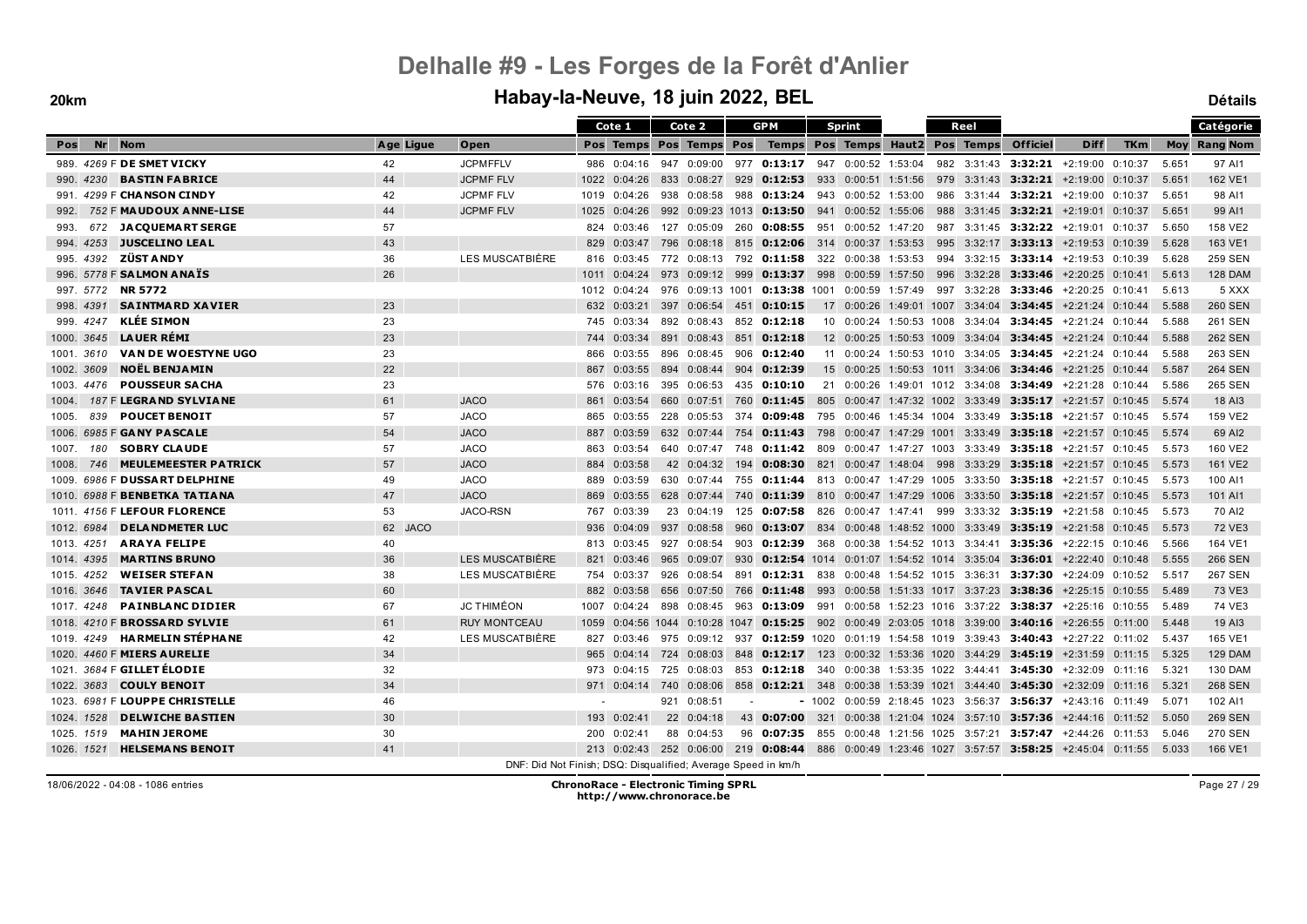# Delhalle #9 - Les Forges de la Forêt d'Anlier

## Habay-la-Neuve, 18 juin 2022, BEL

**20km** — **Détails**

| Pos | Nr | Nom | Age | Ligue | Open | Cote 1 Pos | Cote 1 Temps | Cote 2 Pos | Cote 2 Temps | GPM Pos | GPM Temps | Sprint Pos | Sprint Temps | Haut2 | Reel Pos | Reel Temps | Officiel | Diff | TKm | Moy | Catégorie Rang Nom |
|---|---|---|---|---|---|---|---|---|---|---|---|---|---|---|---|---|---|---|---|---|---|
| 989. | 4269 F | DE SMET VICKY | 42 | | JCPMFFLV | 986 | 0:04:16 | 947 | 0:09:00 | 977 | 0:13:17 | 947 | 0:00:52 | 1:53:04 | 982 | 3:31:43 | 3:32:21 | +2:19:00 | 0:10:37 | 5.651 | 97 AI1 |
| 990. | 4230 | BASTIN FABRICE | 44 | | JCPMF FLV | 1022 | 0:04:26 | 833 | 0:08:27 | 929 | 0:12:53 | 933 | 0:00:51 | 1:51:56 | 979 | 3:31:43 | 3:32:21 | +2:19:00 | 0:10:37 | 5.651 | 162 VE1 |
| 991. | 4299 F | CHANSON CINDY | 42 | | JCPMF FLV | 1019 | 0:04:26 | 938 | 0:08:58 | 988 | 0:13:24 | 943 | 0:00:52 | 1:53:00 | 986 | 3:31:44 | 3:32:21 | +2:19:00 | 0:10:37 | 5.651 | 98 AI1 |
| 992. | 752 F | MAUDOUX ANNE-LISE | 44 | | JCPMF FLV | 1025 | 0:04:26 | 992 | 0:09:23 | 1013 | 0:13:50 | 941 | 0:00:52 | 1:55:06 | 988 | 3:31:45 | 3:32:21 | +2:19:01 | 0:10:37 | 5.651 | 99 AI1 |
| 993. | 672 | JACQUEMART SERGE | 57 | | | 824 | 0:03:46 | 127 | 0:05:09 | 260 | 0:08:55 | 951 | 0:00:52 | 1:47:20 | 987 | 3:31:45 | 3:32:22 | +2:19:01 | 0:10:37 | 5.650 | 158 VE2 |
| 994. | 4253 | JUSCELINO LEAL | 43 | | | 829 | 0:03:47 | 796 | 0:08:18 | 815 | 0:12:06 | 314 | 0:00:37 | 1:53:53 | 995 | 3:32:17 | 3:33:13 | +2:19:53 | 0:10:39 | 5.628 | 163 VE1 |
| 995. | 4392 | ZÜST ANDY | 36 | | LES MUSCATBIÈRE | 816 | 0:03:45 | 772 | 0:08:13 | 792 | 0:11:58 | 322 | 0:00:38 | 1:53:53 | 994 | 3:32:15 | 3:33:14 | +2:19:53 | 0:10:39 | 5.628 | 259 SEN |
| 996. | 5778 F | SALMON ANAÏS | 26 | | | 1011 | 0:04:24 | 973 | 0:09:12 | 999 | 0:13:37 | 998 | 0:00:59 | 1:57:50 | 996 | 3:32:28 | 3:33:46 | +2:20:25 | 0:10:41 | 5.613 | 128 DAM |
| 997. | 5772 | NR 5772 | | | | 1012 | 0:04:24 | 976 | 0:09:13 | 1001 | 0:13:38 | 1001 | 0:00:59 | 1:57:49 | 997 | 3:32:28 | 3:33:46 | +2:20:25 | 0:10:41 | 5.613 | 5 XXX |
| 998. | 4391 | SAINTMARD XAVIER | 23 | | | 632 | 0:03:21 | 397 | 0:06:54 | 451 | 0:10:15 | 17 | 0:00:26 | 1:49:01 | 1007 | 3:34:04 | 3:34:45 | +2:21:24 | 0:10:44 | 5.588 | 260 SEN |
| 999. | 4247 | KLÉE SIMON | 23 | | | 745 | 0:03:34 | 892 | 0:08:43 | 852 | 0:12:18 | 10 | 0:00:24 | 1:50:53 | 1008 | 3:34:04 | 3:34:45 | +2:21:24 | 0:10:44 | 5.588 | 261 SEN |
| 1000. | 3645 | LAUER RÉMI | 23 | | | 744 | 0:03:34 | 891 | 0:08:43 | 851 | 0:12:18 | 12 | 0:00:25 | 1:50:53 | 1009 | 3:34:04 | 3:34:45 | +2:21:24 | 0:10:44 | 5.588 | 262 SEN |
| 1001. | 3610 | VAN DE WOESTYNE UGO | 23 | | | 866 | 0:03:55 | 896 | 0:08:45 | 906 | 0:12:40 | 11 | 0:00:24 | 1:50:53 | 1010 | 3:34:05 | 3:34:45 | +2:21:24 | 0:10:44 | 5.588 | 263 SEN |
| 1002. | 3609 | NOËL BENJAMIN | 22 | | | 867 | 0:03:55 | 894 | 0:08:44 | 904 | 0:12:39 | 15 | 0:00:25 | 1:50:53 | 1011 | 3:34:06 | 3:34:46 | +2:21:25 | 0:10:44 | 5.587 | 264 SEN |
| 1003. | 4476 | POUSSEUR SACHA | 23 | | | 576 | 0:03:16 | 395 | 0:06:53 | 435 | 0:10:10 | 21 | 0:00:26 | 1:49:01 | 1012 | 3:34:08 | 3:34:49 | +2:21:28 | 0:10:44 | 5.586 | 265 SEN |
| 1004. | 187 F | LEGRAND SYLVIANE | 61 | | JACO | 861 | 0:03:54 | 660 | 0:07:51 | 760 | 0:11:45 | 805 | 0:00:47 | 1:47:32 | 1002 | 3:33:49 | 3:35:17 | +2:21:57 | 0:10:45 | 5.574 | 18 AI3 |
| 1005. | 839 | POUCET BENOIT | 57 | | JACO | 865 | 0:03:55 | 228 | 0:05:53 | 374 | 0:09:48 | 795 | 0:00:46 | 1:45:34 | 1004 | 3:33:49 | 3:35:18 | +2:21:57 | 0:10:45 | 5.574 | 159 VE2 |
| 1006. | 6985 F | GANY PASCALE | 54 | | JACO | 887 | 0:03:59 | 632 | 0:07:44 | 754 | 0:11:43 | 798 | 0:00:47 | 1:47:29 | 1001 | 3:33:49 | 3:35:18 | +2:21:57 | 0:10:45 | 5.574 | 69 AI2 |
| 1007. | 180 | SOBRY CLAUDE | 57 | | JACO | 863 | 0:03:54 | 640 | 0:07:47 | 748 | 0:11:42 | 809 | 0:00:47 | 1:47:27 | 1003 | 3:33:49 | 3:35:18 | +2:21:57 | 0:10:45 | 5.573 | 160 VE2 |
| 1008. | 746 | MEULEMEESTER PATRICK | 57 | | JACO | 884 | 0:03:58 | 42 | 0:04:32 | 194 | 0:08:30 | 821 | 0:00:47 | 1:48:04 | 998 | 3:33:29 | 3:35:18 | +2:21:57 | 0:10:45 | 5.573 | 161 VE2 |
| 1009. | 6986 F | DUSSART DELPHINE | 49 | | JACO | 889 | 0:03:59 | 630 | 0:07:44 | 755 | 0:11:44 | 813 | 0:00:47 | 1:47:29 | 1005 | 3:33:50 | 3:35:18 | +2:21:57 | 0:10:45 | 5.573 | 100 AI1 |
| 1010. | 6988 F | BENBETKA TATIANA | 47 | | JACO | 869 | 0:03:55 | 628 | 0:07:44 | 740 | 0:11:39 | 810 | 0:00:47 | 1:47:29 | 1006 | 3:33:50 | 3:35:18 | +2:21:57 | 0:10:45 | 5.573 | 101 AI1 |
| 1011. | 4156 F | LEFOUR FLORENCE | 53 | | JACO-RSN | 767 | 0:03:39 | 23 | 0:04:19 | 125 | 0:07:58 | 826 | 0:00:47 | 1:47:41 | 999 | 3:33:32 | 3:35:19 | +2:21:58 | 0:10:45 | 5.573 | 70 AI2 |
| 1012. | 6984 | DELANDMETER LUC | 62 | JACO | | 936 | 0:04:09 | 937 | 0:08:58 | 960 | 0:13:07 | 834 | 0:00:48 | 1:48:52 | 1000 | 3:33:49 | 3:35:19 | +2:21:58 | 0:10:45 | 5.573 | 72 VE3 |
| 1013. | 4251 | ARAYA FELIPE | 40 | | | 813 | 0:03:45 | 927 | 0:08:54 | 903 | 0:12:39 | 368 | 0:00:38 | 1:54:52 | 1013 | 3:34:41 | 3:35:36 | +2:22:15 | 0:10:46 | 5.566 | 164 VE1 |
| 1014. | 4395 | MARTINS BRUNO | 36 | | LES MUSCATBIÈRE | 821 | 0:03:46 | 965 | 0:09:07 | 930 | 0:12:54 | 1014 | 0:01:07 | 1:54:52 | 1014 | 3:35:04 | 3:36:01 | +2:22:40 | 0:10:48 | 5.555 | 266 SEN |
| 1015. | 4252 | WEISER STEFAN | 38 | | LES MUSCATBIÈRE | 754 | 0:03:37 | 926 | 0:08:54 | 891 | 0:12:31 | 838 | 0:00:48 | 1:54:52 | 1015 | 3:36:31 | 3:37:30 | +2:24:09 | 0:10:52 | 5.517 | 267 SEN |
| 1016. | 3646 | TAVIER PASCAL | 60 | | | 882 | 0:03:58 | 656 | 0:07:50 | 766 | 0:11:48 | 993 | 0:00:58 | 1:51:33 | 1017 | 3:37:23 | 3:38:36 | +2:25:15 | 0:10:55 | 5.489 | 73 VE3 |
| 1017. | 4248 | PAINBLANC DIDIER | 67 | | JC THIMÉON | 1007 | 0:04:24 | 898 | 0:08:45 | 963 | 0:13:09 | 991 | 0:00:58 | 1:52:23 | 1016 | 3:37:22 | 3:38:37 | +2:25:16 | 0:10:55 | 5.489 | 74 VE3 |
| 1018. | 4210 F | BROSSARD SYLVIE | 61 | | RUY MONTCEAU | 1059 | 0:04:56 | 1044 | 0:10:28 | 1047 | 0:15:25 | 902 | 0:00:49 | 2:03:05 | 1018 | 3:39:00 | 3:40:16 | +2:26:55 | 0:11:00 | 5.448 | 19 AI3 |
| 1019. | 4249 | HARMELIN STÉPHANE | 42 | | LES MUSCATBIÈRE | 827 | 0:03:46 | 975 | 0:09:12 | 937 | 0:12:59 | 1020 | 0:01:19 | 1:54:58 | 1019 | 3:39:43 | 3:40:43 | +2:27:22 | 0:11:02 | 5.437 | 165 VE1 |
| 1020. | 4460 F | MIERS AURELIE | 34 | | | 965 | 0:04:14 | 724 | 0:08:03 | 848 | 0:12:17 | 123 | 0:00:32 | 1:53:36 | 1020 | 3:44:29 | 3:45:19 | +2:31:59 | 0:11:15 | 5.325 | 129 DAM |
| 1021. | 3684 F | GILLET ÉLODIE | 32 | | | 973 | 0:04:15 | 725 | 0:08:03 | 853 | 0:12:18 | 340 | 0:00:38 | 1:53:35 | 1022 | 3:44:41 | 3:45:30 | +2:32:09 | 0:11:16 | 5.321 | 130 DAM |
| 1022. | 3683 | COULY BENOIT | 34 | | | 971 | 0:04:14 | 740 | 0:08:06 | 858 | 0:12:21 | 348 | 0:00:38 | 1:53:39 | 1021 | 3:44:40 | 3:45:30 | +2:32:09 | 0:11:16 | 5.321 | 268 SEN |
| 1023. | 6981 F | LOUPPE CHRISTELLE | 46 | | | - | | 921 | 0:08:51 | - | | 1002 | 0:00:59 | 2:18:45 | 1023 | 3:56:37 | 3:56:37 | +2:43:16 | 0:11:49 | 5.071 | 102 AI1 |
| 1024. | 1528 | DELWICHE BASTIEN | 30 | | | 193 | 0:02:41 | 22 | 0:04:18 | 43 | 0:07:00 | 321 | 0:00:38 | 1:21:04 | 1024 | 3:57:10 | 3:57:36 | +2:44:16 | 0:11:52 | 5.050 | 269 SEN |
| 1025. | 1519 | MAHIN JEROME | 30 | | | 200 | 0:02:41 | 88 | 0:04:53 | 96 | 0:07:35 | 855 | 0:00:48 | 1:21:56 | 1025 | 3:57:21 | 3:57:47 | +2:44:26 | 0:11:53 | 5.046 | 270 SEN |
| 1026. | 1521 | HELSEMANS BENOIT | 41 | | | 213 | 0:02:43 | 252 | 0:06:00 | 219 | 0:08:44 | 886 | 0:00:49 | 1:23:46 | 1027 | 3:57:57 | 3:58:25 | +2:45:04 | 0:11:55 | 5.033 | 166 VE1 |

DNF: Did Not Finish; DSQ: Disqualified; Average Speed in km/h

18/06/2022 - 04:08 - 1086 entries

**ChronoRace - Electronic Timing SPRL**
http://www.chronorace.be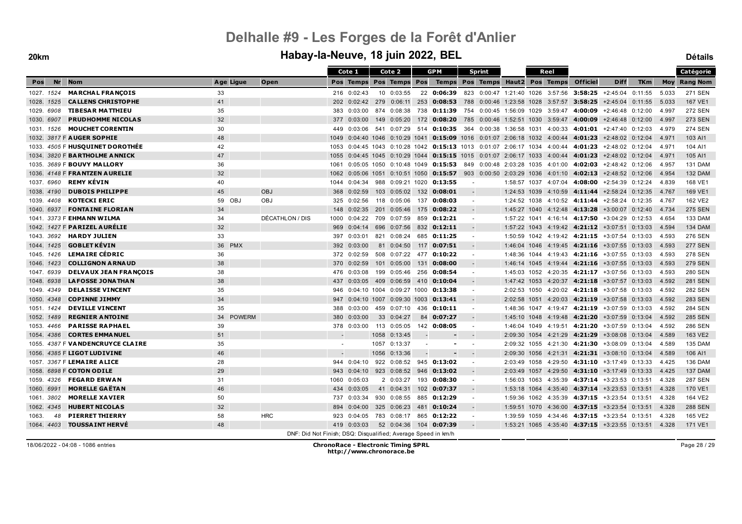# Delhalle #9 - Les Forges de la Forêt d'Anlier

## Habay-la-Neuve, 18 juin 2022, BEL

**20km** — **Détails**

| Pos | Nr | Nom | Age | Ligue | Open | Cote 1 Pos | Cote 1 Temps | Cote 2 Pos | Cote 2 Temps | GPM Pos | GPM Temps | Sprint Pos | Sprint Temps | Haut2 | Reel Pos | Reel Temps | Officiel | Diff | TKm | Moy | Catégorie Rang | Catégorie Nom |
|---|---|---|---|---|---|---|---|---|---|---|---|---|---|---|---|---|---|---|---|---|---|---|
| 1027. | 1524 | **MARCHAL FRANÇOIS** | 33 | | | 216 | 0:02:43 | 10 | 0:03:55 | 22 | **0:06:39** | 823 | 0:00:47 | 1:21:40 | 1026 | 3:57:56 | **3:58:25** | +2:45:04 | 0:11:55 | 5.033 | 271 | SEN |
| 1028. | 1525 | **CALLENS CHRISTOPHE** | 41 | | | 202 | 0:02:42 | 279 | 0:06:11 | 253 | **0:08:53** | 788 | 0:00:46 | 1:23:58 | 1028 | 3:57:57 | **3:58:25** | +2:45:04 | 0:11:55 | 5.033 | 167 | VE1 |
| 1029. | 6908 | **TIBESAR MATTHIEU** | 35 | | | 383 | 0:03:00 | 874 | 0:08:38 | 738 | **0:11:39** | 754 | 0:00:45 | 1:56:09 | 1029 | 3:59:47 | **4:00:09** | +2:46:48 | 0:12:00 | 4.997 | 272 | SEN |
| 1030. | 6907 | **PRUDHOMME NICOLAS** | 32 | | | 377 | 0:03:00 | 149 | 0:05:20 | 172 | **0:08:20** | 785 | 0:00:46 | 1:52:51 | 1030 | 3:59:47 | **4:00:09** | +2:46:48 | 0:12:00 | 4.997 | 273 | SEN |
| 1031. | 1526 | **MOUCHET CORENTIN** | 30 | | | 449 | 0:03:06 | 541 | 0:07:29 | 514 | **0:10:35** | 364 | 0:00:38 | 1:36:58 | 1031 | 4:00:33 | **4:01:01** | +2:47:40 | 0:12:03 | 4.979 | 274 | SEN |
| 1032. | 3817 F | **AUGER SOPHIE** | 48 | | | 1049 | 0:04:40 | 1046 | 0:10:29 | 1041 | **0:15:09** | 1016 | 0:01:07 | 2:06:18 | 1032 | 4:00:44 | **4:01:23** | +2:48:02 | 0:12:04 | 4.971 | 103 | AI1 |
| 1033. | 4505 F | **HUSQUINET DOROTHÉE** | 42 | | | 1053 | 0:04:45 | 1043 | 0:10:28 | 1042 | **0:15:13** | 1013 | 0:01:07 | 2:06:17 | 1034 | 4:00:44 | **4:01:23** | +2:48:02 | 0:12:04 | 4.971 | 104 | AI1 |
| 1034. | 3820 F | **BARTHOLME ANNICK** | 47 | | | 1055 | 0:04:45 | 1045 | 0:10:29 | 1044 | **0:15:15** | 1015 | 0:01:07 | 2:06:17 | 1033 | 4:00:44 | **4:01:23** | +2:48:02 | 0:12:04 | 4.971 | 105 | AI1 |
| 1035. | 3689 F | **BOUVY MALLORY** | 36 | | | 1061 | 0:05:05 | 1050 | 0:10:48 | 1049 | **0:15:53** | 849 | 0:00:48 | 2:03:28 | 1035 | 4:01:00 | **4:02:03** | +2:48:42 | 0:12:06 | 4.957 | 131 | DAM |
| 1036. | 4148 F | **FRANTZEN AURELIE** | 32 | | | 1062 | 0:05:06 | 1051 | 0:10:51 | 1050 | **0:15:57** | 903 | 0:00:50 | 2:03:29 | 1036 | 4:01:10 | **4:02:13** | +2:48:52 | 0:12:06 | 4.954 | 132 | DAM |
| 1037. | 6960 | **REMY KÉVIN** | 40 | | | 1044 | 0:04:34 | 988 | 0:09:21 | 1020 | **0:13:55** | - | | 1:58:57 | 1037 | 4:07:04 | **4:08:00** | +2:54:39 | 0:12:24 | 4.839 | 168 | VE1 |
| 1038. | 4190 | **DUBOIS PHILIPPE** | 45 | | OBJ | 368 | 0:02:59 | 103 | 0:05:02 | 132 | **0:08:01** | - | | 1:24:53 | 1039 | 4:10:59 | **4:11:44** | +2:58:24 | 0:12:35 | 4.767 | 169 | VE1 |
| 1039. | 4408 | **KOTECKI ERIC** | 59 | OBJ | OBJ | 325 | 0:02:56 | 118 | 0:05:06 | 137 | **0:08:03** | - | | 1:24:52 | 1038 | 4:10:52 | **4:11:44** | +2:58:24 | 0:12:35 | 4.767 | 162 | VE2 |
| 1040. | 6937 | **FONTAINE FLORIAN** | 34 | | | 148 | 0:02:35 | 201 | 0:05:46 | 175 | **0:08:22** | - | | 1:45:27 | 1040 | 4:12:48 | **4:13:28** | +3:00:07 | 0:12:40 | 4.734 | 275 | SEN |
| 1041. | 3373 F | **EHMANN WILMA** | 34 | | DÉCATHLON / DIS | 1000 | 0:04:22 | 709 | 0:07:59 | 859 | **0:12:21** | - | | 1:57:22 | 1041 | 4:16:14 | **4:17:50** | +3:04:29 | 0:12:53 | 4.654 | 133 | DAM |
| 1042. | 1427 F | **PARIZEL AURÉLIE** | 32 | | | 969 | 0:04:14 | 696 | 0:07:56 | 832 | **0:12:11** | - | | 1:57:22 | 1043 | 4:19:42 | **4:21:12** | +3:07:51 | 0:13:03 | 4.594 | 134 | DAM |
| 1043. | 3692 | **HARDY JULIEN** | 33 | | | 397 | 0:03:01 | 821 | 0:08:24 | 685 | **0:11:25** | - | | 1:50:59 | 1042 | 4:19:42 | **4:21:15** | +3:07:54 | 0:13:03 | 4.593 | 276 | SEN |
| 1044. | 1425 | **GOBLET KÉVIN** | 36 | PMX | | 392 | 0:03:00 | 81 | 0:04:50 | 117 | **0:07:51** | - | | 1:46:04 | 1046 | 4:19:45 | **4:21:16** | +3:07:55 | 0:13:03 | 4.593 | 277 | SEN |
| 1045. | 1426 | **LEMAIRE CÉDRIC** | 36 | | | 372 | 0:02:59 | 508 | 0:07:22 | 477 | **0:10:22** | - | | 1:48:36 | 1044 | 4:19:43 | **4:21:16** | +3:07:55 | 0:13:03 | 4.593 | 278 | SEN |
| 1046. | 1423 | **COLLIGNON ARNAUD** | 38 | | | 370 | 0:02:59 | 101 | 0:05:00 | 131 | **0:08:00** | - | | 1:46:14 | 1045 | 4:19:44 | **4:21:16** | +3:07:55 | 0:13:03 | 4.593 | 279 | SEN |
| 1047. | 6939 | **DELVAUX JEAN FRANÇOIS** | 38 | | | 476 | 0:03:08 | 199 | 0:05:46 | 256 | **0:08:54** | - | | 1:45:03 | 1052 | 4:20:35 | **4:21:17** | +3:07:56 | 0:13:03 | 4.593 | 280 | SEN |
| 1048. | 6938 | **LAFOSSE JONATHAN** | 38 | | | 437 | 0:03:05 | 409 | 0:06:59 | 410 | **0:10:04** | - | | 1:47:42 | 1053 | 4:20:37 | **4:21:18** | +3:07:57 | 0:13:03 | 4.592 | 281 | SEN |
| 1049. | 4349 | **DELAISSE VINCENT** | 35 | | | 946 | 0:04:10 | 1004 | 0:09:27 | 1000 | **0:13:38** | - | | 2:02:53 | 1050 | 4:20:02 | **4:21:18** | +3:07:58 | 0:13:03 | 4.592 | 282 | SEN |
| 1050. | 4348 | **COPINNE JIMMY** | 34 | | | 947 | 0:04:10 | 1007 | 0:09:30 | 1003 | **0:13:41** | - | | 2:02:58 | 1051 | 4:20:03 | **4:21:19** | +3:07:58 | 0:13:03 | 4.592 | 283 | SEN |
| 1051. | 1424 | **DEVILLE VINCENT** | 35 | | | 388 | 0:03:00 | 459 | 0:07:10 | 436 | **0:10:11** | - | | 1:48:36 | 1047 | 4:19:47 | **4:21:19** | +3:07:59 | 0:13:03 | 4.592 | 284 | SEN |
| 1052. | 1489 | **REGNIER ANTOINE** | 34 | POWERM | | 380 | 0:03:00 | 33 | 0:04:27 | 84 | **0:07:27** | - | | 1:45:10 | 1048 | 4:19:48 | **4:21:20** | +3:07:59 | 0:13:04 | 4.592 | 285 | SEN |
| 1053. | 4466 | **PARISSE RAPHAEL** | 39 | | | 378 | 0:03:00 | 113 | 0:05:05 | 142 | **0:08:05** | - | | 1:46:04 | 1049 | 4:19:51 | **4:21:20** | +3:07:59 | 0:13:04 | 4.592 | 286 | SEN |
| 1054. | 4386 | **CORTES EMMANUEL** | 51 | | | - | | 1058 | 0:13:45 | - | **-** | - | | 2:09:30 | 1054 | 4:21:29 | **4:21:29** | +3:08:08 | 0:13:04 | 4.589 | 163 | VE2 |
| 1055. | 4387 F | **VANDENCRUYCE CLAIRE** | 35 | | | - | | 1057 | 0:13:37 | - | **-** | - | | 2:09:32 | 1055 | 4:21:30 | **4:21:30** | +3:08:09 | 0:13:04 | 4.589 | 135 | DAM |
| 1056. | 4385 F | **LIGOT LUDIVINE** | 46 | | | - | | 1056 | 0:13:36 | - | **-** | - | | 2:09:30 | 1056 | 4:21:31 | **4:21:31** | +3:08:10 | 0:13:04 | 4.589 | 106 | AI1 |
| 1057. | 3367 F | **LEMAIRE ALICE** | 28 | | | 944 | 0:04:10 | 922 | 0:08:52 | 945 | **0:13:02** | - | | 2:03:49 | 1058 | 4:29:50 | **4:31:10** | +3:17:49 | 0:13:33 | 4.425 | 136 | DAM |
| 1058. | 6898 F | **COTON ODILE** | 29 | | | 943 | 0:04:10 | 923 | 0:08:52 | 946 | **0:13:02** | - | | 2:03:49 | 1057 | 4:29:50 | **4:31:10** | +3:17:49 | 0:13:33 | 4.425 | 137 | DAM |
| 1059. | 4326 | **FEGARD ERWAN** | 31 | | | 1060 | 0:05:03 | 2 | 0:03:27 | 193 | **0:08:30** | - | | 1:56:03 | 1063 | 4:35:39 | **4:37:14** | +3:23:53 | 0:13:51 | 4.328 | 287 | SEN |
| 1060. | 6991 | **MORELLE GAËTAN** | 46 | | | 434 | 0:03:05 | 41 | 0:04:31 | 102 | **0:07:37** | - | | 1:53:18 | 1064 | 4:35:40 | **4:37:14** | +3:23:53 | 0:13:51 | 4.328 | 170 | VE1 |
| 1061. | 3802 | **MORELLE XAVIER** | 50 | | | 737 | 0:03:34 | 930 | 0:08:55 | 885 | **0:12:29** | - | | 1:59:36 | 1062 | 4:35:39 | **4:37:15** | +3:23:54 | 0:13:51 | 4.328 | 164 | VE2 |
| 1062. | 4345 | **HUBERT NICOLAS** | 32 | | | 894 | 0:04:00 | 325 | 0:06:23 | 481 | **0:10:24** | - | | 1:59:51 | 1070 | 4:36:00 | **4:37:15** | +3:23:54 | 0:13:51 | 4.328 | 288 | SEN |
| 1063. | 48 | **PIERRET THIERRY** | 58 | | HRC | 923 | 0:04:05 | 783 | 0:08:17 | 865 | **0:12:22** | - | | 1:39:59 | 1059 | 4:34:46 | **4:37:15** | +3:23:54 | 0:13:51 | 4.328 | 165 | VE2 |
| 1064. | 4403 | **TOUSSAINT HERVÉ** | 48 | | | 419 | 0:03:03 | 52 | 0:04:36 | 104 | **0:07:39** | - | | 1:53:21 | 1065 | 4:35:40 | **4:37:15** | +3:23:55 | 0:13:51 | 4.328 | 171 | VE1 |

DNF: Did Not Finish; DSQ: Disqualified; Average Speed in km/h

18/06/2022 - 04:08 - 1086 entries

**ChronoRace - Electronic Timing SPRL**
http://www.chronorace.be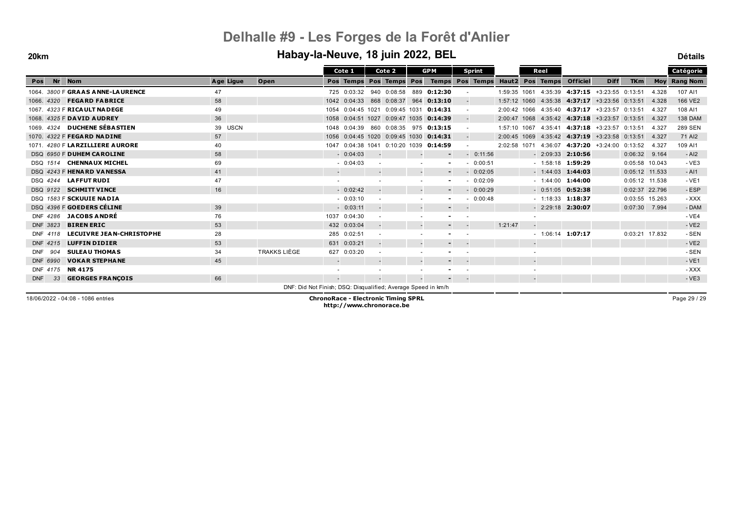# Delhalle #9 - Les Forges de la Forêt d'Anlier

## Habay-la-Neuve, 18 juin 2022, BEL

**20km** **Détails**

| | | | | | | Cote 1 | | Cote 2 | | GPM | | Sprint | | | Reel | | | | | | Catégorie | |
|---|---|---|---|---|---|---|---|---|---|---|---|---|---|---|---|---|---|---|---|---|---|---|
| Pos | Nr | Nom | Age | Ligue | Open | Pos | Temps | Pos | Temps | Pos | Temps | Pos | Temps | Haut2 | Pos | Temps | Officiel | Diff | TKm | Moy | Rang | Nom |
| 1064. | 3800 F | GRAAS ANNE-LAURENCE | 47 | | | 725 | 0:03:32 | 940 | 0:08:58 | 889 | 0:12:30 | - | | 1:59:35 | 1061 | 4:35:39 | 4:37:15 | +3:23:55 | 0:13:51 | 4.328 | 107 | AI1 |
| 1066. | 4320 | FEGARD FABRICE | 58 | | | 1042 | 0:04:33 | 868 | 0:08:37 | 964 | 0:13:10 | - | | 1:57:12 | 1060 | 4:35:38 | 4:37:17 | +3:23:56 | 0:13:51 | 4.328 | 166 | VE2 |
| 1067. | 4323 F | RICAULT NADEGE | 49 | | | 1054 | 0:04:45 | 1021 | 0:09:45 | 1031 | 0:14:31 | - | | 2:00:42 | 1066 | 4:35:40 | 4:37:17 | +3:23:57 | 0:13:51 | 4.327 | 108 | AI1 |
| 1068. | 4325 F | DAVID AUDREY | 36 | | | 1058 | 0:04:51 | 1027 | 0:09:47 | 1035 | 0:14:39 | - | | 2:00:47 | 1068 | 4:35:42 | 4:37:18 | +3:23:57 | 0:13:51 | 4.327 | 138 | DAM |
| 1069. | 4324 | DUCHENE SÉBASTIEN | 39 | USCN | | 1048 | 0:04:39 | 860 | 0:08:35 | 975 | 0:13:15 | - | | 1:57:10 | 1067 | 4:35:41 | 4:37:18 | +3:23:57 | 0:13:51 | 4.327 | 289 | SEN |
| 1070. | 4322 F | FEGARD NADINE | 57 | | | 1056 | 0:04:45 | 1020 | 0:09:45 | 1030 | 0:14:31 | - | | 2:00:45 | 1069 | 4:35:42 | 4:37:19 | +3:23:58 | 0:13:51 | 4.327 | 71 | AI2 |
| 1071. | 4280 F | LARZILLIERE AURORE | 40 | | | 1047 | 0:04:38 | 1041 | 0:10:20 | 1039 | 0:14:59 | - | | 2:02:58 | 1071 | 4:36:07 | 4:37:20 | +3:24:00 | 0:13:52 | 4.327 | 109 | AI1 |
| DSQ | 6950 F | DUHEM CAROLINE | 58 | | | - | 0:04:03 | - | | - | - | - | 0:11:56 | | - | 2:09:33 | 2:10:56 | | 0:06:32 | 9.164 | - | AI2 |
| DSQ | 1514 | CHENNAUX MICHEL | 69 | | | - | 0:04:03 | - | | - | - | - | 0:00:51 | | - | 1:58:18 | 1:59:29 | | 0:05:58 | 10.043 | - | VE3 |
| DSQ | 4243 F | HENARD VANESSA | 41 | | | - | | - | | - | - | - | 0:02:05 | | - | 1:44:03 | 1:44:03 | | 0:05:12 | 11.533 | - | AI1 |
| DSQ | 4244 | LAFFUT RUDI | 47 | | | - | | - | | - | - | - | 0:02:09 | | - | 1:44:00 | 1:44:00 | | 0:05:12 | 11.538 | - | VE1 |
| DSQ | 9122 | SCHMITT VINCE | 16 | | | - | 0:02:42 | - | | - | - | - | 0:00:29 | | - | 0:51:05 | 0:52:38 | | 0:02:37 | 22.796 | - | ESP |
| DSQ | 1583 F | SCKUUIE NADIA | | | | - | 0:03:10 | - | | - | - | - | 0:00:48 | | - | 1:18:33 | 1:18:37 | | 0:03:55 | 15.263 | - | XXX |
| DSQ | 4396 F | GOEDERS CÉLINE | 39 | | | - | 0:03:11 | - | | - | - | - | | | - | 2:29:18 | 2:30:07 | | 0:07:30 | 7.994 | - | DAM |
| DNF | 4286 | JACOBS ANDRÉ | 76 | | | 1037 | 0:04:30 | - | | - | - | - | | | - | | | | | | - | VE4 |
| DNF | 3823 | BIREN ERIC | 53 | | | 432 | 0:03:04 | - | | - | - | - | | 1:21:47 | - | | | | | | - | VE2 |
| DNF | 4118 | LECUIVRE JEAN-CHRISTOPHE | 28 | | | 285 | 0:02:51 | - | | - | - | - | | | - | 1:06:14 | 1:07:17 | | 0:03:21 | 17.832 | - | SEN |
| DNF | 4215 | LUFFIN DIDIER | 53 | | | 631 | 0:03:21 | - | | - | - | - | | | - | | | | | | - | VE2 |
| DNF | 904 | SULEAU THOMAS | 34 | | TRAKKS LIÈGE | 627 | 0:03:20 | - | | - | - | - | | | - | | | | | | - | SEN |
| DNF | 6990 | VOKAR STEPHANE | 45 | | | - | | - | | - | - | - | | | - | | | | | | - | VE1 |
| DNF | 4175 | NR 4175 | | | | - | | - | | - | - | - | | | - | | | | | | - | XXX |
| DNF | 33 | GEORGES FRANÇOIS | 66 | | | - | | - | | - | - | - | | | - | | | | | | - | VE3 |

DNF: Did Not Finish; DSQ: Disqualified; Average Speed in km/h

18/06/2022 - 04:08 - 1086 entries

**ChronoRace - Electronic Timing SPRL**
**http://www.chronorace.be**